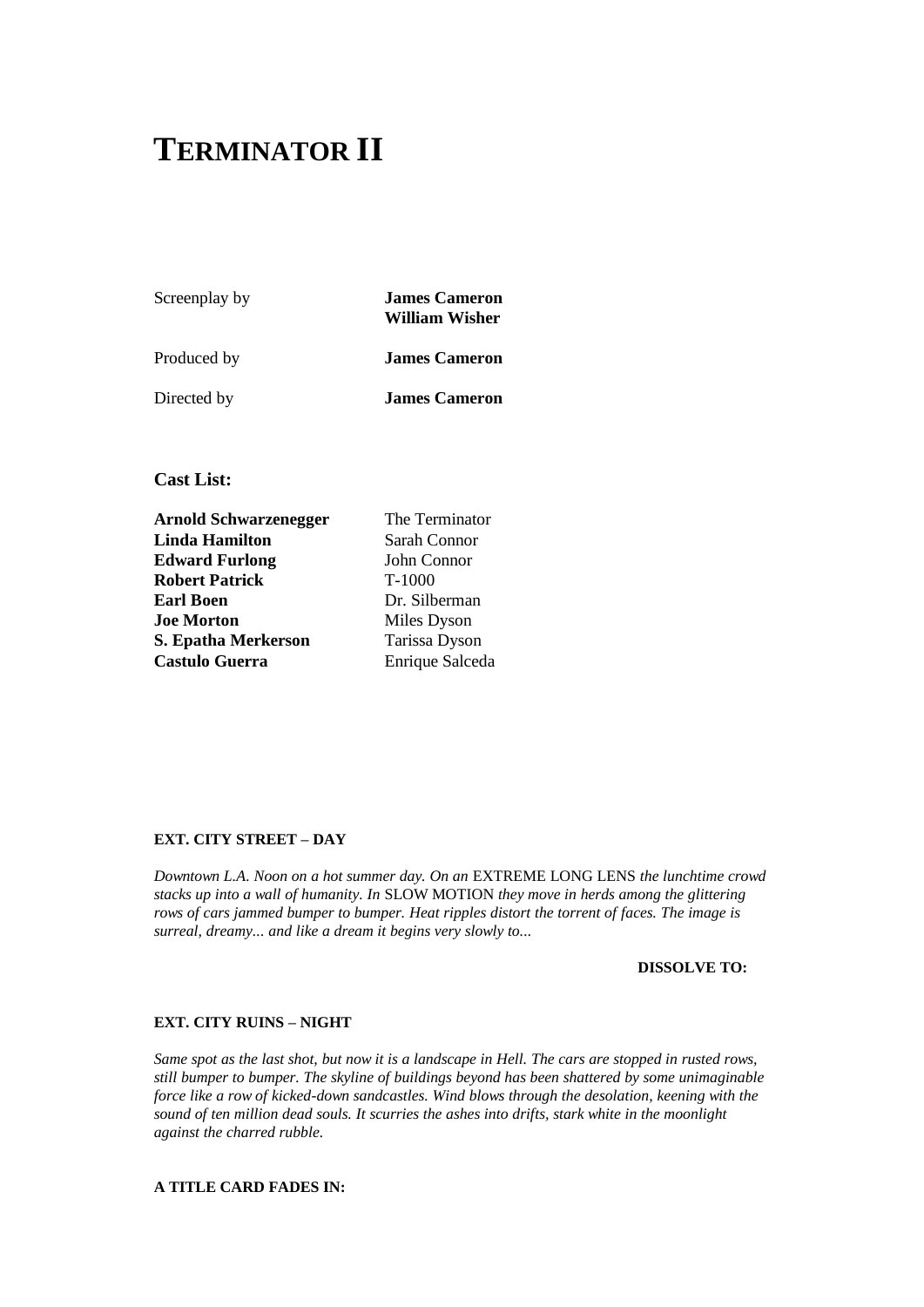# TERMINATOR II

| | |
|---|---|
| Screenplay by | **James Cameron**<br>**William Wisher** |
| Produced by | **James Cameron** |
| Directed by | **James Cameron** |

### Cast List:

| | |
|---|---|
| **Arnold Schwarzenegger** | The Terminator |
| **Linda Hamilton** | Sarah Connor |
| **Edward Furlong** | John Connor |
| **Robert Patrick** | T-1000 |
| **Earl Boen** | Dr. Silberman |
| **Joe Morton** | Miles Dyson |
| **S. Epatha Merkerson** | Tarissa Dyson |
| **Castulo Guerra** | Enrique Salceda |

**EXT. CITY STREET – DAY**

*Downtown L.A. Noon on a hot summer day. On an* EXTREME LONG LENS *the lunchtime crowd stacks up into a wall of humanity. In* SLOW MOTION *they move in herds among the glittering rows of cars jammed bumper to bumper. Heat ripples distort the torrent of faces. The image is surreal, dreamy... and like a dream it begins very slowly to...*

**DISSOLVE TO:**

**EXT. CITY RUINS – NIGHT**

*Same spot as the last shot, but now it is a landscape in Hell. The cars are stopped in rusted rows, still bumper to bumper. The skyline of buildings beyond has been shattered by some unimaginable force like a row of kicked-down sandcastles. Wind blows through the desolation, keening with the sound of ten million dead souls. It scurries the ashes into drifts, stark white in the moonlight against the charred rubble.*

**A TITLE CARD FADES IN:**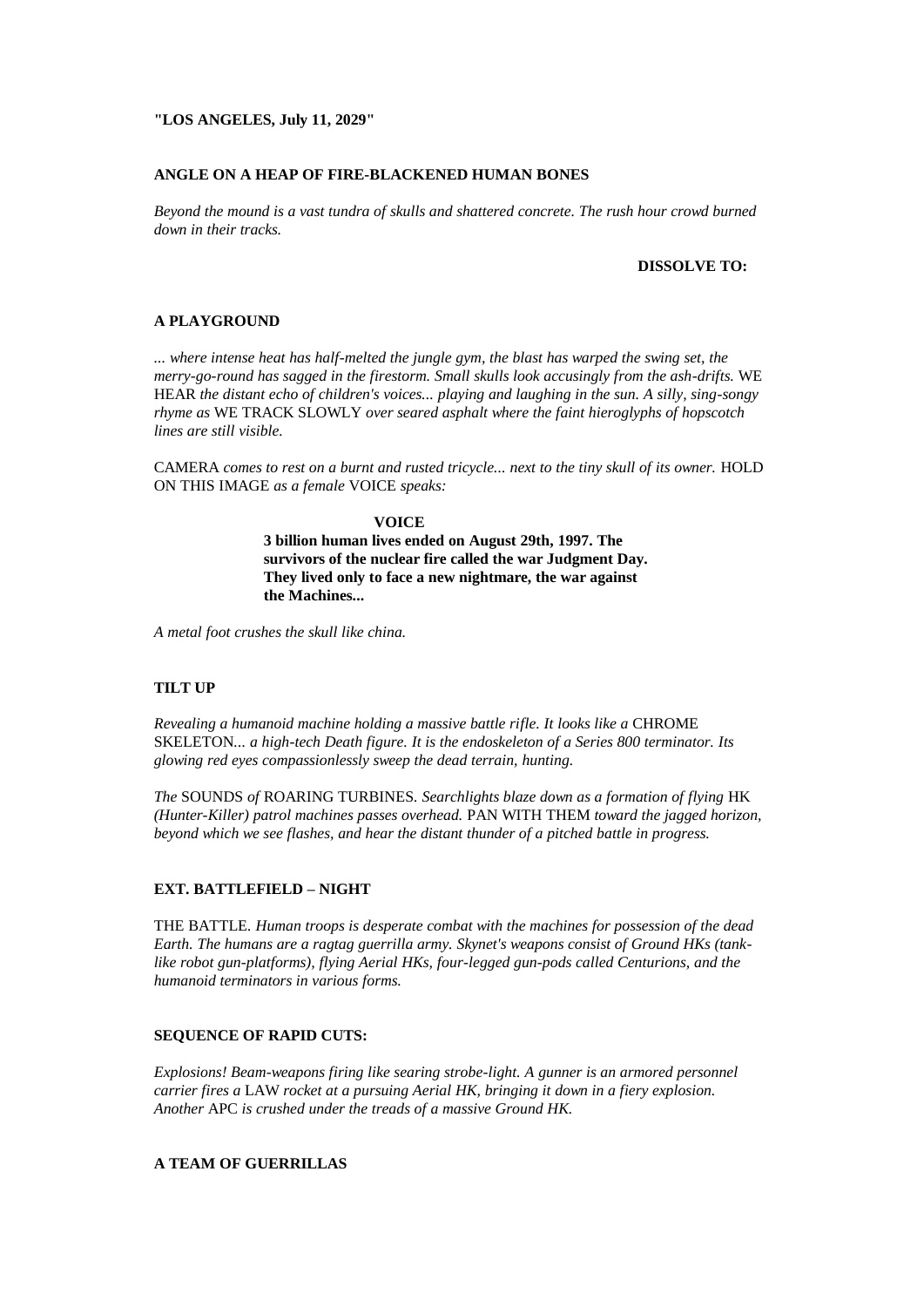**"LOS ANGELES, July 11, 2029"**

**ANGLE ON A HEAP OF FIRE-BLACKENED HUMAN BONES**

*Beyond the mound is a vast tundra of skulls and shattered concrete. The rush hour crowd burned down in their tracks.*

**DISSOLVE TO:**

**A PLAYGROUND**

*... where intense heat has half-melted the jungle gym, the blast has warped the swing set, the merry-go-round has sagged in the firestorm. Small skulls look accusingly from the ash-drifts.* WE HEAR *the distant echo of children's voices... playing and laughing in the sun. A silly, sing-songy rhyme as* WE TRACK SLOWLY *over seared asphalt where the faint hieroglyphs of hopscotch lines are still visible.*

CAMERA *comes to rest on a burnt and rusted tricycle... next to the tiny skull of its owner.* HOLD ON THIS IMAGE *as a female* VOICE *speaks:*

**VOICE**

**3 billion human lives ended on August 29th, 1997. The survivors of the nuclear fire called the war Judgment Day. They lived only to face a new nightmare, the war against the Machines...**

*A metal foot crushes the skull like china.*

**TILT UP**

*Revealing a humanoid machine holding a massive battle rifle. It looks like a* CHROME SKELETON*... a high-tech Death figure. It is the endoskeleton of a Series 800 terminator. Its glowing red eyes compassionlessly sweep the dead terrain, hunting.*

*The* SOUNDS *of* ROARING TURBINES*. Searchlights blaze down as a formation of flying* HK *(Hunter-Killer) patrol machines passes overhead.* PAN WITH THEM *toward the jagged horizon, beyond which we see flashes, and hear the distant thunder of a pitched battle in progress.*

**EXT. BATTLEFIELD – NIGHT**

THE BATTLE*. Human troops is desperate combat with the machines for possession of the dead Earth. The humans are a ragtag guerrilla army. Skynet's weapons consist of Ground HKs (tank-like robot gun-platforms), flying Aerial HKs, four-legged gun-pods called Centurions, and the humanoid terminators in various forms.*

**SEQUENCE OF RAPID CUTS:**

*Explosions! Beam-weapons firing like searing strobe-light. A gunner is an armored personnel carrier fires a* LAW *rocket at a pursuing Aerial HK, bringing it down in a fiery explosion. Another* APC *is crushed under the treads of a massive Ground HK.*

**A TEAM OF GUERRILLAS**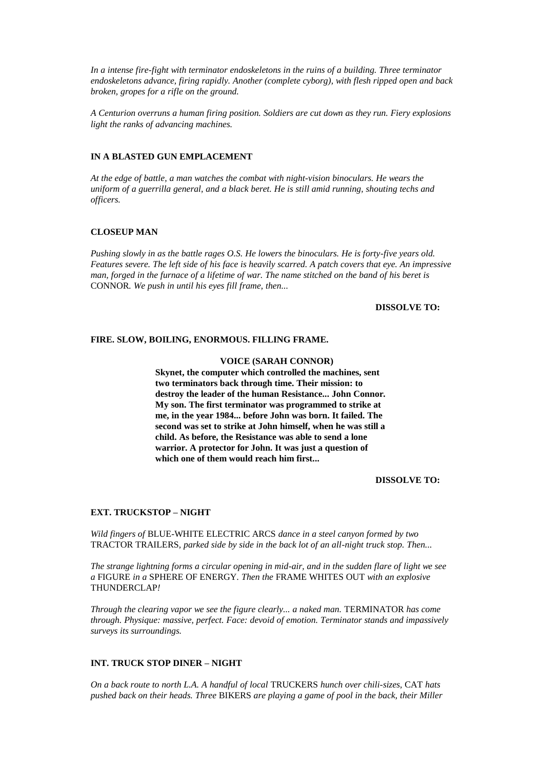*In a intense fire-fight with terminator endoskeletons in the ruins of a building. Three terminator endoskeletons advance, firing rapidly. Another (complete cyborg), with flesh ripped open and back broken, gropes for a rifle on the ground.*

*A Centurion overruns a human firing position. Soldiers are cut down as they run. Fiery explosions light the ranks of advancing machines.*

**IN A BLASTED GUN EMPLACEMENT**

*At the edge of battle, a man watches the combat with night-vision binoculars. He wears the uniform of a guerrilla general, and a black beret. He is still amid running, shouting techs and officers.*

**CLOSEUP MAN**

*Pushing slowly in as the battle rages O.S. He lowers the binoculars. He is forty-five years old. Features severe. The left side of his face is heavily scarred. A patch covers that eye. An impressive man, forged in the furnace of a lifetime of war. The name stitched on the band of his beret is* CONNOR*. We push in until his eyes fill frame, then...*

**DISSOLVE TO:**

**FIRE. SLOW, BOILING, ENORMOUS. FILLING FRAME.**

**VOICE (SARAH CONNOR)**

**Skynet, the computer which controlled the machines, sent two terminators back through time. Their mission: to destroy the leader of the human Resistance... John Connor. My son. The first terminator was programmed to strike at me, in the year 1984... before John was born. It failed. The second was set to strike at John himself, when he was still a child. As before, the Resistance was able to send a lone warrior. A protector for John. It was just a question of which one of them would reach him first...**

**DISSOLVE TO:**

**EXT. TRUCKSTOP – NIGHT**

*Wild fingers of* BLUE-WHITE ELECTRIC ARCS *dance in a steel canyon formed by two* TRACTOR TRAILERS*, parked side by side in the back lot of an all-night truck stop. Then...*

*The strange lightning forms a circular opening in mid-air, and in the sudden flare of light we see a* FIGURE *in a* SPHERE OF ENERGY*. Then the* FRAME WHITES OUT *with an explosive* THUNDERCLAP*!*

*Through the clearing vapor we see the figure clearly... a naked man.* TERMINATOR *has come through. Physique: massive, perfect. Face: devoid of emotion. Terminator stands and impassively surveys its surroundings.*

**INT. TRUCK STOP DINER – NIGHT**

*On a back route to north L.A. A handful of local* TRUCKERS *hunch over chili-sizes,* CAT *hats pushed back on their heads. Three* BIKERS *are playing a game of pool in the back, their Miller*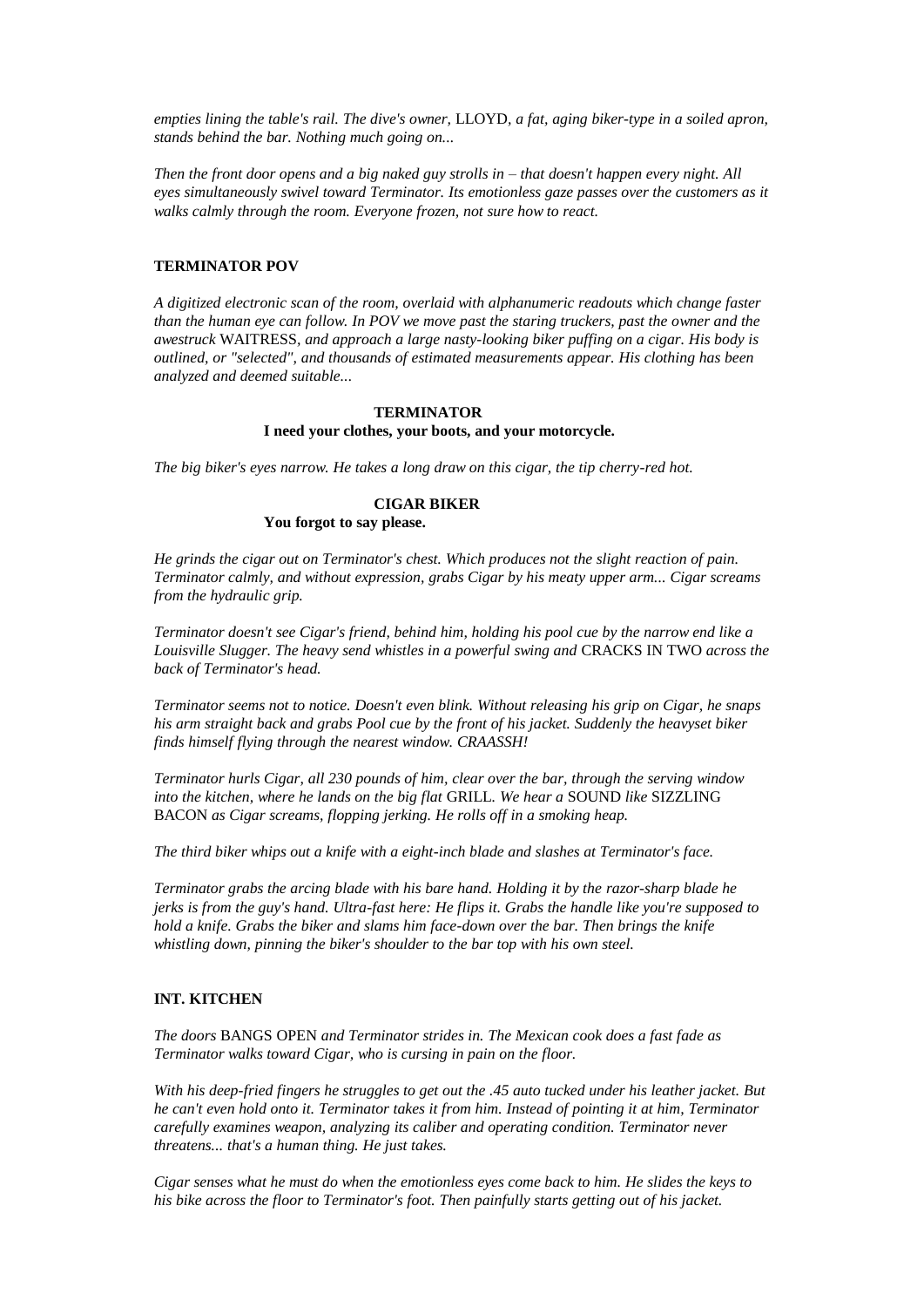*empties lining the table's rail. The dive's owner,* LLOYD*, a fat, aging biker-type in a soiled apron, stands behind the bar. Nothing much going on...*

*Then the front door opens and a big naked guy strolls in – that doesn't happen every night. All eyes simultaneously swivel toward Terminator. Its emotionless gaze passes over the customers as it walks calmly through the room. Everyone frozen, not sure how to react.*

**TERMINATOR POV**

*A digitized electronic scan of the room, overlaid with alphanumeric readouts which change faster than the human eye can follow. In POV we move past the staring truckers, past the owner and the awestruck* WAITRESS*, and approach a large nasty-looking biker puffing on a cigar. His body is outlined, or "selected", and thousands of estimated measurements appear. His clothing has been analyzed and deemed suitable...*

**TERMINATOR**
**I need your clothes, your boots, and your motorcycle.**

*The big biker's eyes narrow. He takes a long draw on this cigar, the tip cherry-red hot.*

**CIGAR BIKER**
**You forgot to say please.**

*He grinds the cigar out on Terminator's chest. Which produces not the slight reaction of pain. Terminator calmly, and without expression, grabs Cigar by his meaty upper arm... Cigar screams from the hydraulic grip.*

*Terminator doesn't see Cigar's friend, behind him, holding his pool cue by the narrow end like a Louisville Slugger. The heavy send whistles in a powerful swing and* CRACKS IN TWO *across the back of Terminator's head.*

*Terminator seems not to notice. Doesn't even blink. Without releasing his grip on Cigar, he snaps his arm straight back and grabs Pool cue by the front of his jacket. Suddenly the heavyset biker finds himself flying through the nearest window. CRAASSH!*

*Terminator hurls Cigar, all 230 pounds of him, clear over the bar, through the serving window into the kitchen, where he lands on the big flat* GRILL. *We hear a* SOUND *like* SIZZLING BACON *as Cigar screams, flopping jerking. He rolls off in a smoking heap.*

*The third biker whips out a knife with a eight-inch blade and slashes at Terminator's face.*

*Terminator grabs the arcing blade with his bare hand. Holding it by the razor-sharp blade he jerks is from the guy's hand. Ultra-fast here: He flips it. Grabs the handle like you're supposed to hold a knife. Grabs the biker and slams him face-down over the bar. Then brings the knife whistling down, pinning the biker's shoulder to the bar top with his own steel.*

**INT. KITCHEN**

*The doors* BANGS OPEN *and Terminator strides in. The Mexican cook does a fast fade as Terminator walks toward Cigar, who is cursing in pain on the floor.*

*With his deep-fried fingers he struggles to get out the .45 auto tucked under his leather jacket. But he can't even hold onto it. Terminator takes it from him. Instead of pointing it at him, Terminator carefully examines weapon, analyzing its caliber and operating condition. Terminator never threatens... that's a human thing. He just takes.*

*Cigar senses what he must do when the emotionless eyes come back to him. He slides the keys to his bike across the floor to Terminator's foot. Then painfully starts getting out of his jacket.*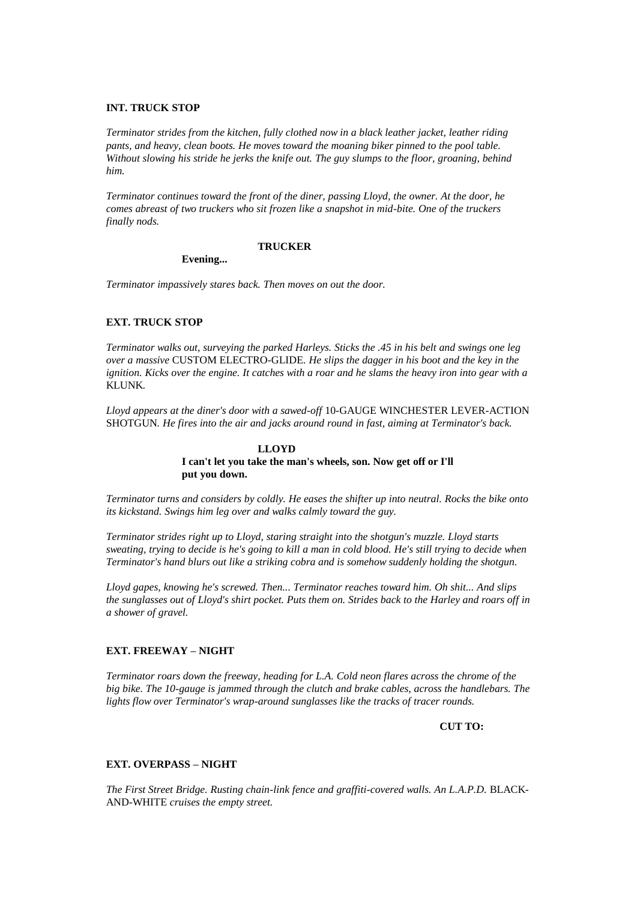**INT. TRUCK STOP**

*Terminator strides from the kitchen, fully clothed now in a black leather jacket, leather riding pants, and heavy, clean boots. He moves toward the moaning biker pinned to the pool table. Without slowing his stride he jerks the knife out. The guy slumps to the floor, groaning, behind him.*

*Terminator continues toward the front of the diner, passing Lloyd, the owner. At the door, he comes abreast of two truckers who sit frozen like a snapshot in mid-bite. One of the truckers finally nods.*

**TRUCKER**

**Evening...**

*Terminator impassively stares back. Then moves on out the door.*

**EXT. TRUCK STOP**

*Terminator walks out, surveying the parked Harleys. Sticks the .45 in his belt and swings one leg over a massive* CUSTOM ELECTRO-GLIDE*. He slips the dagger in his boot and the key in the ignition. Kicks over the engine. It catches with a roar and he slams the heavy iron into gear with a* KLUNK*.*

*Lloyd appears at the diner's door with a sawed-off* 10-GAUGE WINCHESTER LEVER-ACTION SHOTGUN*. He fires into the air and jacks around round in fast, aiming at Terminator's back.*

**LLOYD**

**I can't let you take the man's wheels, son. Now get off or I'll put you down.**

*Terminator turns and considers by coldly. He eases the shifter up into neutral. Rocks the bike onto its kickstand. Swings him leg over and walks calmly toward the guy.*

*Terminator strides right up to Lloyd, staring straight into the shotgun's muzzle. Lloyd starts sweating, trying to decide is he's going to kill a man in cold blood. He's still trying to decide when Terminator's hand blurs out like a striking cobra and is somehow suddenly holding the shotgun.*

*Lloyd gapes, knowing he's screwed. Then... Terminator reaches toward him. Oh shit... And slips the sunglasses out of Lloyd's shirt pocket. Puts them on. Strides back to the Harley and roars off in a shower of gravel.*

**EXT. FREEWAY – NIGHT**

*Terminator roars down the freeway, heading for L.A. Cold neon flares across the chrome of the big bike. The 10-gauge is jammed through the clutch and brake cables, across the handlebars. The lights flow over Terminator's wrap-around sunglasses like the tracks of tracer rounds.*

**CUT TO:**

**EXT. OVERPASS – NIGHT**

*The First Street Bridge. Rusting chain-link fence and graffiti-covered walls. An L.A.P.D.* BLACK-AND-WHITE *cruises the empty street.*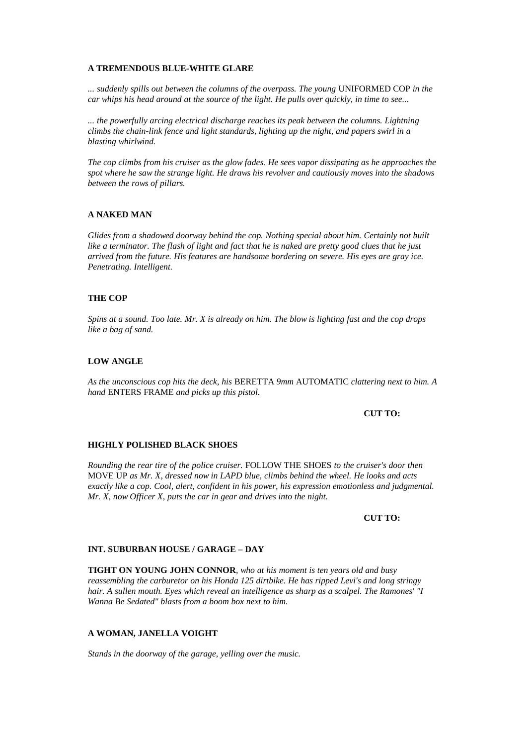**A TREMENDOUS BLUE-WHITE GLARE**

*... suddenly spills out between the columns of the overpass. The young* UNIFORMED COP *in the car whips his head around at the source of the light. He pulls over quickly, in time to see...*

*... the powerfully arcing electrical discharge reaches its peak between the columns. Lightning climbs the chain-link fence and light standards, lighting up the night, and papers swirl in a blasting whirlwind.*

*The cop climbs from his cruiser as the glow fades. He sees vapor dissipating as he approaches the spot where he saw the strange light. He draws his revolver and cautiously moves into the shadows between the rows of pillars.*

**A NAKED MAN**

*Glides from a shadowed doorway behind the cop. Nothing special about him. Certainly not built like a terminator. The flash of light and fact that he is naked are pretty good clues that he just arrived from the future. His features are handsome bordering on severe. His eyes are gray ice. Penetrating. Intelligent.*

**THE COP**

*Spins at a sound. Too late. Mr. X is already on him. The blow is lighting fast and the cop drops like a bag of sand.*

**LOW ANGLE**

*As the unconscious cop hits the deck, his* BERETTA *9mm* AUTOMATIC *clattering next to him. A hand* ENTERS FRAME *and picks up this pistol.*

**CUT TO:**

**HIGHLY POLISHED BLACK SHOES**

*Rounding the rear tire of the police cruiser.* FOLLOW THE SHOES *to the cruiser's door then* MOVE UP *as Mr. X, dressed now in LAPD blue, climbs behind the wheel. He looks and acts exactly like a cop. Cool, alert, confident in his power, his expression emotionless and judgmental. Mr. X, now Officer X, puts the car in gear and drives into the night.*

**CUT TO:**

**INT. SUBURBAN HOUSE / GARAGE – DAY**

**TIGHT ON YOUNG JOHN CONNOR**, *who at his moment is ten years old and busy reassembling the carburetor on his Honda 125 dirtbike. He has ripped Levi's and long stringy hair. A sullen mouth. Eyes which reveal an intelligence as sharp as a scalpel. The Ramones' "I Wanna Be Sedated" blasts from a boom box next to him.*

**A WOMAN, JANELLA VOIGHT**

*Stands in the doorway of the garage, yelling over the music.*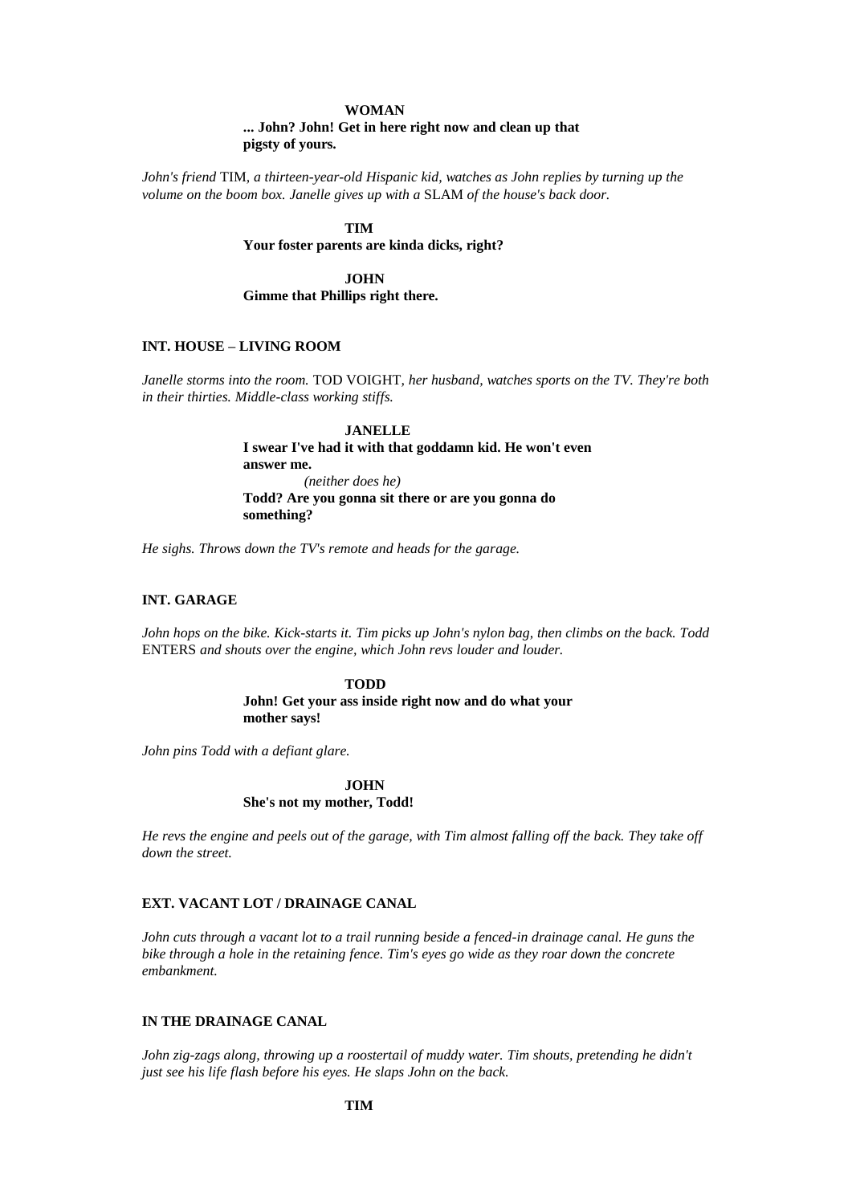**WOMAN**

**... John? John! Get in here right now and clean up that pigsty of yours.**

*John's friend* TIM*, a thirteen-year-old Hispanic kid, watches as John replies by turning up the volume on the boom box. Janelle gives up with a* SLAM *of the house's back door.*

**TIM**

**Your foster parents are kinda dicks, right?**

**JOHN**

**Gimme that Phillips right there.**

**INT. HOUSE – LIVING ROOM**

*Janelle storms into the room.* TOD VOIGHT*, her husband, watches sports on the TV. They're both in their thirties. Middle-class working stiffs.*

**JANELLE**

**I swear I've had it with that goddamn kid. He won't even answer me.**

*(neither does he)*

**Todd? Are you gonna sit there or are you gonna do something?**

*He sighs. Throws down the TV's remote and heads for the garage.*

**INT. GARAGE**

*John hops on the bike. Kick-starts it. Tim picks up John's nylon bag, then climbs on the back. Todd* ENTERS *and shouts over the engine, which John revs louder and louder.*

**TODD**

**John! Get your ass inside right now and do what your mother says!**

*John pins Todd with a defiant glare.*

**JOHN**

**She's not my mother, Todd!**

*He revs the engine and peels out of the garage, with Tim almost falling off the back. They take off down the street.*

**EXT. VACANT LOT / DRAINAGE CANAL**

*John cuts through a vacant lot to a trail running beside a fenced-in drainage canal. He guns the bike through a hole in the retaining fence. Tim's eyes go wide as they roar down the concrete embankment.*

**IN THE DRAINAGE CANAL**

*John zig-zags along, throwing up a roostertail of muddy water. Tim shouts, pretending he didn't just see his life flash before his eyes. He slaps John on the back.*

**TIM**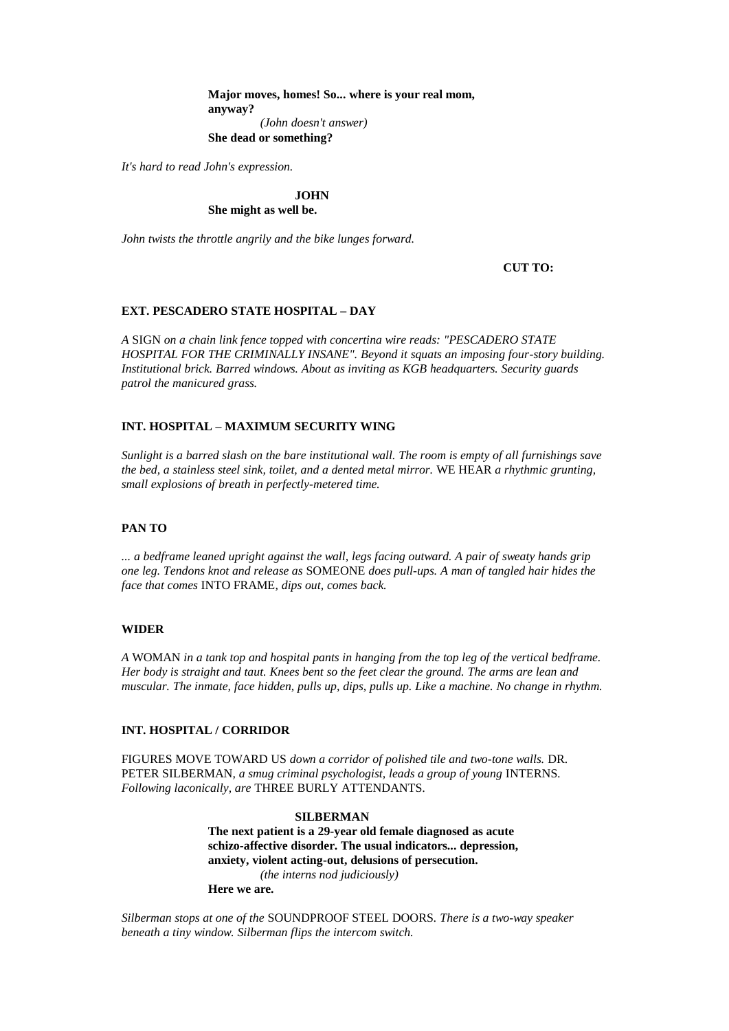**Major moves, homes! So... where is your real mom, anyway?**

*(John doesn't answer)*

**She dead or something?**

*It's hard to read John's expression.*

**JOHN**

**She might as well be.**

*John twists the throttle angrily and the bike lunges forward.*

**CUT TO:**

**EXT. PESCADERO STATE HOSPITAL – DAY**

*A* SIGN *on a chain link fence topped with concertina wire reads: "PESCADERO STATE HOSPITAL FOR THE CRIMINALLY INSANE". Beyond it squats an imposing four-story building. Institutional brick. Barred windows. About as inviting as KGB headquarters. Security guards patrol the manicured grass.*

**INT. HOSPITAL – MAXIMUM SECURITY WING**

*Sunlight is a barred slash on the bare institutional wall. The room is empty of all furnishings save the bed, a stainless steel sink, toilet, and a dented metal mirror.* WE HEAR *a rhythmic grunting, small explosions of breath in perfectly-metered time.*

**PAN TO**

*... a bedframe leaned upright against the wall, legs facing outward. A pair of sweaty hands grip one leg. Tendons knot and release as* SOMEONE *does pull-ups. A man of tangled hair hides the face that comes* INTO FRAME*, dips out, comes back.*

**WIDER**

*A* WOMAN *in a tank top and hospital pants in hanging from the top leg of the vertical bedframe. Her body is straight and taut. Knees bent so the feet clear the ground. The arms are lean and muscular. The inmate, face hidden, pulls up, dips, pulls up. Like a machine. No change in rhythm.*

**INT. HOSPITAL / CORRIDOR**

FIGURES MOVE TOWARD US *down a corridor of polished tile and two-tone walls.* DR. PETER SILBERMAN, *a smug criminal psychologist, leads a group of young* INTERNS. *Following laconically, are* THREE BURLY ATTENDANTS.

**SILBERMAN**

**The next patient is a 29-year old female diagnosed as acute schizo-affective disorder. The usual indicators... depression, anxiety, violent acting-out, delusions of persecution.**

*(the interns nod judiciously)*

**Here we are.**

*Silberman stops at one of the* SOUNDPROOF STEEL DOORS. *There is a two-way speaker beneath a tiny window. Silberman flips the intercom switch.*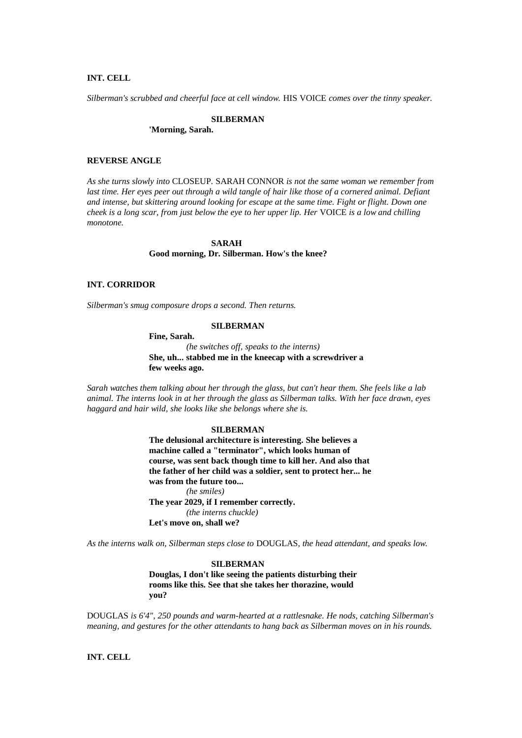**INT. CELL**

*Silberman's scrubbed and cheerful face at cell window.* HIS VOICE *comes over the tinny speaker.*

**SILBERMAN**
**'Morning, Sarah.**

**REVERSE ANGLE**

*As she turns slowly into* CLOSEUP. SARAH CONNOR *is not the same woman we remember from last time. Her eyes peer out through a wild tangle of hair like those of a cornered animal. Defiant and intense, but skittering around looking for escape at the same time. Fight or flight. Down one cheek is a long scar, from just below the eye to her upper lip. Her* VOICE *is a low and chilling monotone.*

**SARAH**
**Good morning, Dr. Silberman. How's the knee?**

**INT. CORRIDOR**

*Silberman's smug composure drops a second. Then returns.*

**SILBERMAN**
**Fine, Sarah.**
*(he switches off, speaks to the interns)*
**She, uh... stabbed me in the kneecap with a screwdriver a few weeks ago.**

*Sarah watches them talking about her through the glass, but can't hear them. She feels like a lab animal. The interns look in at her through the glass as Silberman talks. With her face drawn, eyes haggard and hair wild, she looks like she belongs where she is.*

**SILBERMAN**
**The delusional architecture is interesting. She believes a machine called a "terminator", which looks human of course, was sent back though time to kill her. And also that the father of her child was a soldier, sent to protect her... he was from the future too...**
*(he smiles)*
**The year 2029, if I remember correctly.**
*(the interns chuckle)*
**Let's move on, shall we?**

*As the interns walk on, Silberman steps close to* DOUGLAS*, the head attendant, and speaks low.*

**SILBERMAN**
**Douglas, I don't like seeing the patients disturbing their rooms like this. See that she takes her thorazine, would you?**

DOUGLAS *is 6'4", 250 pounds and warm-hearted at a rattlesnake. He nods, catching Silberman's meaning, and gestures for the other attendants to hang back as Silberman moves on in his rounds.*

**INT. CELL**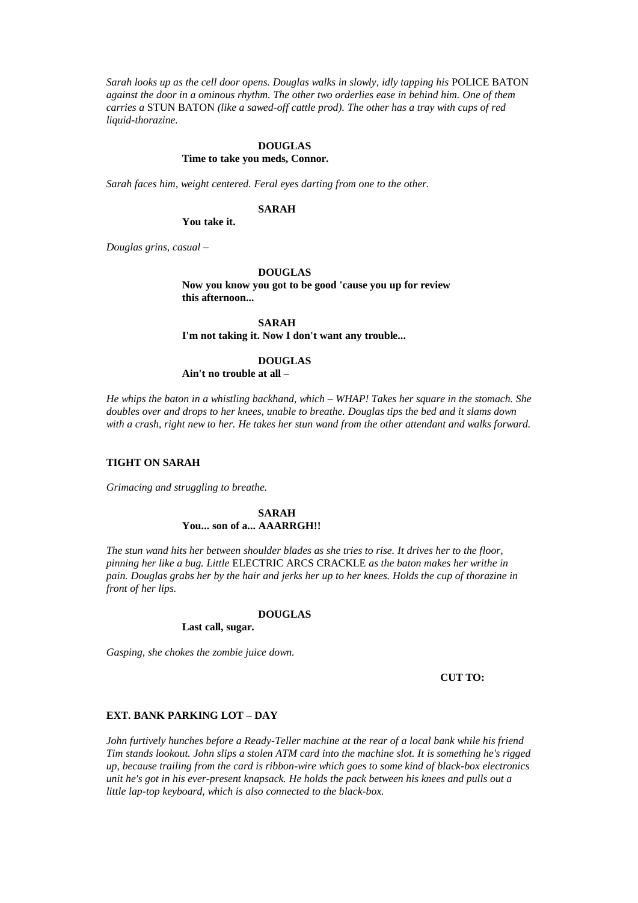*Sarah looks up as the cell door opens. Douglas walks in slowly, idly tapping his* POLICE BATON *against the door in a ominous rhythm. The other two orderlies ease in behind him. One of them carries a* STUN BATON *(like a sawed-off cattle prod). The other has a tray with cups of red liquid-thorazine.*

**DOUGLAS**
**Time to take you meds, Connor.**

*Sarah faces him, weight centered. Feral eyes darting from one to the other.*

**SARAH**
**You take it.**

*Douglas grins, casual –*

**DOUGLAS**
**Now you know you got to be good 'cause you up for review this afternoon...**

**SARAH**
**I'm not taking it. Now I don't want any trouble...**

**DOUGLAS**
**Ain't no trouble at all –**

*He whips the baton in a whistling backhand, which – WHAP! Takes her square in the stomach. She doubles over and drops to her knees, unable to breathe. Douglas tips the bed and it slams down with a crash, right new to her. He takes her stun wand from the other attendant and walks forward.*

**TIGHT ON SARAH**

*Grimacing and struggling to breathe.*

**SARAH**
**You... son of a... AAARRGH!!**

*The stun wand hits her between shoulder blades as she tries to rise. It drives her to the floor, pinning her like a bug. Little* ELECTRIC ARCS CRACKLE *as the baton makes her writhe in pain. Douglas grabs her by the hair and jerks her up to her knees. Holds the cup of thorazine in front of her lips.*

**DOUGLAS**
**Last call, sugar.**

*Gasping, she chokes the zombie juice down.*

**CUT TO:**

**EXT. BANK PARKING LOT – DAY**

*John furtively hunches before a Ready-Teller machine at the rear of a local bank while his friend Tim stands lookout. John slips a stolen ATM card into the machine slot. It is something he's rigged up, because trailing from the card is ribbon-wire which goes to some kind of black-box electronics unit he's got in his ever-present knapsack. He holds the pack between his knees and pulls out a little lap-top keyboard, which is also connected to the black-box.*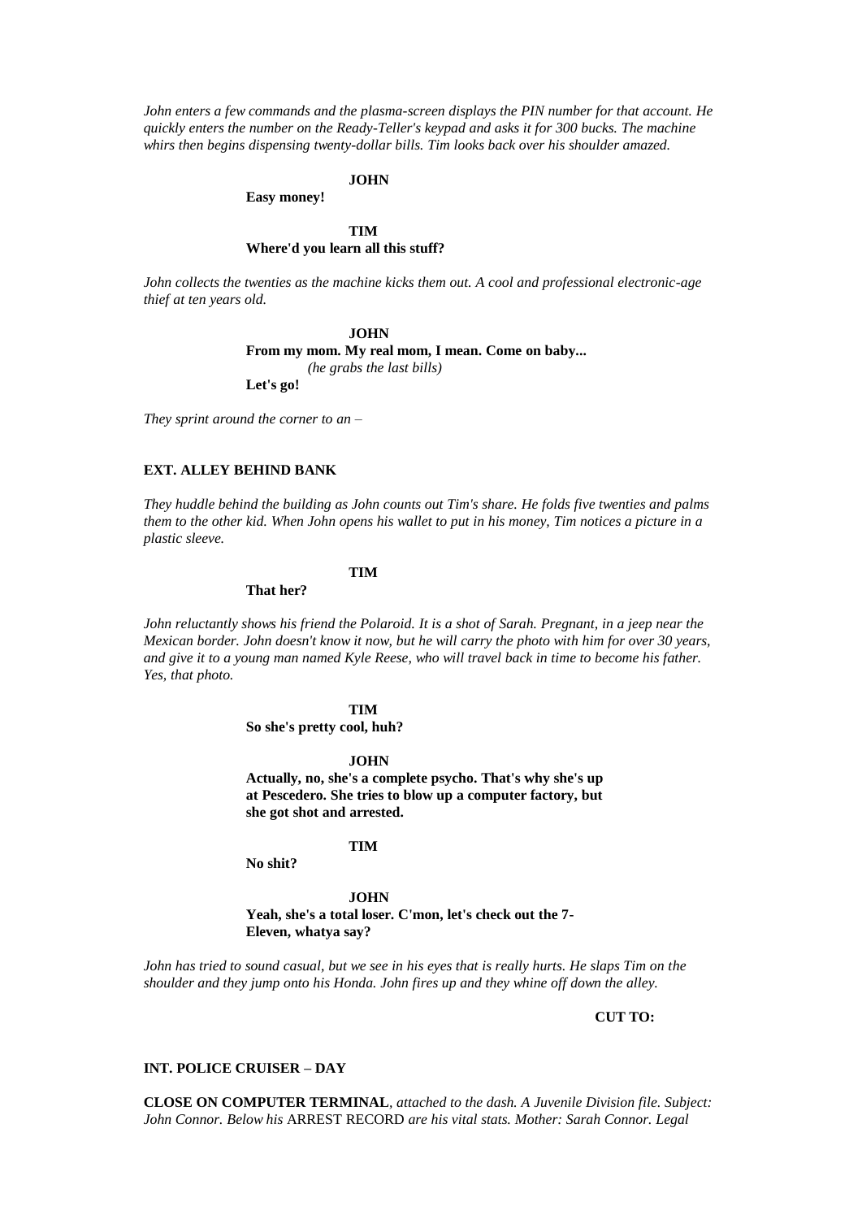*John enters a few commands and the plasma-screen displays the PIN number for that account. He quickly enters the number on the Ready-Teller's keypad and asks it for 300 bucks. The machine whirs then begins dispensing twenty-dollar bills. Tim looks back over his shoulder amazed.*

**JOHN**

**Easy money!**

**TIM**

**Where'd you learn all this stuff?**

*John collects the twenties as the machine kicks them out. A cool and professional electronic-age thief at ten years old.*

**JOHN**

**From my mom. My real mom, I mean. Come on baby...**

*(he grabs the last bills)*

**Let's go!**

*They sprint around the corner to an –*

**EXT. ALLEY BEHIND BANK**

*They huddle behind the building as John counts out Tim's share. He folds five twenties and palms them to the other kid. When John opens his wallet to put in his money, Tim notices a picture in a plastic sleeve.*

**TIM**

**That her?**

*John reluctantly shows his friend the Polaroid. It is a shot of Sarah. Pregnant, in a jeep near the Mexican border. John doesn't know it now, but he will carry the photo with him for over 30 years, and give it to a young man named Kyle Reese, who will travel back in time to become his father. Yes, that photo.*

**TIM**

**So she's pretty cool, huh?**

**JOHN**

**Actually, no, she's a complete psycho. That's why she's up at Pescedero. She tries to blow up a computer factory, but she got shot and arrested.**

**TIM**

**No shit?**

**JOHN**

**Yeah, she's a total loser. C'mon, let's check out the 7-Eleven, whatya say?**

*John has tried to sound casual, but we see in his eyes that is really hurts. He slaps Tim on the shoulder and they jump onto his Honda. John fires up and they whine off down the alley.*

**CUT TO:**

**INT. POLICE CRUISER – DAY**

**CLOSE ON COMPUTER TERMINAL**, *attached to the dash. A Juvenile Division file. Subject: John Connor. Below his* ARREST RECORD *are his vital stats. Mother: Sarah Connor. Legal*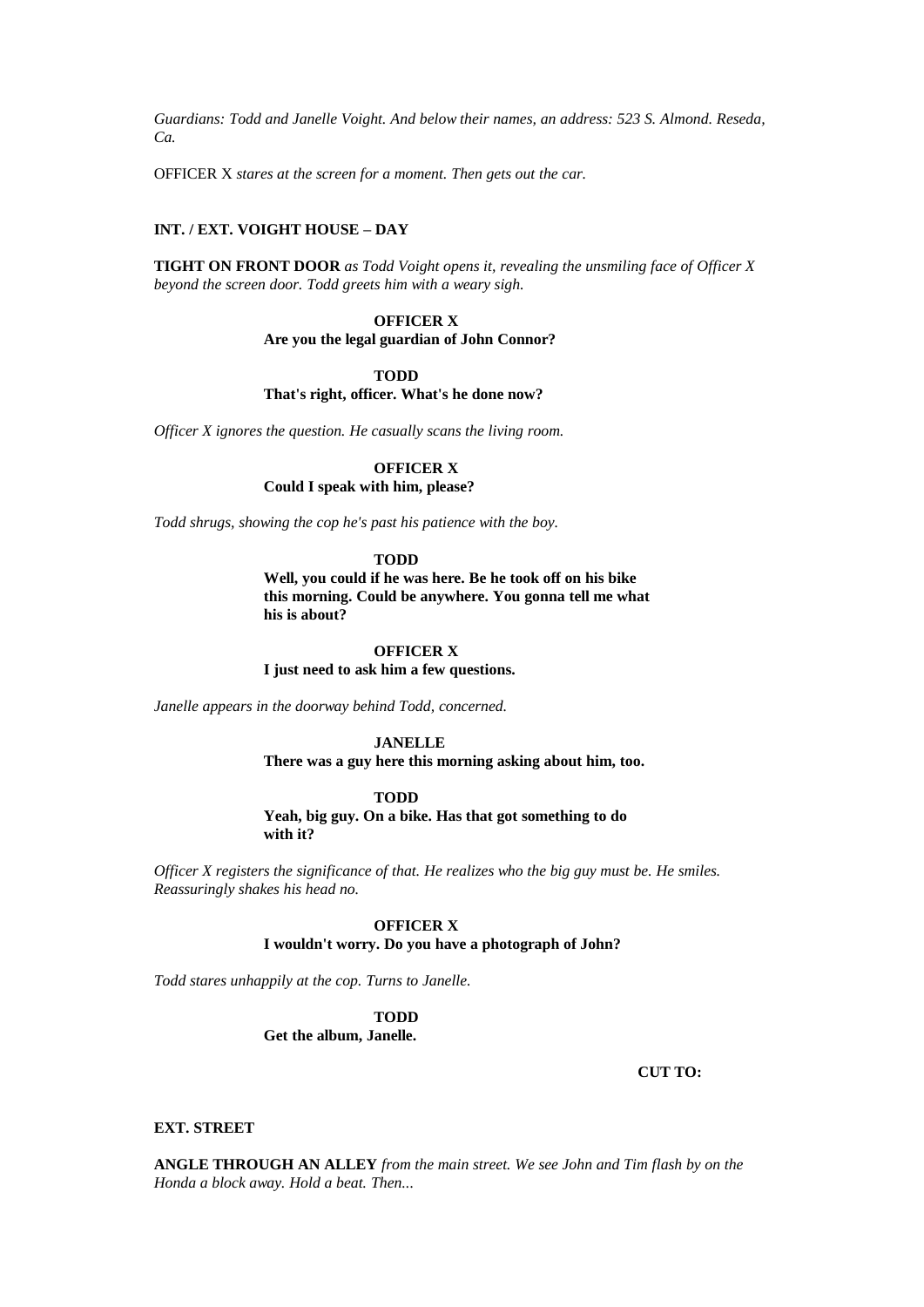*Guardians: Todd and Janelle Voight. And below their names, an address: 523 S. Almond. Reseda, Ca.*

OFFICER X *stares at the screen for a moment. Then gets out the car.*

**INT. / EXT. VOIGHT HOUSE – DAY**

**TIGHT ON FRONT DOOR** *as Todd Voight opens it, revealing the unsmiling face of Officer X beyond the screen door. Todd greets him with a weary sigh.*

**OFFICER X**
**Are you the legal guardian of John Connor?**

**TODD**
**That's right, officer. What's he done now?**

*Officer X ignores the question. He casually scans the living room.*

**OFFICER X**
**Could I speak with him, please?**

*Todd shrugs, showing the cop he's past his patience with the boy.*

**TODD**
**Well, you could if he was here. Be he took off on his bike this morning. Could be anywhere. You gonna tell me what his is about?**

**OFFICER X**
**I just need to ask him a few questions.**

*Janelle appears in the doorway behind Todd, concerned.*

**JANELLE**
**There was a guy here this morning asking about him, too.**

**TODD**
**Yeah, big guy. On a bike. Has that got something to do with it?**

*Officer X registers the significance of that. He realizes who the big guy must be. He smiles. Reassuringly shakes his head no.*

**OFFICER X**
**I wouldn't worry. Do you have a photograph of John?**

*Todd stares unhappily at the cop. Turns to Janelle.*

**TODD**
**Get the album, Janelle.**

**CUT TO:**

**EXT. STREET**

**ANGLE THROUGH AN ALLEY** *from the main street. We see John and Tim flash by on the Honda a block away. Hold a beat. Then...*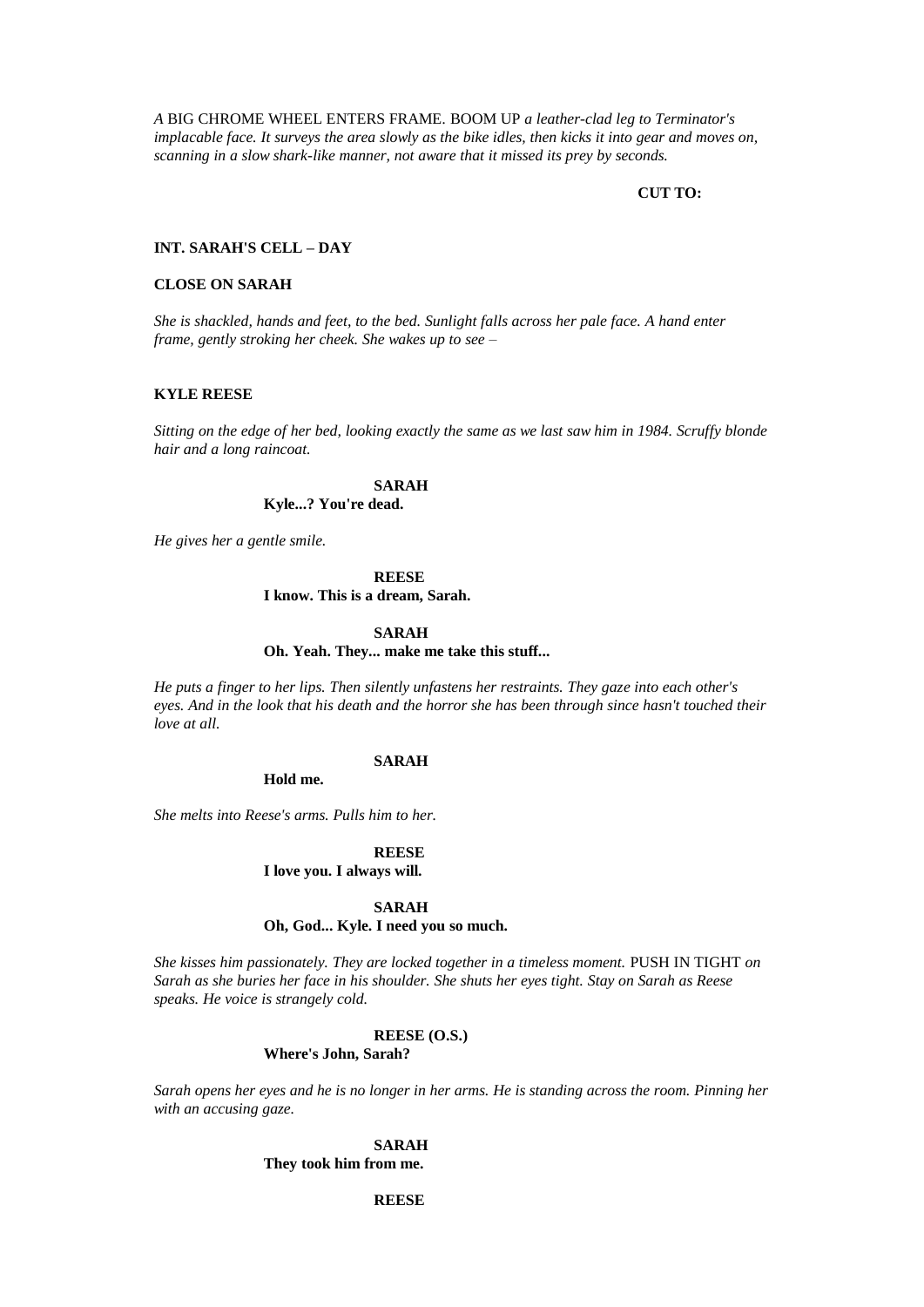*A* BIG CHROME WHEEL ENTERS FRAME. BOOM UP *a leather-clad leg to Terminator's implacable face. It surveys the area slowly as the bike idles, then kicks it into gear and moves on, scanning in a slow shark-like manner, not aware that it missed its prey by seconds.*

**CUT TO:**

**INT. SARAH'S CELL – DAY**

**CLOSE ON SARAH**

*She is shackled, hands and feet, to the bed. Sunlight falls across her pale face. A hand enter frame, gently stroking her cheek. She wakes up to see –*

**KYLE REESE**

*Sitting on the edge of her bed, looking exactly the same as we last saw him in 1984. Scruffy blonde hair and a long raincoat.*

**SARAH**
**Kyle...? You're dead.**

*He gives her a gentle smile.*

**REESE**
**I know. This is a dream, Sarah.**

**SARAH**
**Oh. Yeah. They... make me take this stuff...**

*He puts a finger to her lips. Then silently unfastens her restraints. They gaze into each other's eyes. And in the look that his death and the horror she has been through since hasn't touched their love at all.*

**SARAH**
**Hold me.**

*She melts into Reese's arms. Pulls him to her.*

**REESE**
**I love you. I always will.**

**SARAH**
**Oh, God... Kyle. I need you so much.**

*She kisses him passionately. They are locked together in a timeless moment.* PUSH IN TIGHT *on Sarah as she buries her face in his shoulder. She shuts her eyes tight. Stay on Sarah as Reese speaks. He voice is strangely cold.*

**REESE (O.S.)**
**Where's John, Sarah?**

*Sarah opens her eyes and he is no longer in her arms. He is standing across the room. Pinning her with an accusing gaze.*

**SARAH**
**They took him from me.**

**REESE**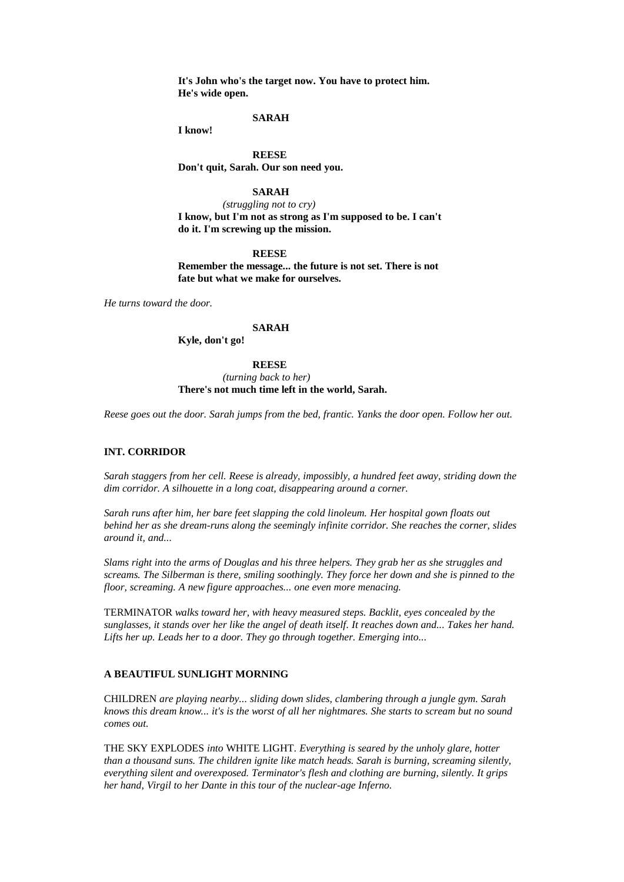**It's John who's the target now. You have to protect him. He's wide open.**

**SARAH**

**I know!**

**REESE**

**Don't quit, Sarah. Our son need you.**

**SARAH**

*(struggling not to cry)*

**I know, but I'm not as strong as I'm supposed to be. I can't do it. I'm screwing up the mission.**

**REESE**

**Remember the message... the future is not set. There is not fate but what we make for ourselves.**

*He turns toward the door.*

**SARAH**

**Kyle, don't go!**

**REESE**

*(turning back to her)*

**There's not much time left in the world, Sarah.**

*Reese goes out the door. Sarah jumps from the bed, frantic. Yanks the door open. Follow her out.*

**INT. CORRIDOR**

*Sarah staggers from her cell. Reese is already, impossibly, a hundred feet away, striding down the dim corridor. A silhouette in a long coat, disappearing around a corner.*

*Sarah runs after him, her bare feet slapping the cold linoleum. Her hospital gown floats out behind her as she dream-runs along the seemingly infinite corridor. She reaches the corner, slides around it, and...*

*Slams right into the arms of Douglas and his three helpers. They grab her as she struggles and screams. The Silberman is there, smiling soothingly. They force her down and she is pinned to the floor, screaming. A new figure approaches... one even more menacing.*

TERMINATOR *walks toward her, with heavy measured steps. Backlit, eyes concealed by the sunglasses, it stands over her like the angel of death itself. It reaches down and... Takes her hand. Lifts her up. Leads her to a door. They go through together. Emerging into...*

**A BEAUTIFUL SUNLIGHT MORNING**

CHILDREN *are playing nearby... sliding down slides, clambering through a jungle gym. Sarah knows this dream know... it's is the worst of all her nightmares. She starts to scream but no sound comes out.*

THE SKY EXPLODES *into* WHITE LIGHT. *Everything is seared by the unholy glare, hotter than a thousand suns. The children ignite like match heads. Sarah is burning, screaming silently, everything silent and overexposed. Terminator's flesh and clothing are burning, silently. It grips her hand, Virgil to her Dante in this tour of the nuclear-age Inferno.*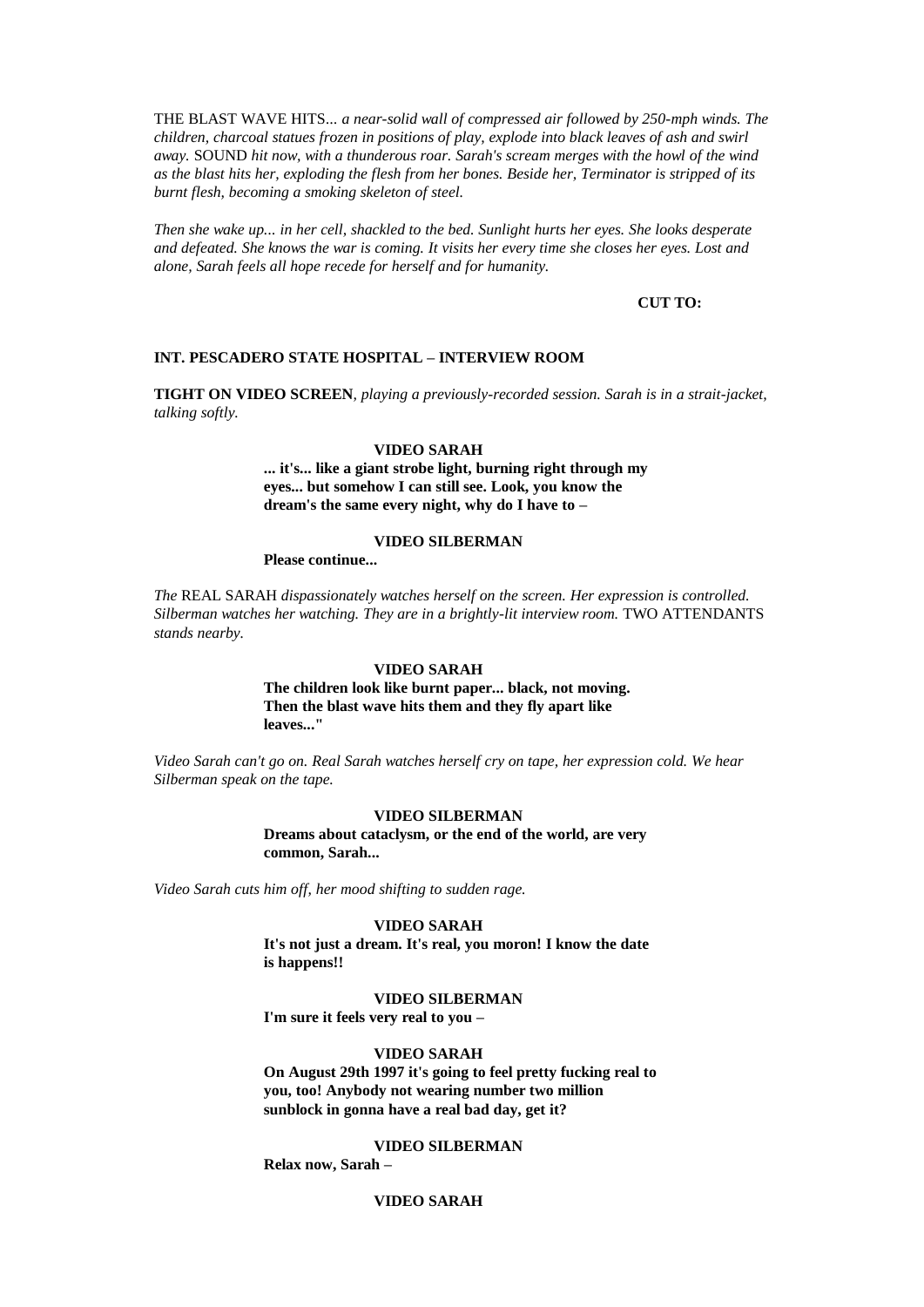THE BLAST WAVE HITS*... a near-solid wall of compressed air followed by 250-mph winds. The children, charcoal statues frozen in positions of play, explode into black leaves of ash and swirl away.* SOUND *hit now, with a thunderous roar. Sarah's scream merges with the howl of the wind as the blast hits her, exploding the flesh from her bones. Beside her, Terminator is stripped of its burnt flesh, becoming a smoking skeleton of steel.*

*Then she wake up... in her cell, shackled to the bed. Sunlight hurts her eyes. She looks desperate and defeated. She knows the war is coming. It visits her every time she closes her eyes. Lost and alone, Sarah feels all hope recede for herself and for humanity.*

**CUT TO:**

**INT. PESCADERO STATE HOSPITAL – INTERVIEW ROOM**

**TIGHT ON VIDEO SCREEN***, playing a previously-recorded session. Sarah is in a strait-jacket, talking softly.*

**VIDEO SARAH**

**... it's... like a giant strobe light, burning right through my eyes... but somehow I can still see. Look, you know the dream's the same every night, why do I have to –**

**VIDEO SILBERMAN**

**Please continue...**

*The* REAL SARAH *dispassionately watches herself on the screen. Her expression is controlled. Silberman watches her watching. They are in a brightly-lit interview room.* TWO ATTENDANTS *stands nearby.*

**VIDEO SARAH**

**The children look like burnt paper... black, not moving. Then the blast wave hits them and they fly apart like leaves..."**

*Video Sarah can't go on. Real Sarah watches herself cry on tape, her expression cold. We hear Silberman speak on the tape.*

**VIDEO SILBERMAN**

**Dreams about cataclysm, or the end of the world, are very common, Sarah...**

*Video Sarah cuts him off, her mood shifting to sudden rage.*

**VIDEO SARAH**

**It's not just a dream. It's real, you moron! I know the date is happens!!**

**VIDEO SILBERMAN**

**I'm sure it feels very real to you –**

**VIDEO SARAH**

**On August 29th 1997 it's going to feel pretty fucking real to you, too! Anybody not wearing number two million sunblock in gonna have a real bad day, get it?**

**VIDEO SILBERMAN**

**Relax now, Sarah –**

**VIDEO SARAH**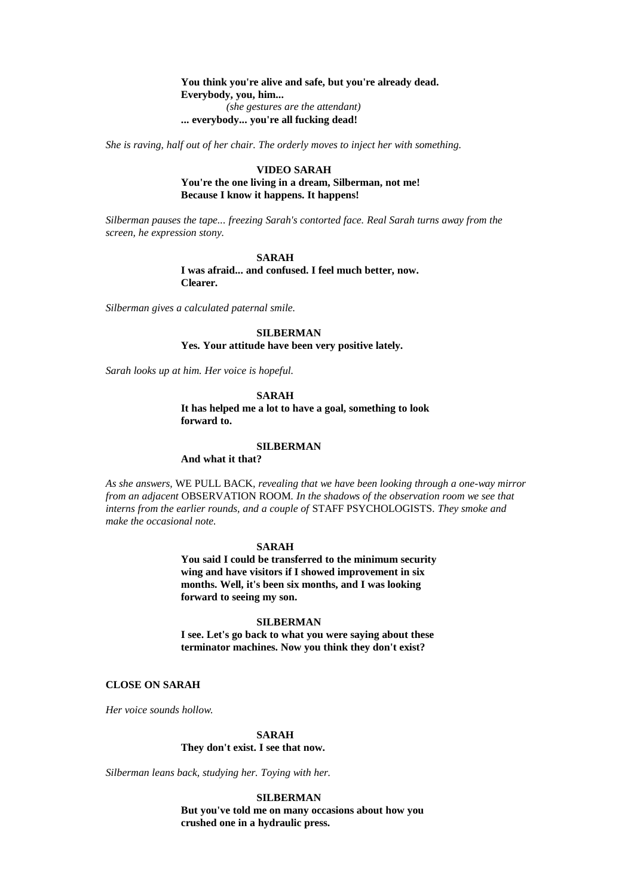**You think you're alive and safe, but you're already dead.**
**Everybody, you, him...**
*(she gestures are the attendant)*
**... everybody... you're all fucking dead!**

*She is raving, half out of her chair. The orderly moves to inject her with something.*

**VIDEO SARAH**
**You're the one living in a dream, Silberman, not me!**
**Because I know it happens. It happens!**

*Silberman pauses the tape... freezing Sarah's contorted face. Real Sarah turns away from the screen, he expression stony.*

**SARAH**
**I was afraid... and confused. I feel much better, now.**
**Clearer.**

*Silberman gives a calculated paternal smile.*

**SILBERMAN**
**Yes. Your attitude have been very positive lately.**

*Sarah looks up at him. Her voice is hopeful.*

**SARAH**
**It has helped me a lot to have a goal, something to look forward to.**

**SILBERMAN**
**And what it that?**

*As she answers,* WE PULL BACK, *revealing that we have been looking through a one-way mirror from an adjacent* OBSERVATION ROOM. *In the shadows of the observation room we see that interns from the earlier rounds, and a couple of* STAFF PSYCHOLOGISTS. *They smoke and make the occasional note.*

**SARAH**
**You said I could be transferred to the minimum security wing and have visitors if I showed improvement in six months. Well, it's been six months, and I was looking forward to seeing my son.**

**SILBERMAN**
**I see. Let's go back to what you were saying about these terminator machines. Now you think they don't exist?**

**CLOSE ON SARAH**

*Her voice sounds hollow.*

**SARAH**
**They don't exist. I see that now.**

*Silberman leans back, studying her. Toying with her.*

**SILBERMAN**
**But you've told me on many occasions about how you crushed one in a hydraulic press.**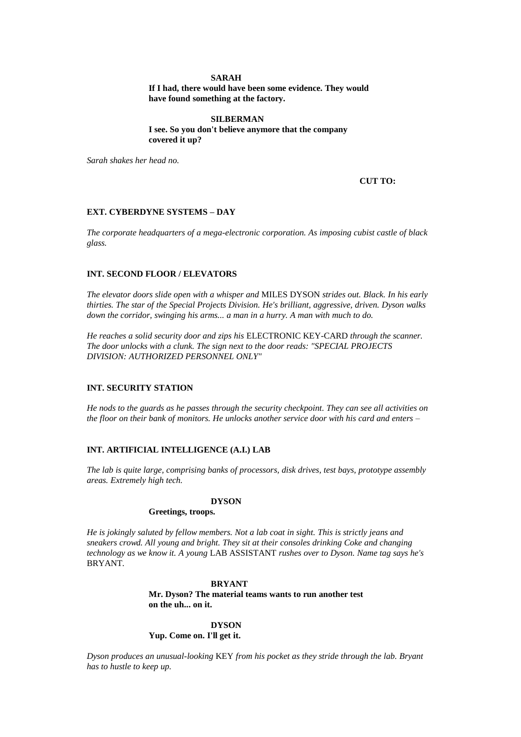**SARAH**

**If I had, there would have been some evidence. They would have found something at the factory.**

**SILBERMAN**

**I see. So you don't believe anymore that the company covered it up?**

*Sarah shakes her head no.*

**CUT TO:**

**EXT. CYBERDYNE SYSTEMS – DAY**

*The corporate headquarters of a mega-electronic corporation. As imposing cubist castle of black glass.*

**INT. SECOND FLOOR / ELEVATORS**

*The elevator doors slide open with a whisper and* MILES DYSON *strides out. Black. In his early thirties. The star of the Special Projects Division. He's brilliant, aggressive, driven. Dyson walks down the corridor, swinging his arms... a man in a hurry. A man with much to do.*

*He reaches a solid security door and zips his* ELECTRONIC KEY-CARD *through the scanner. The door unlocks with a clunk. The sign next to the door reads: "SPECIAL PROJECTS DIVISION: AUTHORIZED PERSONNEL ONLY"*

**INT. SECURITY STATION**

*He nods to the guards as he passes through the security checkpoint. They can see all activities on the floor on their bank of monitors. He unlocks another service door with his card and enters –*

**INT. ARTIFICIAL INTELLIGENCE (A.I.) LAB**

*The lab is quite large, comprising banks of processors, disk drives, test bays, prototype assembly areas. Extremely high tech.*

**DYSON**

**Greetings, troops.**

*He is jokingly saluted by fellow members. Not a lab coat in sight. This is strictly jeans and sneakers crowd. All young and bright. They sit at their consoles drinking Coke and changing technology as we know it. A young* LAB ASSISTANT *rushes over to Dyson. Name tag says he's* BRYANT.

**BRYANT**

**Mr. Dyson? The material teams wants to run another test on the uh... on it.**

**DYSON**

**Yup. Come on. I'll get it.**

*Dyson produces an unusual-looking* KEY *from his pocket as they stride through the lab. Bryant has to hustle to keep up.*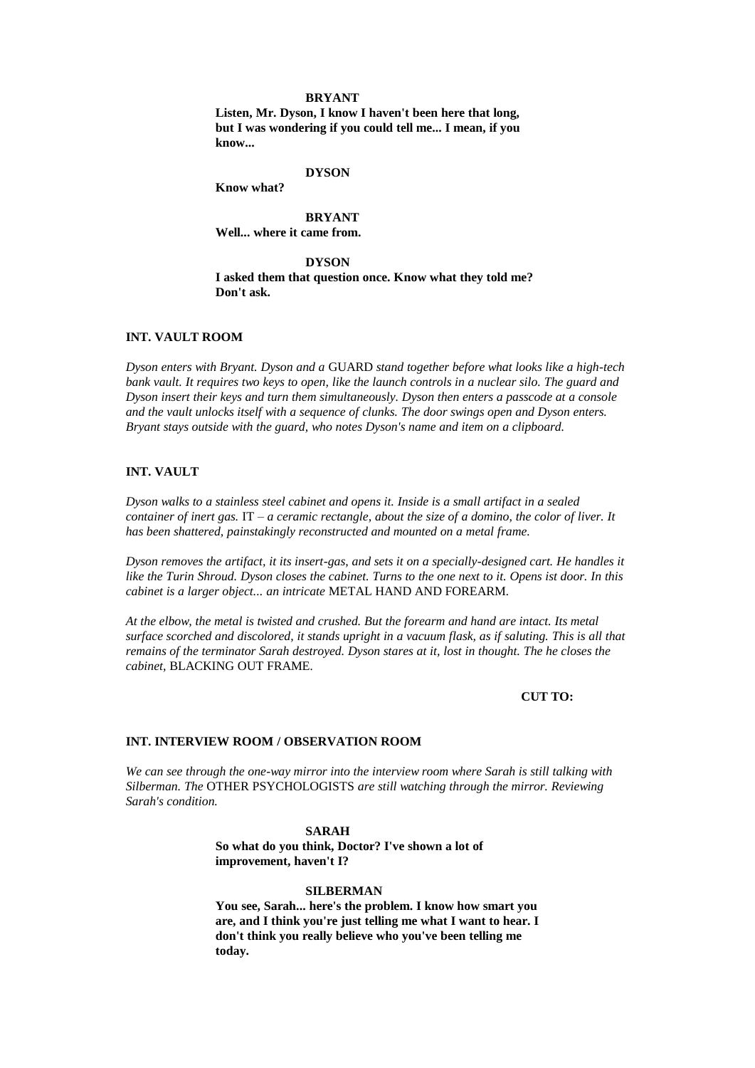**BRYANT**

**Listen, Mr. Dyson, I know I haven't been here that long, but I was wondering if you could tell me... I mean, if you know...**

**DYSON**

**Know what?**

**BRYANT**

**Well... where it came from.**

**DYSON**

**I asked them that question once. Know what they told me? Don't ask.**

**INT. VAULT ROOM**

*Dyson enters with Bryant. Dyson and a* GUARD *stand together before what looks like a high-tech bank vault. It requires two keys to open, like the launch controls in a nuclear silo. The guard and Dyson insert their keys and turn them simultaneously. Dyson then enters a passcode at a console and the vault unlocks itself with a sequence of clunks. The door swings open and Dyson enters. Bryant stays outside with the guard, who notes Dyson's name and item on a clipboard.*

**INT. VAULT**

*Dyson walks to a stainless steel cabinet and opens it. Inside is a small artifact in a sealed container of inert gas.* IT *– a ceramic rectangle, about the size of a domino, the color of liver. It has been shattered, painstakingly reconstructed and mounted on a metal frame.*

*Dyson removes the artifact, it its insert-gas, and sets it on a specially-designed cart. He handles it like the Turin Shroud. Dyson closes the cabinet. Turns to the one next to it. Opens ist door. In this cabinet is a larger object... an intricate* METAL HAND AND FOREARM.

*At the elbow, the metal is twisted and crushed. But the forearm and hand are intact. Its metal surface scorched and discolored, it stands upright in a vacuum flask, as if saluting. This is all that remains of the terminator Sarah destroyed. Dyson stares at it, lost in thought. The he closes the cabinet,* BLACKING OUT FRAME.

**CUT TO:**

**INT. INTERVIEW ROOM / OBSERVATION ROOM**

*We can see through the one-way mirror into the interview room where Sarah is still talking with Silberman. The* OTHER PSYCHOLOGISTS *are still watching through the mirror. Reviewing Sarah's condition.*

**SARAH**

**So what do you think, Doctor? I've shown a lot of improvement, haven't I?**

**SILBERMAN**

**You see, Sarah... here's the problem. I know how smart you are, and I think you're just telling me what I want to hear. I don't think you really believe who you've been telling me today.**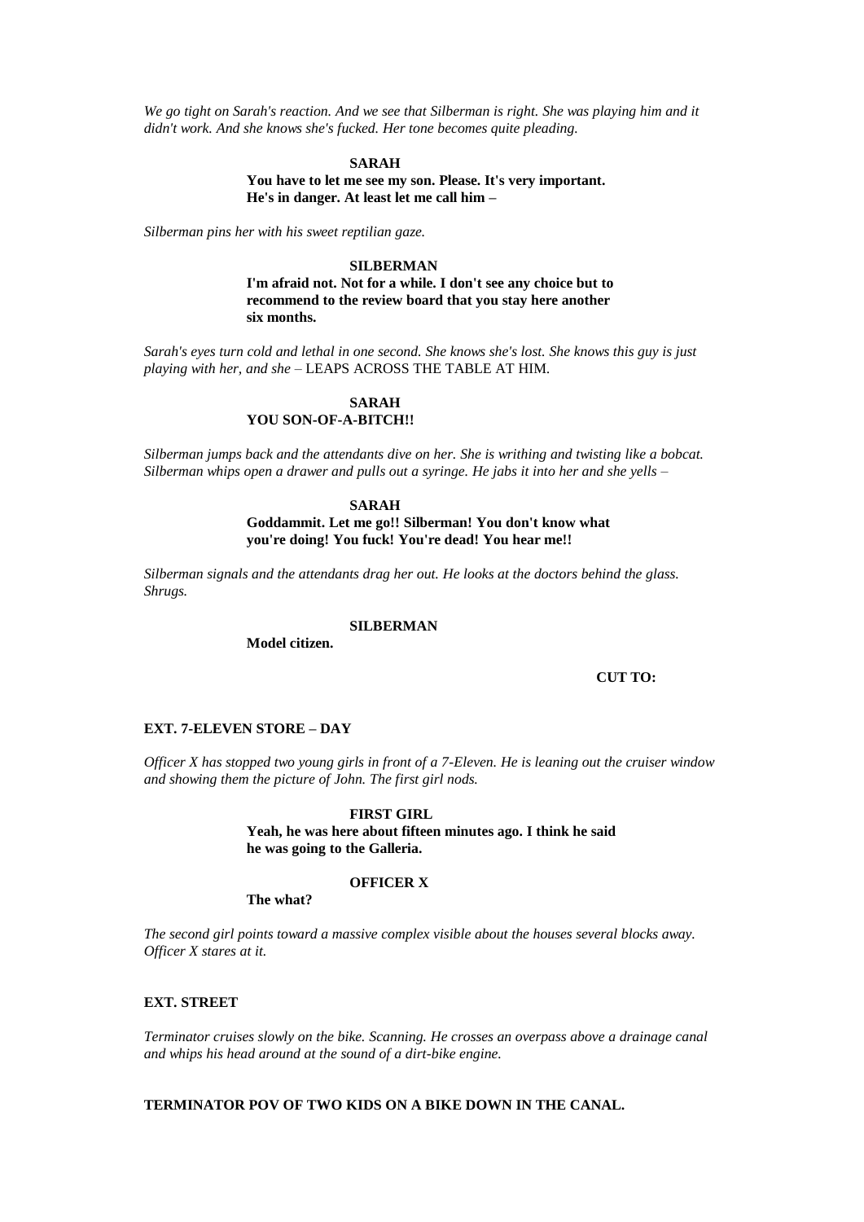*We go tight on Sarah's reaction. And we see that Silberman is right. She was playing him and it didn't work. And she knows she's fucked. Her tone becomes quite pleading.*

**SARAH**
**You have to let me see my son. Please. It's very important. He's in danger. At least let me call him –**

*Silberman pins her with his sweet reptilian gaze.*

**SILBERMAN**
**I'm afraid not. Not for a while. I don't see any choice but to recommend to the review board that you stay here another six months.**

*Sarah's eyes turn cold and lethal in one second. She knows she's lost. She knows this guy is just playing with her, and she –* LEAPS ACROSS THE TABLE AT HIM.

**SARAH**
**YOU SON-OF-A-BITCH!!**

*Silberman jumps back and the attendants dive on her. She is writhing and twisting like a bobcat. Silberman whips open a drawer and pulls out a syringe. He jabs it into her and she yells –*

**SARAH**
**Goddammit. Let me go!! Silberman! You don't know what you're doing! You fuck! You're dead! You hear me!!**

*Silberman signals and the attendants drag her out. He looks at the doctors behind the glass. Shrugs.*

**SILBERMAN**
**Model citizen.**

**CUT TO:**

**EXT. 7-ELEVEN STORE – DAY**

*Officer X has stopped two young girls in front of a 7-Eleven. He is leaning out the cruiser window and showing them the picture of John. The first girl nods.*

**FIRST GIRL**
**Yeah, he was here about fifteen minutes ago. I think he said he was going to the Galleria.**

**OFFICER X**
**The what?**

*The second girl points toward a massive complex visible about the houses several blocks away. Officer X stares at it.*

**EXT. STREET**

*Terminator cruises slowly on the bike. Scanning. He crosses an overpass above a drainage canal and whips his head around at the sound of a dirt-bike engine.*

**TERMINATOR POV OF TWO KIDS ON A BIKE DOWN IN THE CANAL.**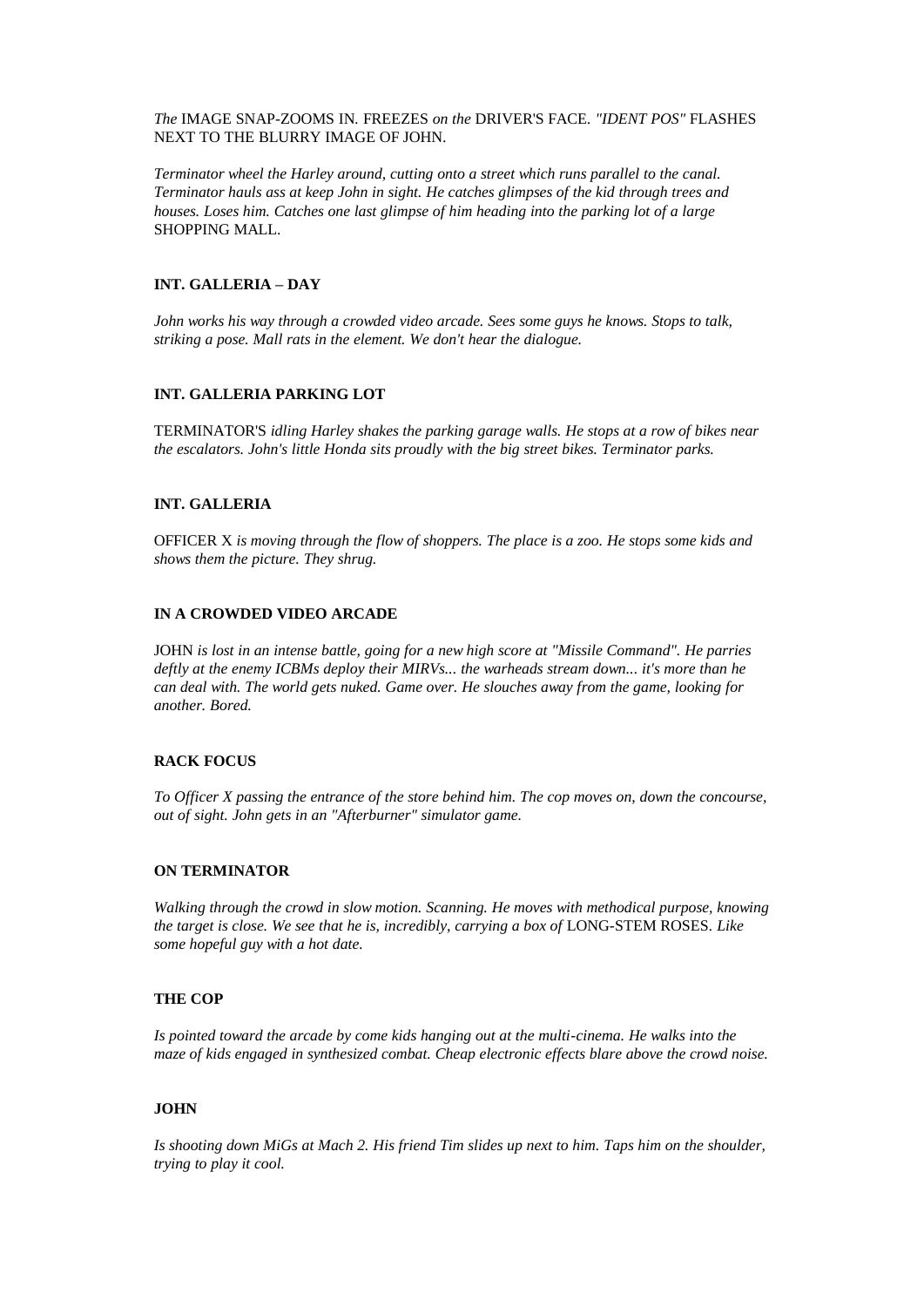*The* IMAGE SNAP-ZOOMS IN. FREEZES *on the* DRIVER'S FACE. *"IDENT POS"* FLASHES NEXT TO THE BLURRY IMAGE OF JOHN.

*Terminator wheel the Harley around, cutting onto a street which runs parallel to the canal. Terminator hauls ass at keep John in sight. He catches glimpses of the kid through trees and houses. Loses him. Catches one last glimpse of him heading into the parking lot of a large* SHOPPING MALL.

**INT. GALLERIA – DAY**

*John works his way through a crowded video arcade. Sees some guys he knows. Stops to talk, striking a pose. Mall rats in the element. We don't hear the dialogue.*

**INT. GALLERIA PARKING LOT**

TERMINATOR'S *idling Harley shakes the parking garage walls. He stops at a row of bikes near the escalators. John's little Honda sits proudly with the big street bikes. Terminator parks.*

**INT. GALLERIA**

OFFICER X *is moving through the flow of shoppers. The place is a zoo. He stops some kids and shows them the picture. They shrug.*

**IN A CROWDED VIDEO ARCADE**

JOHN *is lost in an intense battle, going for a new high score at "Missile Command". He parries deftly at the enemy ICBMs deploy their MIRVs... the warheads stream down... it's more than he can deal with. The world gets nuked. Game over. He slouches away from the game, looking for another. Bored.*

**RACK FOCUS**

*To Officer X passing the entrance of the store behind him. The cop moves on, down the concourse, out of sight. John gets in an "Afterburner" simulator game.*

**ON TERMINATOR**

*Walking through the crowd in slow motion. Scanning. He moves with methodical purpose, knowing the target is close. We see that he is, incredibly, carrying a box of* LONG-STEM ROSES. *Like some hopeful guy with a hot date.*

**THE COP**

*Is pointed toward the arcade by come kids hanging out at the multi-cinema. He walks into the maze of kids engaged in synthesized combat. Cheap electronic effects blare above the crowd noise.*

**JOHN**

*Is shooting down MiGs at Mach 2. His friend Tim slides up next to him. Taps him on the shoulder, trying to play it cool.*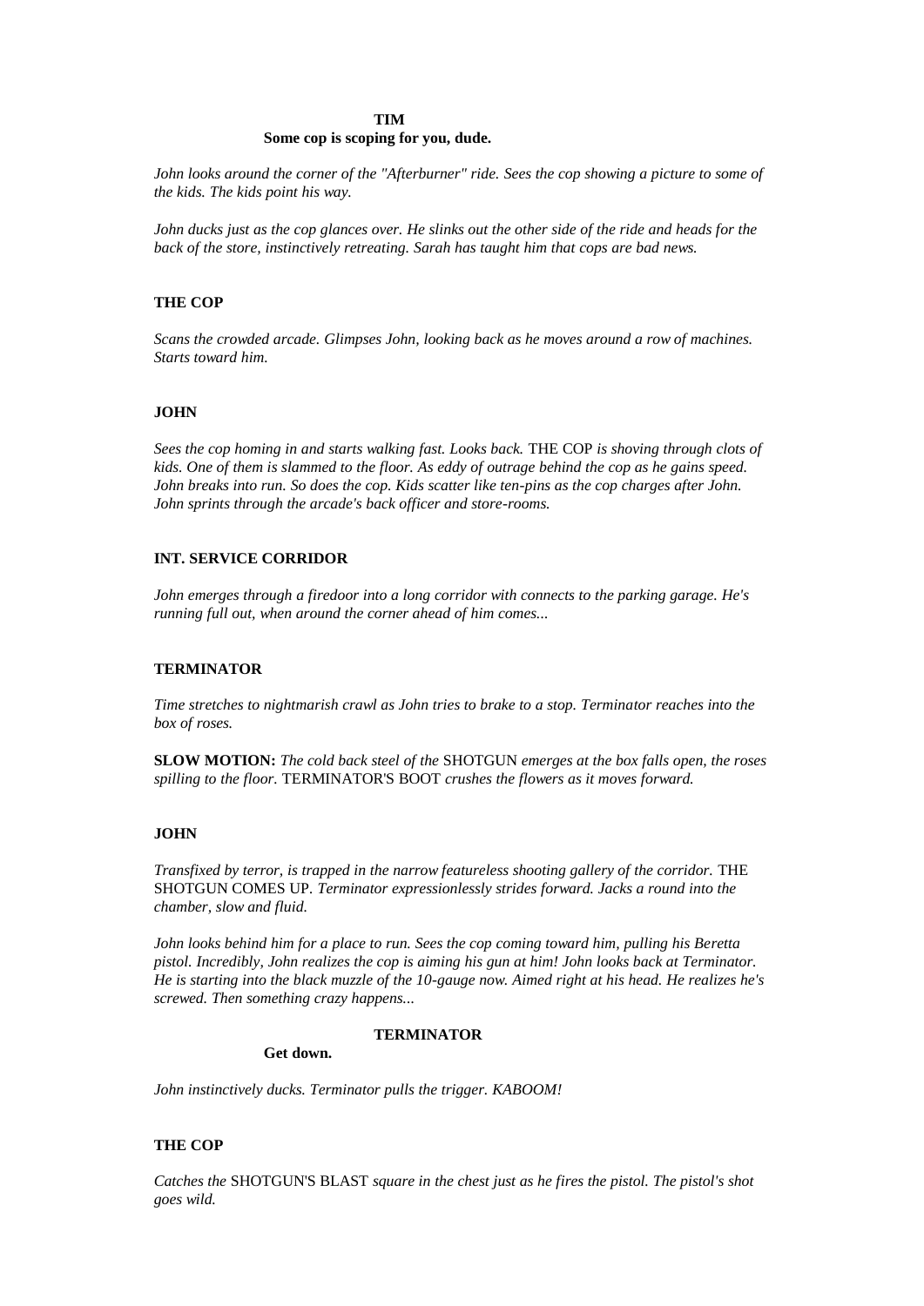**TIM**
**Some cop is scoping for you, dude.**

*John looks around the corner of the "Afterburner" ride. Sees the cop showing a picture to some of the kids. The kids point his way.*

*John ducks just as the cop glances over. He slinks out the other side of the ride and heads for the back of the store, instinctively retreating. Sarah has taught him that cops are bad news.*

**THE COP**

*Scans the crowded arcade. Glimpses John, looking back as he moves around a row of machines. Starts toward him.*

**JOHN**

*Sees the cop homing in and starts walking fast. Looks back.* THE COP *is shoving through clots of kids. One of them is slammed to the floor. As eddy of outrage behind the cop as he gains speed. John breaks into run. So does the cop. Kids scatter like ten-pins as the cop charges after John. John sprints through the arcade's back officer and store-rooms.*

**INT. SERVICE CORRIDOR**

*John emerges through a firedoor into a long corridor with connects to the parking garage. He's running full out, when around the corner ahead of him comes...*

**TERMINATOR**

*Time stretches to nightmarish crawl as John tries to brake to a stop. Terminator reaches into the box of roses.*

**SLOW MOTION:** *The cold back steel of the* SHOTGUN *emerges at the box falls open, the roses spilling to the floor.* TERMINATOR'S BOOT *crushes the flowers as it moves forward.*

**JOHN**

*Transfixed by terror, is trapped in the narrow featureless shooting gallery of the corridor.* THE SHOTGUN COMES UP. *Terminator expressionlessly strides forward. Jacks a round into the chamber, slow and fluid.*

*John looks behind him for a place to run. Sees the cop coming toward him, pulling his Beretta pistol. Incredibly, John realizes the cop is aiming his gun at him! John looks back at Terminator. He is starting into the black muzzle of the 10-gauge now. Aimed right at his head. He realizes he's screwed. Then something crazy happens...*

**TERMINATOR**
**Get down.**

*John instinctively ducks. Terminator pulls the trigger. KABOOM!*

**THE COP**

*Catches the* SHOTGUN'S BLAST *square in the chest just as he fires the pistol. The pistol's shot goes wild.*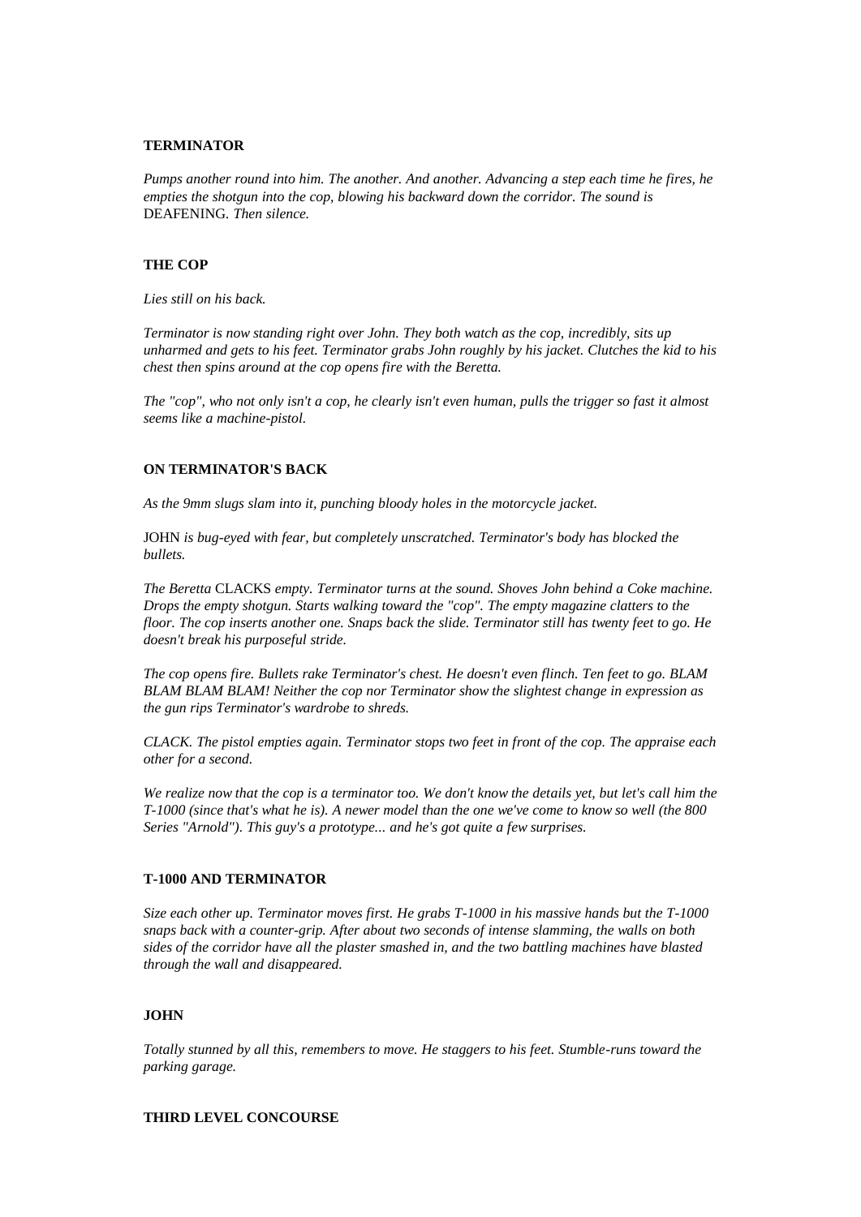**TERMINATOR**

*Pumps another round into him. The another. And another. Advancing a step each time he fires, he empties the shotgun into the cop, blowing his backward down the corridor. The sound is* DEAFENING. *Then silence.*

**THE COP**

*Lies still on his back.*

*Terminator is now standing right over John. They both watch as the cop, incredibly, sits up unharmed and gets to his feet. Terminator grabs John roughly by his jacket. Clutches the kid to his chest then spins around at the cop opens fire with the Beretta.*

*The "cop", who not only isn't a cop, he clearly isn't even human, pulls the trigger so fast it almost seems like a machine-pistol.*

**ON TERMINATOR'S BACK**

*As the 9mm slugs slam into it, punching bloody holes in the motorcycle jacket.*

JOHN *is bug-eyed with fear, but completely unscratched. Terminator's body has blocked the bullets.*

*The Beretta* CLACKS *empty. Terminator turns at the sound. Shoves John behind a Coke machine. Drops the empty shotgun. Starts walking toward the "cop". The empty magazine clatters to the floor. The cop inserts another one. Snaps back the slide. Terminator still has twenty feet to go. He doesn't break his purposeful stride.*

*The cop opens fire. Bullets rake Terminator's chest. He doesn't even flinch. Ten feet to go. BLAM BLAM BLAM BLAM! Neither the cop nor Terminator show the slightest change in expression as the gun rips Terminator's wardrobe to shreds.*

*CLACK. The pistol empties again. Terminator stops two feet in front of the cop. The appraise each other for a second.*

*We realize now that the cop is a terminator too. We don't know the details yet, but let's call him the T-1000 (since that's what he is). A newer model than the one we've come to know so well (the 800 Series "Arnold"). This guy's a prototype... and he's got quite a few surprises.*

**T-1000 AND TERMINATOR**

*Size each other up. Terminator moves first. He grabs T-1000 in his massive hands but the T-1000 snaps back with a counter-grip. After about two seconds of intense slamming, the walls on both sides of the corridor have all the plaster smashed in, and the two battling machines have blasted through the wall and disappeared.*

**JOHN**

*Totally stunned by all this, remembers to move. He staggers to his feet. Stumble-runs toward the parking garage.*

**THIRD LEVEL CONCOURSE**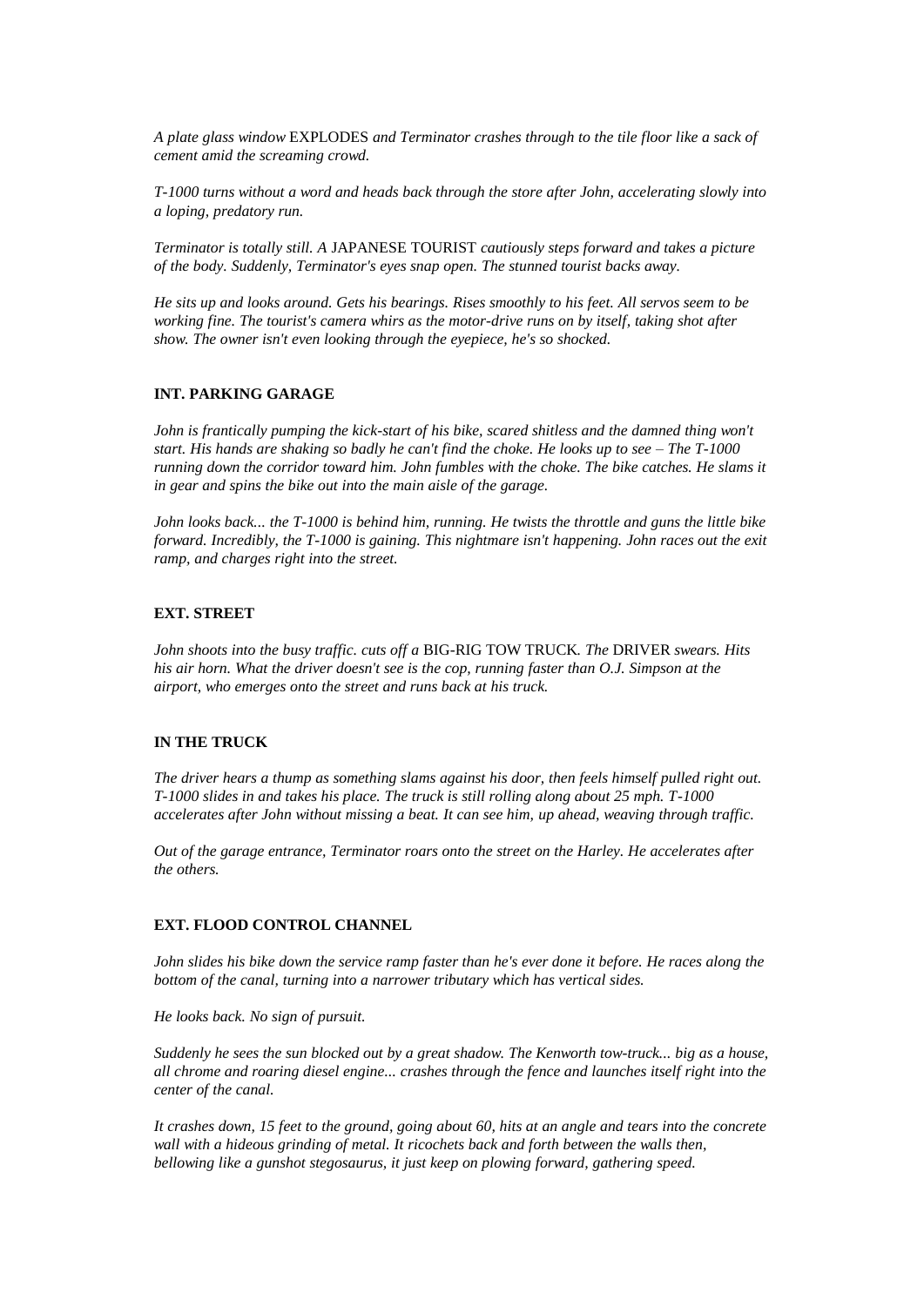*A plate glass window* EXPLODES *and Terminator crashes through to the tile floor like a sack of cement amid the screaming crowd.*

*T-1000 turns without a word and heads back through the store after John, accelerating slowly into a loping, predatory run.*

*Terminator is totally still. A* JAPANESE TOURIST *cautiously steps forward and takes a picture of the body. Suddenly, Terminator's eyes snap open. The stunned tourist backs away.*

*He sits up and looks around. Gets his bearings. Rises smoothly to his feet. All servos seem to be working fine. The tourist's camera whirs as the motor-drive runs on by itself, taking shot after show. The owner isn't even looking through the eyepiece, he's so shocked.*

**INT. PARKING GARAGE**

*John is frantically pumping the kick-start of his bike, scared shitless and the damned thing won't start. His hands are shaking so badly he can't find the choke. He looks up to see – The T-1000 running down the corridor toward him. John fumbles with the choke. The bike catches. He slams it in gear and spins the bike out into the main aisle of the garage.*

*John looks back... the T-1000 is behind him, running. He twists the throttle and guns the little bike forward. Incredibly, the T-1000 is gaining. This nightmare isn't happening. John races out the exit ramp, and charges right into the street.*

**EXT. STREET**

*John shoots into the busy traffic. cuts off a* BIG-RIG TOW TRUCK*. The* DRIVER *swears. Hits his air horn. What the driver doesn't see is the cop, running faster than O.J. Simpson at the airport, who emerges onto the street and runs back at his truck.*

**IN THE TRUCK**

*The driver hears a thump as something slams against his door, then feels himself pulled right out. T-1000 slides in and takes his place. The truck is still rolling along about 25 mph. T-1000 accelerates after John without missing a beat. It can see him, up ahead, weaving through traffic.*

*Out of the garage entrance, Terminator roars onto the street on the Harley. He accelerates after the others.*

**EXT. FLOOD CONTROL CHANNEL**

*John slides his bike down the service ramp faster than he's ever done it before. He races along the bottom of the canal, turning into a narrower tributary which has vertical sides.*

*He looks back. No sign of pursuit.*

*Suddenly he sees the sun blocked out by a great shadow. The Kenworth tow-truck... big as a house, all chrome and roaring diesel engine... crashes through the fence and launches itself right into the center of the canal.*

*It crashes down, 15 feet to the ground, going about 60, hits at an angle and tears into the concrete wall with a hideous grinding of metal. It ricochets back and forth between the walls then, bellowing like a gunshot stegosaurus, it just keep on plowing forward, gathering speed.*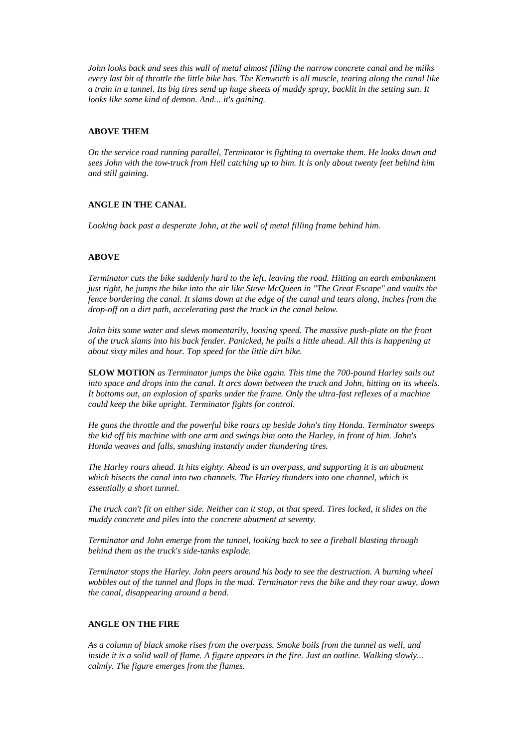*John looks back and sees this wall of metal almost filling the narrow concrete canal and he milks every last bit of throttle the little bike has. The Kenworth is all muscle, tearing along the canal like a train in a tunnel. Its big tires send up huge sheets of muddy spray, backlit in the setting sun. It looks like some kind of demon. And... it's gaining.*

**ABOVE THEM**

*On the service road running parallel, Terminator is fighting to overtake them. He looks down and sees John with the tow-truck from Hell catching up to him. It is only about twenty feet behind him and still gaining.*

**ANGLE IN THE CANAL**

*Looking back past a desperate John, at the wall of metal filling frame behind him.*

**ABOVE**

*Terminator cuts the bike suddenly hard to the left, leaving the road. Hitting an earth embankment just right, he jumps the bike into the air like Steve McQueen in "The Great Escape" and vaults the fence bordering the canal. It slams down at the edge of the canal and tears along, inches from the drop-off on a dirt path, accelerating past the truck in the canal below.*

*John hits some water and slews momentarily, loosing speed. The massive push-plate on the front of the truck slams into his back fender. Panicked, he pulls a little ahead. All this is happening at about sixty miles and hour. Top speed for the little dirt bike.*

**SLOW MOTION** *as Terminator jumps the bike again. This time the 700-pound Harley sails out into space and drops into the canal. It arcs down between the truck and John, hitting on its wheels. It bottoms out, an explosion of sparks under the frame. Only the ultra-fast reflexes of a machine could keep the bike upright. Terminator fights for control.*

*He guns the throttle and the powerful bike roars up beside John's tiny Honda. Terminator sweeps the kid off his machine with one arm and swings him onto the Harley, in front of him. John's Honda weaves and falls, smashing instantly under thundering tires.*

*The Harley roars ahead. It hits eighty. Ahead is an overpass, and supporting it is an abutment which bisects the canal into two channels. The Harley thunders into one channel, which is essentially a short tunnel.*

*The truck can't fit on either side. Neither can it stop, at that speed. Tires locked, it slides on the muddy concrete and piles into the concrete abutment at seventy.*

*Terminator and John emerge from the tunnel, looking back to see a fireball blasting through behind them as the truck's side-tanks explode.*

*Terminator stops the Harley. John peers around his body to see the destruction. A burning wheel wobbles out of the tunnel and flops in the mud. Terminator revs the bike and they roar away, down the canal, disappearing around a bend.*

**ANGLE ON THE FIRE**

*As a column of black smoke rises from the overpass. Smoke boils from the tunnel as well, and inside it is a solid wall of flame. A figure appears in the fire. Just an outline. Walking slowly... calmly. The figure emerges from the flames.*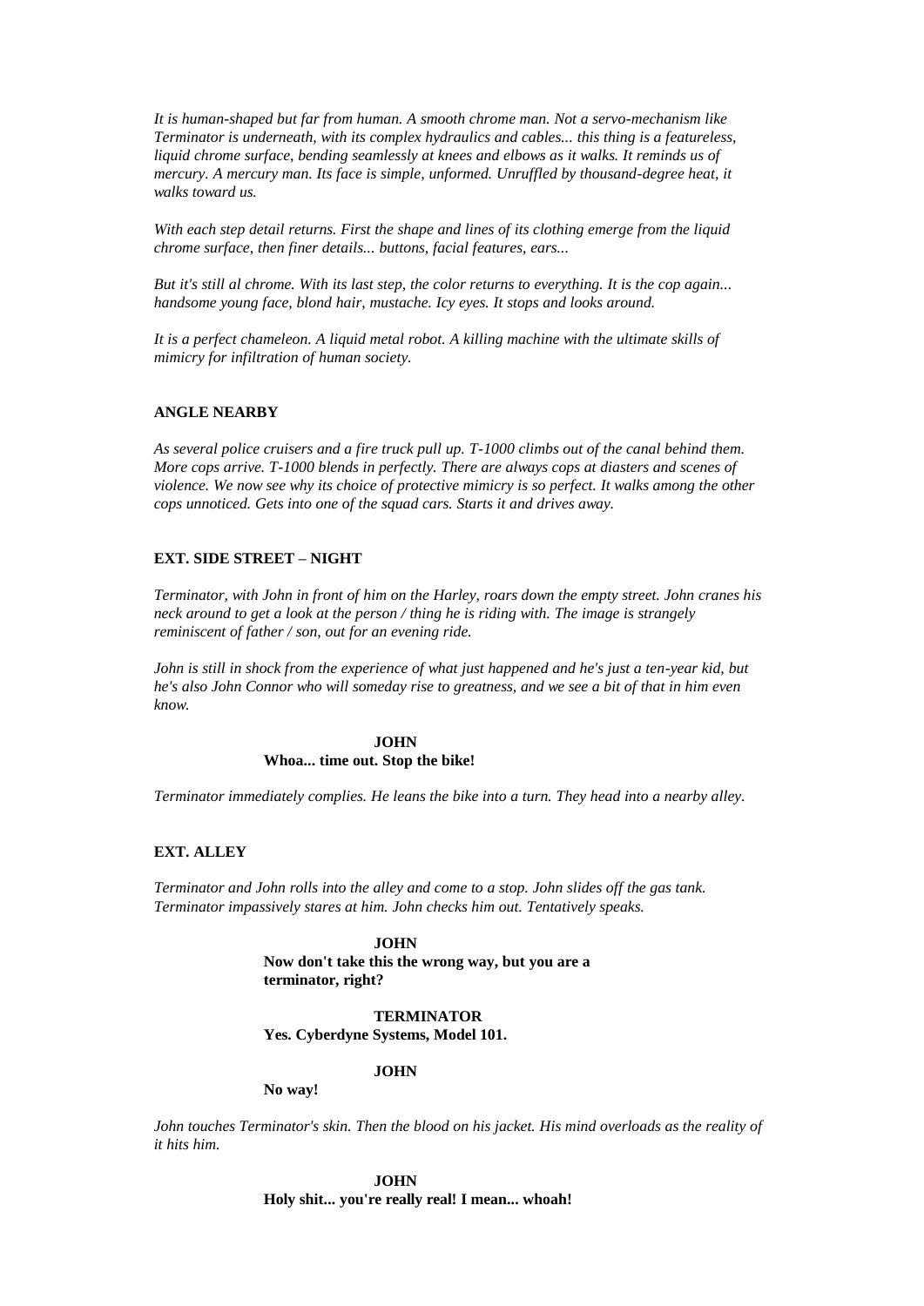*It is human-shaped but far from human. A smooth chrome man. Not a servo-mechanism like Terminator is underneath, with its complex hydraulics and cables... this thing is a featureless, liquid chrome surface, bending seamlessly at knees and elbows as it walks. It reminds us of mercury. A mercury man. Its face is simple, unformed. Unruffled by thousand-degree heat, it walks toward us.*

*With each step detail returns. First the shape and lines of its clothing emerge from the liquid chrome surface, then finer details... buttons, facial features, ears...*

*But it's still al chrome. With its last step, the color returns to everything. It is the cop again... handsome young face, blond hair, mustache. Icy eyes. It stops and looks around.*

*It is a perfect chameleon. A liquid metal robot. A killing machine with the ultimate skills of mimicry for infiltration of human society.*

**ANGLE NEARBY**

*As several police cruisers and a fire truck pull up. T-1000 climbs out of the canal behind them. More cops arrive. T-1000 blends in perfectly. There are always cops at diasters and scenes of violence. We now see why its choice of protective mimicry is so perfect. It walks among the other cops unnoticed. Gets into one of the squad cars. Starts it and drives away.*

**EXT. SIDE STREET – NIGHT**

*Terminator, with John in front of him on the Harley, roars down the empty street. John cranes his neck around to get a look at the person / thing he is riding with. The image is strangely reminiscent of father / son, out for an evening ride.*

*John is still in shock from the experience of what just happened and he's just a ten-year kid, but he's also John Connor who will someday rise to greatness, and we see a bit of that in him even know.*

**JOHN**
**Whoa... time out. Stop the bike!**

*Terminator immediately complies. He leans the bike into a turn. They head into a nearby alley.*

**EXT. ALLEY**

*Terminator and John rolls into the alley and come to a stop. John slides off the gas tank. Terminator impassively stares at him. John checks him out. Tentatively speaks.*

**JOHN**
**Now don't take this the wrong way, but you are a terminator, right?**

**TERMINATOR**
**Yes. Cyberdyne Systems, Model 101.**

**JOHN**
**No way!**

*John touches Terminator's skin. Then the blood on his jacket. His mind overloads as the reality of it hits him.*

**JOHN**
**Holy shit... you're really real! I mean... whoah!**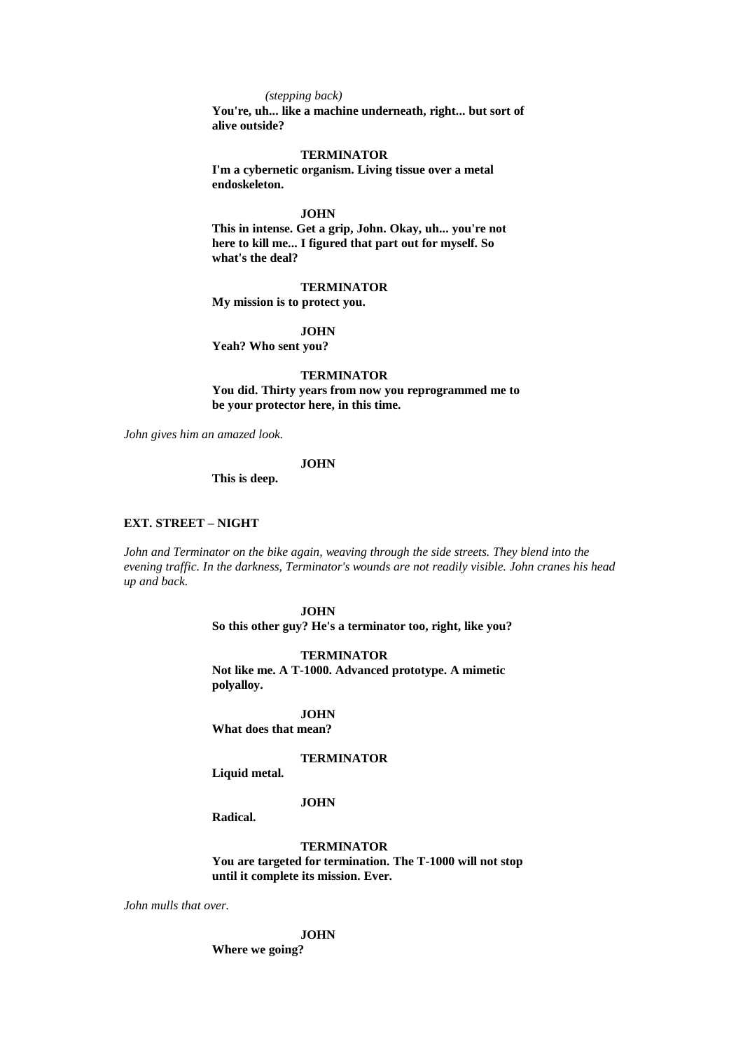*(stepping back)*

**You're, uh... like a machine underneath, right... but sort of alive outside?**

**TERMINATOR**

**I'm a cybernetic organism. Living tissue over a metal endoskeleton.**

**JOHN**

**This in intense. Get a grip, John. Okay, uh... you're not here to kill me... I figured that part out for myself. So what's the deal?**

**TERMINATOR**

**My mission is to protect you.**

**JOHN**

**Yeah? Who sent you?**

**TERMINATOR**

**You did. Thirty years from now you reprogrammed me to be your protector here, in this time.**

*John gives him an amazed look.*

**JOHN**

**This is deep.**

**EXT. STREET – NIGHT**

*John and Terminator on the bike again, weaving through the side streets. They blend into the evening traffic. In the darkness, Terminator's wounds are not readily visible. John cranes his head up and back.*

**JOHN**

**So this other guy? He's a terminator too, right, like you?**

**TERMINATOR**

**Not like me. A T-1000. Advanced prototype. A mimetic polyalloy.**

**JOHN**

**What does that mean?**

**TERMINATOR**

**Liquid metal.**

**JOHN**

**Radical.**

**TERMINATOR**

**You are targeted for termination. The T-1000 will not stop until it complete its mission. Ever.**

*John mulls that over.*

**JOHN**

**Where we going?**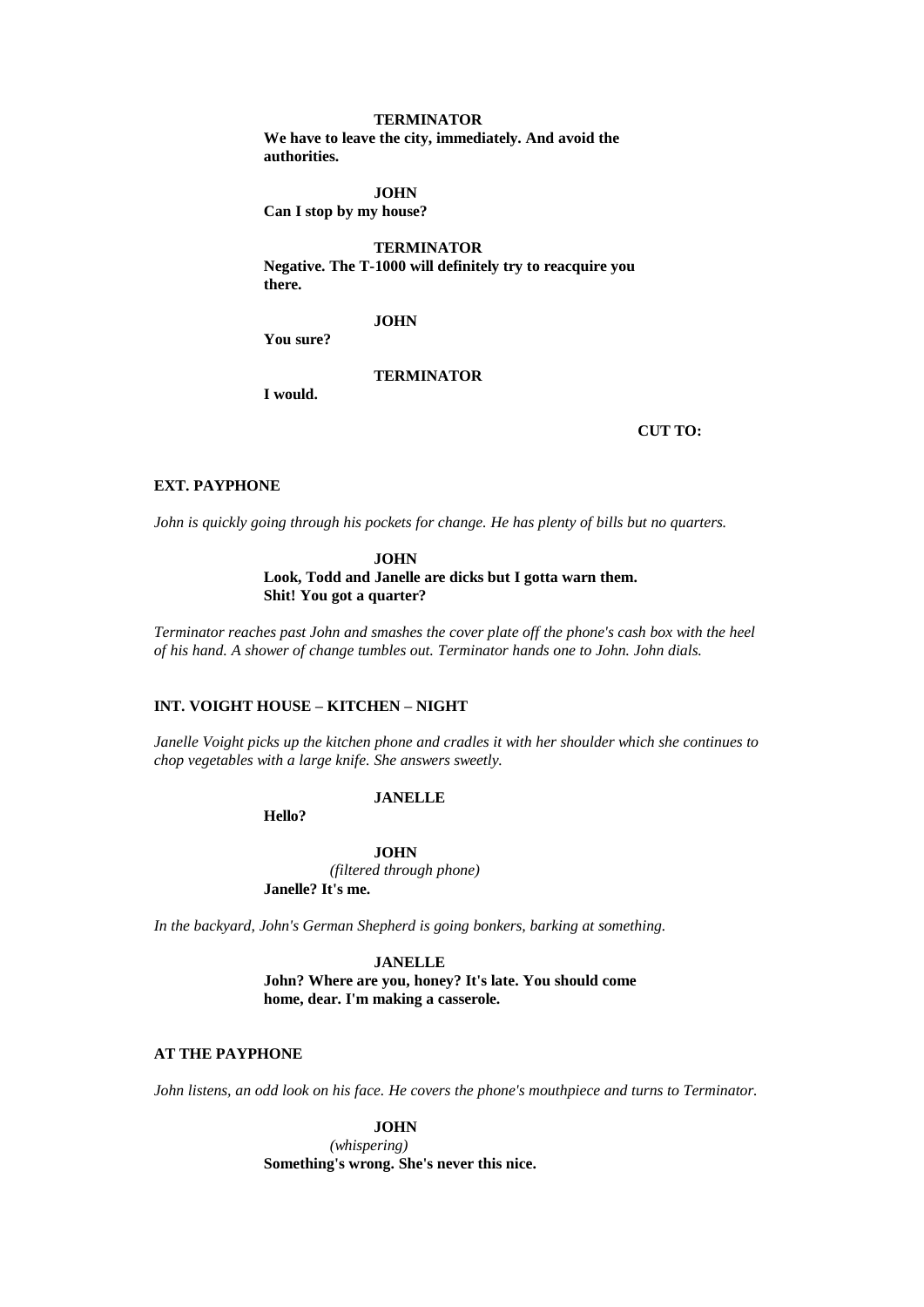**TERMINATOR**
**We have to leave the city, immediately. And avoid the authorities.**

**JOHN**
**Can I stop by my house?**

**TERMINATOR**
**Negative. The T-1000 will definitely try to reacquire you there.**

**JOHN**
**You sure?**

**TERMINATOR**
**I would.**

**CUT TO:**

**EXT. PAYPHONE**

*John is quickly going through his pockets for change. He has plenty of bills but no quarters.*

**JOHN**
**Look, Todd and Janelle are dicks but I gotta warn them. Shit! You got a quarter?**

*Terminator reaches past John and smashes the cover plate off the phone's cash box with the heel of his hand. A shower of change tumbles out. Terminator hands one to John. John dials.*

**INT. VOIGHT HOUSE – KITCHEN – NIGHT**

*Janelle Voight picks up the kitchen phone and cradles it with her shoulder which she continues to chop vegetables with a large knife. She answers sweetly.*

**JANELLE**
**Hello?**

**JOHN**
*(filtered through phone)*
**Janelle? It's me.**

*In the backyard, John's German Shepherd is going bonkers, barking at something.*

**JANELLE**
**John? Where are you, honey? It's late. You should come home, dear. I'm making a casserole.**

**AT THE PAYPHONE**

*John listens, an odd look on his face. He covers the phone's mouthpiece and turns to Terminator.*

**JOHN**
*(whispering)*
**Something's wrong. She's never this nice.**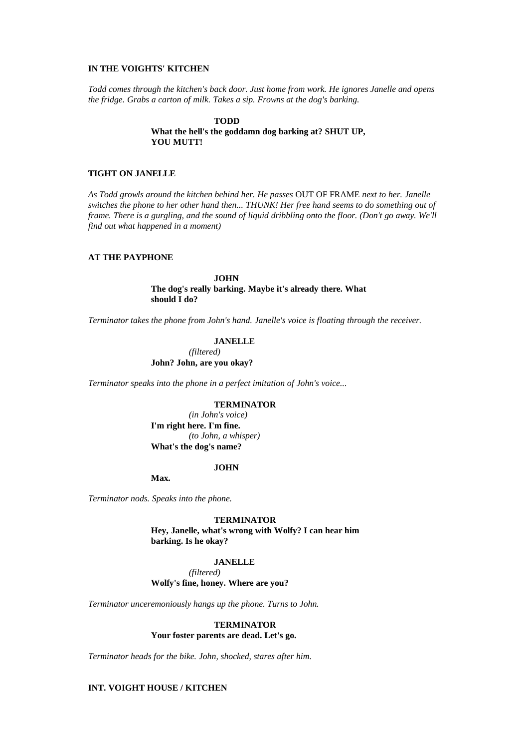**IN THE VOIGHTS' KITCHEN**

*Todd comes through the kitchen's back door. Just home from work. He ignores Janelle and opens the fridge. Grabs a carton of milk. Takes a sip. Frowns at the dog's barking.*

**TODD**
**What the hell's the goddamn dog barking at? SHUT UP, YOU MUTT!**

**TIGHT ON JANELLE**

*As Todd growls around the kitchen behind her. He passes* OUT OF FRAME *next to her. Janelle switches the phone to her other hand then... THUNK! Her free hand seems to do something out of frame. There is a gurgling, and the sound of liquid dribbling onto the floor. (Don't go away. We'll find out what happened in a moment)*

**AT THE PAYPHONE**

**JOHN**
**The dog's really barking. Maybe it's already there. What should I do?**

*Terminator takes the phone from John's hand. Janelle's voice is floating through the receiver.*

**JANELLE**
*(filtered)*
**John? John, are you okay?**

*Terminator speaks into the phone in a perfect imitation of John's voice...*

**TERMINATOR**
*(in John's voice)*
**I'm right here. I'm fine.**
*(to John, a whisper)*
**What's the dog's name?**

**JOHN**
**Max.**

*Terminator nods. Speaks into the phone.*

**TERMINATOR**
**Hey, Janelle, what's wrong with Wolfy? I can hear him barking. Is he okay?**

**JANELLE**
*(filtered)*
**Wolfy's fine, honey. Where are you?**

*Terminator unceremoniously hangs up the phone. Turns to John.*

**TERMINATOR**
**Your foster parents are dead. Let's go.**

*Terminator heads for the bike. John, shocked, stares after him.*

**INT. VOIGHT HOUSE / KITCHEN**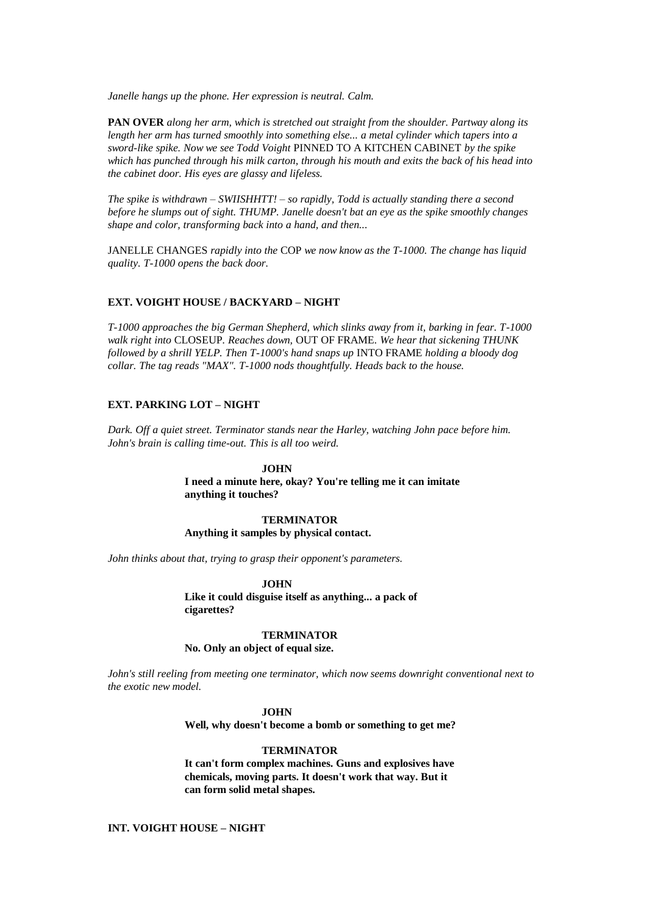*Janelle hangs up the phone. Her expression is neutral. Calm.*

**PAN OVER** *along her arm, which is stretched out straight from the shoulder. Partway along its length her arm has turned smoothly into something else... a metal cylinder which tapers into a sword-like spike. Now we see Todd Voight* PINNED TO A KITCHEN CABINET *by the spike which has punched through his milk carton, through his mouth and exits the back of his head into the cabinet door. His eyes are glassy and lifeless.*

*The spike is withdrawn – SWIISHHTT! – so rapidly, Todd is actually standing there a second before he slumps out of sight. THUMP. Janelle doesn't bat an eye as the spike smoothly changes shape and color, transforming back into a hand, and then...*

JANELLE CHANGES *rapidly into the* COP *we now know as the T-1000. The change has liquid quality. T-1000 opens the back door.*

**EXT. VOIGHT HOUSE / BACKYARD – NIGHT**

*T-1000 approaches the big German Shepherd, which slinks away from it, barking in fear. T-1000 walk right into* CLOSEUP. *Reaches down,* OUT OF FRAME. *We hear that sickening THUNK followed by a shrill YELP. Then T-1000's hand snaps up* INTO FRAME *holding a bloody dog collar. The tag reads "MAX". T-1000 nods thoughtfully. Heads back to the house.*

**EXT. PARKING LOT – NIGHT**

*Dark. Off a quiet street. Terminator stands near the Harley, watching John pace before him. John's brain is calling time-out. This is all too weird.*

**JOHN**
**I need a minute here, okay? You're telling me it can imitate anything it touches?**

**TERMINATOR**
**Anything it samples by physical contact.**

*John thinks about that, trying to grasp their opponent's parameters.*

**JOHN**
**Like it could disguise itself as anything... a pack of cigarettes?**

**TERMINATOR**
**No. Only an object of equal size.**

*John's still reeling from meeting one terminator, which now seems downright conventional next to the exotic new model.*

**JOHN**
**Well, why doesn't become a bomb or something to get me?**

**TERMINATOR**
**It can't form complex machines. Guns and explosives have chemicals, moving parts. It doesn't work that way. But it can form solid metal shapes.**

**INT. VOIGHT HOUSE – NIGHT**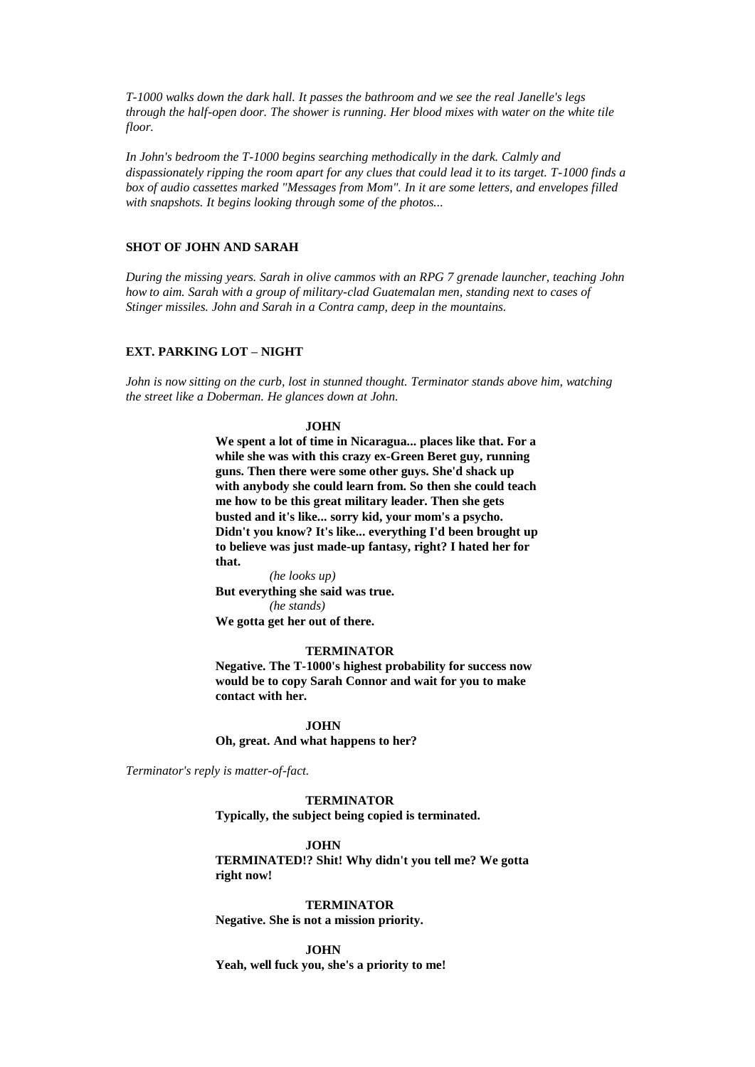*T-1000 walks down the dark hall. It passes the bathroom and we see the real Janelle's legs through the half-open door. The shower is running. Her blood mixes with water on the white tile floor.*

*In John's bedroom the T-1000 begins searching methodically in the dark. Calmly and dispassionately ripping the room apart for any clues that could lead it to its target. T-1000 finds a box of audio cassettes marked "Messages from Mom". In it are some letters, and envelopes filled with snapshots. It begins looking through some of the photos...*

**SHOT OF JOHN AND SARAH**

*During the missing years. Sarah in olive cammos with an RPG 7 grenade launcher, teaching John how to aim. Sarah with a group of military-clad Guatemalan men, standing next to cases of Stinger missiles. John and Sarah in a Contra camp, deep in the mountains.*

**EXT. PARKING LOT – NIGHT**

*John is now sitting on the curb, lost in stunned thought. Terminator stands above him, watching the street like a Doberman. He glances down at John.*

**JOHN**
**We spent a lot of time in Nicaragua... places like that. For a while she was with this crazy ex-Green Beret guy, running guns. Then there were some other guys. She'd shack up with anybody she could learn from. So then she could teach me how to be this great military leader. Then she gets busted and it's like... sorry kid, your mom's a psycho. Didn't you know? It's like... everything I'd been brought up to believe was just made-up fantasy, right? I hated her for that.**
*(he looks up)*
**But everything she said was true.**
*(he stands)*
**We gotta get her out of there.**

**TERMINATOR**
**Negative. The T-1000's highest probability for success now would be to copy Sarah Connor and wait for you to make contact with her.**

**JOHN**
**Oh, great. And what happens to her?**

*Terminator's reply is matter-of-fact.*

**TERMINATOR**
**Typically, the subject being copied is terminated.**

**JOHN**
**TERMINATED!? Shit! Why didn't you tell me? We gotta right now!**

**TERMINATOR**
**Negative. She is not a mission priority.**

**JOHN**
**Yeah, well fuck you, she's a priority to me!**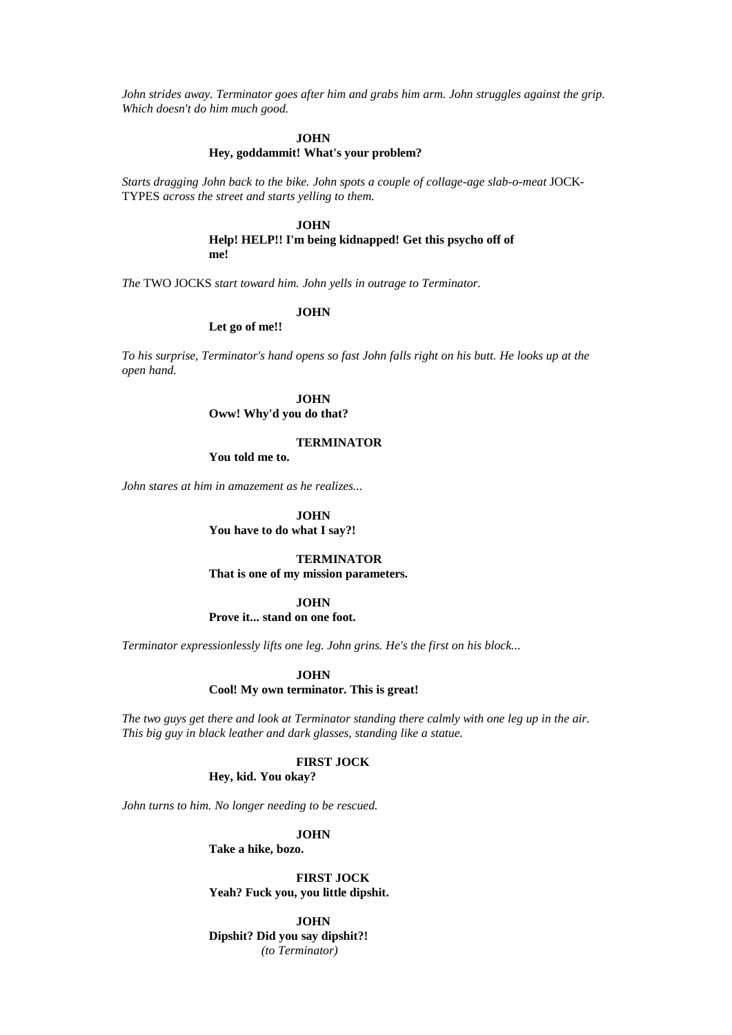*John strides away. Terminator goes after him and grabs him arm. John struggles against the grip. Which doesn't do him much good.*

**JOHN**
**Hey, goddammit! What's your problem?**

*Starts dragging John back to the bike. John spots a couple of collage-age slab-o-meat* JOCK-TYPES *across the street and starts yelling to them.*

**JOHN**
**Help! HELP!! I'm being kidnapped! Get this psycho off of me!**

*The* TWO JOCKS *start toward him. John yells in outrage to Terminator.*

**JOHN**
**Let go of me!!**

*To his surprise, Terminator's hand opens so fast John falls right on his butt. He looks up at the open hand.*

**JOHN**
**Oww! Why'd you do that?**

**TERMINATOR**
**You told me to.**

*John stares at him in amazement as he realizes...*

**JOHN**
**You have to do what I say?!**

**TERMINATOR**
**That is one of my mission parameters.**

**JOHN**
**Prove it... stand on one foot.**

*Terminator expressionlessly lifts one leg. John grins. He's the first on his block...*

**JOHN**
**Cool! My own terminator. This is great!**

*The two guys get there and look at Terminator standing there calmly with one leg up in the air. This big guy in black leather and dark glasses, standing like a statue.*

**FIRST JOCK**
**Hey, kid. You okay?**

*John turns to him. No longer needing to be rescued.*

**JOHN**
**Take a hike, bozo.**

**FIRST JOCK**
**Yeah? Fuck you, you little dipshit.**

**JOHN**
**Dipshit? Did you say dipshit?!**
*(to Terminator)*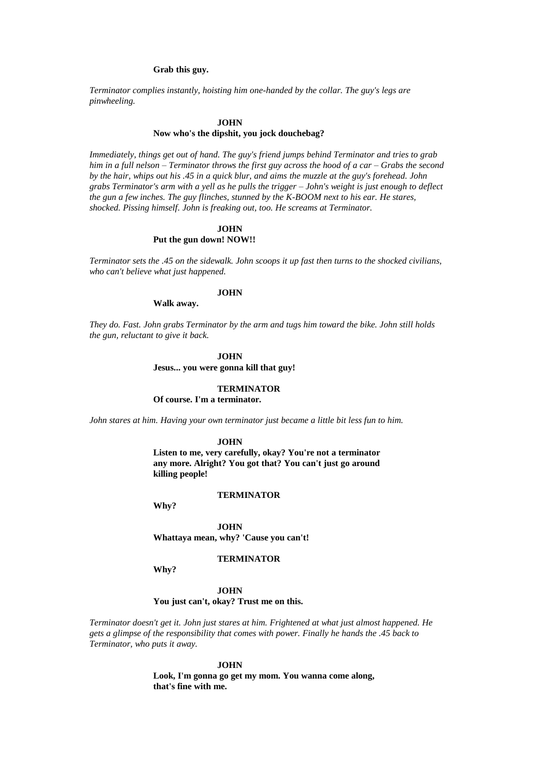**Grab this guy.**

*Terminator complies instantly, hoisting him one-handed by the collar. The guy's legs are pinwheeling.*

**JOHN**
**Now who's the dipshit, you jock douchebag?**

*Immediately, things get out of hand. The guy's friend jumps behind Terminator and tries to grab him in a full nelson – Terminator throws the first guy across the hood of a car – Grabs the second by the hair, whips out his .45 in a quick blur, and aims the muzzle at the guy's forehead. John grabs Terminator's arm with a yell as he pulls the trigger – John's weight is just enough to deflect the gun a few inches. The guy flinches, stunned by the K-BOOM next to his ear. He stares, shocked. Pissing himself. John is freaking out, too. He screams at Terminator.*

**JOHN**
**Put the gun down! NOW!!**

*Terminator sets the .45 on the sidewalk. John scoops it up fast then turns to the shocked civilians, who can't believe what just happened.*

**JOHN**
**Walk away.**

*They do. Fast. John grabs Terminator by the arm and tugs him toward the bike. John still holds the gun, reluctant to give it back.*

**JOHN**
**Jesus... you were gonna kill that guy!**

**TERMINATOR**
**Of course. I'm a terminator.**

*John stares at him. Having your own terminator just became a little bit less fun to him.*

**JOHN**
**Listen to me, very carefully, okay? You're not a terminator any more. Alright? You got that? You can't just go around killing people!**

**TERMINATOR**
**Why?**

**JOHN**
**Whattaya mean, why? 'Cause you can't!**

**TERMINATOR**
**Why?**

**JOHN**
**You just can't, okay? Trust me on this.**

*Terminator doesn't get it. John just stares at him. Frightened at what just almost happened. He gets a glimpse of the responsibility that comes with power. Finally he hands the .45 back to Terminator, who puts it away.*

**JOHN**
**Look, I'm gonna go get my mom. You wanna come along, that's fine with me.**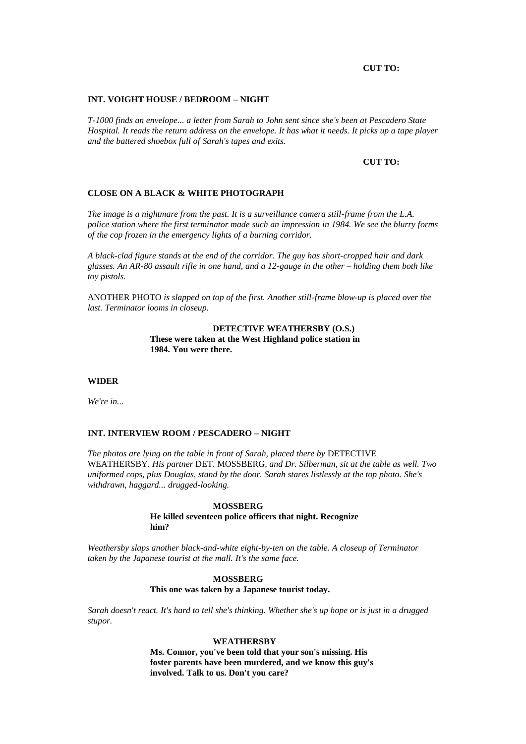**CUT TO:**

**INT. VOIGHT HOUSE / BEDROOM – NIGHT**

*T-1000 finds an envelope... a letter from Sarah to John sent since she's been at Pescadero State Hospital. It reads the return address on the envelope. It has what it needs. It picks up a tape player and the battered shoebox full of Sarah's tapes and exits.*

**CUT TO:**

**CLOSE ON A BLACK & WHITE PHOTOGRAPH**

*The image is a nightmare from the past. It is a surveillance camera still-frame from the L.A. police station where the first terminator made such an impression in 1984. We see the blurry forms of the cop frozen in the emergency lights of a burning corridor.*

*A black-clad figure stands at the end of the corridor. The guy has short-cropped hair and dark glasses. An AR-80 assault rifle in one hand, and a 12-gauge in the other – holding them both like toy pistols.*

ANOTHER PHOTO *is slapped on top of the first. Another still-frame blow-up is placed over the last. Terminator looms in closeup.*

**DETECTIVE WEATHERSBY (O.S.)**
**These were taken at the West Highland police station in 1984. You were there.**

**WIDER**

*We're in...*

**INT. INTERVIEW ROOM / PESCADERO – NIGHT**

*The photos are lying on the table in front of Sarah, placed there by* DETECTIVE WEATHERSBY. *His partner* DET. MOSSBERG, *and Dr. Silberman, sit at the table as well. Two uniformed cops, plus Douglas, stand by the door. Sarah stares listlessly at the top photo. She's withdrawn, haggard... drugged-looking.*

**MOSSBERG**
**He killed seventeen police officers that night. Recognize him?**

*Weathersby slaps another black-and-white eight-by-ten on the table. A closeup of Terminator taken by the Japanese tourist at the mall. It's the same face.*

**MOSSBERG**
**This one was taken by a Japanese tourist today.**

*Sarah doesn't react. It's hard to tell she's thinking. Whether she's up hope or is just in a drugged stupor.*

**WEATHERSBY**
**Ms. Connor, you've been told that your son's missing. His foster parents have been murdered, and we know this guy's involved. Talk to us. Don't you care?**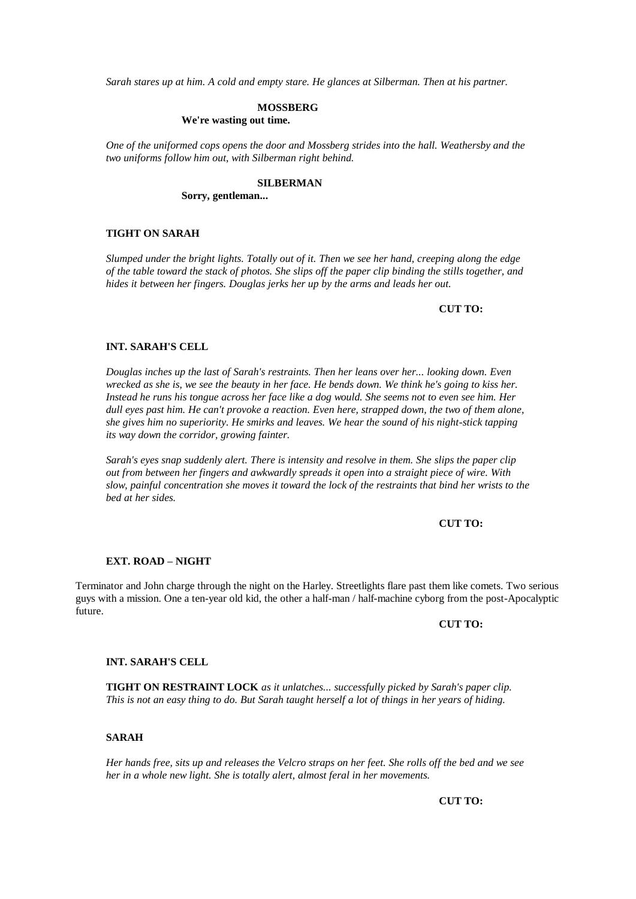*Sarah stares up at him. A cold and empty stare. He glances at Silberman. Then at his partner.*

**MOSSBERG**
**We're wasting out time.**

*One of the uniformed cops opens the door and Mossberg strides into the hall. Weathersby and the two uniforms follow him out, with Silberman right behind.*

**SILBERMAN**
**Sorry, gentleman...**

**TIGHT ON SARAH**

*Slumped under the bright lights. Totally out of it. Then we see her hand, creeping along the edge of the table toward the stack of photos. She slips off the paper clip binding the stills together, and hides it between her fingers. Douglas jerks her up by the arms and leads her out.*

**CUT TO:**

**INT. SARAH'S CELL**

*Douglas inches up the last of Sarah's restraints. Then her leans over her... looking down. Even wrecked as she is, we see the beauty in her face. He bends down. We think he's going to kiss her. Instead he runs his tongue across her face like a dog would. She seems not to even see him. Her dull eyes past him. He can't provoke a reaction. Even here, strapped down, the two of them alone, she gives him no superiority. He smirks and leaves. We hear the sound of his night-stick tapping its way down the corridor, growing fainter.*

*Sarah's eyes snap suddenly alert. There is intensity and resolve in them. She slips the paper clip out from between her fingers and awkwardly spreads it open into a straight piece of wire. With slow, painful concentration she moves it toward the lock of the restraints that bind her wrists to the bed at her sides.*

**CUT TO:**

**EXT. ROAD – NIGHT**

Terminator and John charge through the night on the Harley. Streetlights flare past them like comets. Two serious guys with a mission. One a ten-year old kid, the other a half-man / half-machine cyborg from the post-Apocalyptic future.

**CUT TO:**

**INT. SARAH'S CELL**

**TIGHT ON RESTRAINT LOCK** *as it unlatches... successfully picked by Sarah's paper clip. This is not an easy thing to do. But Sarah taught herself a lot of things in her years of hiding.*

**SARAH**

*Her hands free, sits up and releases the Velcro straps on her feet. She rolls off the bed and we see her in a whole new light. She is totally alert, almost feral in her movements.*

**CUT TO:**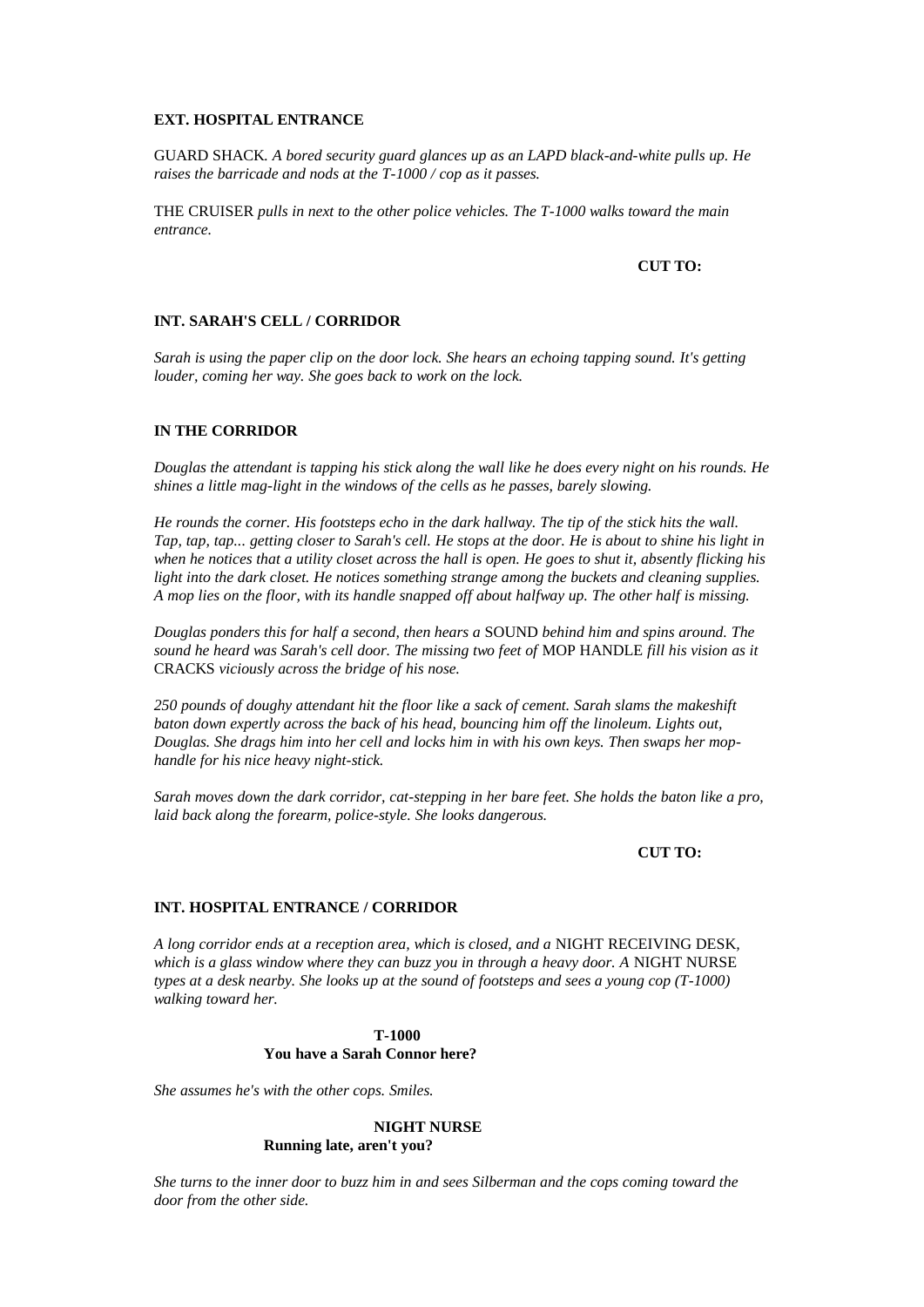**EXT. HOSPITAL ENTRANCE**

GUARD SHACK. *A bored security guard glances up as an LAPD black-and-white pulls up. He raises the barricade and nods at the T-1000 / cop as it passes.*

THE CRUISER *pulls in next to the other police vehicles. The T-1000 walks toward the main entrance.*

**CUT TO:**

**INT. SARAH'S CELL / CORRIDOR**

*Sarah is using the paper clip on the door lock. She hears an echoing tapping sound. It's getting louder, coming her way. She goes back to work on the lock.*

**IN THE CORRIDOR**

*Douglas the attendant is tapping his stick along the wall like he does every night on his rounds. He shines a little mag-light in the windows of the cells as he passes, barely slowing.*

*He rounds the corner. His footsteps echo in the dark hallway. The tip of the stick hits the wall. Tap, tap, tap... getting closer to Sarah's cell. He stops at the door. He is about to shine his light in when he notices that a utility closet across the hall is open. He goes to shut it, absently flicking his light into the dark closet. He notices something strange among the buckets and cleaning supplies. A mop lies on the floor, with its handle snapped off about halfway up. The other half is missing.*

*Douglas ponders this for half a second, then hears a* SOUND *behind him and spins around. The sound he heard was Sarah's cell door. The missing two feet of* MOP HANDLE *fill his vision as it* CRACKS *viciously across the bridge of his nose.*

*250 pounds of doughy attendant hit the floor like a sack of cement. Sarah slams the makeshift baton down expertly across the back of his head, bouncing him off the linoleum. Lights out, Douglas. She drags him into her cell and locks him in with his own keys. Then swaps her mop-handle for his nice heavy night-stick.*

*Sarah moves down the dark corridor, cat-stepping in her bare feet. She holds the baton like a pro, laid back along the forearm, police-style. She looks dangerous.*

**CUT TO:**

**INT. HOSPITAL ENTRANCE / CORRIDOR**

*A long corridor ends at a reception area, which is closed, and a* NIGHT RECEIVING DESK, *which is a glass window where they can buzz you in through a heavy door. A* NIGHT NURSE *types at a desk nearby. She looks up at the sound of footsteps and sees a young cop (T-1000) walking toward her.*

**T-1000**
**You have a Sarah Connor here?**

*She assumes he's with the other cops. Smiles.*

**NIGHT NURSE**
**Running late, aren't you?**

*She turns to the inner door to buzz him in and sees Silberman and the cops coming toward the door from the other side.*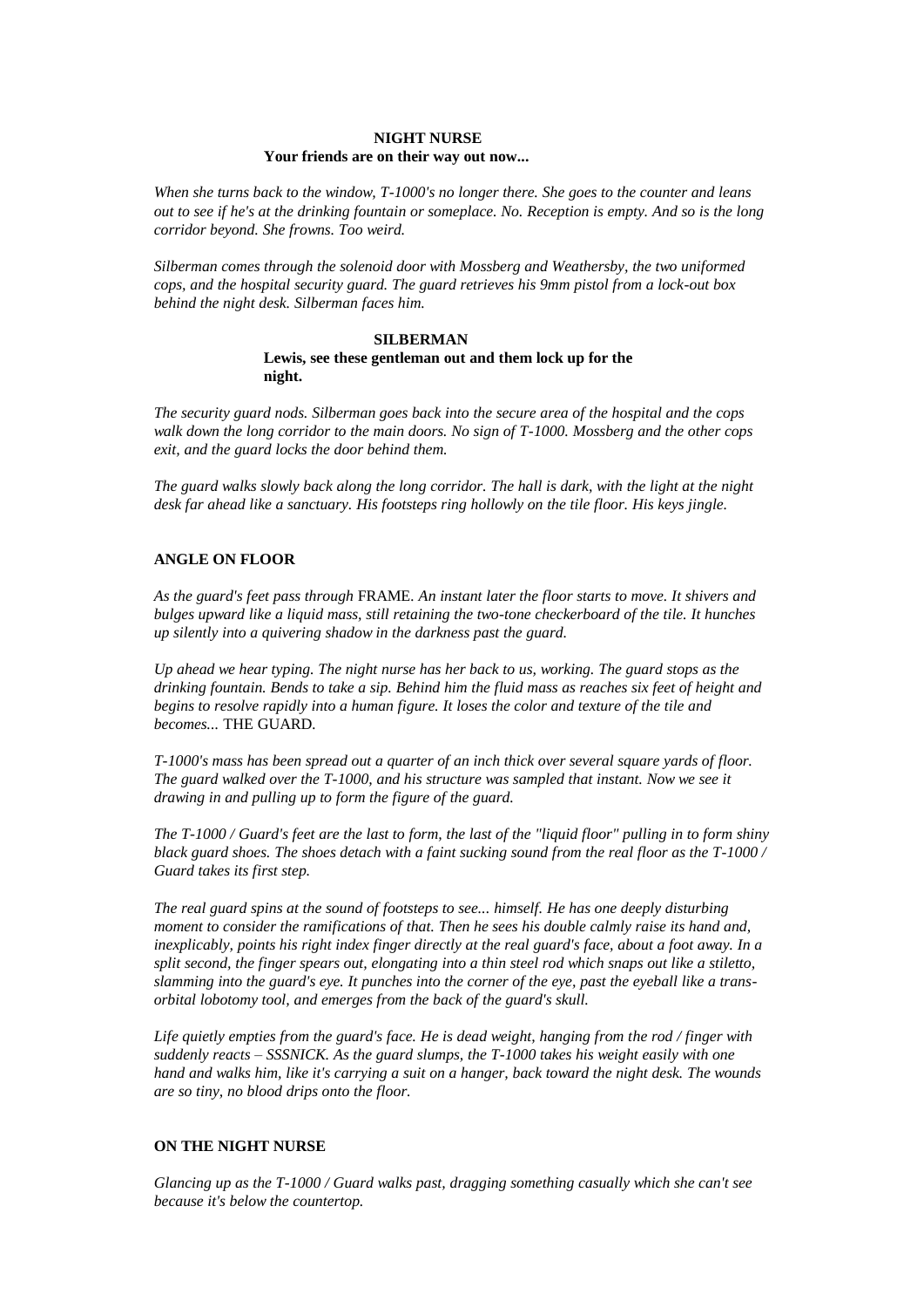**NIGHT NURSE**
**Your friends are on their way out now...**

*When she turns back to the window, T-1000's no longer there. She goes to the counter and leans out to see if he's at the drinking fountain or someplace. No. Reception is empty. And so is the long corridor beyond. She frowns. Too weird.*

*Silberman comes through the solenoid door with Mossberg and Weathersby, the two uniformed cops, and the hospital security guard. The guard retrieves his 9mm pistol from a lock-out box behind the night desk. Silberman faces him.*

**SILBERMAN**
**Lewis, see these gentleman out and them lock up for the night.**

*The security guard nods. Silberman goes back into the secure area of the hospital and the cops walk down the long corridor to the main doors. No sign of T-1000. Mossberg and the other cops exit, and the guard locks the door behind them.*

*The guard walks slowly back along the long corridor. The hall is dark, with the light at the night desk far ahead like a sanctuary. His footsteps ring hollowly on the tile floor. His keys jingle.*

**ANGLE ON FLOOR**

*As the guard's feet pass through* FRAME. *An instant later the floor starts to move. It shivers and bulges upward like a liquid mass, still retaining the two-tone checkerboard of the tile. It hunches up silently into a quivering shadow in the darkness past the guard.*

*Up ahead we hear typing. The night nurse has her back to us, working. The guard stops as the drinking fountain. Bends to take a sip. Behind him the fluid mass as reaches six feet of height and begins to resolve rapidly into a human figure. It loses the color and texture of the tile and becomes...* THE GUARD.

*T-1000's mass has been spread out a quarter of an inch thick over several square yards of floor. The guard walked over the T-1000, and his structure was sampled that instant. Now we see it drawing in and pulling up to form the figure of the guard.*

*The T-1000 / Guard's feet are the last to form, the last of the "liquid floor" pulling in to form shiny black guard shoes. The shoes detach with a faint sucking sound from the real floor as the T-1000 / Guard takes its first step.*

*The real guard spins at the sound of footsteps to see... himself. He has one deeply disturbing moment to consider the ramifications of that. Then he sees his double calmly raise its hand and, inexplicably, points his right index finger directly at the real guard's face, about a foot away. In a split second, the finger spears out, elongating into a thin steel rod which snaps out like a stiletto, slamming into the guard's eye. It punches into the corner of the eye, past the eyeball like a trans-orbital lobotomy tool, and emerges from the back of the guard's skull.*

*Life quietly empties from the guard's face. He is dead weight, hanging from the rod / finger with suddenly reacts – SSSNICK. As the guard slumps, the T-1000 takes his weight easily with one hand and walks him, like it's carrying a suit on a hanger, back toward the night desk. The wounds are so tiny, no blood drips onto the floor.*

**ON THE NIGHT NURSE**

*Glancing up as the T-1000 / Guard walks past, dragging something casually which she can't see because it's below the countertop.*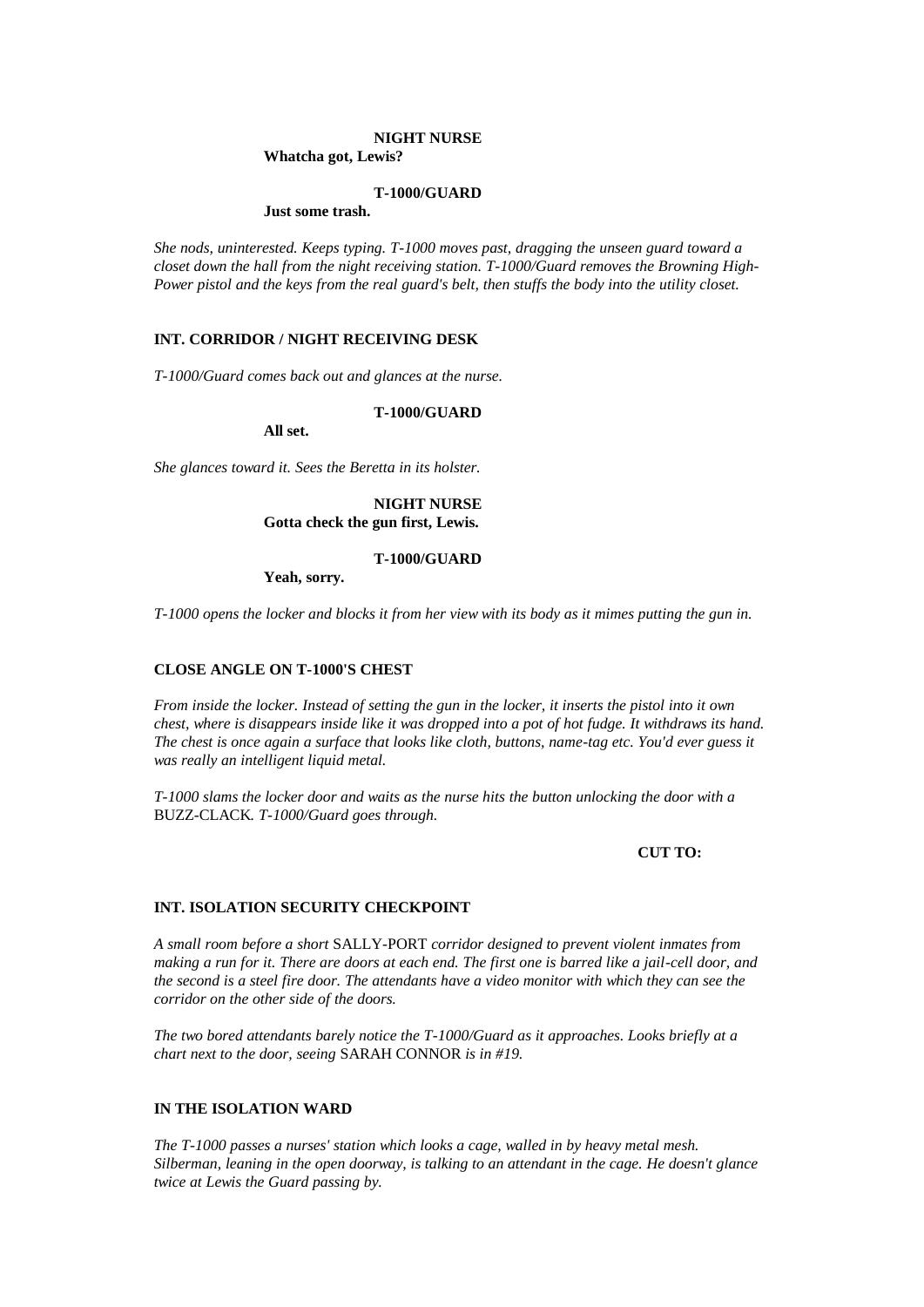**NIGHT NURSE**
**Whatcha got, Lewis?**

**T-1000/GUARD**
**Just some trash.**

*She nods, uninterested. Keeps typing. T-1000 moves past, dragging the unseen guard toward a closet down the hall from the night receiving station. T-1000/Guard removes the Browning High-Power pistol and the keys from the real guard's belt, then stuffs the body into the utility closet.*

**INT. CORRIDOR / NIGHT RECEIVING DESK**

*T-1000/Guard comes back out and glances at the nurse.*

**T-1000/GUARD**
**All set.**

*She glances toward it. Sees the Beretta in its holster.*

**NIGHT NURSE**
**Gotta check the gun first, Lewis.**

**T-1000/GUARD**
**Yeah, sorry.**

*T-1000 opens the locker and blocks it from her view with its body as it mimes putting the gun in.*

**CLOSE ANGLE ON T-1000'S CHEST**

*From inside the locker. Instead of setting the gun in the locker, it inserts the pistol into it own chest, where is disappears inside like it was dropped into a pot of hot fudge. It withdraws its hand. The chest is once again a surface that looks like cloth, buttons, name-tag etc. You'd ever guess it was really an intelligent liquid metal.*

*T-1000 slams the locker door and waits as the nurse hits the button unlocking the door with a* BUZZ-CLACK*. T-1000/Guard goes through.*

**CUT TO:**

**INT. ISOLATION SECURITY CHECKPOINT**

*A small room before a short* SALLY-PORT *corridor designed to prevent violent inmates from making a run for it. There are doors at each end. The first one is barred like a jail-cell door, and the second is a steel fire door. The attendants have a video monitor with which they can see the corridor on the other side of the doors.*

*The two bored attendants barely notice the T-1000/Guard as it approaches. Looks briefly at a chart next to the door, seeing* SARAH CONNOR *is in #19.*

**IN THE ISOLATION WARD**

*The T-1000 passes a nurses' station which looks a cage, walled in by heavy metal mesh. Silberman, leaning in the open doorway, is talking to an attendant in the cage. He doesn't glance twice at Lewis the Guard passing by.*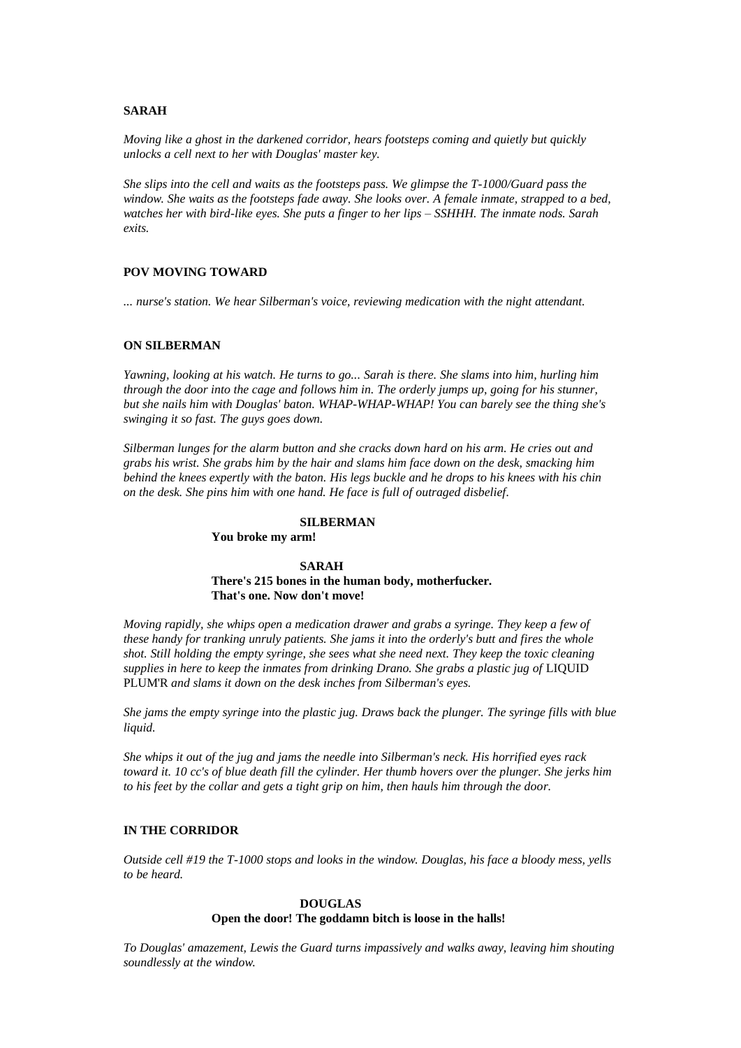**SARAH**

*Moving like a ghost in the darkened corridor, hears footsteps coming and quietly but quickly unlocks a cell next to her with Douglas' master key.*

*She slips into the cell and waits as the footsteps pass. We glimpse the T-1000/Guard pass the window. She waits as the footsteps fade away. She looks over. A female inmate, strapped to a bed, watches her with bird-like eyes. She puts a finger to her lips – SSHHH. The inmate nods. Sarah exits.*

**POV MOVING TOWARD**

*... nurse's station. We hear Silberman's voice, reviewing medication with the night attendant.*

**ON SILBERMAN**

*Yawning, looking at his watch. He turns to go... Sarah is there. She slams into him, hurling him through the door into the cage and follows him in. The orderly jumps up, going for his stunner, but she nails him with Douglas' baton. WHAP-WHAP-WHAP! You can barely see the thing she's swinging it so fast. The guys goes down.*

*Silberman lunges for the alarm button and she cracks down hard on his arm. He cries out and grabs his wrist. She grabs him by the hair and slams him face down on the desk, smacking him behind the knees expertly with the baton. His legs buckle and he drops to his knees with his chin on the desk. She pins him with one hand. He face is full of outraged disbelief.*

**SILBERMAN**
**You broke my arm!**

**SARAH**
**There's 215 bones in the human body, motherfucker.**
**That's one. Now don't move!**

*Moving rapidly, she whips open a medication drawer and grabs a syringe. They keep a few of these handy for tranking unruly patients. She jams it into the orderly's butt and fires the whole shot. Still holding the empty syringe, she sees what she need next. They keep the toxic cleaning supplies in here to keep the inmates from drinking Drano. She grabs a plastic jug of* LIQUID PLUM'R *and slams it down on the desk inches from Silberman's eyes.*

*She jams the empty syringe into the plastic jug. Draws back the plunger. The syringe fills with blue liquid.*

*She whips it out of the jug and jams the needle into Silberman's neck. His horrified eyes rack toward it. 10 cc's of blue death fill the cylinder. Her thumb hovers over the plunger. She jerks him to his feet by the collar and gets a tight grip on him, then hauls him through the door.*

**IN THE CORRIDOR**

*Outside cell #19 the T-1000 stops and looks in the window. Douglas, his face a bloody mess, yells to be heard.*

**DOUGLAS**
**Open the door! The goddamn bitch is loose in the halls!**

*To Douglas' amazement, Lewis the Guard turns impassively and walks away, leaving him shouting soundlessly at the window.*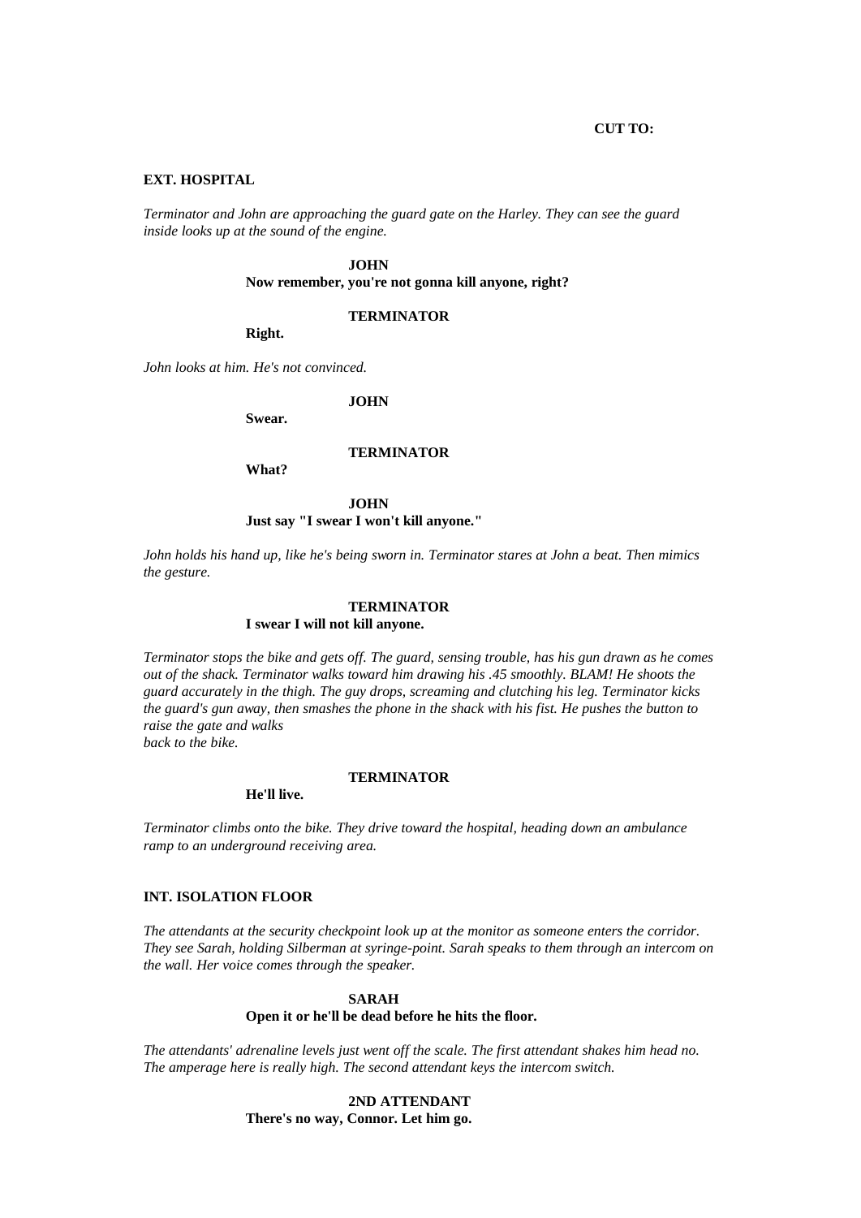**CUT TO:**

**EXT. HOSPITAL**

*Terminator and John are approaching the guard gate on the Harley. They can see the guard inside looks up at the sound of the engine.*

**JOHN**
**Now remember, you're not gonna kill anyone, right?**

**TERMINATOR**
**Right.**

*John looks at him. He's not convinced.*

**JOHN**
**Swear.**

**TERMINATOR**
**What?**

**JOHN**
**Just say "I swear I won't kill anyone."**

*John holds his hand up, like he's being sworn in. Terminator stares at John a beat. Then mimics the gesture.*

**TERMINATOR**
**I swear I will not kill anyone.**

*Terminator stops the bike and gets off. The guard, sensing trouble, has his gun drawn as he comes out of the shack. Terminator walks toward him drawing his .45 smoothly. BLAM! He shoots the guard accurately in the thigh. The guy drops, screaming and clutching his leg. Terminator kicks the guard's gun away, then smashes the phone in the shack with his fist. He pushes the button to raise the gate and walks back to the bike.*

**TERMINATOR**
**He'll live.**

*Terminator climbs onto the bike. They drive toward the hospital, heading down an ambulance ramp to an underground receiving area.*

**INT. ISOLATION FLOOR**

*The attendants at the security checkpoint look up at the monitor as someone enters the corridor. They see Sarah, holding Silberman at syringe-point. Sarah speaks to them through an intercom on the wall. Her voice comes through the speaker.*

**SARAH**
**Open it or he'll be dead before he hits the floor.**

*The attendants' adrenaline levels just went off the scale. The first attendant shakes him head no. The amperage here is really high. The second attendant keys the intercom switch.*

**2ND ATTENDANT**
**There's no way, Connor. Let him go.**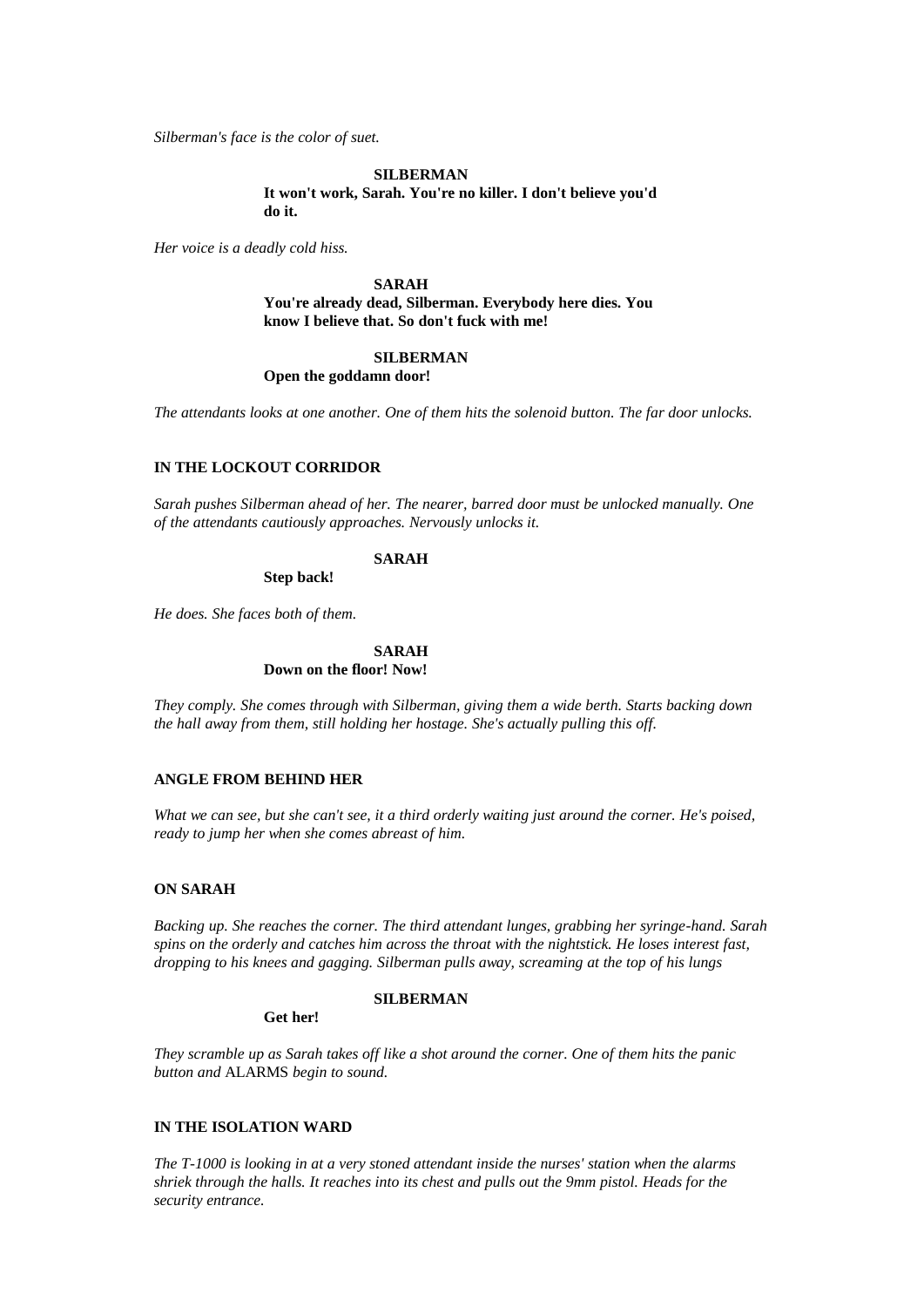*Silberman's face is the color of suet.*

**SILBERMAN**
**It won't work, Sarah. You're no killer. I don't believe you'd do it.**

*Her voice is a deadly cold hiss.*

**SARAH**
**You're already dead, Silberman. Everybody here dies. You know I believe that. So don't fuck with me!**

**SILBERMAN**
**Open the goddamn door!**

*The attendants looks at one another. One of them hits the solenoid button. The far door unlocks.*

**IN THE LOCKOUT CORRIDOR**

*Sarah pushes Silberman ahead of her. The nearer, barred door must be unlocked manually. One of the attendants cautiously approaches. Nervously unlocks it.*

**SARAH**
**Step back!**

*He does. She faces both of them.*

**SARAH**
**Down on the floor! Now!**

*They comply. She comes through with Silberman, giving them a wide berth. Starts backing down the hall away from them, still holding her hostage. She's actually pulling this off.*

**ANGLE FROM BEHIND HER**

*What we can see, but she can't see, it a third orderly waiting just around the corner. He's poised, ready to jump her when she comes abreast of him.*

**ON SARAH**

*Backing up. She reaches the corner. The third attendant lunges, grabbing her syringe-hand. Sarah spins on the orderly and catches him across the throat with the nightstick. He loses interest fast, dropping to his knees and gagging. Silberman pulls away, screaming at the top of his lungs*

**SILBERMAN**
**Get her!**

*They scramble up as Sarah takes off like a shot around the corner. One of them hits the panic button and* ALARMS *begin to sound.*

**IN THE ISOLATION WARD**

*The T-1000 is looking in at a very stoned attendant inside the nurses' station when the alarms shriek through the halls. It reaches into its chest and pulls out the 9mm pistol. Heads for the security entrance.*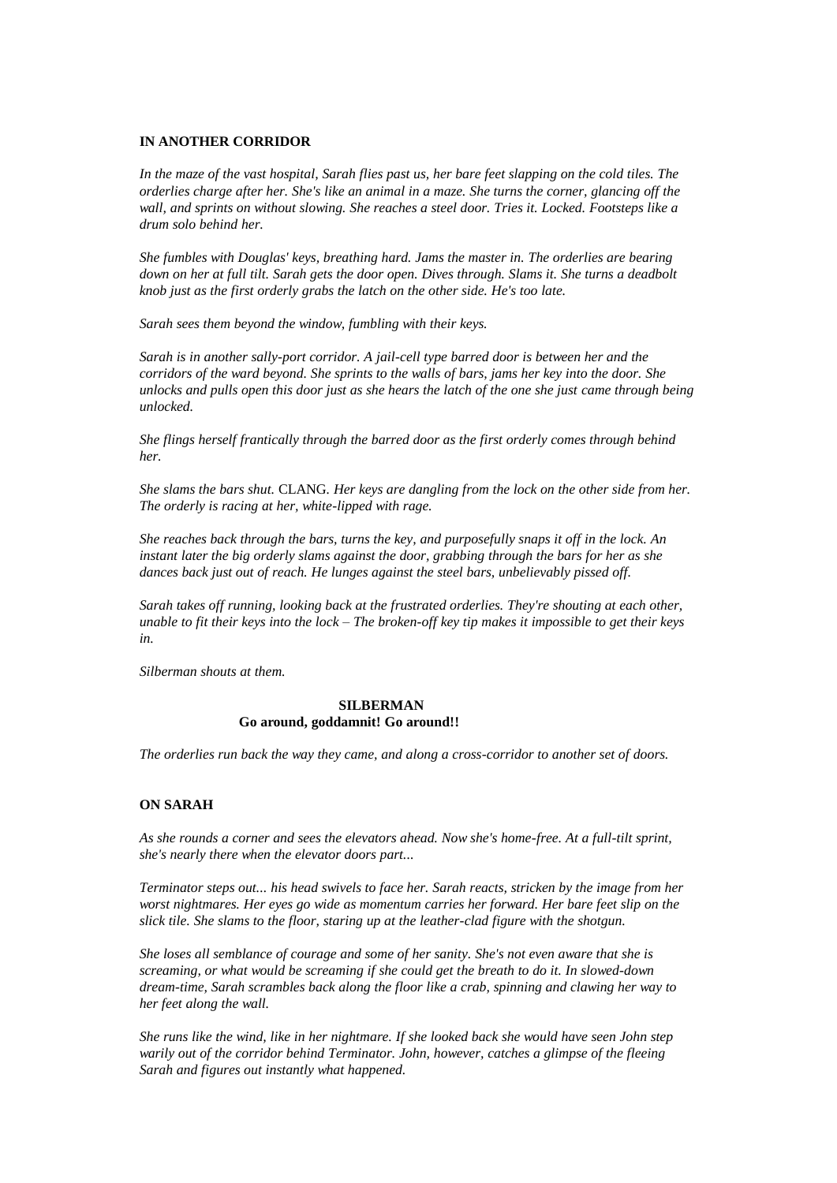**IN ANOTHER CORRIDOR**

*In the maze of the vast hospital, Sarah flies past us, her bare feet slapping on the cold tiles. The orderlies charge after her. She's like an animal in a maze. She turns the corner, glancing off the wall, and sprints on without slowing. She reaches a steel door. Tries it. Locked. Footsteps like a drum solo behind her.*

*She fumbles with Douglas' keys, breathing hard. Jams the master in. The orderlies are bearing down on her at full tilt. Sarah gets the door open. Dives through. Slams it. She turns a deadbolt knob just as the first orderly grabs the latch on the other side. He's too late.*

*Sarah sees them beyond the window, fumbling with their keys.*

*Sarah is in another sally-port corridor. A jail-cell type barred door is between her and the corridors of the ward beyond. She sprints to the walls of bars, jams her key into the door. She unlocks and pulls open this door just as she hears the latch of the one she just came through being unlocked.*

*She flings herself frantically through the barred door as the first orderly comes through behind her.*

*She slams the bars shut.* CLANG. *Her keys are dangling from the lock on the other side from her. The orderly is racing at her, white-lipped with rage.*

*She reaches back through the bars, turns the key, and purposefully snaps it off in the lock. An instant later the big orderly slams against the door, grabbing through the bars for her as she dances back just out of reach. He lunges against the steel bars, unbelievably pissed off.*

*Sarah takes off running, looking back at the frustrated orderlies. They're shouting at each other, unable to fit their keys into the lock – The broken-off key tip makes it impossible to get their keys in.*

*Silberman shouts at them.*

**SILBERMAN**
**Go around, goddamnit! Go around!!**

*The orderlies run back the way they came, and along a cross-corridor to another set of doors.*

**ON SARAH**

*As she rounds a corner and sees the elevators ahead. Now she's home-free. At a full-tilt sprint, she's nearly there when the elevator doors part...*

*Terminator steps out... his head swivels to face her. Sarah reacts, stricken by the image from her worst nightmares. Her eyes go wide as momentum carries her forward. Her bare feet slip on the slick tile. She slams to the floor, staring up at the leather-clad figure with the shotgun.*

*She loses all semblance of courage and some of her sanity. She's not even aware that she is screaming, or what would be screaming if she could get the breath to do it. In slowed-down dream-time, Sarah scrambles back along the floor like a crab, spinning and clawing her way to her feet along the wall.*

*She runs like the wind, like in her nightmare. If she looked back she would have seen John step warily out of the corridor behind Terminator. John, however, catches a glimpse of the fleeing Sarah and figures out instantly what happened.*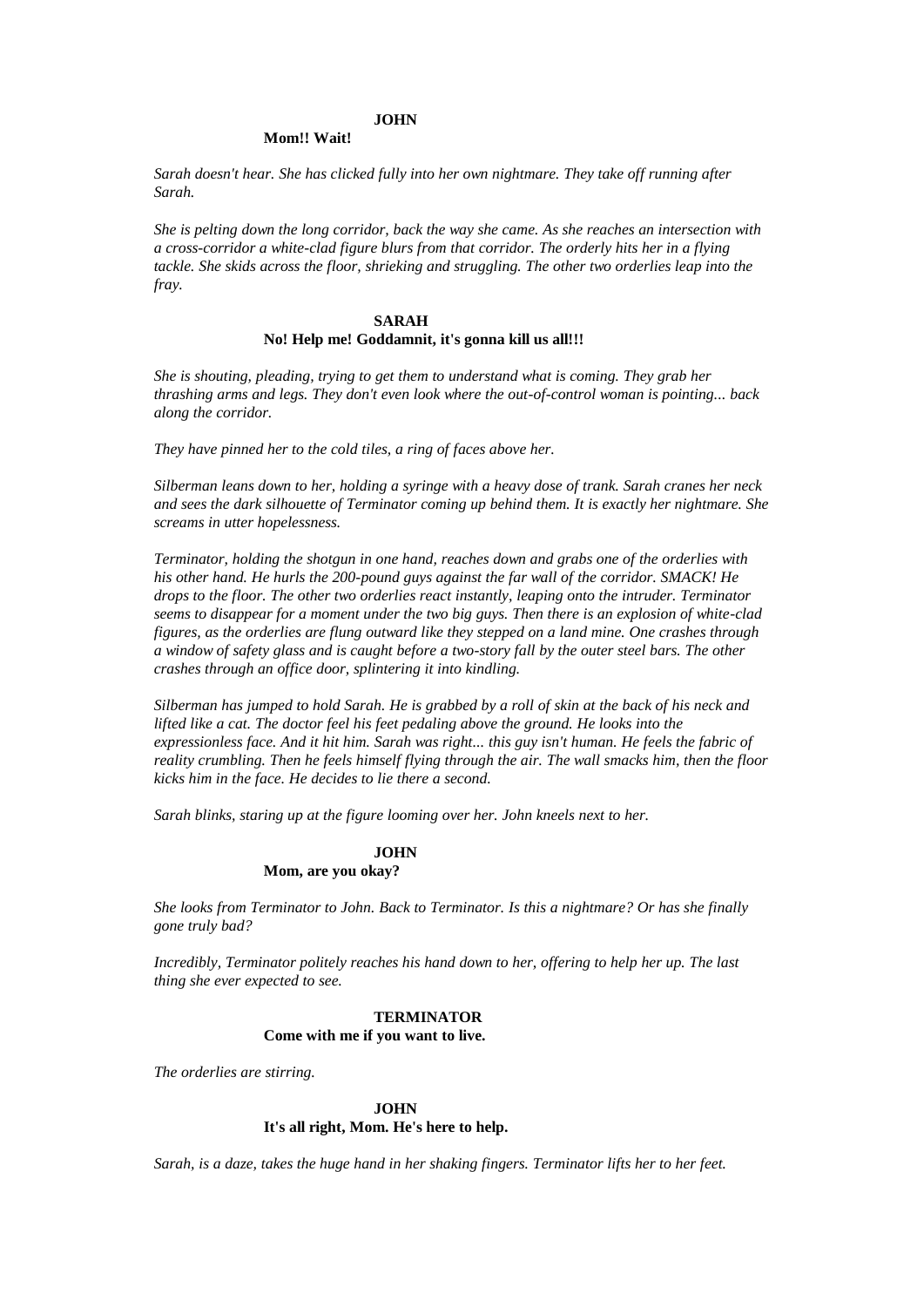**JOHN**

**Mom!! Wait!**

*Sarah doesn't hear. She has clicked fully into her own nightmare. They take off running after Sarah.*

*She is pelting down the long corridor, back the way she came. As she reaches an intersection with a cross-corridor a white-clad figure blurs from that corridor. The orderly hits her in a flying tackle. She skids across the floor, shrieking and struggling. The other two orderlies leap into the fray.*

**SARAH**

**No! Help me! Goddamnit, it's gonna kill us all!!!**

*She is shouting, pleading, trying to get them to understand what is coming. They grab her thrashing arms and legs. They don't even look where the out-of-control woman is pointing... back along the corridor.*

*They have pinned her to the cold tiles, a ring of faces above her.*

*Silberman leans down to her, holding a syringe with a heavy dose of trank. Sarah cranes her neck and sees the dark silhouette of Terminator coming up behind them. It is exactly her nightmare. She screams in utter hopelessness.*

*Terminator, holding the shotgun in one hand, reaches down and grabs one of the orderlies with his other hand. He hurls the 200-pound guys against the far wall of the corridor. SMACK! He drops to the floor. The other two orderlies react instantly, leaping onto the intruder. Terminator seems to disappear for a moment under the two big guys. Then there is an explosion of white-clad figures, as the orderlies are flung outward like they stepped on a land mine. One crashes through a window of safety glass and is caught before a two-story fall by the outer steel bars. The other crashes through an office door, splintering it into kindling.*

*Silberman has jumped to hold Sarah. He is grabbed by a roll of skin at the back of his neck and lifted like a cat. The doctor feel his feet pedaling above the ground. He looks into the expressionless face. And it hit him. Sarah was right... this guy isn't human. He feels the fabric of reality crumbling. Then he feels himself flying through the air. The wall smacks him, then the floor kicks him in the face. He decides to lie there a second.*

*Sarah blinks, staring up at the figure looming over her. John kneels next to her.*

**JOHN**

**Mom, are you okay?**

*She looks from Terminator to John. Back to Terminator. Is this a nightmare? Or has she finally gone truly bad?*

*Incredibly, Terminator politely reaches his hand down to her, offering to help her up. The last thing she ever expected to see.*

**TERMINATOR**

**Come with me if you want to live.**

*The orderlies are stirring.*

**JOHN**

**It's all right, Mom. He's here to help.**

*Sarah, is a daze, takes the huge hand in her shaking fingers. Terminator lifts her to her feet.*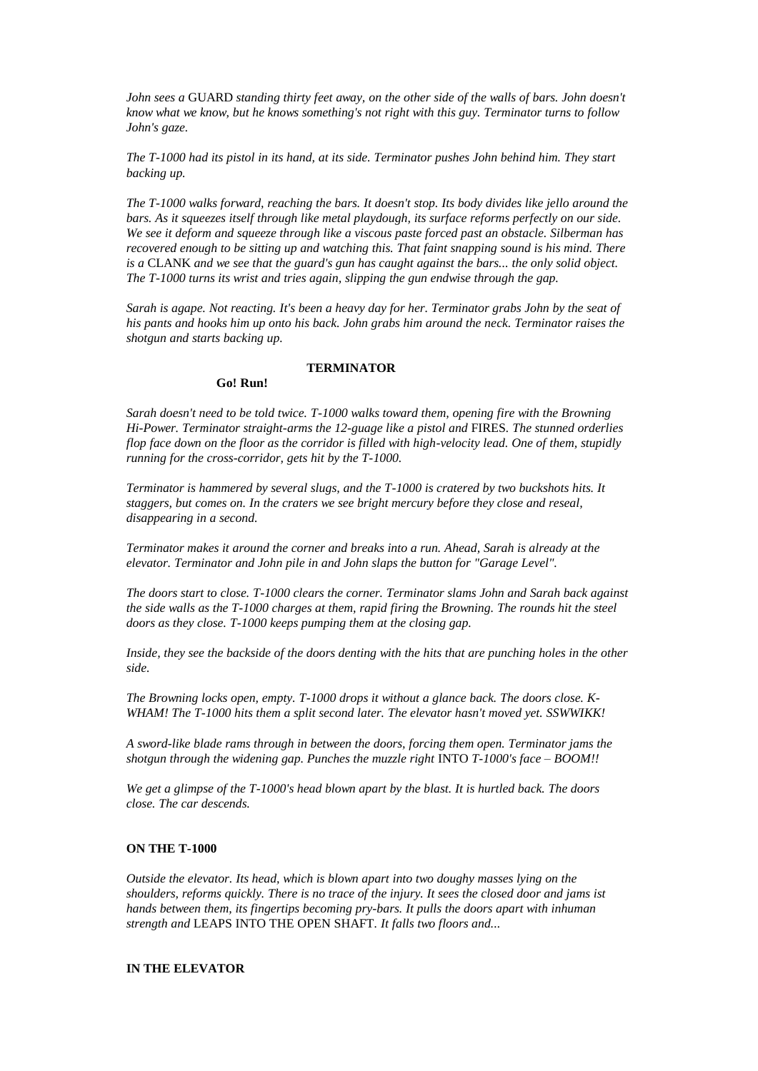*John sees a* GUARD *standing thirty feet away, on the other side of the walls of bars. John doesn't know what we know, but he knows something's not right with this guy. Terminator turns to follow John's gaze.*

*The T-1000 had its pistol in its hand, at its side. Terminator pushes John behind him. They start backing up.*

*The T-1000 walks forward, reaching the bars. It doesn't stop. Its body divides like jello around the bars. As it squeezes itself through like metal playdough, its surface reforms perfectly on our side. We see it deform and squeeze through like a viscous paste forced past an obstacle. Silberman has recovered enough to be sitting up and watching this. That faint snapping sound is his mind. There is a* CLANK *and we see that the guard's gun has caught against the bars... the only solid object. The T-1000 turns its wrist and tries again, slipping the gun endwise through the gap.*

*Sarah is agape. Not reacting. It's been a heavy day for her. Terminator grabs John by the seat of his pants and hooks him up onto his back. John grabs him around the neck. Terminator raises the shotgun and starts backing up.*

**TERMINATOR**

**Go! Run!**

*Sarah doesn't need to be told twice. T-1000 walks toward them, opening fire with the Browning Hi-Power. Terminator straight-arms the 12-guage like a pistol and* FIRES. *The stunned orderlies flop face down on the floor as the corridor is filled with high-velocity lead. One of them, stupidly running for the cross-corridor, gets hit by the T-1000.*

*Terminator is hammered by several slugs, and the T-1000 is cratered by two buckshots hits. It staggers, but comes on. In the craters we see bright mercury before they close and reseal, disappearing in a second.*

*Terminator makes it around the corner and breaks into a run. Ahead, Sarah is already at the elevator. Terminator and John pile in and John slaps the button for "Garage Level".*

*The doors start to close. T-1000 clears the corner. Terminator slams John and Sarah back against the side walls as the T-1000 charges at them, rapid firing the Browning. The rounds hit the steel doors as they close. T-1000 keeps pumping them at the closing gap.*

*Inside, they see the backside of the doors denting with the hits that are punching holes in the other side.*

*The Browning locks open, empty. T-1000 drops it without a glance back. The doors close. K-WHAM! The T-1000 hits them a split second later. The elevator hasn't moved yet. SSWWIKK!*

*A sword-like blade rams through in between the doors, forcing them open. Terminator jams the shotgun through the widening gap. Punches the muzzle right* INTO *T-1000's face – BOOM!!*

*We get a glimpse of the T-1000's head blown apart by the blast. It is hurtled back. The doors close. The car descends.*

**ON THE T-1000**

*Outside the elevator. Its head, which is blown apart into two doughy masses lying on the shoulders, reforms quickly. There is no trace of the injury. It sees the closed door and jams ist hands between them, its fingertips becoming pry-bars. It pulls the doors apart with inhuman strength and* LEAPS INTO THE OPEN SHAFT. *It falls two floors and...*

**IN THE ELEVATOR**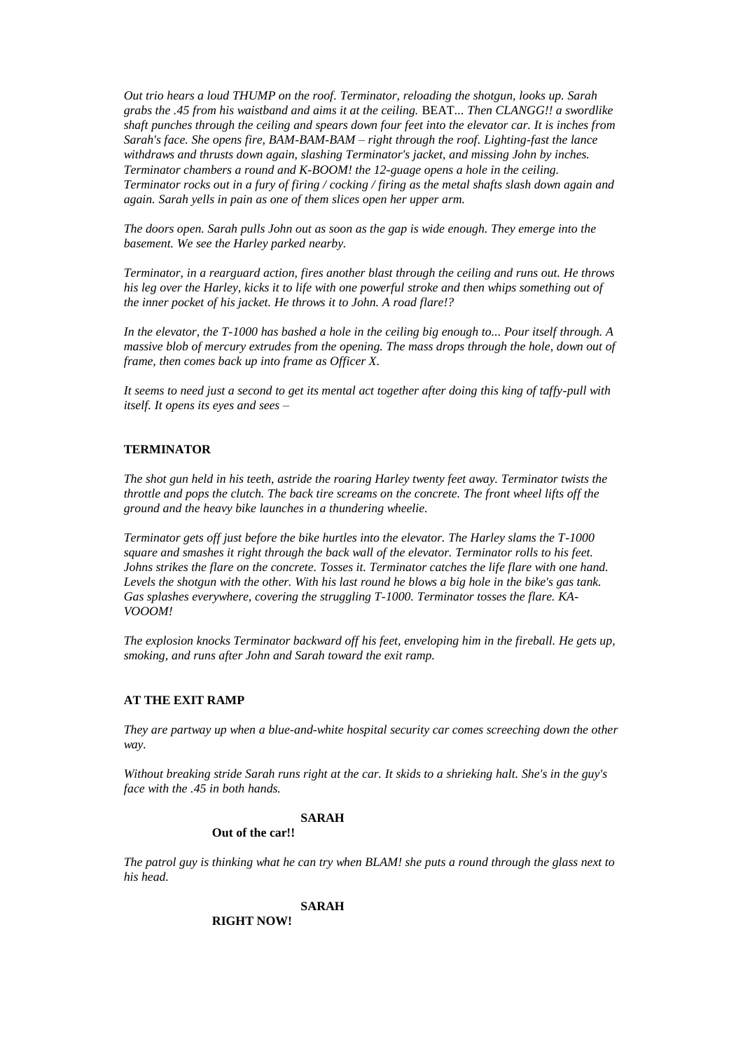*Out trio hears a loud THUMP on the roof. Terminator, reloading the shotgun, looks up. Sarah grabs the .45 from his waistband and aims it at the ceiling.* BEAT*... Then CLANGG!! a swordlike shaft punches through the ceiling and spears down four feet into the elevator car. It is inches from Sarah's face. She opens fire, BAM-BAM-BAM – right through the roof. Lighting-fast the lance withdraws and thrusts down again, slashing Terminator's jacket, and missing John by inches. Terminator chambers a round and K-BOOM! the 12-guage opens a hole in the ceiling. Terminator rocks out in a fury of firing / cocking / firing as the metal shafts slash down again and again. Sarah yells in pain as one of them slices open her upper arm.*

*The doors open. Sarah pulls John out as soon as the gap is wide enough. They emerge into the basement. We see the Harley parked nearby.*

*Terminator, in a rearguard action, fires another blast through the ceiling and runs out. He throws his leg over the Harley, kicks it to life with one powerful stroke and then whips something out of the inner pocket of his jacket. He throws it to John. A road flare!?*

*In the elevator, the T-1000 has bashed a hole in the ceiling big enough to... Pour itself through. A massive blob of mercury extrudes from the opening. The mass drops through the hole, down out of frame, then comes back up into frame as Officer X.*

*It seems to need just a second to get its mental act together after doing this king of taffy-pull with itself. It opens its eyes and sees –*

**TERMINATOR**

*The shot gun held in his teeth, astride the roaring Harley twenty feet away. Terminator twists the throttle and pops the clutch. The back tire screams on the concrete. The front wheel lifts off the ground and the heavy bike launches in a thundering wheelie.*

*Terminator gets off just before the bike hurtles into the elevator. The Harley slams the T-1000 square and smashes it right through the back wall of the elevator. Terminator rolls to his feet. Johns strikes the flare on the concrete. Tosses it. Terminator catches the life flare with one hand. Levels the shotgun with the other. With his last round he blows a big hole in the bike's gas tank. Gas splashes everywhere, covering the struggling T-1000. Terminator tosses the flare. KA-VOOOM!*

*The explosion knocks Terminator backward off his feet, enveloping him in the fireball. He gets up, smoking, and runs after John and Sarah toward the exit ramp.*

**AT THE EXIT RAMP**

*They are partway up when a blue-and-white hospital security car comes screeching down the other way.*

*Without breaking stride Sarah runs right at the car. It skids to a shrieking halt. She's in the guy's face with the .45 in both hands.*

**SARAH**

**Out of the car!!**

*The patrol guy is thinking what he can try when BLAM! she puts a round through the glass next to his head.*

**SARAH**

**RIGHT NOW!**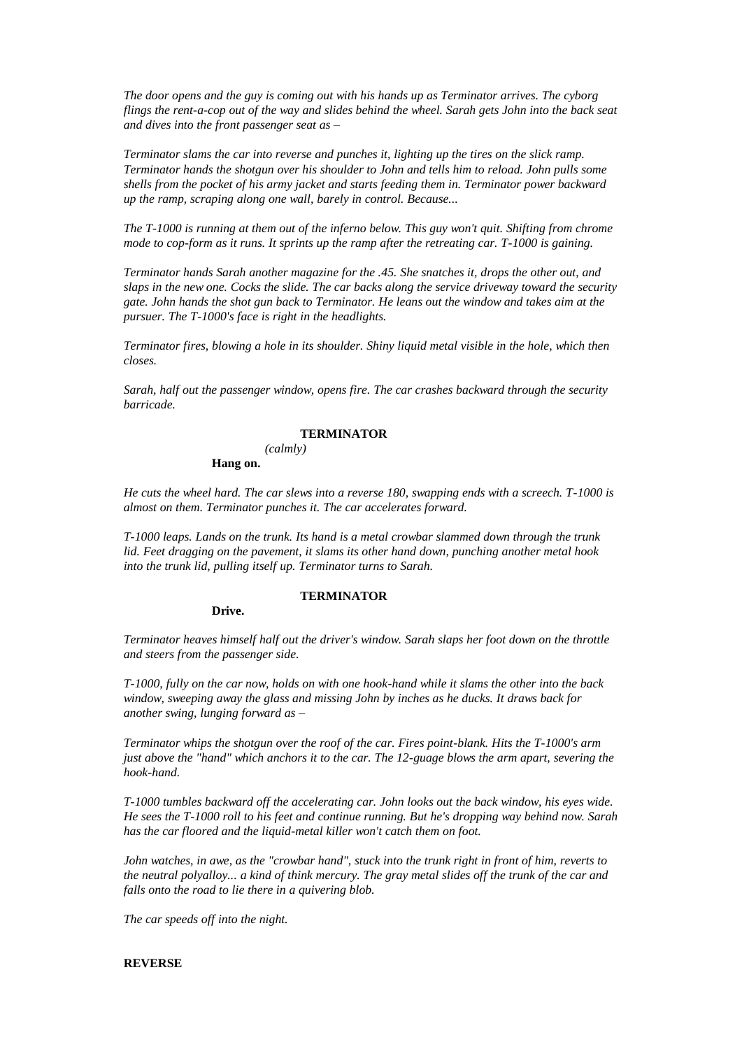*The door opens and the guy is coming out with his hands up as Terminator arrives. The cyborg flings the rent-a-cop out of the way and slides behind the wheel. Sarah gets John into the back seat and dives into the front passenger seat as –*

*Terminator slams the car into reverse and punches it, lighting up the tires on the slick ramp. Terminator hands the shotgun over his shoulder to John and tells him to reload. John pulls some shells from the pocket of his army jacket and starts feeding them in. Terminator power backward up the ramp, scraping along one wall, barely in control. Because...*

*The T-1000 is running at them out of the inferno below. This guy won't quit. Shifting from chrome mode to cop-form as it runs. It sprints up the ramp after the retreating car. T-1000 is gaining.*

*Terminator hands Sarah another magazine for the .45. She snatches it, drops the other out, and slaps in the new one. Cocks the slide. The car backs along the service driveway toward the security gate. John hands the shot gun back to Terminator. He leans out the window and takes aim at the pursuer. The T-1000's face is right in the headlights.*

*Terminator fires, blowing a hole in its shoulder. Shiny liquid metal visible in the hole, which then closes.*

*Sarah, half out the passenger window, opens fire. The car crashes backward through the security barricade.*

**TERMINATOR**

*(calmly)*

**Hang on.**

*He cuts the wheel hard. The car slews into a reverse 180, swapping ends with a screech. T-1000 is almost on them. Terminator punches it. The car accelerates forward.*

*T-1000 leaps. Lands on the trunk. Its hand is a metal crowbar slammed down through the trunk lid. Feet dragging on the pavement, it slams its other hand down, punching another metal hook into the trunk lid, pulling itself up. Terminator turns to Sarah.*

**TERMINATOR**

**Drive.**

*Terminator heaves himself half out the driver's window. Sarah slaps her foot down on the throttle and steers from the passenger side.*

*T-1000, fully on the car now, holds on with one hook-hand while it slams the other into the back window, sweeping away the glass and missing John by inches as he ducks. It draws back for another swing, lunging forward as –*

*Terminator whips the shotgun over the roof of the car. Fires point-blank. Hits the T-1000's arm just above the "hand" which anchors it to the car. The 12-guage blows the arm apart, severing the hook-hand.*

*T-1000 tumbles backward off the accelerating car. John looks out the back window, his eyes wide. He sees the T-1000 roll to his feet and continue running. But he's dropping way behind now. Sarah has the car floored and the liquid-metal killer won't catch them on foot.*

*John watches, in awe, as the "crowbar hand", stuck into the trunk right in front of him, reverts to the neutral polyalloy... a kind of think mercury. The gray metal slides off the trunk of the car and falls onto the road to lie there in a quivering blob.*

*The car speeds off into the night.*

**REVERSE**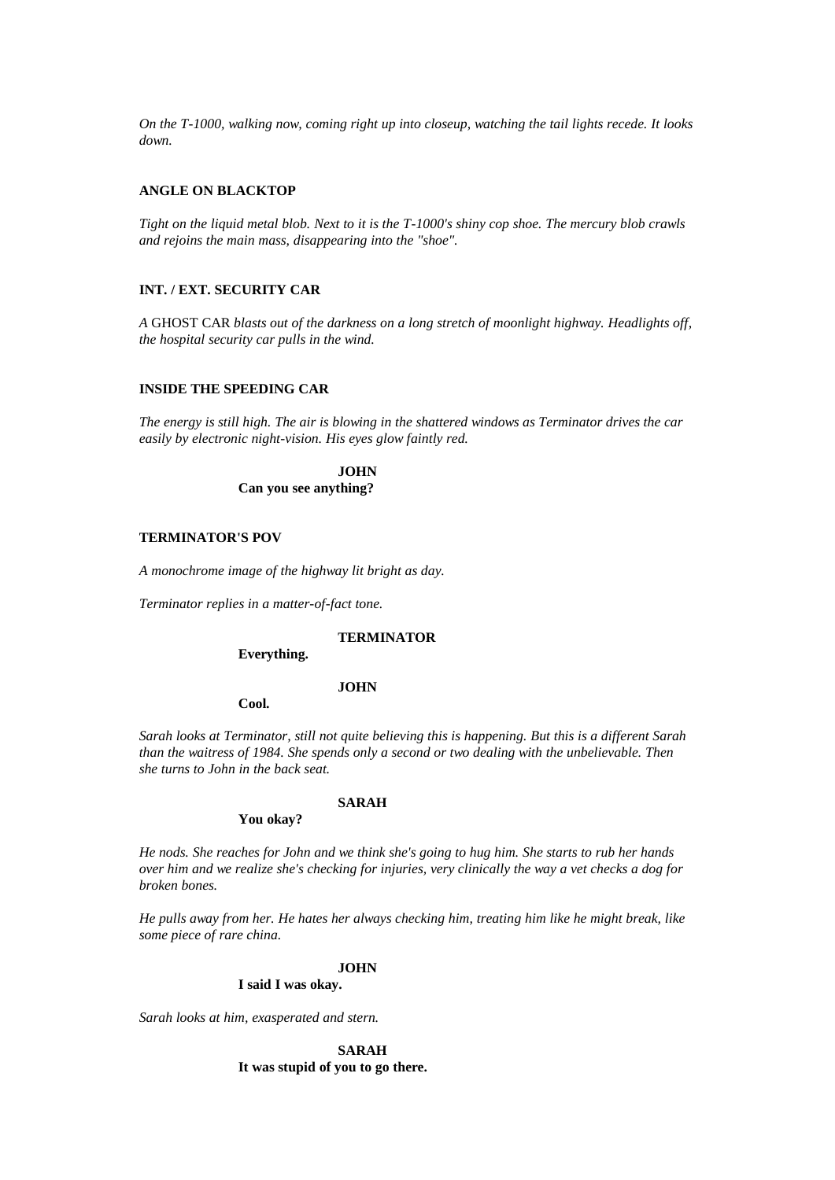*On the T-1000, walking now, coming right up into closeup, watching the tail lights recede. It looks down.*

**ANGLE ON BLACKTOP**

*Tight on the liquid metal blob. Next to it is the T-1000's shiny cop shoe. The mercury blob crawls and rejoins the main mass, disappearing into the "shoe".*

**INT. / EXT. SECURITY CAR**

*A* GHOST CAR *blasts out of the darkness on a long stretch of moonlight highway. Headlights off, the hospital security car pulls in the wind.*

**INSIDE THE SPEEDING CAR**

*The energy is still high. The air is blowing in the shattered windows as Terminator drives the car easily by electronic night-vision. His eyes glow faintly red.*

**JOHN**
**Can you see anything?**

**TERMINATOR'S POV**

*A monochrome image of the highway lit bright as day.*

*Terminator replies in a matter-of-fact tone.*

**TERMINATOR**
**Everything.**

**JOHN**
**Cool.**

*Sarah looks at Terminator, still not quite believing this is happening. But this is a different Sarah than the waitress of 1984. She spends only a second or two dealing with the unbelievable. Then she turns to John in the back seat.*

**SARAH**
**You okay?**

*He nods. She reaches for John and we think she's going to hug him. She starts to rub her hands over him and we realize she's checking for injuries, very clinically the way a vet checks a dog for broken bones.*

*He pulls away from her. He hates her always checking him, treating him like he might break, like some piece of rare china.*

**JOHN**
**I said I was okay.**

*Sarah looks at him, exasperated and stern.*

**SARAH**
**It was stupid of you to go there.**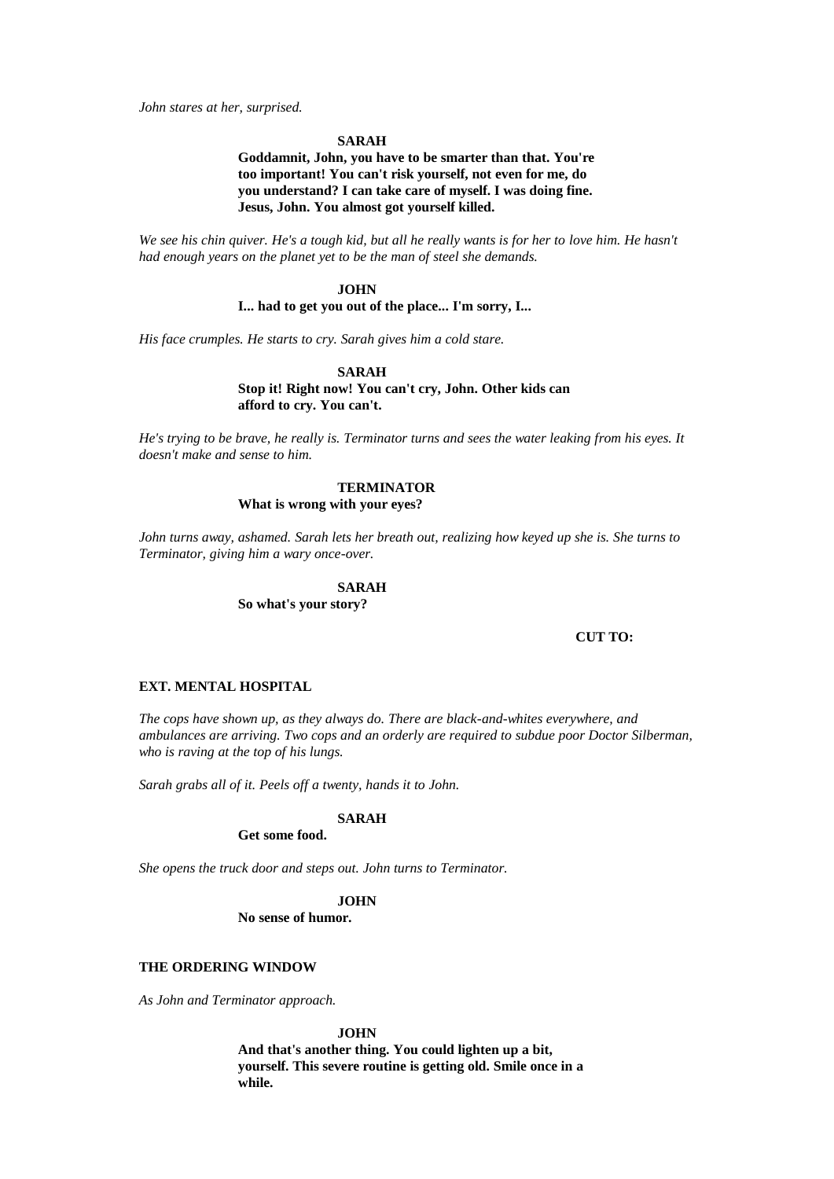*John stares at her, surprised.*

**SARAH**

**Goddamnit, John, you have to be smarter than that. You're too important! You can't risk yourself, not even for me, do you understand? I can take care of myself. I was doing fine. Jesus, John. You almost got yourself killed.**

*We see his chin quiver. He's a tough kid, but all he really wants is for her to love him. He hasn't had enough years on the planet yet to be the man of steel she demands.*

**JOHN**

**I... had to get you out of the place... I'm sorry, I...**

*His face crumples. He starts to cry. Sarah gives him a cold stare.*

**SARAH**

**Stop it! Right now! You can't cry, John. Other kids can afford to cry. You can't.**

*He's trying to be brave, he really is. Terminator turns and sees the water leaking from his eyes. It doesn't make and sense to him.*

**TERMINATOR**

**What is wrong with your eyes?**

*John turns away, ashamed. Sarah lets her breath out, realizing how keyed up she is. She turns to Terminator, giving him a wary once-over.*

**SARAH**

**So what's your story?**

**CUT TO:**

**EXT. MENTAL HOSPITAL**

*The cops have shown up, as they always do. There are black-and-whites everywhere, and ambulances are arriving. Two cops and an orderly are required to subdue poor Doctor Silberman, who is raving at the top of his lungs.*

*Sarah grabs all of it. Peels off a twenty, hands it to John.*

**SARAH**

**Get some food.**

*She opens the truck door and steps out. John turns to Terminator.*

**JOHN**

**No sense of humor.**

**THE ORDERING WINDOW**

*As John and Terminator approach.*

**JOHN**

**And that's another thing. You could lighten up a bit, yourself. This severe routine is getting old. Smile once in a while.**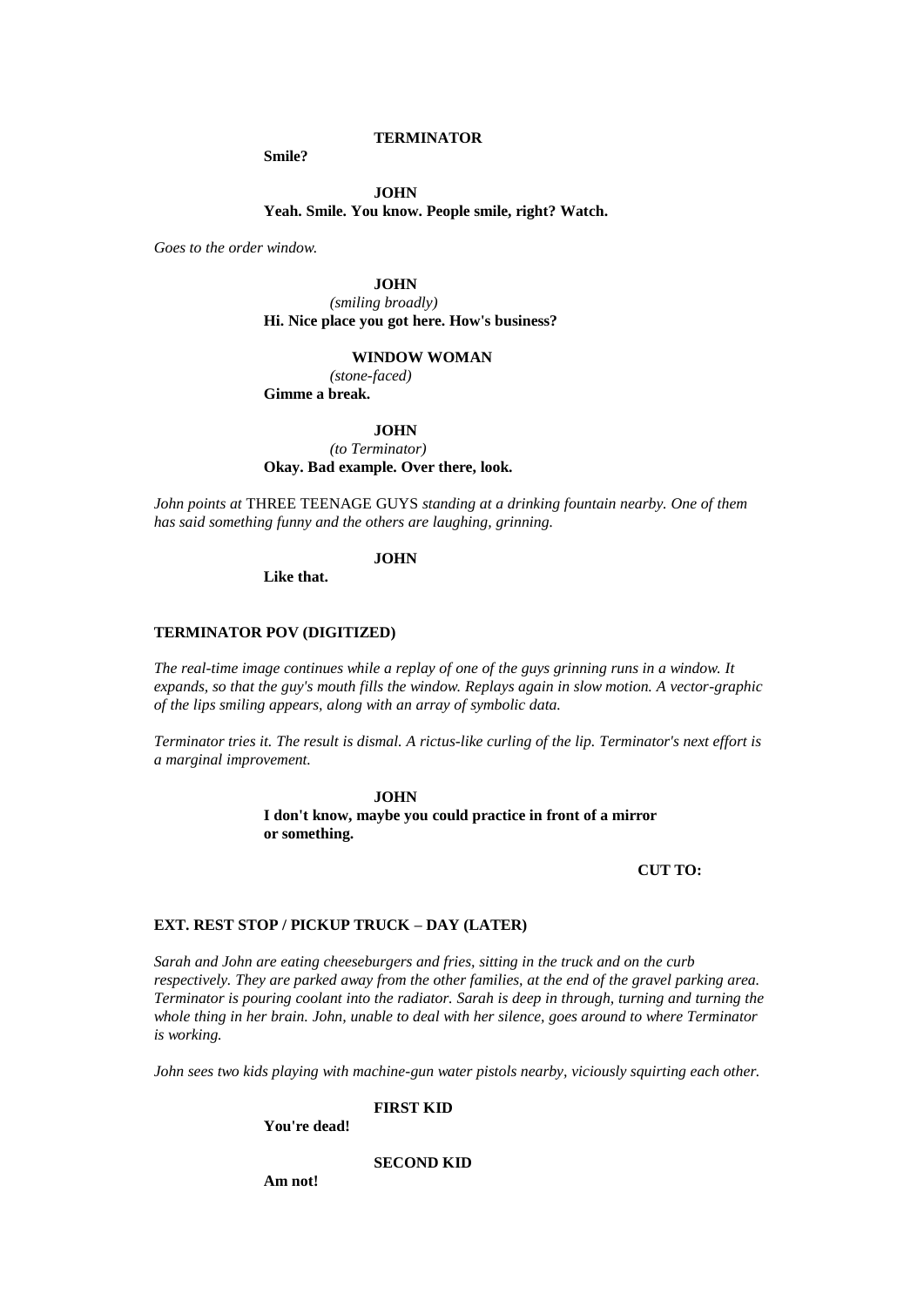**TERMINATOR**

**Smile?**

**JOHN**

**Yeah. Smile. You know. People smile, right? Watch.**

*Goes to the order window.*

**JOHN**

*(smiling broadly)*

**Hi. Nice place you got here. How's business?**

**WINDOW WOMAN**

*(stone-faced)*

**Gimme a break.**

**JOHN**

*(to Terminator)*

**Okay. Bad example. Over there, look.**

*John points at* THREE TEENAGE GUYS *standing at a drinking fountain nearby. One of them has said something funny and the others are laughing, grinning.*

**JOHN**

**Like that.**

**TERMINATOR POV (DIGITIZED)**

*The real-time image continues while a replay of one of the guys grinning runs in a window. It expands, so that the guy's mouth fills the window. Replays again in slow motion. A vector-graphic of the lips smiling appears, along with an array of symbolic data.*

*Terminator tries it. The result is dismal. A rictus-like curling of the lip. Terminator's next effort is a marginal improvement.*

**JOHN**

**I don't know, maybe you could practice in front of a mirror or something.**

**CUT TO:**

**EXT. REST STOP / PICKUP TRUCK – DAY (LATER)**

*Sarah and John are eating cheeseburgers and fries, sitting in the truck and on the curb respectively. They are parked away from the other families, at the end of the gravel parking area. Terminator is pouring coolant into the radiator. Sarah is deep in through, turning and turning the whole thing in her brain. John, unable to deal with her silence, goes around to where Terminator is working.*

*John sees two kids playing with machine-gun water pistols nearby, viciously squirting each other.*

**FIRST KID**

**You're dead!**

**SECOND KID**

**Am not!**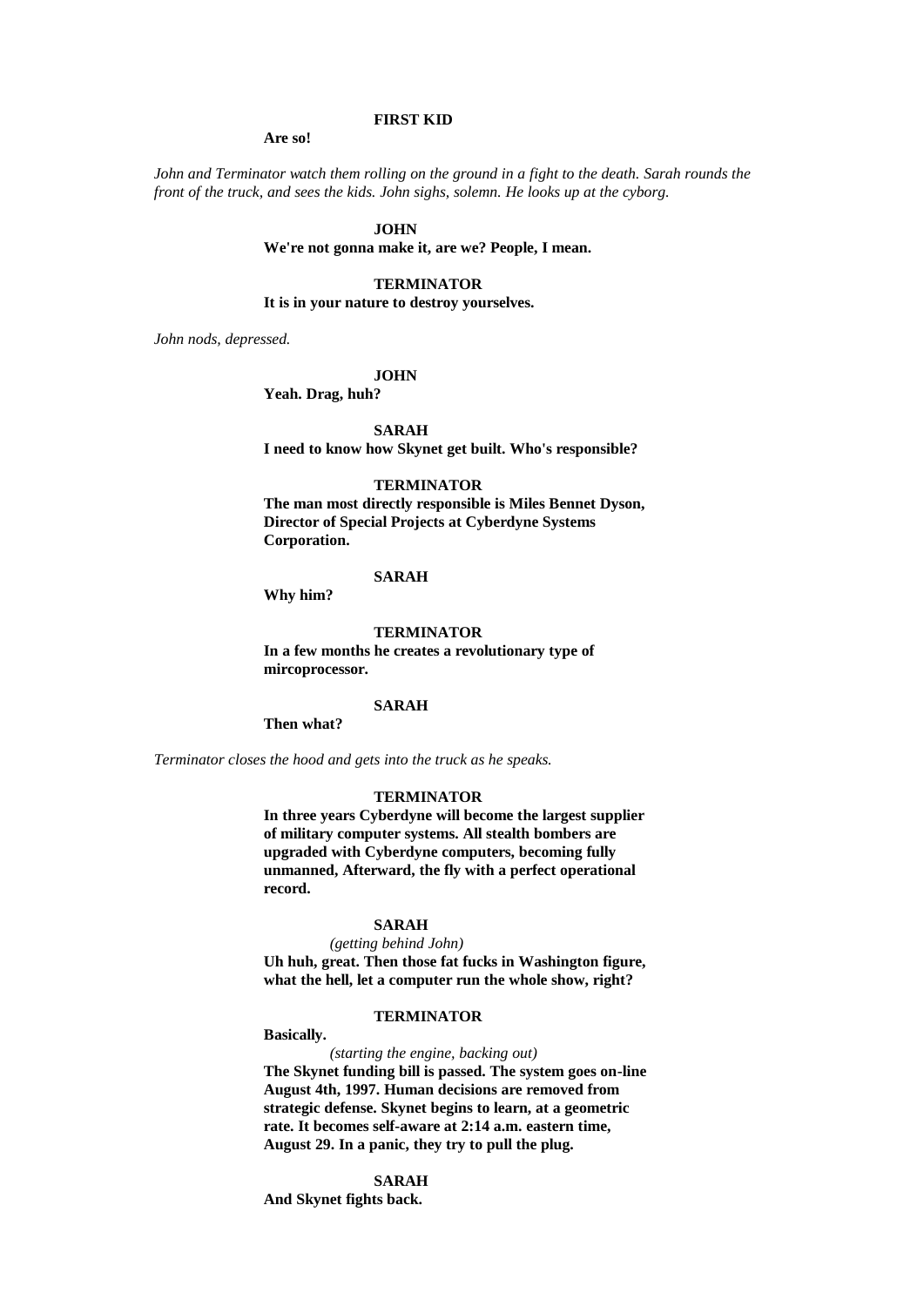**FIRST KID**

**Are so!**

*John and Terminator watch them rolling on the ground in a fight to the death. Sarah rounds the front of the truck, and sees the kids. John sighs, solemn. He looks up at the cyborg.*

**JOHN**

**We're not gonna make it, are we? People, I mean.**

**TERMINATOR**

**It is in your nature to destroy yourselves.**

*John nods, depressed.*

**JOHN**

**Yeah. Drag, huh?**

**SARAH**

**I need to know how Skynet get built. Who's responsible?**

**TERMINATOR**

**The man most directly responsible is Miles Bennet Dyson, Director of Special Projects at Cyberdyne Systems Corporation.**

**SARAH**

**Why him?**

**TERMINATOR**

**In a few months he creates a revolutionary type of mircoprocessor.**

**SARAH**

**Then what?**

*Terminator closes the hood and gets into the truck as he speaks.*

**TERMINATOR**

**In three years Cyberdyne will become the largest supplier of military computer systems. All stealth bombers are upgraded with Cyberdyne computers, becoming fully unmanned, Afterward, the fly with a perfect operational record.**

**SARAH**

*(getting behind John)*

**Uh huh, great. Then those fat fucks in Washington figure, what the hell, let a computer run the whole show, right?**

**TERMINATOR**

**Basically.**

*(starting the engine, backing out)*

**The Skynet funding bill is passed. The system goes on-line August 4th, 1997. Human decisions are removed from strategic defense. Skynet begins to learn, at a geometric rate. It becomes self-aware at 2:14 a.m. eastern time, August 29. In a panic, they try to pull the plug.**

**SARAH**

**And Skynet fights back.**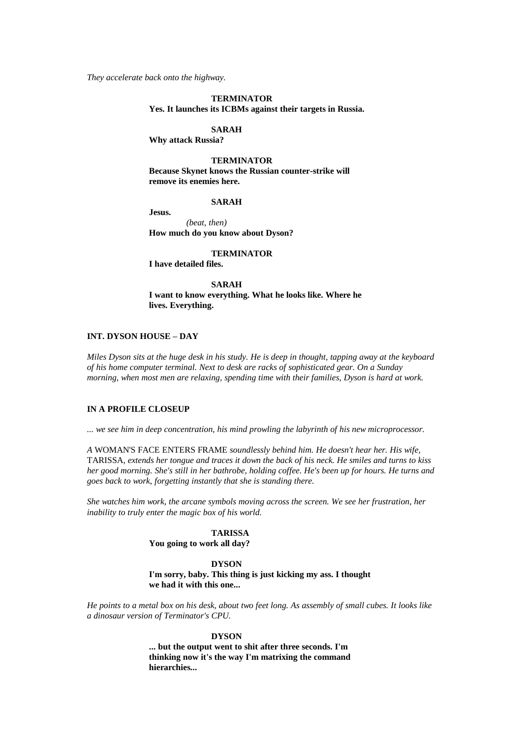*They accelerate back onto the highway.*

**TERMINATOR**
**Yes. It launches its ICBMs against their targets in Russia.**

**SARAH**
**Why attack Russia?**

**TERMINATOR**
**Because Skynet knows the Russian counter-strike will remove its enemies here.**

**SARAH**
**Jesus.**
*(beat, then)*
**How much do you know about Dyson?**

**TERMINATOR**
**I have detailed files.**

**SARAH**
**I want to know everything. What he looks like. Where he lives. Everything.**

**INT. DYSON HOUSE – DAY**

*Miles Dyson sits at the huge desk in his study. He is deep in thought, tapping away at the keyboard of his home computer terminal. Next to desk are racks of sophisticated gear. On a Sunday morning, when most men are relaxing, spending time with their families, Dyson is hard at work.*

**IN A PROFILE CLOSEUP**

*... we see him in deep concentration, his mind prowling the labyrinth of his new microprocessor.*

*A* WOMAN'S FACE ENTERS FRAME *soundlessly behind him. He doesn't hear her. His wife,* TARISSA, *extends her tongue and traces it down the back of his neck. He smiles and turns to kiss her good morning. She's still in her bathrobe, holding coffee. He's been up for hours. He turns and goes back to work, forgetting instantly that she is standing there.*

*She watches him work, the arcane symbols moving across the screen. We see her frustration, her inability to truly enter the magic box of his world.*

**TARISSA**
**You going to work all day?**

**DYSON**
**I'm sorry, baby. This thing is just kicking my ass. I thought we had it with this one...**

*He points to a metal box on his desk, about two feet long. As assembly of small cubes. It looks like a dinosaur version of Terminator's CPU.*

**DYSON**
**... but the output went to shit after three seconds. I'm thinking now it's the way I'm matrixing the command hierarchies...**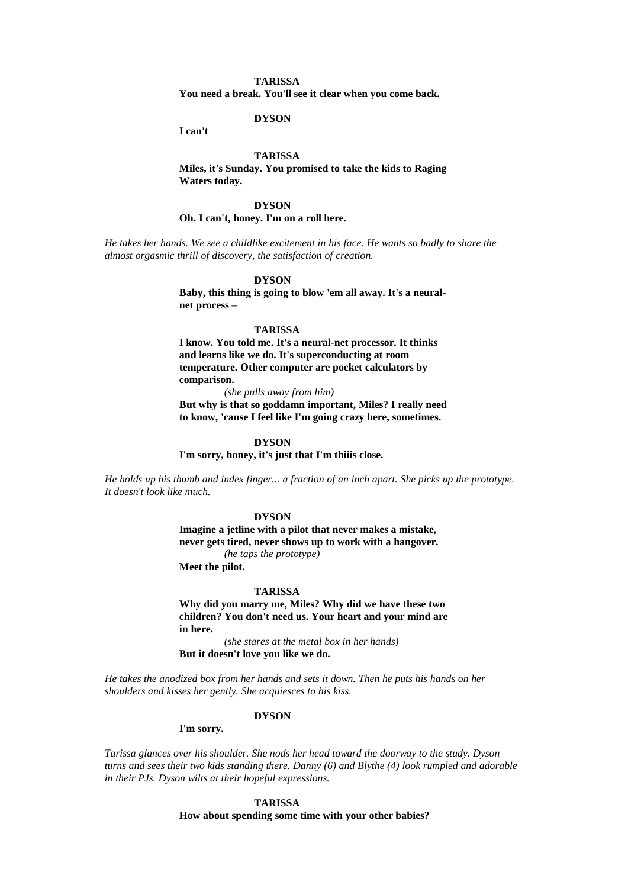**TARISSA**

**You need a break. You'll see it clear when you come back.**

**DYSON**

**I can't**

**TARISSA**

**Miles, it's Sunday. You promised to take the kids to Raging Waters today.**

**DYSON**

**Oh. I can't, honey. I'm on a roll here.**

*He takes her hands. We see a childlike excitement in his face. He wants so badly to share the almost orgasmic thrill of discovery, the satisfaction of creation.*

**DYSON**

**Baby, this thing is going to blow 'em all away. It's a neural-net process –**

**TARISSA**

**I know. You told me. It's a neural-net processor. It thinks and learns like we do. It's superconducting at room temperature. Other computer are pocket calculators by comparison.**

*(she pulls away from him)*

**But why is that so goddamn important, Miles? I really need to know, 'cause I feel like I'm going crazy here, sometimes.**

**DYSON**

**I'm sorry, honey, it's just that I'm thiiis close.**

*He holds up his thumb and index finger... a fraction of an inch apart. She picks up the prototype. It doesn't look like much.*

**DYSON**

**Imagine a jetline with a pilot that never makes a mistake, never gets tired, never shows up to work with a hangover.**

*(he taps the prototype)*

**Meet the pilot.**

**TARISSA**

**Why did you marry me, Miles? Why did we have these two children? You don't need us. Your heart and your mind are in here.**

*(she stares at the metal box in her hands)*

**But it doesn't love you like we do.**

*He takes the anodized box from her hands and sets it down. Then he puts his hands on her shoulders and kisses her gently. She acquiesces to his kiss.*

**DYSON**

**I'm sorry.**

*Tarissa glances over his shoulder. She nods her head toward the doorway to the study. Dyson turns and sees their two kids standing there. Danny (6) and Blythe (4) look rumpled and adorable in their PJs. Dyson wilts at their hopeful expressions.*

**TARISSA**

**How about spending some time with your other babies?**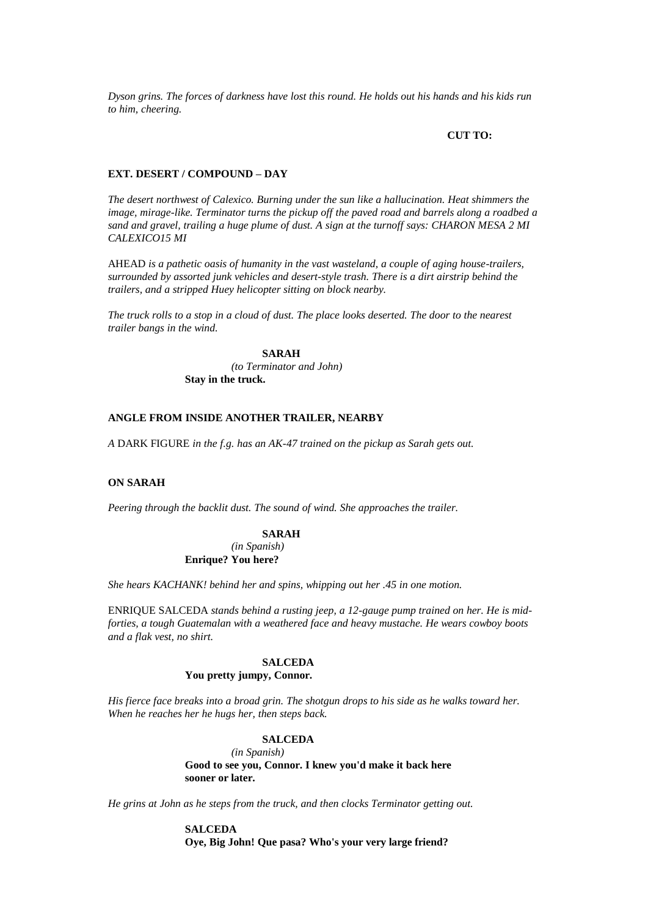*Dyson grins. The forces of darkness have lost this round. He holds out his hands and his kids run to him, cheering.*

**CUT TO:**

**EXT. DESERT / COMPOUND – DAY**

*The desert northwest of Calexico. Burning under the sun like a hallucination. Heat shimmers the image, mirage-like. Terminator turns the pickup off the paved road and barrels along a roadbed a sand and gravel, trailing a huge plume of dust. A sign at the turnoff says: CHARON MESA 2 MI CALEXICO15 MI*

AHEAD *is a pathetic oasis of humanity in the vast wasteland, a couple of aging house-trailers, surrounded by assorted junk vehicles and desert-style trash. There is a dirt airstrip behind the trailers, and a stripped Huey helicopter sitting on block nearby.*

*The truck rolls to a stop in a cloud of dust. The place looks deserted. The door to the nearest trailer bangs in the wind.*

**SARAH**
*(to Terminator and John)*
**Stay in the truck.**

**ANGLE FROM INSIDE ANOTHER TRAILER, NEARBY**

*A* DARK FIGURE *in the f.g. has an AK-47 trained on the pickup as Sarah gets out.*

**ON SARAH**

*Peering through the backlit dust. The sound of wind. She approaches the trailer.*

**SARAH**
*(in Spanish)*
**Enrique? You here?**

*She hears KACHANK! behind her and spins, whipping out her .45 in one motion.*

ENRIQUE SALCEDA *stands behind a rusting jeep, a 12-gauge pump trained on her. He is mid-forties, a tough Guatemalan with a weathered face and heavy mustache. He wears cowboy boots and a flak vest, no shirt.*

**SALCEDA**
**You pretty jumpy, Connor.**

*His fierce face breaks into a broad grin. The shotgun drops to his side as he walks toward her. When he reaches her he hugs her, then steps back.*

**SALCEDA**
*(in Spanish)*
**Good to see you, Connor. I knew you'd make it back here sooner or later.**

*He grins at John as he steps from the truck, and then clocks Terminator getting out.*

**SALCEDA**
**Oye, Big John! Que pasa? Who's your very large friend?**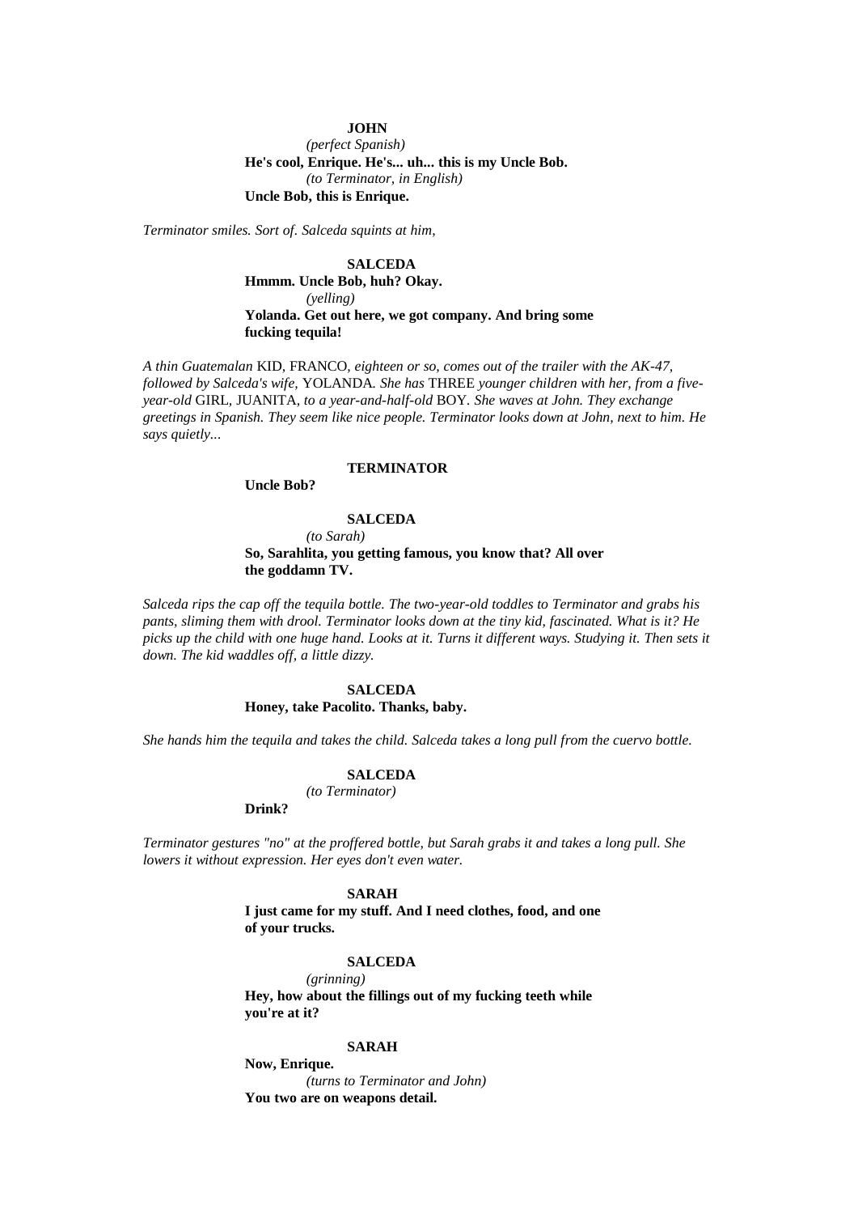**JOHN**

*(perfect Spanish)*

**He's cool, Enrique. He's... uh... this is my Uncle Bob.**

*(to Terminator, in English)*

**Uncle Bob, this is Enrique.**

*Terminator smiles. Sort of. Salceda squints at him,*

**SALCEDA**

**Hmmm. Uncle Bob, huh? Okay.**

*(yelling)*

**Yolanda. Get out here, we got company. And bring some fucking tequila!**

*A thin Guatemalan* KID, FRANCO, *eighteen or so, comes out of the trailer with the AK-47, followed by Salceda's wife,* YOLANDA. *She has* THREE *younger children with her, from a five-year-old* GIRL, JUANITA, *to a year-and-half-old* BOY. *She waves at John. They exchange greetings in Spanish. They seem like nice people. Terminator looks down at John, next to him. He says quietly...*

**TERMINATOR**

**Uncle Bob?**

**SALCEDA**

*(to Sarah)*

**So, Sarahlita, you getting famous, you know that? All over the goddamn TV.**

*Salceda rips the cap off the tequila bottle. The two-year-old toddles to Terminator and grabs his pants, sliming them with drool. Terminator looks down at the tiny kid, fascinated. What is it? He picks up the child with one huge hand. Looks at it. Turns it different ways. Studying it. Then sets it down. The kid waddles off, a little dizzy.*

**SALCEDA**

**Honey, take Pacolito. Thanks, baby.**

*She hands him the tequila and takes the child. Salceda takes a long pull from the cuervo bottle.*

**SALCEDA**

*(to Terminator)*

**Drink?**

*Terminator gestures "no" at the proffered bottle, but Sarah grabs it and takes a long pull. She lowers it without expression. Her eyes don't even water.*

**SARAH**

**I just came for my stuff. And I need clothes, food, and one of your trucks.**

**SALCEDA**

*(grinning)*

**Hey, how about the fillings out of my fucking teeth while you're at it?**

**SARAH**

**Now, Enrique.**

*(turns to Terminator and John)*

**You two are on weapons detail.**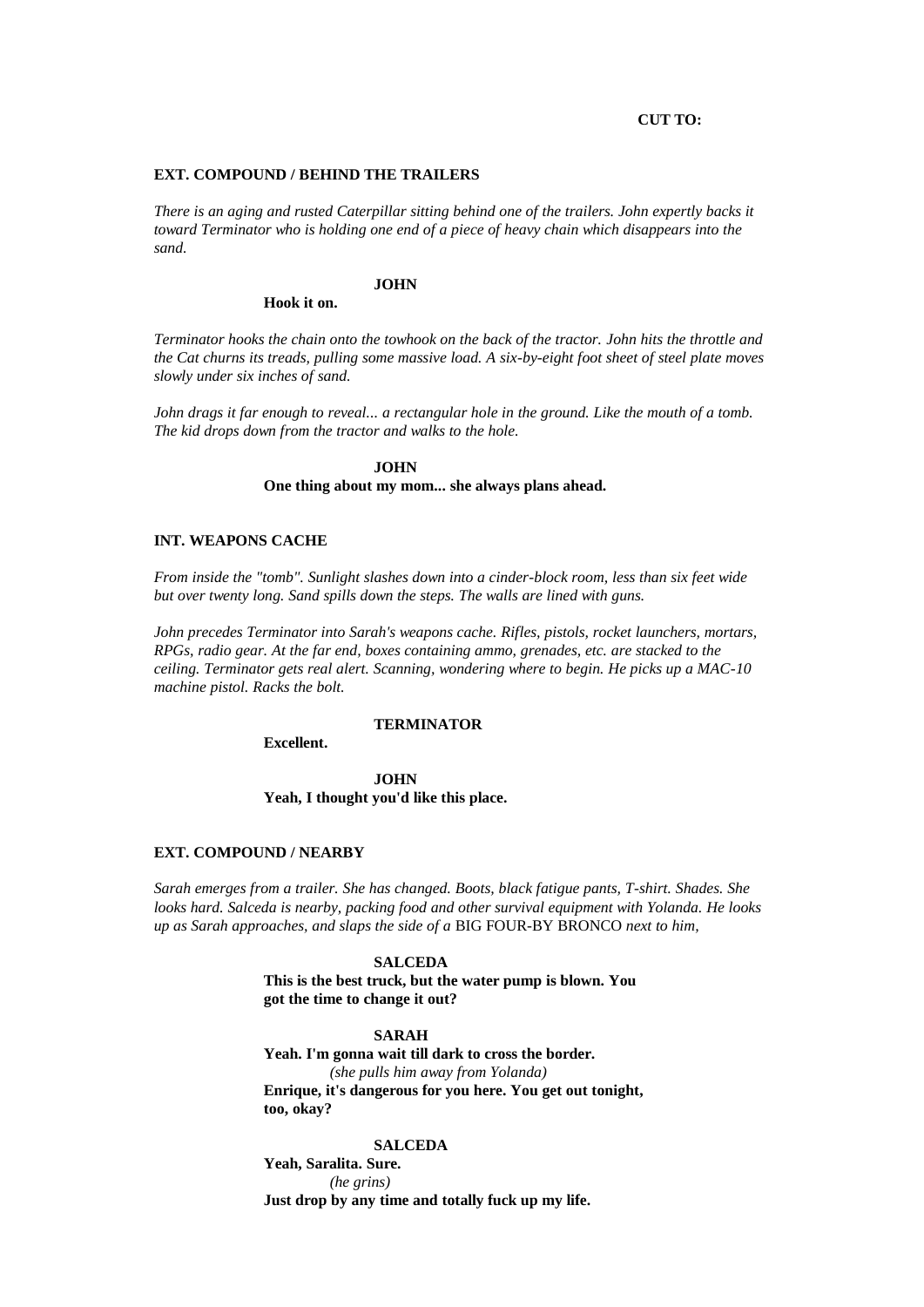**CUT TO:**

**EXT. COMPOUND / BEHIND THE TRAILERS**

*There is an aging and rusted Caterpillar sitting behind one of the trailers. John expertly backs it toward Terminator who is holding one end of a piece of heavy chain which disappears into the sand.*

**JOHN**

**Hook it on.**

*Terminator hooks the chain onto the towhook on the back of the tractor. John hits the throttle and the Cat churns its treads, pulling some massive load. A six-by-eight foot sheet of steel plate moves slowly under six inches of sand.*

*John drags it far enough to reveal... a rectangular hole in the ground. Like the mouth of a tomb. The kid drops down from the tractor and walks to the hole.*

**JOHN**

**One thing about my mom... she always plans ahead.**

**INT. WEAPONS CACHE**

*From inside the "tomb". Sunlight slashes down into a cinder-block room, less than six feet wide but over twenty long. Sand spills down the steps. The walls are lined with guns.*

*John precedes Terminator into Sarah's weapons cache. Rifles, pistols, rocket launchers, mortars, RPGs, radio gear. At the far end, boxes containing ammo, grenades, etc. are stacked to the ceiling. Terminator gets real alert. Scanning, wondering where to begin. He picks up a MAC-10 machine pistol. Racks the bolt.*

**TERMINATOR**

**Excellent.**

**JOHN**

**Yeah, I thought you'd like this place.**

**EXT. COMPOUND / NEARBY**

*Sarah emerges from a trailer. She has changed. Boots, black fatigue pants, T-shirt. Shades. She looks hard. Salceda is nearby, packing food and other survival equipment with Yolanda. He looks up as Sarah approaches, and slaps the side of a* BIG FOUR-BY BRONCO *next to him,*

**SALCEDA**

**This is the best truck, but the water pump is blown. You got the time to change it out?**

**SARAH**

**Yeah. I'm gonna wait till dark to cross the border.**

*(she pulls him away from Yolanda)*

**Enrique, it's dangerous for you here. You get out tonight, too, okay?**

**SALCEDA**

**Yeah, Saralita. Sure.**

*(he grins)*

**Just drop by any time and totally fuck up my life.**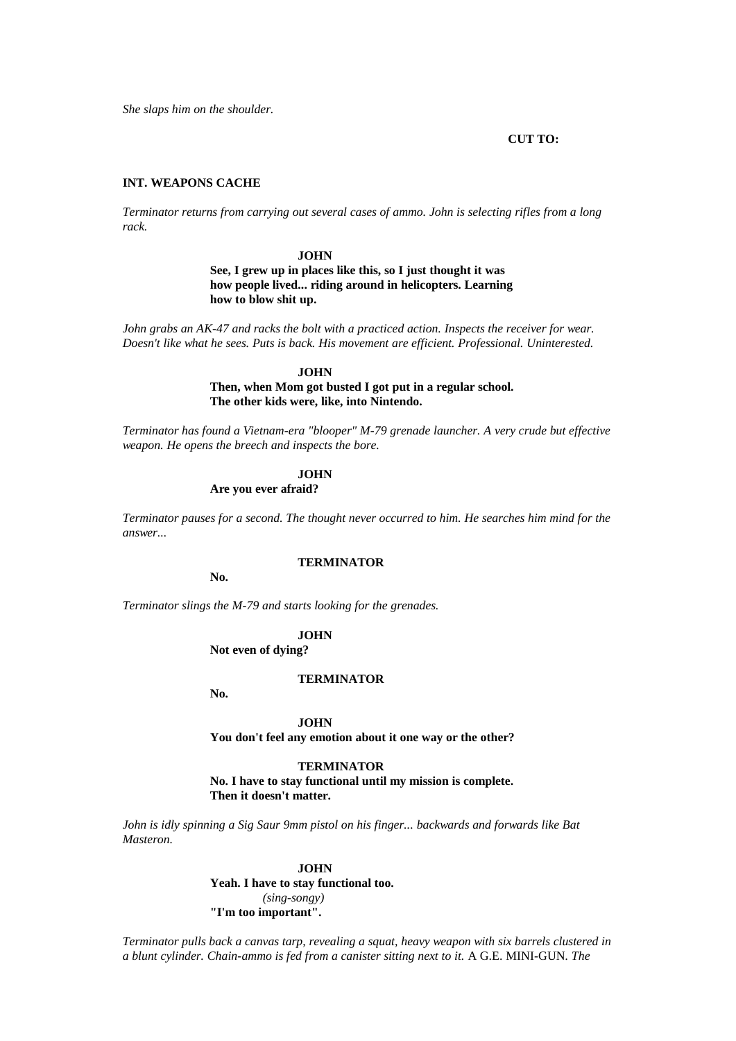*She slaps him on the shoulder.*

**CUT TO:**

**INT. WEAPONS CACHE**

*Terminator returns from carrying out several cases of ammo. John is selecting rifles from a long rack.*

**JOHN**
**See, I grew up in places like this, so I just thought it was how people lived... riding around in helicopters. Learning how to blow shit up.**

*John grabs an AK-47 and racks the bolt with a practiced action. Inspects the receiver for wear. Doesn't like what he sees. Puts is back. His movement are efficient. Professional. Uninterested.*

**JOHN**
**Then, when Mom got busted I got put in a regular school. The other kids were, like, into Nintendo.**

*Terminator has found a Vietnam-era "blooper" M-79 grenade launcher. A very crude but effective weapon. He opens the breech and inspects the bore.*

**JOHN**
**Are you ever afraid?**

*Terminator pauses for a second. The thought never occurred to him. He searches him mind for the answer...*

**TERMINATOR**
**No.**

*Terminator slings the M-79 and starts looking for the grenades.*

**JOHN**
**Not even of dying?**

**TERMINATOR**
**No.**

**JOHN**
**You don't feel any emotion about it one way or the other?**

**TERMINATOR**
**No. I have to stay functional until my mission is complete. Then it doesn't matter.**

*John is idly spinning a Sig Saur 9mm pistol on his finger... backwards and forwards like Bat Masteron.*

**JOHN**
**Yeah. I have to stay functional too.**
*(sing-songy)*
**"I'm too important".**

*Terminator pulls back a canvas tarp, revealing a squat, heavy weapon with six barrels clustered in a blunt cylinder. Chain-ammo is fed from a canister sitting next to it.* A G.E. MINI-GUN. *The*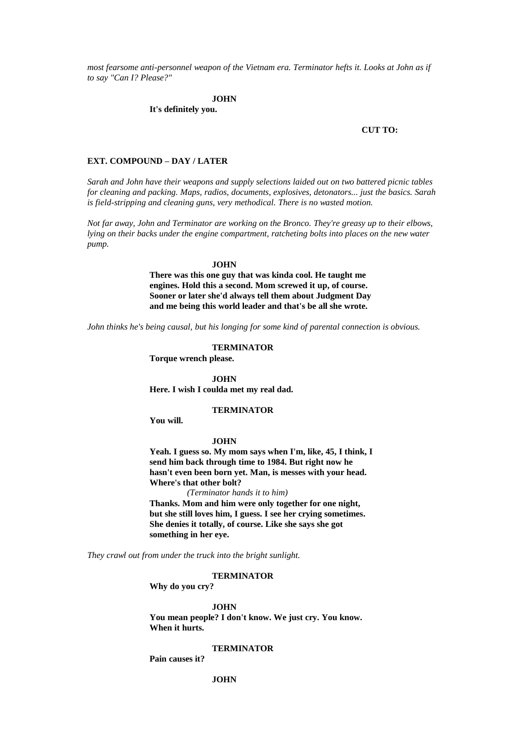*most fearsome anti-personnel weapon of the Vietnam era. Terminator hefts it. Looks at John as if to say "Can I? Please?"*

**JOHN**

**It's definitely you.**

**CUT TO:**

**EXT. COMPOUND – DAY / LATER**

*Sarah and John have their weapons and supply selections laided out on two battered picnic tables for cleaning and packing. Maps, radios, documents, explosives, detonators... just the basics. Sarah is field-stripping and cleaning guns, very methodical. There is no wasted motion.*

*Not far away, John and Terminator are working on the Bronco. They're greasy up to their elbows, lying on their backs under the engine compartment, ratcheting bolts into places on the new water pump.*

**JOHN**

**There was this one guy that was kinda cool. He taught me engines. Hold this a second. Mom screwed it up, of course. Sooner or later she'd always tell them about Judgment Day and me being this world leader and that's be all she wrote.**

*John thinks he's being causal, but his longing for some kind of parental connection is obvious.*

**TERMINATOR**

**Torque wrench please.**

**JOHN**

**Here. I wish I coulda met my real dad.**

**TERMINATOR**

**You will.**

**JOHN**

**Yeah. I guess so. My mom says when I'm, like, 45, I think, I send him back through time to 1984. But right now he hasn't even been born yet. Man, is messes with your head. Where's that other bolt?**

*(Terminator hands it to him)*

**Thanks. Mom and him were only together for one night, but she still loves him, I guess. I see her crying sometimes. She denies it totally, of course. Like she says she got something in her eye.**

*They crawl out from under the truck into the bright sunlight.*

**TERMINATOR**

**Why do you cry?**

**JOHN**

**You mean people? I don't know. We just cry. You know. When it hurts.**

**TERMINATOR**

**Pain causes it?**

**JOHN**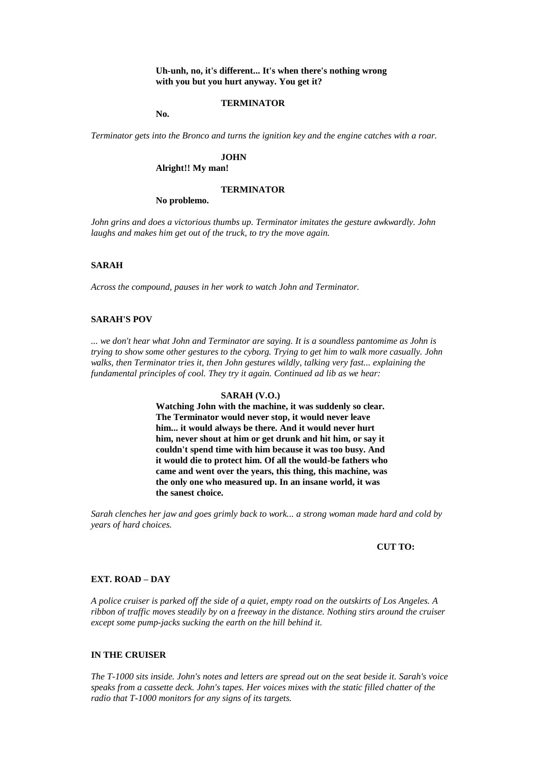**Uh-unh, no, it's different... It's when there's nothing wrong with you but you hurt anyway. You get it?**

**TERMINATOR**

**No.**

*Terminator gets into the Bronco and turns the ignition key and the engine catches with a roar.*

**JOHN**

**Alright!! My man!**

**TERMINATOR**

**No problemo.**

*John grins and does a victorious thumbs up. Terminator imitates the gesture awkwardly. John laughs and makes him get out of the truck, to try the move again.*

**SARAH**

*Across the compound, pauses in her work to watch John and Terminator.*

**SARAH'S POV**

*... we don't hear what John and Terminator are saying. It is a soundless pantomime as John is trying to show some other gestures to the cyborg. Trying to get him to walk more casually. John walks, then Terminator tries it, then John gestures wildly, talking very fast... explaining the fundamental principles of cool. They try it again. Continued ad lib as we hear:*

**SARAH (V.O.)**

**Watching John with the machine, it was suddenly so clear. The Terminator would never stop, it would never leave him... it would always be there. And it would never hurt him, never shout at him or get drunk and hit him, or say it couldn't spend time with him because it was too busy. And it would die to protect him. Of all the would-be fathers who came and went over the years, this thing, this machine, was the only one who measured up. In an insane world, it was the sanest choice.**

*Sarah clenches her jaw and goes grimly back to work... a strong woman made hard and cold by years of hard choices.*

**CUT TO:**

**EXT. ROAD – DAY**

*A police cruiser is parked off the side of a quiet, empty road on the outskirts of Los Angeles. A ribbon of traffic moves steadily by on a freeway in the distance. Nothing stirs around the cruiser except some pump-jacks sucking the earth on the hill behind it.*

**IN THE CRUISER**

*The T-1000 sits inside. John's notes and letters are spread out on the seat beside it. Sarah's voice speaks from a cassette deck. John's tapes. Her voices mixes with the static filled chatter of the radio that T-1000 monitors for any signs of its targets.*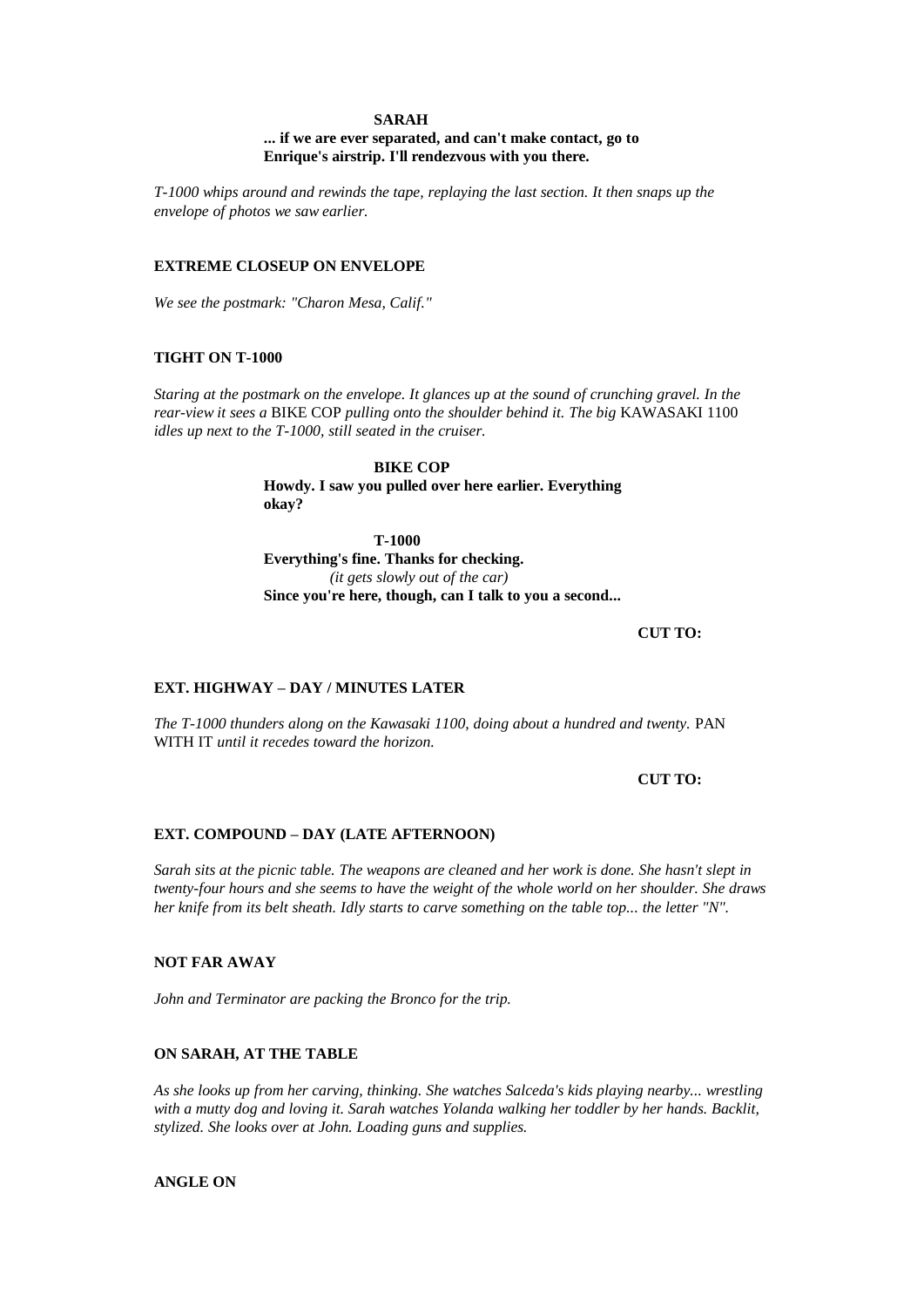**SARAH**

**... if we are ever separated, and can't make contact, go to Enrique's airstrip. I'll rendezvous with you there.**

*T-1000 whips around and rewinds the tape, replaying the last section. It then snaps up the envelope of photos we saw earlier.*

**EXTREME CLOSEUP ON ENVELOPE**

*We see the postmark: "Charon Mesa, Calif."*

**TIGHT ON T-1000**

*Staring at the postmark on the envelope. It glances up at the sound of crunching gravel. In the rear-view it sees a* BIKE COP *pulling onto the shoulder behind it. The big* KAWASAKI 1100 *idles up next to the T-1000, still seated in the cruiser.*

**BIKE COP**

**Howdy. I saw you pulled over here earlier. Everything okay?**

**T-1000**

**Everything's fine. Thanks for checking.**

*(it gets slowly out of the car)*

**Since you're here, though, can I talk to you a second...**

**CUT TO:**

**EXT. HIGHWAY – DAY / MINUTES LATER**

*The T-1000 thunders along on the Kawasaki 1100, doing about a hundred and twenty.* PAN WITH IT *until it recedes toward the horizon.*

**CUT TO:**

**EXT. COMPOUND – DAY (LATE AFTERNOON)**

*Sarah sits at the picnic table. The weapons are cleaned and her work is done. She hasn't slept in twenty-four hours and she seems to have the weight of the whole world on her shoulder. She draws her knife from its belt sheath. Idly starts to carve something on the table top... the letter "N".*

**NOT FAR AWAY**

*John and Terminator are packing the Bronco for the trip.*

**ON SARAH, AT THE TABLE**

*As she looks up from her carving, thinking. She watches Salceda's kids playing nearby... wrestling with a mutty dog and loving it. Sarah watches Yolanda walking her toddler by her hands. Backlit, stylized. She looks over at John. Loading guns and supplies.*

**ANGLE ON**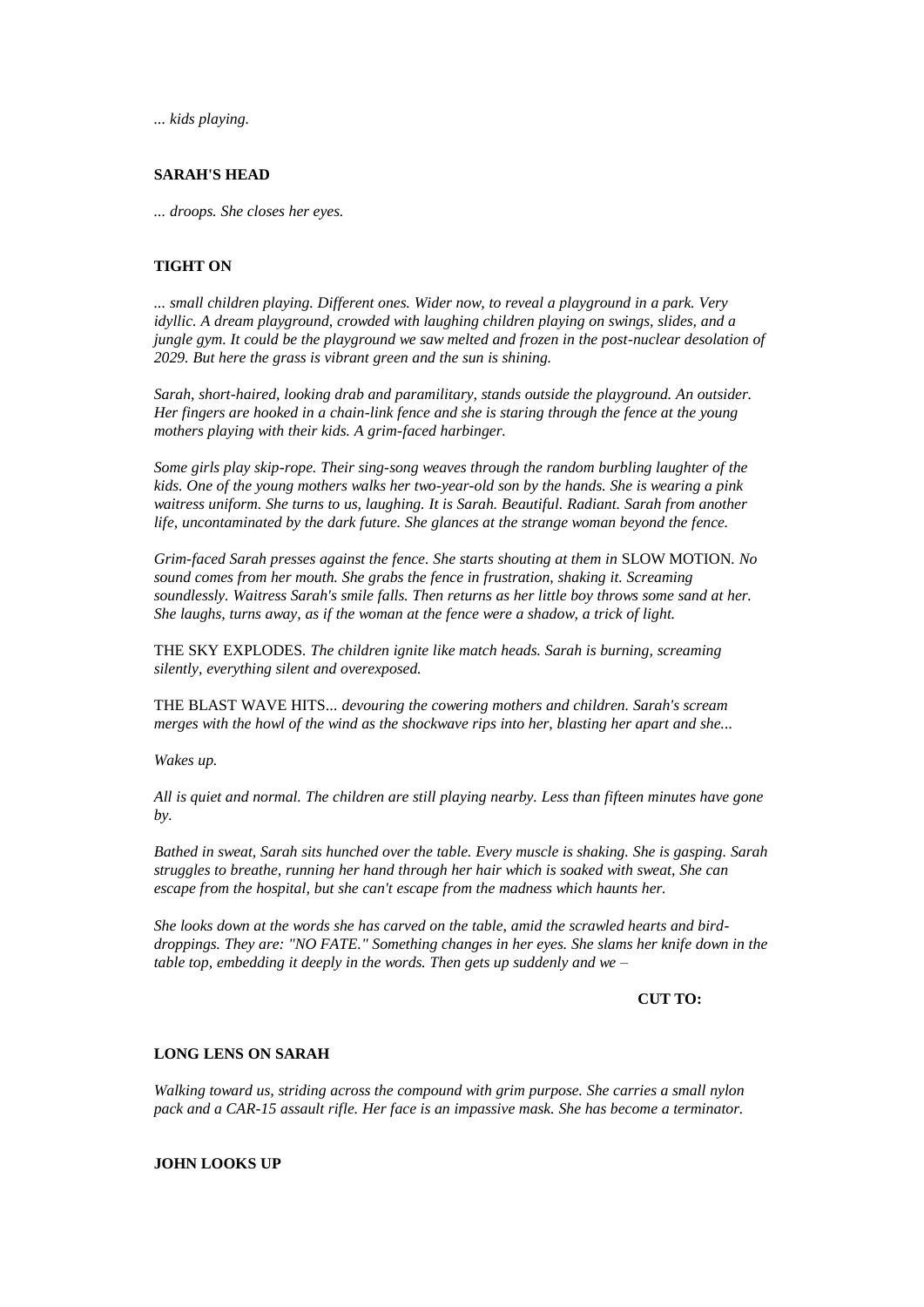*... kids playing.*

**SARAH'S HEAD**

*... droops. She closes her eyes.*

**TIGHT ON**

*... small children playing. Different ones. Wider now, to reveal a playground in a park. Very idyllic. A dream playground, crowded with laughing children playing on swings, slides, and a jungle gym. It could be the playground we saw melted and frozen in the post-nuclear desolation of 2029. But here the grass is vibrant green and the sun is shining.*

*Sarah, short-haired, looking drab and paramilitary, stands outside the playground. An outsider. Her fingers are hooked in a chain-link fence and she is staring through the fence at the young mothers playing with their kids. A grim-faced harbinger.*

*Some girls play skip-rope. Their sing-song weaves through the random burbling laughter of the kids. One of the young mothers walks her two-year-old son by the hands. She is wearing a pink waitress uniform. She turns to us, laughing. It is Sarah. Beautiful. Radiant. Sarah from another life, uncontaminated by the dark future. She glances at the strange woman beyond the fence.*

*Grim-faced Sarah presses against the fence. She starts shouting at them in* SLOW MOTION. *No sound comes from her mouth. She grabs the fence in frustration, shaking it. Screaming soundlessly. Waitress Sarah's smile falls. Then returns as her little boy throws some sand at her. She laughs, turns away, as if the woman at the fence were a shadow, a trick of light.*

THE SKY EXPLODES. *The children ignite like match heads. Sarah is burning, screaming silently, everything silent and overexposed.*

THE BLAST WAVE HITS... *devouring the cowering mothers and children. Sarah's scream merges with the howl of the wind as the shockwave rips into her, blasting her apart and she...*

*Wakes up.*

*All is quiet and normal. The children are still playing nearby. Less than fifteen minutes have gone by.*

*Bathed in sweat, Sarah sits hunched over the table. Every muscle is shaking. She is gasping. Sarah struggles to breathe, running her hand through her hair which is soaked with sweat, She can escape from the hospital, but she can't escape from the madness which haunts her.*

*She looks down at the words she has carved on the table, amid the scrawled hearts and bird-droppings. They are: "NO FATE." Something changes in her eyes. She slams her knife down in the table top, embedding it deeply in the words. Then gets up suddenly and we –*

**CUT TO:**

**LONG LENS ON SARAH**

*Walking toward us, striding across the compound with grim purpose. She carries a small nylon pack and a CAR-15 assault rifle. Her face is an impassive mask. She has become a terminator.*

**JOHN LOOKS UP**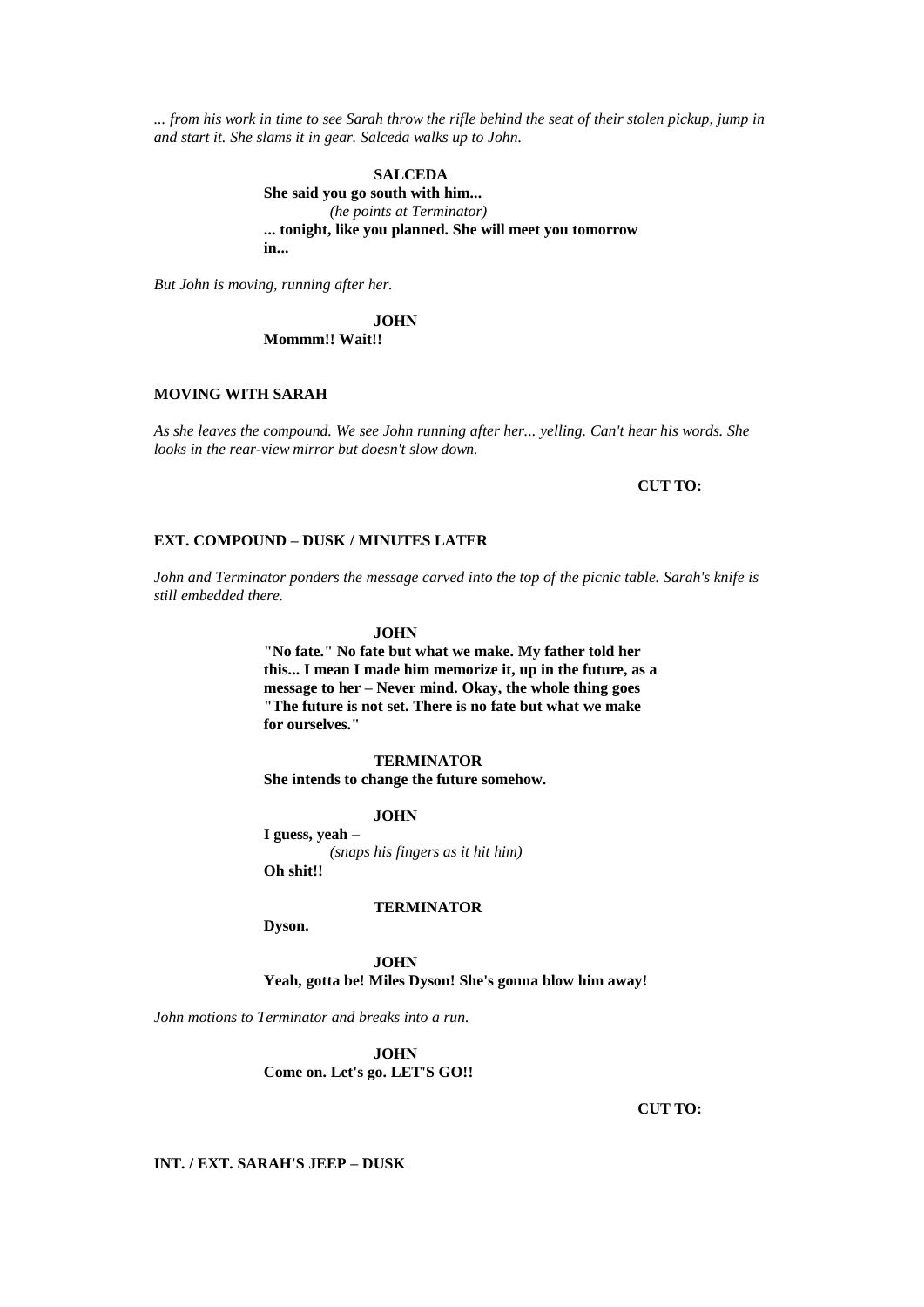*... from his work in time to see Sarah throw the rifle behind the seat of their stolen pickup, jump in and start it. She slams it in gear. Salceda walks up to John.*

**SALCEDA**
**She said you go south with him...**
*(he points at Terminator)*
**... tonight, like you planned. She will meet you tomorrow in...**

*But John is moving, running after her.*

**JOHN**
**Mommm!! Wait!!**

**MOVING WITH SARAH**

*As she leaves the compound. We see John running after her... yelling. Can't hear his words. She looks in the rear-view mirror but doesn't slow down.*

**CUT TO:**

**EXT. COMPOUND – DUSK / MINUTES LATER**

*John and Terminator ponders the message carved into the top of the picnic table. Sarah's knife is still embedded there.*

**JOHN**
**"No fate." No fate but what we make. My father told her this... I mean I made him memorize it, up in the future, as a message to her – Never mind. Okay, the whole thing goes "The future is not set. There is no fate but what we make for ourselves."**

**TERMINATOR**
**She intends to change the future somehow.**

**JOHN**
**I guess, yeah –**
*(snaps his fingers as it hit him)*
**Oh shit!!**

**TERMINATOR**
**Dyson.**

**JOHN**
**Yeah, gotta be! Miles Dyson! She's gonna blow him away!**

*John motions to Terminator and breaks into a run.*

**JOHN**
**Come on. Let's go. LET'S GO!!**

**CUT TO:**

**INT. / EXT. SARAH'S JEEP – DUSK**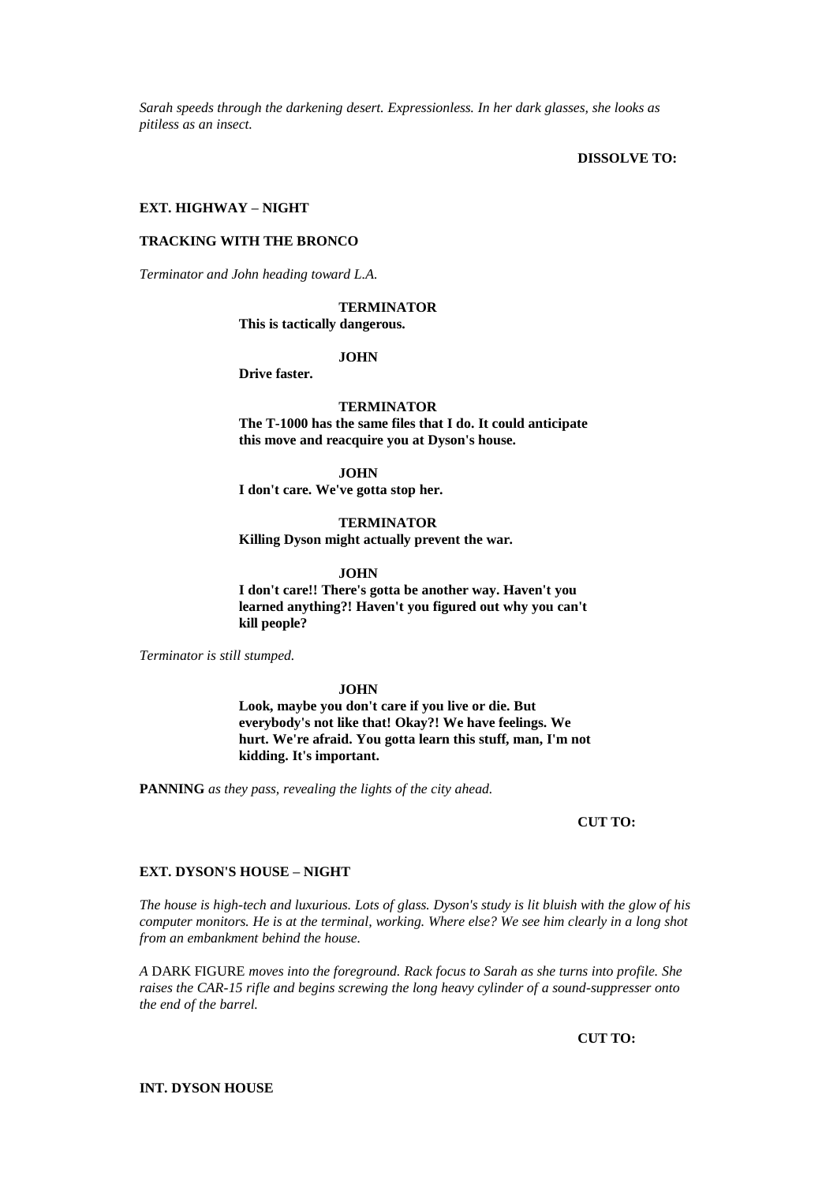*Sarah speeds through the darkening desert. Expressionless. In her dark glasses, she looks as pitiless as an insect.*

**DISSOLVE TO:**

**EXT. HIGHWAY – NIGHT**

**TRACKING WITH THE BRONCO**

*Terminator and John heading toward L.A.*

**TERMINATOR**
**This is tactically dangerous.**

**JOHN**
**Drive faster.**

**TERMINATOR**
**The T-1000 has the same files that I do. It could anticipate this move and reacquire you at Dyson's house.**

**JOHN**
**I don't care. We've gotta stop her.**

**TERMINATOR**
**Killing Dyson might actually prevent the war.**

**JOHN**
**I don't care!! There's gotta be another way. Haven't you learned anything?! Haven't you figured out why you can't kill people?**

*Terminator is still stumped.*

**JOHN**
**Look, maybe you don't care if you live or die. But everybody's not like that! Okay?! We have feelings. We hurt. We're afraid. You gotta learn this stuff, man, I'm not kidding. It's important.**

**PANNING** *as they pass, revealing the lights of the city ahead.*

**CUT TO:**

**EXT. DYSON'S HOUSE – NIGHT**

*The house is high-tech and luxurious. Lots of glass. Dyson's study is lit bluish with the glow of his computer monitors. He is at the terminal, working. Where else? We see him clearly in a long shot from an embankment behind the house.*

*A* DARK FIGURE *moves into the foreground. Rack focus to Sarah as she turns into profile. She raises the CAR-15 rifle and begins screwing the long heavy cylinder of a sound-suppresser onto the end of the barrel.*

**CUT TO:**

**INT. DYSON HOUSE**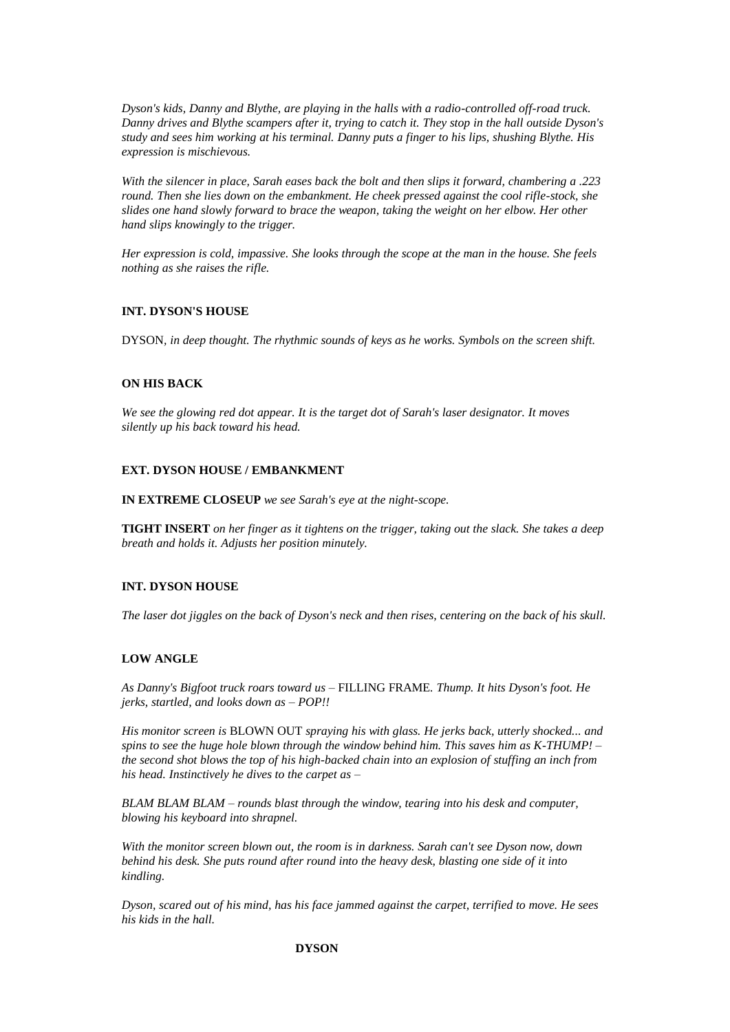*Dyson's kids, Danny and Blythe, are playing in the halls with a radio-controlled off-road truck. Danny drives and Blythe scampers after it, trying to catch it. They stop in the hall outside Dyson's study and sees him working at his terminal. Danny puts a finger to his lips, shushing Blythe. His expression is mischievous.*

*With the silencer in place, Sarah eases back the bolt and then slips it forward, chambering a .223 round. Then she lies down on the embankment. He cheek pressed against the cool rifle-stock, she slides one hand slowly forward to brace the weapon, taking the weight on her elbow. Her other hand slips knowingly to the trigger.*

*Her expression is cold, impassive. She looks through the scope at the man in the house. She feels nothing as she raises the rifle.*

**INT. DYSON'S HOUSE**

DYSON*, in deep thought. The rhythmic sounds of keys as he works. Symbols on the screen shift.*

**ON HIS BACK**

*We see the glowing red dot appear. It is the target dot of Sarah's laser designator. It moves silently up his back toward his head.*

**EXT. DYSON HOUSE / EMBANKMENT**

**IN EXTREME CLOSEUP** *we see Sarah's eye at the night-scope.*

**TIGHT INSERT** *on her finger as it tightens on the trigger, taking out the slack. She takes a deep breath and holds it. Adjusts her position minutely.*

**INT. DYSON HOUSE**

*The laser dot jiggles on the back of Dyson's neck and then rises, centering on the back of his skull.*

**LOW ANGLE**

*As Danny's Bigfoot truck roars toward us –* FILLING FRAME*. Thump. It hits Dyson's foot. He jerks, startled, and looks down as – POP!!*

*His monitor screen is* BLOWN OUT *spraying his with glass. He jerks back, utterly shocked... and spins to see the huge hole blown through the window behind him. This saves him as K-THUMP! – the second shot blows the top of his high-backed chain into an explosion of stuffing an inch from his head. Instinctively he dives to the carpet as –*

*BLAM BLAM BLAM – rounds blast through the window, tearing into his desk and computer, blowing his keyboard into shrapnel.*

*With the monitor screen blown out, the room is in darkness. Sarah can't see Dyson now, down behind his desk. She puts round after round into the heavy desk, blasting one side of it into kindling.*

*Dyson, scared out of his mind, has his face jammed against the carpet, terrified to move. He sees his kids in the hall.*

**DYSON**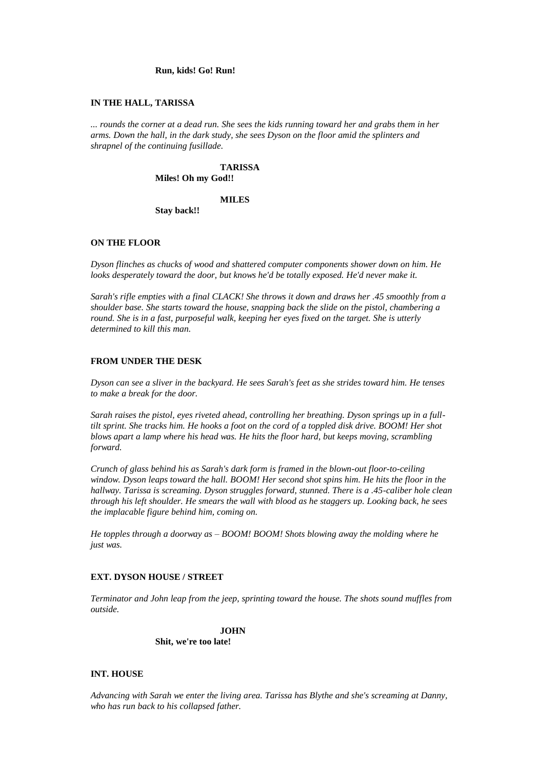**Run, kids! Go! Run!**

**IN THE HALL, TARISSA**

*... rounds the corner at a dead run. She sees the kids running toward her and grabs them in her arms. Down the hall, in the dark study, she sees Dyson on the floor amid the splinters and shrapnel of the continuing fusillade.*

**TARISSA**

**Miles! Oh my God!!**

**MILES**

**Stay back!!**

**ON THE FLOOR**

*Dyson flinches as chucks of wood and shattered computer components shower down on him. He looks desperately toward the door, but knows he'd be totally exposed. He'd never make it.*

*Sarah's rifle empties with a final CLACK! She throws it down and draws her .45 smoothly from a shoulder base. She starts toward the house, snapping back the slide on the pistol, chambering a round. She is in a fast, purposeful walk, keeping her eyes fixed on the target. She is utterly determined to kill this man.*

**FROM UNDER THE DESK**

*Dyson can see a sliver in the backyard. He sees Sarah's feet as she strides toward him. He tenses to make a break for the door.*

*Sarah raises the pistol, eyes riveted ahead, controlling her breathing. Dyson springs up in a full-tilt sprint. She tracks him. He hooks a foot on the cord of a toppled disk drive. BOOM! Her shot blows apart a lamp where his head was. He hits the floor hard, but keeps moving, scrambling forward.*

*Crunch of glass behind his as Sarah's dark form is framed in the blown-out floor-to-ceiling window. Dyson leaps toward the hall. BOOM! Her second shot spins him. He hits the floor in the hallway. Tarissa is screaming. Dyson struggles forward, stunned. There is a .45-caliber hole clean through his left shoulder. He smears the wall with blood as he staggers up. Looking back, he sees the implacable figure behind him, coming on.*

*He topples through a doorway as – BOOM! BOOM! Shots blowing away the molding where he just was.*

**EXT. DYSON HOUSE / STREET**

*Terminator and John leap from the jeep, sprinting toward the house. The shots sound muffles from outside.*

**JOHN**

**Shit, we're too late!**

**INT. HOUSE**

*Advancing with Sarah we enter the living area. Tarissa has Blythe and she's screaming at Danny, who has run back to his collapsed father.*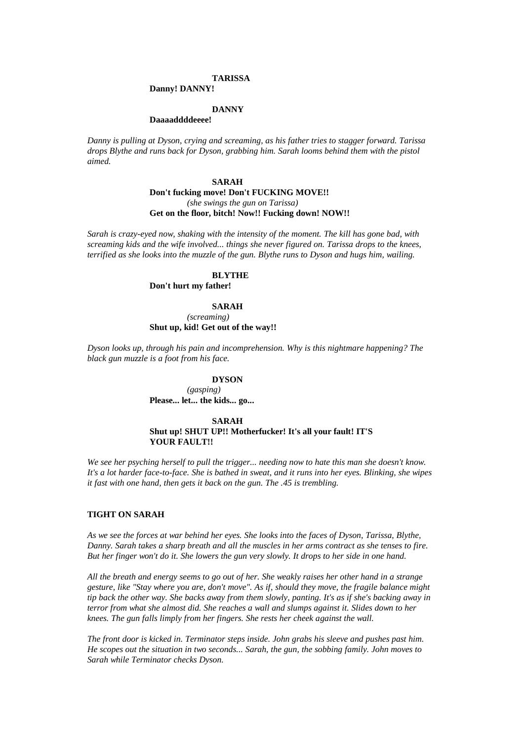**TARISSA**

**Danny! DANNY!**

**DANNY**

**Daaaaddddeeee!**

*Danny is pulling at Dyson, crying and screaming, as his father tries to stagger forward. Tarissa drops Blythe and runs back for Dyson, grabbing him. Sarah looms behind them with the pistol aimed.*

**SARAH**

**Don't fucking move! Don't FUCKING MOVE!!**

*(she swings the gun on Tarissa)*

**Get on the floor, bitch! Now!! Fucking down! NOW!!**

*Sarah is crazy-eyed now, shaking with the intensity of the moment. The kill has gone bad, with screaming kids and the wife involved... things she never figured on. Tarissa drops to the knees, terrified as she looks into the muzzle of the gun. Blythe runs to Dyson and hugs him, wailing.*

**BLYTHE**

**Don't hurt my father!**

**SARAH**

*(screaming)*

**Shut up, kid! Get out of the way!!**

*Dyson looks up, through his pain and incomprehension. Why is this nightmare happening? The black gun muzzle is a foot from his face.*

**DYSON**

*(gasping)*

**Please... let... the kids... go...**

**SARAH**

**Shut up! SHUT UP!! Motherfucker! It's all your fault! IT'S YOUR FAULT!!**

*We see her psyching herself to pull the trigger... needing now to hate this man she doesn't know. It's a lot harder face-to-face. She is bathed in sweat, and it runs into her eyes. Blinking, she wipes it fast with one hand, then gets it back on the gun. The .45 is trembling.*

**TIGHT ON SARAH**

*As we see the forces at war behind her eyes. She looks into the faces of Dyson, Tarissa, Blythe, Danny. Sarah takes a sharp breath and all the muscles in her arms contract as she tenses to fire. But her finger won't do it. She lowers the gun very slowly. It drops to her side in one hand.*

*All the breath and energy seems to go out of her. She weakly raises her other hand in a strange gesture, like "Stay where you are, don't move". As if, should they move, the fragile balance might tip back the other way. She backs away from them slowly, panting. It's as if she's backing away in terror from what she almost did. She reaches a wall and slumps against it. Slides down to her knees. The gun falls limply from her fingers. She rests her cheek against the wall.*

*The front door is kicked in. Terminator steps inside. John grabs his sleeve and pushes past him. He scopes out the situation in two seconds... Sarah, the gun, the sobbing family. John moves to Sarah while Terminator checks Dyson.*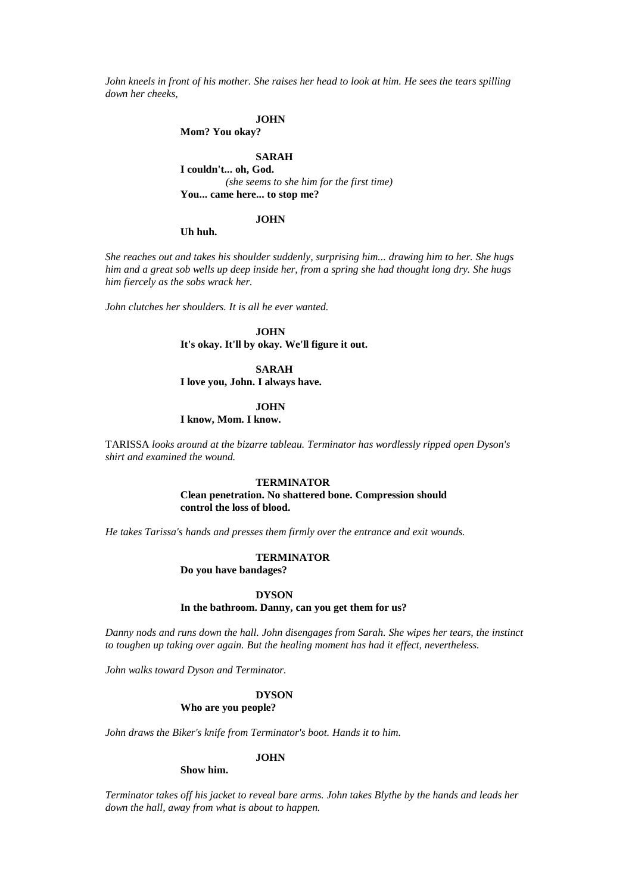*John kneels in front of his mother. She raises her head to look at him. He sees the tears spilling down her cheeks,*

**JOHN**
**Mom? You okay?**

**SARAH**
**I couldn't... oh, God.**
*(she seems to she him for the first time)*
**You... came here... to stop me?**

**JOHN**
**Uh huh.**

*She reaches out and takes his shoulder suddenly, surprising him... drawing him to her. She hugs him and a great sob wells up deep inside her, from a spring she had thought long dry. She hugs him fiercely as the sobs wrack her.*

*John clutches her shoulders. It is all he ever wanted.*

**JOHN**
**It's okay. It'll by okay. We'll figure it out.**

**SARAH**
**I love you, John. I always have.**

**JOHN**
**I know, Mom. I know.**

TARISSA *looks around at the bizarre tableau. Terminator has wordlessly ripped open Dyson's shirt and examined the wound.*

**TERMINATOR**
**Clean penetration. No shattered bone. Compression should control the loss of blood.**

*He takes Tarissa's hands and presses them firmly over the entrance and exit wounds.*

**TERMINATOR**
**Do you have bandages?**

**DYSON**
**In the bathroom. Danny, can you get them for us?**

*Danny nods and runs down the hall. John disengages from Sarah. She wipes her tears, the instinct to toughen up taking over again. But the healing moment has had it effect, nevertheless.*

*John walks toward Dyson and Terminator.*

**DYSON**
**Who are you people?**

*John draws the Biker's knife from Terminator's boot. Hands it to him.*

**JOHN**
**Show him.**

*Terminator takes off his jacket to reveal bare arms. John takes Blythe by the hands and leads her down the hall, away from what is about to happen.*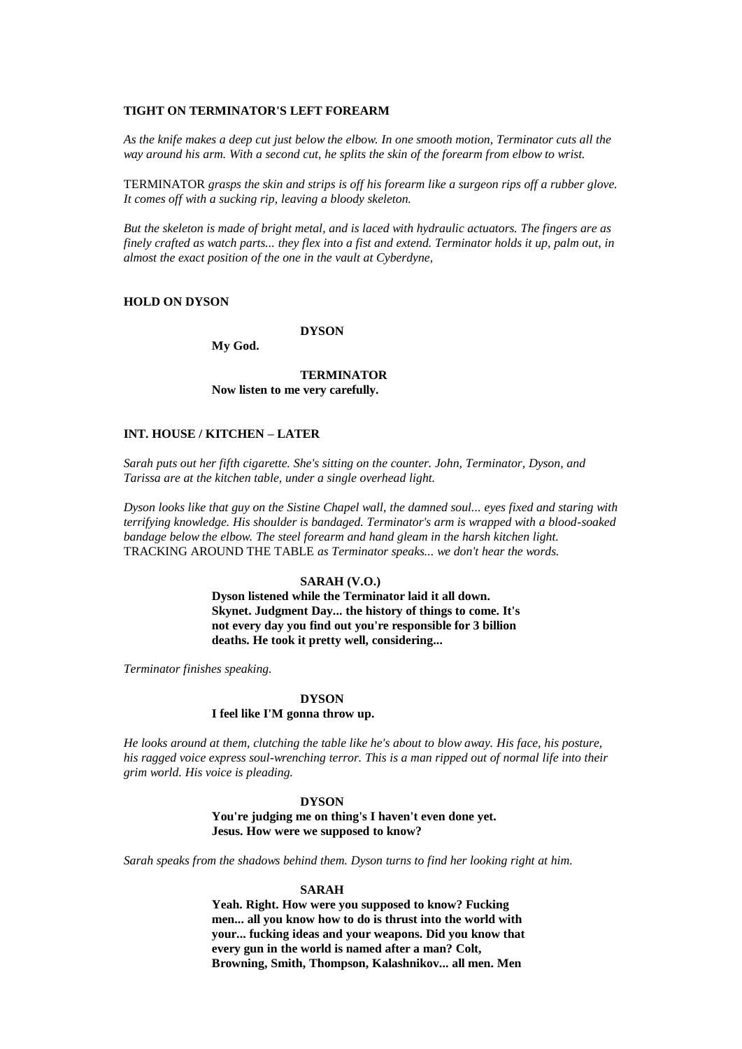**TIGHT ON TERMINATOR'S LEFT FOREARM**

*As the knife makes a deep cut just below the elbow. In one smooth motion, Terminator cuts all the way around his arm. With a second cut, he splits the skin of the forearm from elbow to wrist.*

TERMINATOR *grasps the skin and strips is off his forearm like a surgeon rips off a rubber glove. It comes off with a sucking rip, leaving a bloody skeleton.*

*But the skeleton is made of bright metal, and is laced with hydraulic actuators. The fingers are as finely crafted as watch parts... they flex into a fist and extend. Terminator holds it up, palm out, in almost the exact position of the one in the vault at Cyberdyne,*

**HOLD ON DYSON**

**DYSON**
**My God.**

**TERMINATOR**
**Now listen to me very carefully.**

**INT. HOUSE / KITCHEN – LATER**

*Sarah puts out her fifth cigarette. She's sitting on the counter. John, Terminator, Dyson, and Tarissa are at the kitchen table, under a single overhead light.*

*Dyson looks like that guy on the Sistine Chapel wall, the damned soul... eyes fixed and staring with terrifying knowledge. His shoulder is bandaged. Terminator's arm is wrapped with a blood-soaked bandage below the elbow. The steel forearm and hand gleam in the harsh kitchen light.*
TRACKING AROUND THE TABLE *as Terminator speaks... we don't hear the words.*

**SARAH (V.O.)**
**Dyson listened while the Terminator laid it all down. Skynet. Judgment Day... the history of things to come. It's not every day you find out you're responsible for 3 billion deaths. He took it pretty well, considering...**

*Terminator finishes speaking.*

**DYSON**
**I feel like I'M gonna throw up.**

*He looks around at them, clutching the table like he's about to blow away. His face, his posture, his ragged voice express soul-wrenching terror. This is a man ripped out of normal life into their grim world. His voice is pleading.*

**DYSON**
**You're judging me on thing's I haven't even done yet. Jesus. How were we supposed to know?**

*Sarah speaks from the shadows behind them. Dyson turns to find her looking right at him.*

**SARAH**
**Yeah. Right. How were you supposed to know? Fucking men... all you know how to do is thrust into the world with your... fucking ideas and your weapons. Did you know that every gun in the world is named after a man? Colt, Browning, Smith, Thompson, Kalashnikov... all men. Men**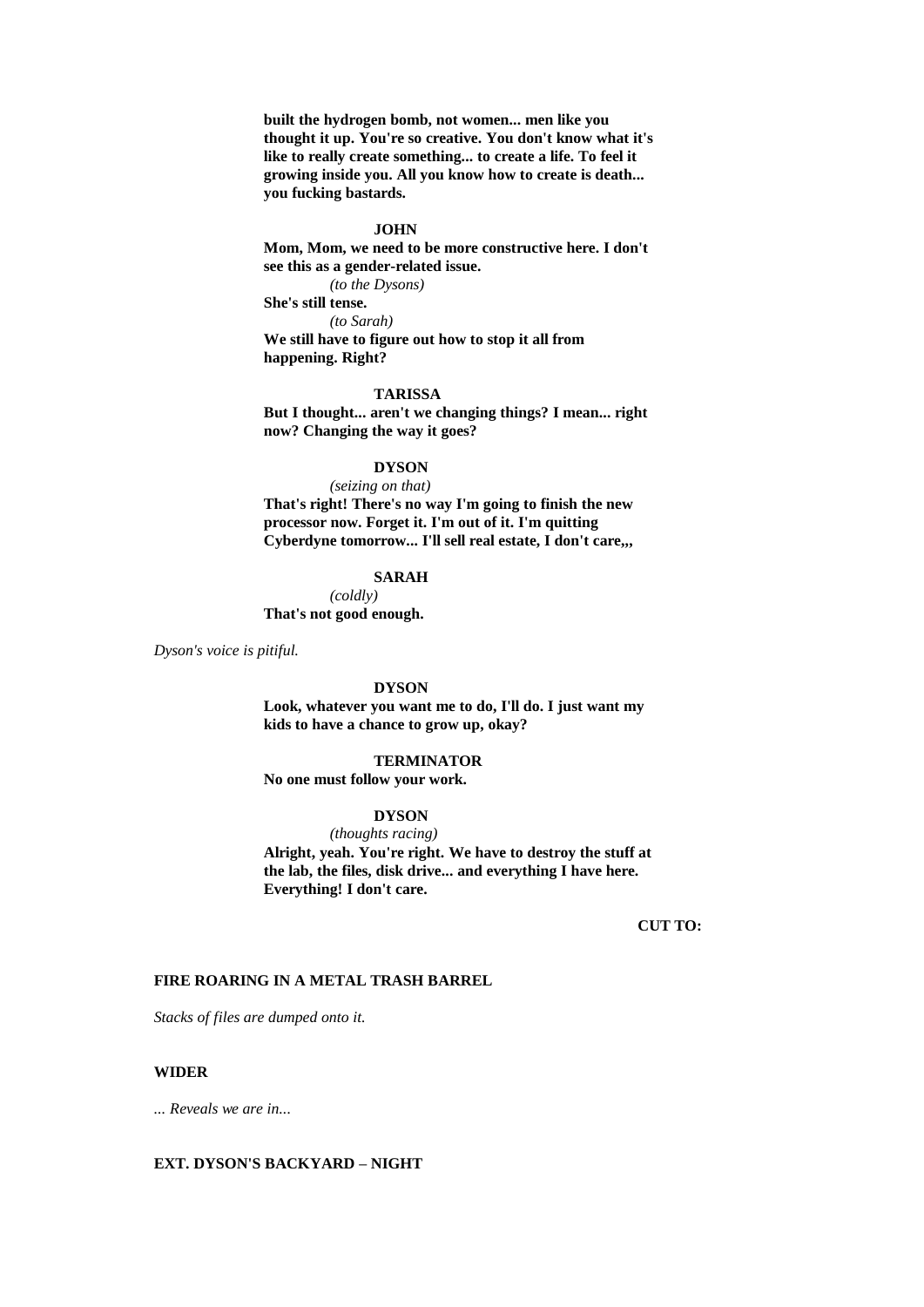**built the hydrogen bomb, not women... men like you thought it up. You're so creative. You don't know what it's like to really create something... to create a life. To feel it growing inside you. All you know how to create is death... you fucking bastards.**

**JOHN**

**Mom, Mom, we need to be more constructive here. I don't see this as a gender-related issue.**

*(to the Dysons)*

**She's still tense.**

*(to Sarah)*

**We still have to figure out how to stop it all from happening. Right?**

**TARISSA**

**But I thought... aren't we changing things? I mean... right now? Changing the way it goes?**

**DYSON**

*(seizing on that)*

**That's right! There's no way I'm going to finish the new processor now. Forget it. I'm out of it. I'm quitting Cyberdyne tomorrow... I'll sell real estate, I don't care,,,**

**SARAH**

*(coldly)*

**That's not good enough.**

*Dyson's voice is pitiful.*

**DYSON**

**Look, whatever you want me to do, I'll do. I just want my kids to have a chance to grow up, okay?**

**TERMINATOR**

**No one must follow your work.**

**DYSON**

*(thoughts racing)*

**Alright, yeah. You're right. We have to destroy the stuff at the lab, the files, disk drive... and everything I have here. Everything! I don't care.**

**CUT TO:**

**FIRE ROARING IN A METAL TRASH BARREL**

*Stacks of files are dumped onto it.*

**WIDER**

*... Reveals we are in...*

**EXT. DYSON'S BACKYARD – NIGHT**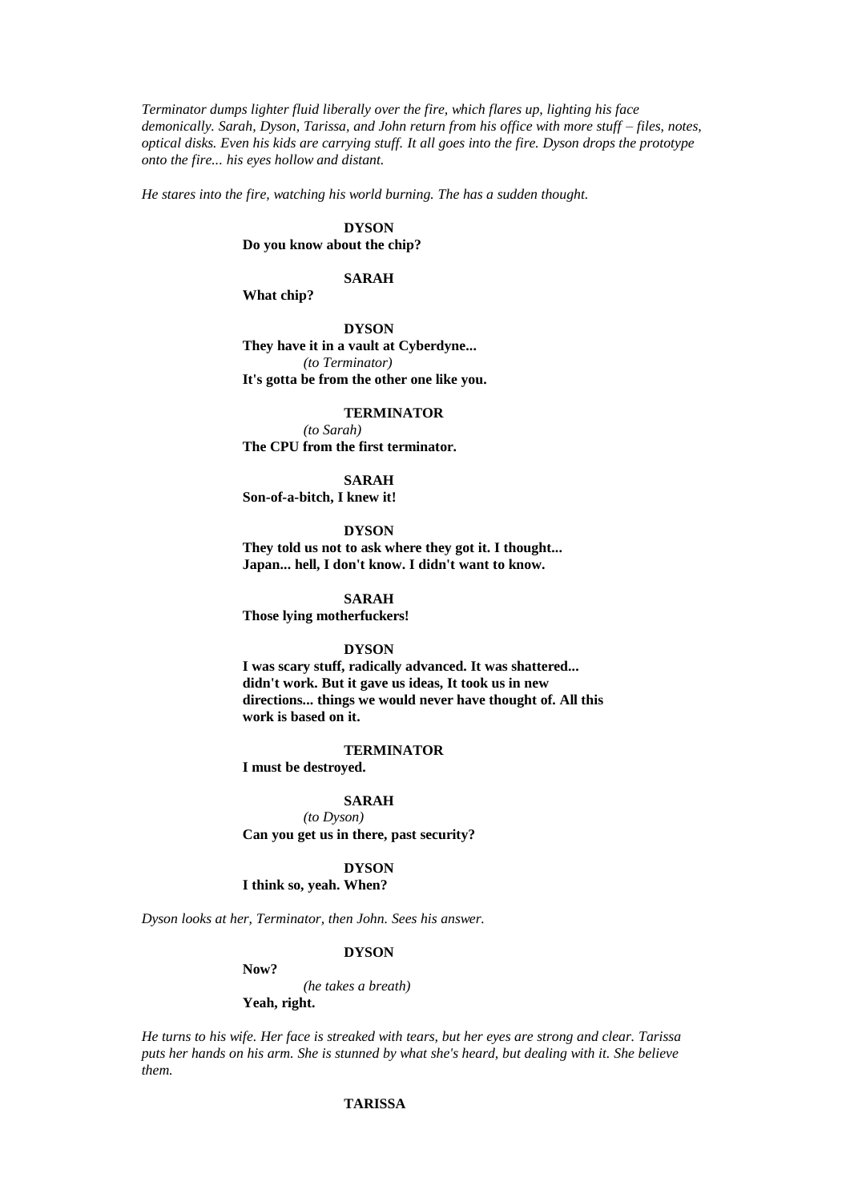*Terminator dumps lighter fluid liberally over the fire, which flares up, lighting his face demonically. Sarah, Dyson, Tarissa, and John return from his office with more stuff – files, notes, optical disks. Even his kids are carrying stuff. It all goes into the fire. Dyson drops the prototype onto the fire... his eyes hollow and distant.*

*He stares into the fire, watching his world burning. The has a sudden thought.*

**DYSON**
**Do you know about the chip?**

**SARAH**
**What chip?**

**DYSON**
**They have it in a vault at Cyberdyne...**
*(to Terminator)*
**It's gotta be from the other one like you.**

**TERMINATOR**
*(to Sarah)*
**The CPU from the first terminator.**

**SARAH**
**Son-of-a-bitch, I knew it!**

**DYSON**
**They told us not to ask where they got it. I thought... Japan... hell, I don't know. I didn't want to know.**

**SARAH**
**Those lying motherfuckers!**

**DYSON**
**I was scary stuff, radically advanced. It was shattered... didn't work. But it gave us ideas, It took us in new directions... things we would never have thought of. All this work is based on it.**

**TERMINATOR**
**I must be destroyed.**

**SARAH**
*(to Dyson)*
**Can you get us in there, past security?**

**DYSON**
**I think so, yeah. When?**

*Dyson looks at her, Terminator, then John. Sees his answer.*

**DYSON**
**Now?**
*(he takes a breath)*
**Yeah, right.**

*He turns to his wife. Her face is streaked with tears, but her eyes are strong and clear. Tarissa puts her hands on his arm. She is stunned by what she's heard, but dealing with it. She believe them.*

**TARISSA**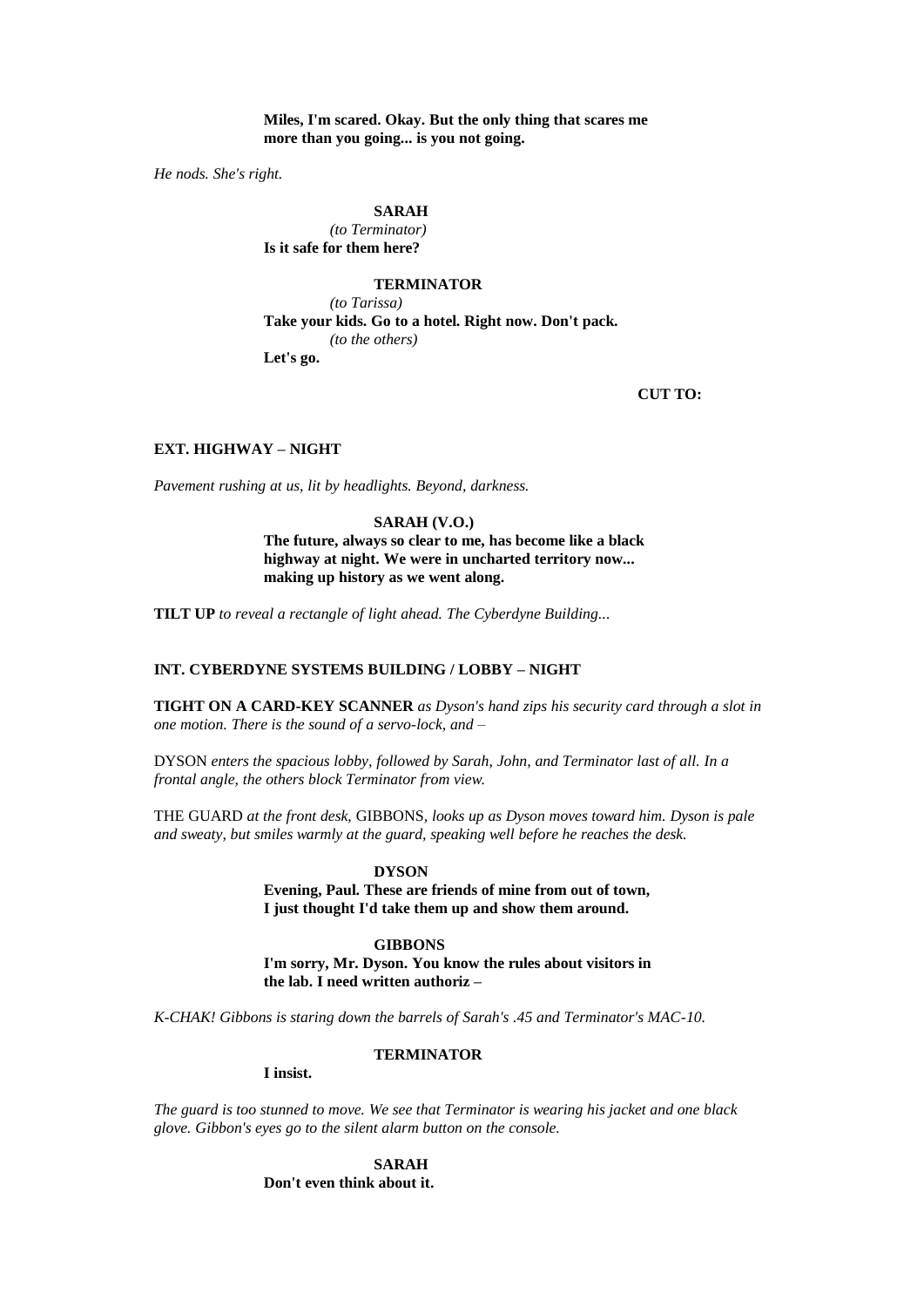**Miles, I'm scared. Okay. But the only thing that scares me more than you going... is you not going.**

*He nods. She's right.*

**SARAH**
*(to Terminator)*
**Is it safe for them here?**

**TERMINATOR**
*(to Tarissa)*
**Take your kids. Go to a hotel. Right now. Don't pack.**
*(to the others)*
**Let's go.**

**CUT TO:**

**EXT. HIGHWAY – NIGHT**

*Pavement rushing at us, lit by headlights. Beyond, darkness.*

**SARAH (V.O.)**
**The future, always so clear to me, has become like a black highway at night. We were in uncharted territory now... making up history as we went along.**

**TILT UP** *to reveal a rectangle of light ahead. The Cyberdyne Building...*

**INT. CYBERDYNE SYSTEMS BUILDING / LOBBY – NIGHT**

**TIGHT ON A CARD-KEY SCANNER** *as Dyson's hand zips his security card through a slot in one motion. There is the sound of a servo-lock, and –*

DYSON *enters the spacious lobby, followed by Sarah, John, and Terminator last of all. In a frontal angle, the others block Terminator from view.*

THE GUARD *at the front desk,* GIBBONS, *looks up as Dyson moves toward him. Dyson is pale and sweaty, but smiles warmly at the guard, speaking well before he reaches the desk.*

**DYSON**
**Evening, Paul. These are friends of mine from out of town, I just thought I'd take them up and show them around.**

**GIBBONS**
**I'm sorry, Mr. Dyson. You know the rules about visitors in the lab. I need written authoriz –**

*K-CHAK! Gibbons is staring down the barrels of Sarah's .45 and Terminator's MAC-10.*

**TERMINATOR**
**I insist.**

*The guard is too stunned to move. We see that Terminator is wearing his jacket and one black glove. Gibbon's eyes go to the silent alarm button on the console.*

**SARAH**
**Don't even think about it.**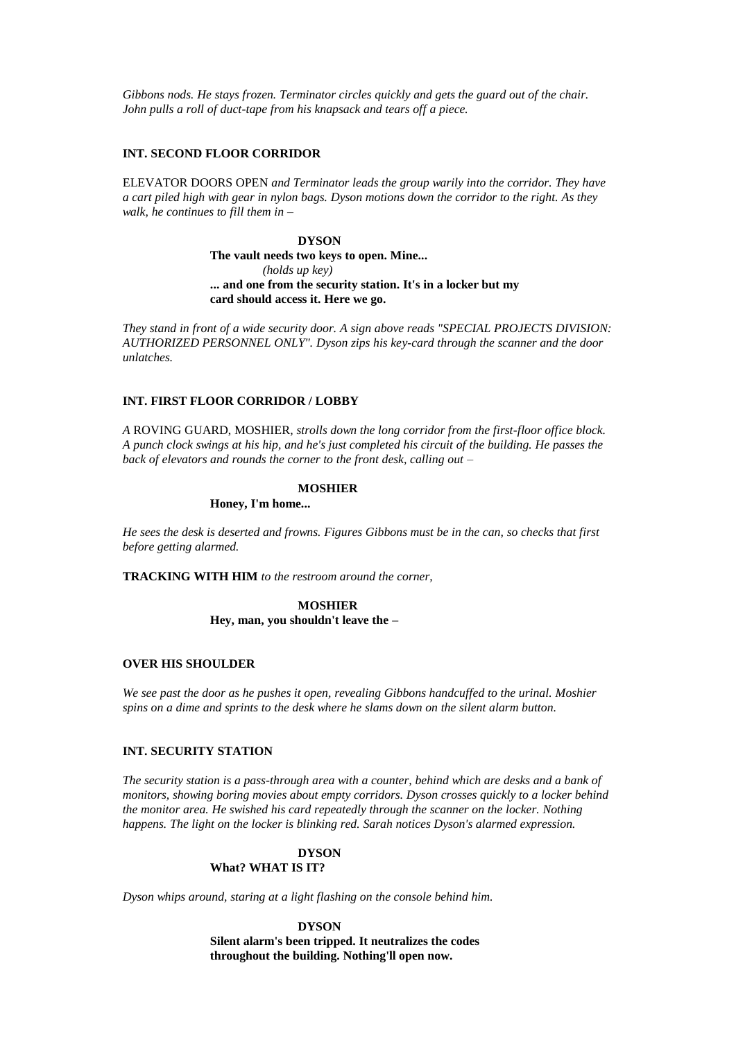*Gibbons nods. He stays frozen. Terminator circles quickly and gets the guard out of the chair. John pulls a roll of duct-tape from his knapsack and tears off a piece.*

**INT. SECOND FLOOR CORRIDOR**

ELEVATOR DOORS OPEN *and Terminator leads the group warily into the corridor. They have a cart piled high with gear in nylon bags. Dyson motions down the corridor to the right. As they walk, he continues to fill them in –*

**DYSON**
**The vault needs two keys to open. Mine...**
*(holds up key)*
**... and one from the security station. It's in a locker but my card should access it. Here we go.**

*They stand in front of a wide security door. A sign above reads "SPECIAL PROJECTS DIVISION: AUTHORIZED PERSONNEL ONLY". Dyson zips his key-card through the scanner and the door unlatches.*

**INT. FIRST FLOOR CORRIDOR / LOBBY**

*A* ROVING GUARD, MOSHIER, *strolls down the long corridor from the first-floor office block. A punch clock swings at his hip, and he's just completed his circuit of the building. He passes the back of elevators and rounds the corner to the front desk, calling out –*

**MOSHIER**
**Honey, I'm home...**

*He sees the desk is deserted and frowns. Figures Gibbons must be in the can, so checks that first before getting alarmed.*

**TRACKING WITH HIM** *to the restroom around the corner,*

**MOSHIER**
**Hey, man, you shouldn't leave the –**

**OVER HIS SHOULDER**

*We see past the door as he pushes it open, revealing Gibbons handcuffed to the urinal. Moshier spins on a dime and sprints to the desk where he slams down on the silent alarm button.*

**INT. SECURITY STATION**

*The security station is a pass-through area with a counter, behind which are desks and a bank of monitors, showing boring movies about empty corridors. Dyson crosses quickly to a locker behind the monitor area. He swished his card repeatedly through the scanner on the locker. Nothing happens. The light on the locker is blinking red. Sarah notices Dyson's alarmed expression.*

**DYSON**
**What? WHAT IS IT?**

*Dyson whips around, staring at a light flashing on the console behind him.*

**DYSON**
**Silent alarm's been tripped. It neutralizes the codes throughout the building. Nothing'll open now.**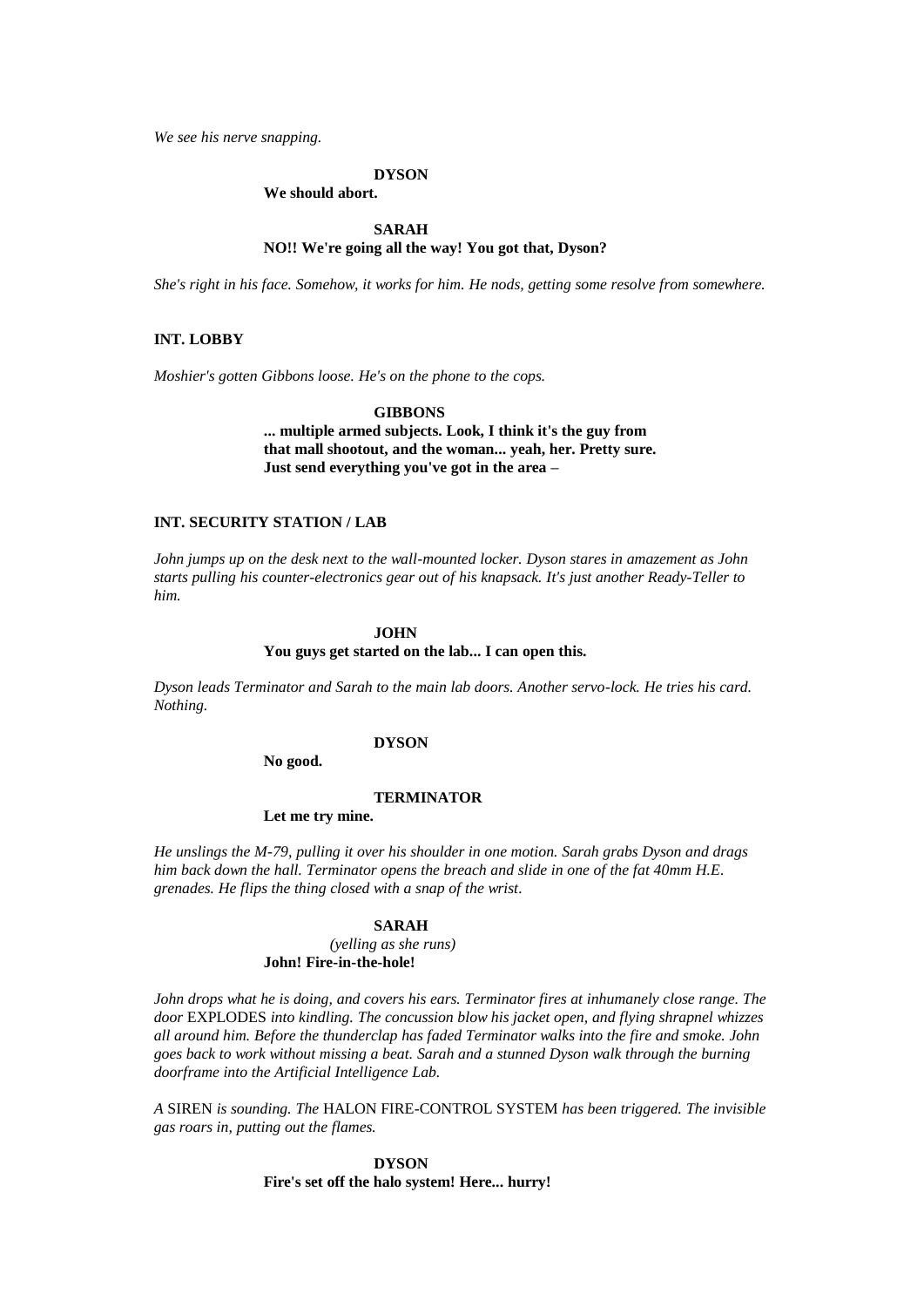*We see his nerve snapping.*

**DYSON**

**We should abort.**

**SARAH**

**NO!! We're going all the way! You got that, Dyson?**

*She's right in his face. Somehow, it works for him. He nods, getting some resolve from somewhere.*

**INT. LOBBY**

*Moshier's gotten Gibbons loose. He's on the phone to the cops.*

**GIBBONS**

**... multiple armed subjects. Look, I think it's the guy from that mall shootout, and the woman... yeah, her. Pretty sure. Just send everything you've got in the area –**

**INT. SECURITY STATION / LAB**

*John jumps up on the desk next to the wall-mounted locker. Dyson stares in amazement as John starts pulling his counter-electronics gear out of his knapsack. It's just another Ready-Teller to him.*

**JOHN**

**You guys get started on the lab... I can open this.**

*Dyson leads Terminator and Sarah to the main lab doors. Another servo-lock. He tries his card. Nothing.*

**DYSON**

**No good.**

**TERMINATOR**

**Let me try mine.**

*He unslings the M-79, pulling it over his shoulder in one motion. Sarah grabs Dyson and drags him back down the hall. Terminator opens the breach and slide in one of the fat 40mm H.E. grenades. He flips the thing closed with a snap of the wrist.*

**SARAH**

*(yelling as she runs)*

**John! Fire-in-the-hole!**

*John drops what he is doing, and covers his ears. Terminator fires at inhumanely close range. The door* EXPLODES *into kindling. The concussion blow his jacket open, and flying shrapnel whizzes all around him. Before the thunderclap has faded Terminator walks into the fire and smoke. John goes back to work without missing a beat. Sarah and a stunned Dyson walk through the burning doorframe into the Artificial Intelligence Lab.*

*A* SIREN *is sounding. The* HALON FIRE-CONTROL SYSTEM *has been triggered. The invisible gas roars in, putting out the flames.*

**DYSON**

**Fire's set off the halo system! Here... hurry!**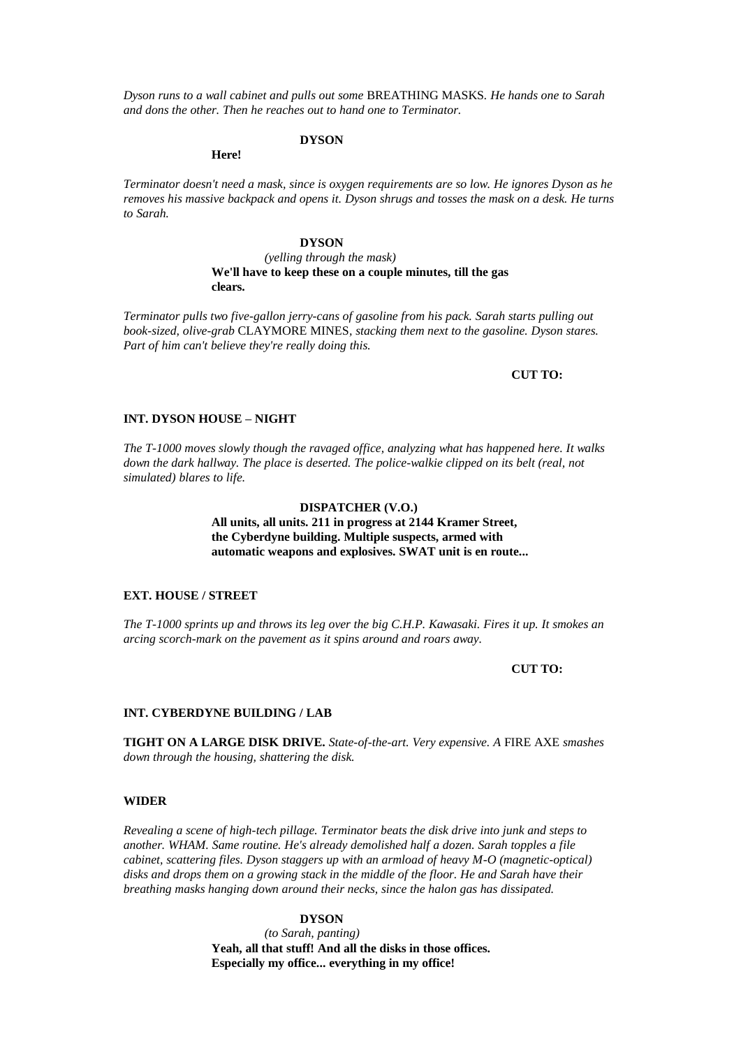*Dyson runs to a wall cabinet and pulls out some* BREATHING MASKS*. He hands one to Sarah and dons the other. Then he reaches out to hand one to Terminator.*

**DYSON**

**Here!**

*Terminator doesn't need a mask, since is oxygen requirements are so low. He ignores Dyson as he removes his massive backpack and opens it. Dyson shrugs and tosses the mask on a desk. He turns to Sarah.*

**DYSON**

*(yelling through the mask)*

**We'll have to keep these on a couple minutes, till the gas clears.**

*Terminator pulls two five-gallon jerry-cans of gasoline from his pack. Sarah starts pulling out book-sized, olive-grab* CLAYMORE MINES*, stacking them next to the gasoline. Dyson stares. Part of him can't believe they're really doing this.*

**CUT TO:**

**INT. DYSON HOUSE – NIGHT**

*The T-1000 moves slowly though the ravaged office, analyzing what has happened here. It walks down the dark hallway. The place is deserted. The police-walkie clipped on its belt (real, not simulated) blares to life.*

**DISPATCHER (V.O.)**

**All units, all units. 211 in progress at 2144 Kramer Street, the Cyberdyne building. Multiple suspects, armed with automatic weapons and explosives. SWAT unit is en route...**

**EXT. HOUSE / STREET**

*The T-1000 sprints up and throws its leg over the big C.H.P. Kawasaki. Fires it up. It smokes an arcing scorch-mark on the pavement as it spins around and roars away.*

**CUT TO:**

**INT. CYBERDYNE BUILDING / LAB**

**TIGHT ON A LARGE DISK DRIVE.** *State-of-the-art. Very expensive. A* FIRE AXE *smashes down through the housing, shattering the disk.*

**WIDER**

*Revealing a scene of high-tech pillage. Terminator beats the disk drive into junk and steps to another. WHAM. Same routine. He's already demolished half a dozen. Sarah topples a file cabinet, scattering files. Dyson staggers up with an armload of heavy M-O (magnetic-optical) disks and drops them on a growing stack in the middle of the floor. He and Sarah have their breathing masks hanging down around their necks, since the halon gas has dissipated.*

**DYSON**

*(to Sarah, panting)*

**Yeah, all that stuff! And all the disks in those offices. Especially my office... everything in my office!**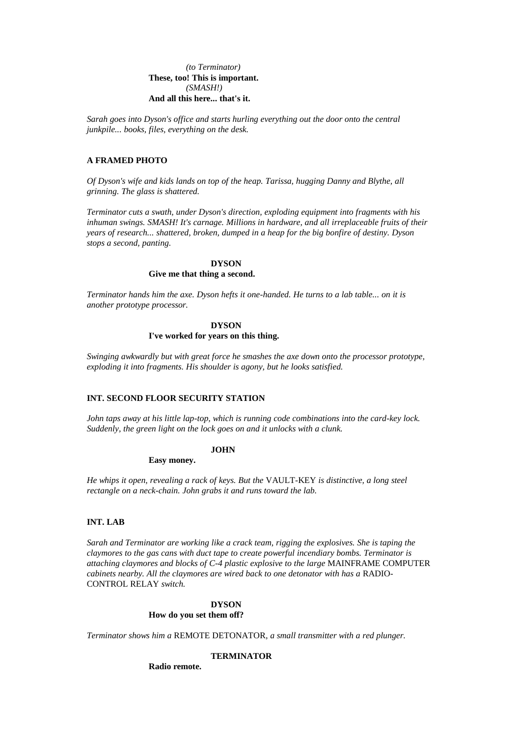*(to Terminator)*
**These, too! This is important.**
*(SMASH!)*
**And all this here... that's it.**

*Sarah goes into Dyson's office and starts hurling everything out the door onto the central junkpile... books, files, everything on the desk.*

**A FRAMED PHOTO**

*Of Dyson's wife and kids lands on top of the heap. Tarissa, hugging Danny and Blythe, all grinning. The glass is shattered.*

*Terminator cuts a swath, under Dyson's direction, exploding equipment into fragments with his inhuman swings. SMASH! It's carnage. Millions in hardware, and all irreplaceable fruits of their years of research... shattered, broken, dumped in a heap for the big bonfire of destiny. Dyson stops a second, panting.*

**DYSON**
**Give me that thing a second.**

*Terminator hands him the axe. Dyson hefts it one-handed. He turns to a lab table... on it is another prototype processor.*

**DYSON**
**I've worked for years on this thing.**

*Swinging awkwardly but with great force he smashes the axe down onto the processor prototype, exploding it into fragments. His shoulder is agony, but he looks satisfied.*

**INT. SECOND FLOOR SECURITY STATION**

*John taps away at his little lap-top, which is running code combinations into the card-key lock. Suddenly, the green light on the lock goes on and it unlocks with a clunk.*

**JOHN**
**Easy money.**

*He whips it open, revealing a rack of keys. But the* VAULT-KEY *is distinctive, a long steel rectangle on a neck-chain. John grabs it and runs toward the lab.*

**INT. LAB**

*Sarah and Terminator are working like a crack team, rigging the explosives. She is taping the claymores to the gas cans with duct tape to create powerful incendiary bombs. Terminator is attaching claymores and blocks of C-4 plastic explosive to the large* MAINFRAME COMPUTER *cabinets nearby. All the claymores are wired back to one detonator with has a* RADIO-CONTROL RELAY *switch.*

**DYSON**
**How do you set them off?**

*Terminator shows him a* REMOTE DETONATOR*, a small transmitter with a red plunger.*

**TERMINATOR**
**Radio remote.**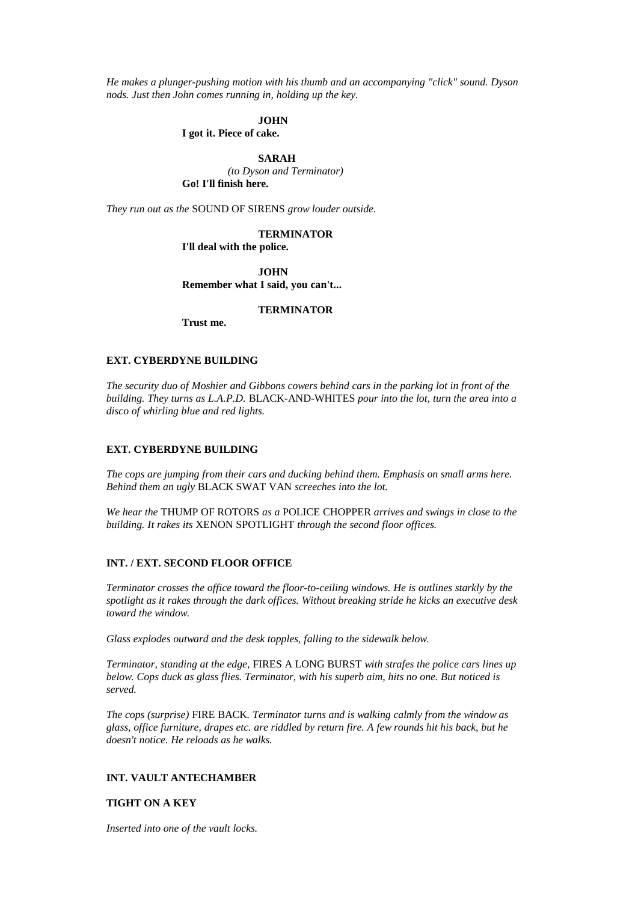*He makes a plunger-pushing motion with his thumb and an accompanying "click" sound. Dyson nods. Just then John comes running in, holding up the key.*

**JOHN**

**I got it. Piece of cake.**

**SARAH**

*(to Dyson and Terminator)*

**Go! I'll finish here.**

*They run out as the* SOUND OF SIRENS *grow louder outside.*

**TERMINATOR**

**I'll deal with the police.**

**JOHN**

**Remember what I said, you can't...**

**TERMINATOR**

**Trust me.**

**EXT. CYBERDYNE BUILDING**

*The security duo of Moshier and Gibbons cowers behind cars in the parking lot in front of the building. They turns as L.A.P.D.* BLACK-AND-WHITES *pour into the lot, turn the area into a disco of whirling blue and red lights.*

**EXT. CYBERDYNE BUILDING**

*The cops are jumping from their cars and ducking behind them. Emphasis on small arms here. Behind them an ugly* BLACK SWAT VAN *screeches into the lot.*

*We hear the* THUMP OF ROTORS *as a* POLICE CHOPPER *arrives and swings in close to the building. It rakes its* XENON SPOTLIGHT *through the second floor offices.*

**INT. / EXT. SECOND FLOOR OFFICE**

*Terminator crosses the office toward the floor-to-ceiling windows. He is outlines starkly by the spotlight as it rakes through the dark offices. Without breaking stride he kicks an executive desk toward the window.*

*Glass explodes outward and the desk topples, falling to the sidewalk below.*

*Terminator, standing at the edge,* FIRES A LONG BURST *with strafes the police cars lines up below. Cops duck as glass flies. Terminator, with his superb aim, hits no one. But noticed is served.*

*The cops (surprise)* FIRE BACK*. Terminator turns and is walking calmly from the window as glass, office furniture, drapes etc. are riddled by return fire. A few rounds hit his back, but he doesn't notice. He reloads as he walks.*

**INT. VAULT ANTECHAMBER**

**TIGHT ON A KEY**

*Inserted into one of the vault locks.*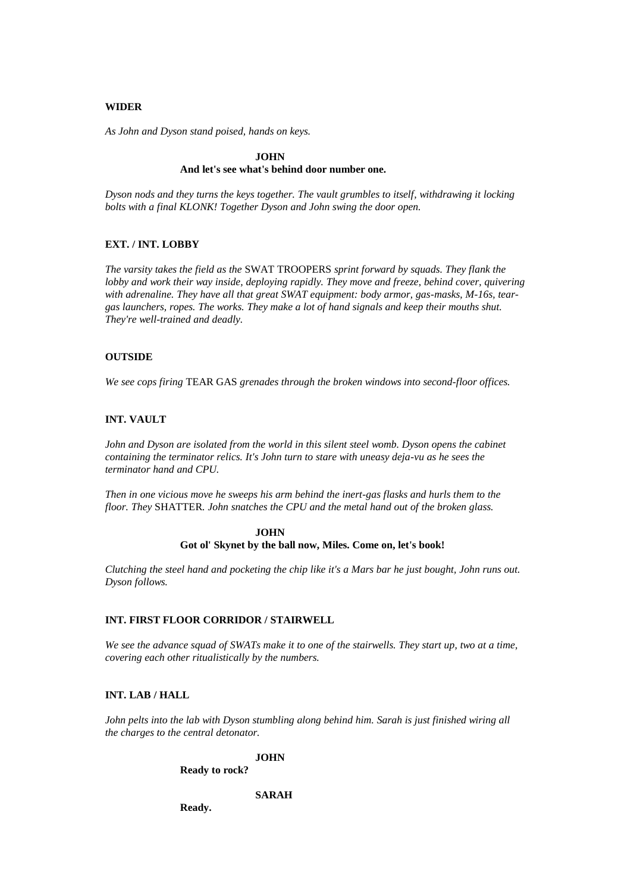**WIDER**

*As John and Dyson stand poised, hands on keys.*

**JOHN**
**And let's see what's behind door number one.**

*Dyson nods and they turns the keys together. The vault grumbles to itself, withdrawing it locking bolts with a final KLONK! Together Dyson and John swing the door open.*

**EXT. / INT. LOBBY**

*The varsity takes the field as the* SWAT TROOPERS *sprint forward by squads. They flank the lobby and work their way inside, deploying rapidly. They move and freeze, behind cover, quivering with adrenaline. They have all that great SWAT equipment: body armor, gas-masks, M-16s, tear-gas launchers, ropes. The works. They make a lot of hand signals and keep their mouths shut. They're well-trained and deadly.*

**OUTSIDE**

*We see cops firing* TEAR GAS *grenades through the broken windows into second-floor offices.*

**INT. VAULT**

*John and Dyson are isolated from the world in this silent steel womb. Dyson opens the cabinet containing the terminator relics. It's John turn to stare with uneasy deja-vu as he sees the terminator hand and CPU.*

*Then in one vicious move he sweeps his arm behind the inert-gas flasks and hurls them to the floor. They* SHATTER. *John snatches the CPU and the metal hand out of the broken glass.*

**JOHN**
**Got ol' Skynet by the ball now, Miles. Come on, let's book!**

*Clutching the steel hand and pocketing the chip like it's a Mars bar he just bought, John runs out. Dyson follows.*

**INT. FIRST FLOOR CORRIDOR / STAIRWELL**

*We see the advance squad of SWATs make it to one of the stairwells. They start up, two at a time, covering each other ritualistically by the numbers.*

**INT. LAB / HALL**

*John pelts into the lab with Dyson stumbling along behind him. Sarah is just finished wiring all the charges to the central detonator.*

**JOHN**
**Ready to rock?**

**SARAH**
**Ready.**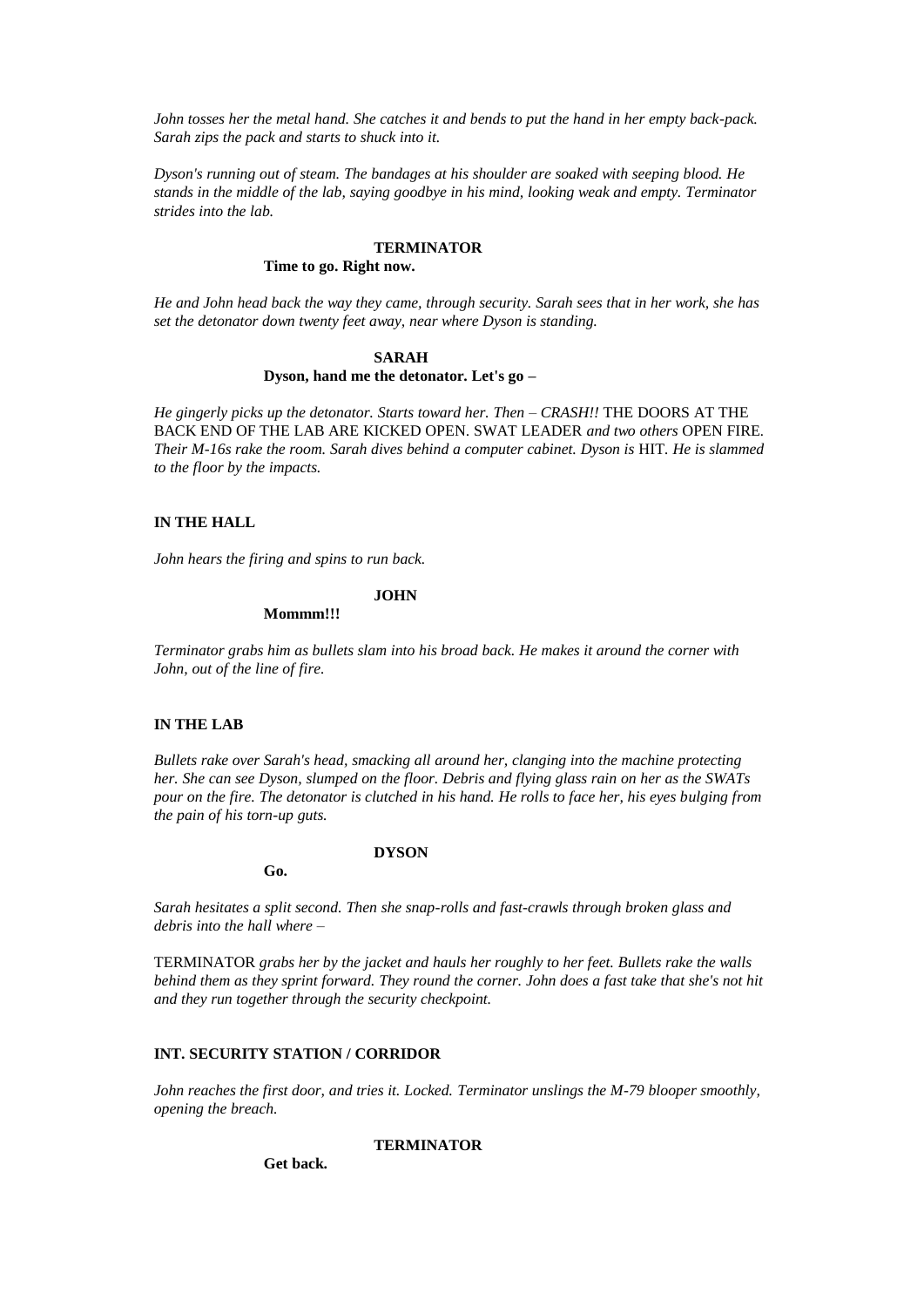*John tosses her the metal hand. She catches it and bends to put the hand in her empty back-pack. Sarah zips the pack and starts to shuck into it.*

*Dyson's running out of steam. The bandages at his shoulder are soaked with seeping blood. He stands in the middle of the lab, saying goodbye in his mind, looking weak and empty. Terminator strides into the lab.*

**TERMINATOR**

**Time to go. Right now.**

*He and John head back the way they came, through security. Sarah sees that in her work, she has set the detonator down twenty feet away, near where Dyson is standing.*

**SARAH**

**Dyson, hand me the detonator. Let's go –**

*He gingerly picks up the detonator. Starts toward her. Then – CRASH!!* THE DOORS AT THE BACK END OF THE LAB ARE KICKED OPEN. SWAT LEADER *and two others* OPEN FIRE. *Their M-16s rake the room. Sarah dives behind a computer cabinet. Dyson is* HIT. *He is slammed to the floor by the impacts.*

**IN THE HALL**

*John hears the firing and spins to run back.*

**JOHN**

**Mommm!!!**

*Terminator grabs him as bullets slam into his broad back. He makes it around the corner with John, out of the line of fire.*

**IN THE LAB**

*Bullets rake over Sarah's head, smacking all around her, clanging into the machine protecting her. She can see Dyson, slumped on the floor. Debris and flying glass rain on her as the SWATs pour on the fire. The detonator is clutched in his hand. He rolls to face her, his eyes bulging from the pain of his torn-up guts.*

**DYSON**

**Go.**

*Sarah hesitates a split second. Then she snap-rolls and fast-crawls through broken glass and debris into the hall where –*

TERMINATOR *grabs her by the jacket and hauls her roughly to her feet. Bullets rake the walls behind them as they sprint forward. They round the corner. John does a fast take that she's not hit and they run together through the security checkpoint.*

**INT. SECURITY STATION / CORRIDOR**

*John reaches the first door, and tries it. Locked. Terminator unslings the M-79 blooper smoothly, opening the breach.*

**TERMINATOR**

**Get back.**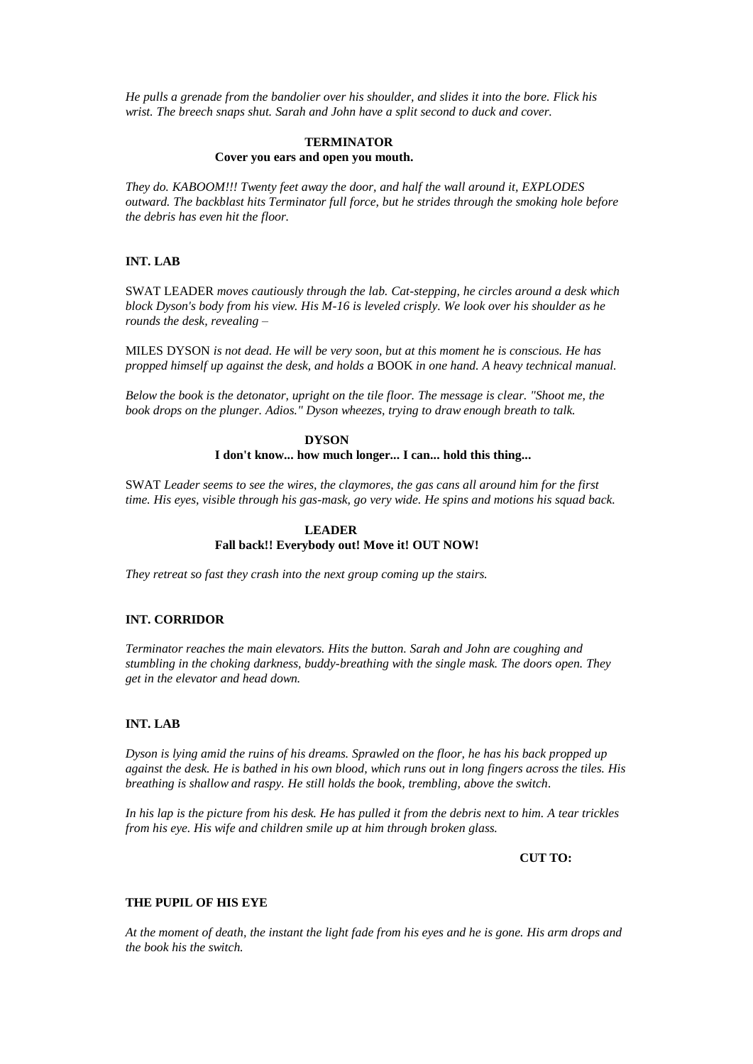*He pulls a grenade from the bandolier over his shoulder, and slides it into the bore. Flick his wrist. The breech snaps shut. Sarah and John have a split second to duck and cover.*

**TERMINATOR**
**Cover you ears and open you mouth.**

*They do. KABOOM!!! Twenty feet away the door, and half the wall around it, EXPLODES outward. The backblast hits Terminator full force, but he strides through the smoking hole before the debris has even hit the floor.*

**INT. LAB**

SWAT LEADER *moves cautiously through the lab. Cat-stepping, he circles around a desk which block Dyson's body from his view. His M-16 is leveled crisply. We look over his shoulder as he rounds the desk, revealing –*

MILES DYSON *is not dead. He will be very soon, but at this moment he is conscious. He has propped himself up against the desk, and holds a* BOOK *in one hand. A heavy technical manual.*

*Below the book is the detonator, upright on the tile floor. The message is clear. "Shoot me, the book drops on the plunger. Adios." Dyson wheezes, trying to draw enough breath to talk.*

**DYSON**
**I don't know... how much longer... I can... hold this thing...**

SWAT *Leader seems to see the wires, the claymores, the gas cans all around him for the first time. His eyes, visible through his gas-mask, go very wide. He spins and motions his squad back.*

**LEADER**
**Fall back!! Everybody out! Move it! OUT NOW!**

*They retreat so fast they crash into the next group coming up the stairs.*

**INT. CORRIDOR**

*Terminator reaches the main elevators. Hits the button. Sarah and John are coughing and stumbling in the choking darkness, buddy-breathing with the single mask. The doors open. They get in the elevator and head down.*

**INT. LAB**

*Dyson is lying amid the ruins of his dreams. Sprawled on the floor, he has his back propped up against the desk. He is bathed in his own blood, which runs out in long fingers across the tiles. His breathing is shallow and raspy. He still holds the book, trembling, above the switch.*

*In his lap is the picture from his desk. He has pulled it from the debris next to him. A tear trickles from his eye. His wife and children smile up at him through broken glass.*

**CUT TO:**

**THE PUPIL OF HIS EYE**

*At the moment of death, the instant the light fade from his eyes and he is gone. His arm drops and the book his the switch.*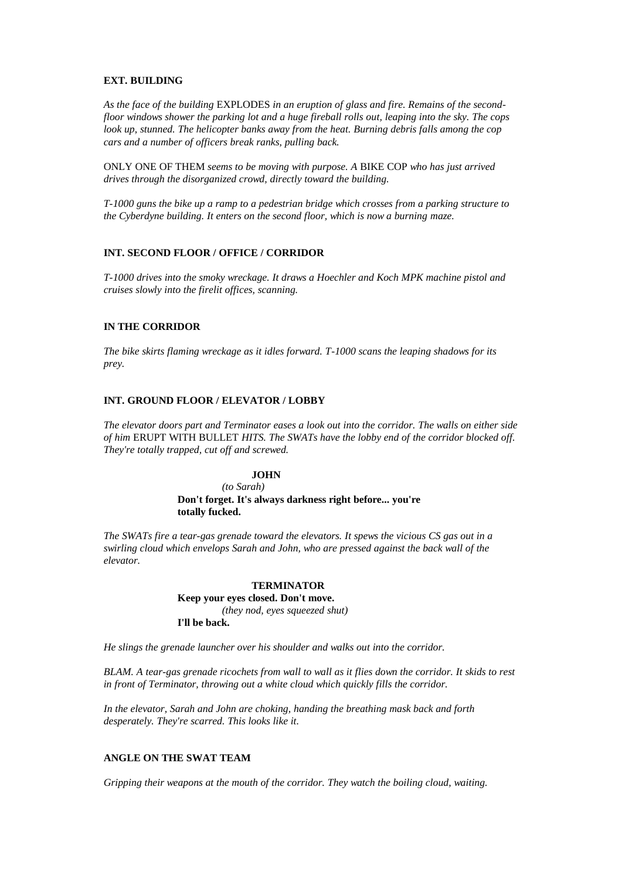**EXT. BUILDING**

*As the face of the building* EXPLODES *in an eruption of glass and fire. Remains of the second-floor windows shower the parking lot and a huge fireball rolls out, leaping into the sky. The cops look up, stunned. The helicopter banks away from the heat. Burning debris falls among the cop cars and a number of officers break ranks, pulling back.*

ONLY ONE OF THEM *seems to be moving with purpose. A* BIKE COP *who has just arrived drives through the disorganized crowd, directly toward the building.*

*T-1000 guns the bike up a ramp to a pedestrian bridge which crosses from a parking structure to the Cyberdyne building. It enters on the second floor, which is now a burning maze.*

**INT. SECOND FLOOR / OFFICE / CORRIDOR**

*T-1000 drives into the smoky wreckage. It draws a Hoechler and Koch MPK machine pistol and cruises slowly into the firelit offices, scanning.*

**IN THE CORRIDOR**

*The bike skirts flaming wreckage as it idles forward. T-1000 scans the leaping shadows for its prey.*

**INT. GROUND FLOOR / ELEVATOR / LOBBY**

*The elevator doors part and Terminator eases a look out into the corridor. The walls on either side of him* ERUPT WITH BULLET *HITS. The SWATs have the lobby end of the corridor blocked off. They're totally trapped, cut off and screwed.*

**JOHN**
*(to Sarah)*
**Don't forget. It's always darkness right before... you're totally fucked.**

*The SWATs fire a tear-gas grenade toward the elevators. It spews the vicious CS gas out in a swirling cloud which envelops Sarah and John, who are pressed against the back wall of the elevator.*

**TERMINATOR**
**Keep your eyes closed. Don't move.**
*(they nod, eyes squeezed shut)*
**I'll be back.**

*He slings the grenade launcher over his shoulder and walks out into the corridor.*

*BLAM. A tear-gas grenade ricochets from wall to wall as it flies down the corridor. It skids to rest in front of Terminator, throwing out a white cloud which quickly fills the corridor.*

*In the elevator, Sarah and John are choking, handing the breathing mask back and forth desperately. They're scarred. This looks like it.*

**ANGLE ON THE SWAT TEAM**

*Gripping their weapons at the mouth of the corridor. They watch the boiling cloud, waiting.*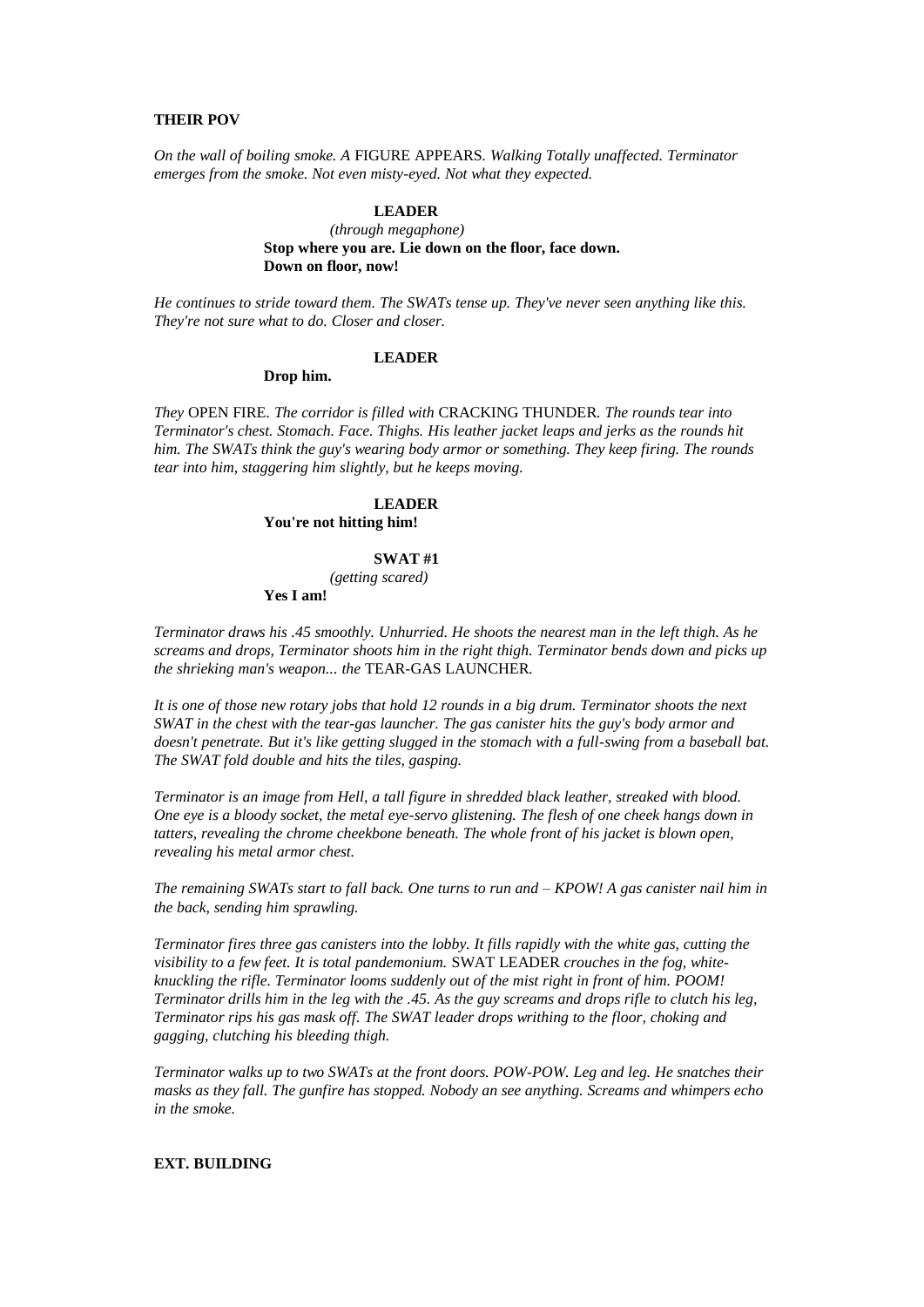**THEIR POV**

*On the wall of boiling smoke. A* FIGURE APPEARS. *Walking Totally unaffected. Terminator emerges from the smoke. Not even misty-eyed. Not what they expected.*

**LEADER**
*(through megaphone)*
**Stop where you are. Lie down on the floor, face down. Down on floor, now!**

*He continues to stride toward them. The SWATs tense up. They've never seen anything like this. They're not sure what to do. Closer and closer.*

**LEADER**
**Drop him.**

*They* OPEN FIRE. *The corridor is filled with* CRACKING THUNDER. *The rounds tear into Terminator's chest. Stomach. Face. Thighs. His leather jacket leaps and jerks as the rounds hit him. The SWATs think the guy's wearing body armor or something. They keep firing. The rounds tear into him, staggering him slightly, but he keeps moving.*

**LEADER**
**You're not hitting him!**

**SWAT #1**
*(getting scared)*
**Yes I am!**

*Terminator draws his .45 smoothly. Unhurried. He shoots the nearest man in the left thigh. As he screams and drops, Terminator shoots him in the right thigh. Terminator bends down and picks up the shrieking man's weapon... the* TEAR-GAS LAUNCHER.

*It is one of those new rotary jobs that hold 12 rounds in a big drum. Terminator shoots the next SWAT in the chest with the tear-gas launcher. The gas canister hits the guy's body armor and doesn't penetrate. But it's like getting slugged in the stomach with a full-swing from a baseball bat. The SWAT fold double and hits the tiles, gasping.*

*Terminator is an image from Hell, a tall figure in shredded black leather, streaked with blood. One eye is a bloody socket, the metal eye-servo glistening. The flesh of one cheek hangs down in tatters, revealing the chrome cheekbone beneath. The whole front of his jacket is blown open, revealing his metal armor chest.*

*The remaining SWATs start to fall back. One turns to run and – KPOW! A gas canister nail him in the back, sending him sprawling.*

*Terminator fires three gas canisters into the lobby. It fills rapidly with the white gas, cutting the visibility to a few feet. It is total pandemonium.* SWAT LEADER *crouches in the fog, white-knuckling the rifle. Terminator looms suddenly out of the mist right in front of him. POOM! Terminator drills him in the leg with the .45. As the guy screams and drops rifle to clutch his leg, Terminator rips his gas mask off. The SWAT leader drops writhing to the floor, choking and gagging, clutching his bleeding thigh.*

*Terminator walks up to two SWATs at the front doors. POW-POW. Leg and leg. He snatches their masks as they fall. The gunfire has stopped. Nobody an see anything. Screams and whimpers echo in the smoke.*

**EXT. BUILDING**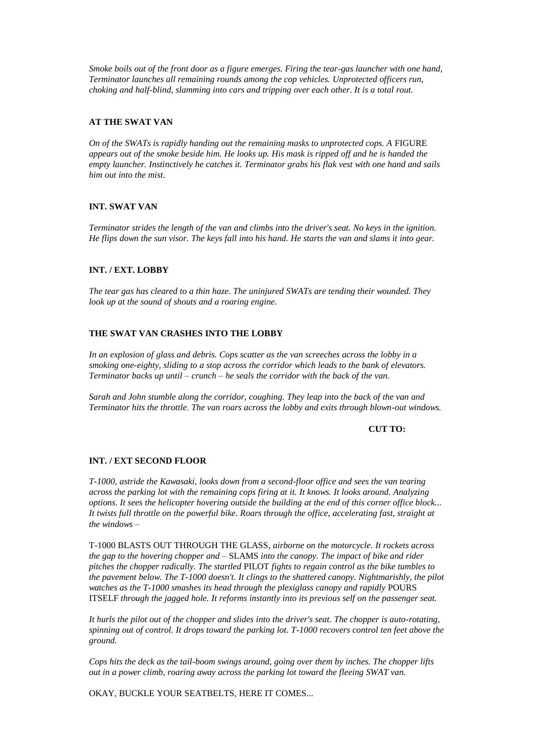*Smoke boils out of the front door as a figure emerges. Firing the tear-gas launcher with one hand, Terminator launches all remaining rounds among the cop vehicles. Unprotected officers run, choking and half-blind, slamming into cars and tripping over each other. It is a total rout.*

**AT THE SWAT VAN**

*On of the SWATs is rapidly handing out the remaining masks to unprotected cops. A* FIGURE *appears out of the smoke beside him. He looks up. His mask is ripped off and he is handed the empty launcher. Instinctively he catches it. Terminator grabs his flak vest with one hand and sails him out into the mist.*

**INT. SWAT VAN**

*Terminator strides the length of the van and climbs into the driver's seat. No keys in the ignition. He flips down the sun visor. The keys fall into his hand. He starts the van and slams it into gear.*

**INT. / EXT. LOBBY**

*The tear gas has cleared to a thin haze. The uninjured SWATs are tending their wounded. They look up at the sound of shouts and a roaring engine.*

**THE SWAT VAN CRASHES INTO THE LOBBY**

*In an explosion of glass and debris. Cops scatter as the van screeches across the lobby in a smoking one-eighty, sliding to a stop across the corridor which leads to the bank of elevators. Terminator backs up until – crunch – he seals the corridor with the back of the van.*

*Sarah and John stumble along the corridor, coughing. They leap into the back of the van and Terminator hits the throttle. The van roars across the lobby and exits through blown-out windows.*

**CUT TO:**

**INT. / EXT SECOND FLOOR**

*T-1000, astride the Kawasaki, looks down from a second-floor office and sees the van tearing across the parking lot with the remaining cops firing at it. It knows. It looks around. Analyzing options. It sees the helicopter hovering outside the building at the end of this corner office block... It twists full throttle on the powerful bike. Roars through the office, accelerating fast, straight at the windows –*

T-1000 BLASTS OUT THROUGH THE GLASS, *airborne on the motorcycle. It rockets across the gap to the hovering chopper and –* SLAMS *into the canopy. The impact of bike and rider pitches the chopper radically. The startled* PILOT *fights to regain control as the bike tumbles to the pavement below. The T-1000 doesn't. It clings to the shattered canopy. Nightmarishly, the pilot watches as the T-1000 smashes its head through the plexiglass canopy and rapidly* POURS ITSELF *through the jagged hole. It reforms instantly into its previous self on the passenger seat.*

*It hurls the pilot out of the chopper and slides into the driver's seat. The chopper is auto-rotating, spinning out of control. It drops toward the parking lot. T-1000 recovers control ten feet above the ground.*

*Cops hits the deck as the tail-boom swings around, going over them by inches. The chopper lifts out in a power climb, roaring away across the parking lot toward the fleeing SWAT van.*

OKAY, BUCKLE YOUR SEATBELTS, HERE IT COMES...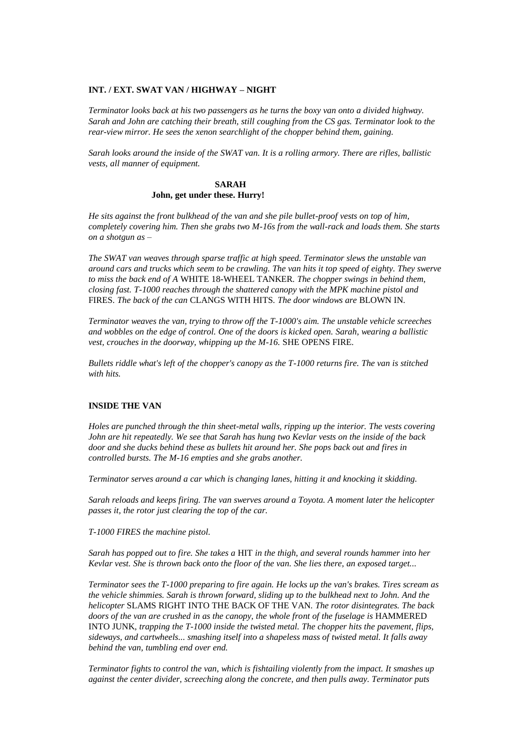**INT. / EXT. SWAT VAN / HIGHWAY – NIGHT**

*Terminator looks back at his two passengers as he turns the boxy van onto a divided highway. Sarah and John are catching their breath, still coughing from the CS gas. Terminator look to the rear-view mirror. He sees the xenon searchlight of the chopper behind them, gaining.*

*Sarah looks around the inside of the SWAT van. It is a rolling armory. There are rifles, ballistic vests, all manner of equipment.*

**SARAH**
**John, get under these. Hurry!**

*He sits against the front bulkhead of the van and she pile bullet-proof vests on top of him, completely covering him. Then she grabs two M-16s from the wall-rack and loads them. She starts on a shotgun as –*

*The SWAT van weaves through sparse traffic at high speed. Terminator slews the unstable van around cars and trucks which seem to be crawling. The van hits it top speed of eighty. They swerve to miss the back end of A* WHITE 18-WHEEL TANKER. *The chopper swings in behind them, closing fast. T-1000 reaches through the shattered canopy with the MPK machine pistol and* FIRES. *The back of the can* CLANGS WITH HITS. *The door windows are* BLOWN IN.

*Terminator weaves the van, trying to throw off the T-1000's aim. The unstable vehicle screeches and wobbles on the edge of control. One of the doors is kicked open. Sarah, wearing a ballistic vest, crouches in the doorway, whipping up the M-16.* SHE OPENS FIRE.

*Bullets riddle what's left of the chopper's canopy as the T-1000 returns fire. The van is stitched with hits.*

**INSIDE THE VAN**

*Holes are punched through the thin sheet-metal walls, ripping up the interior. The vests covering John are hit repeatedly. We see that Sarah has hung two Kevlar vests on the inside of the back door and she ducks behind these as bullets hit around her. She pops back out and fires in controlled bursts. The M-16 empties and she grabs another.*

*Terminator serves around a car which is changing lanes, hitting it and knocking it skidding.*

*Sarah reloads and keeps firing. The van swerves around a Toyota. A moment later the helicopter passes it, the rotor just clearing the top of the car.*

*T-1000 FIRES the machine pistol.*

*Sarah has popped out to fire. She takes a* HIT *in the thigh, and several rounds hammer into her Kevlar vest. She is thrown back onto the floor of the van. She lies there, an exposed target...*

*Terminator sees the T-1000 preparing to fire again. He locks up the van's brakes. Tires scream as the vehicle shimmies. Sarah is thrown forward, sliding up to the bulkhead next to John. And the helicopter* SLAMS RIGHT INTO THE BACK OF THE VAN. *The rotor disintegrates. The back doors of the van are crushed in as the canopy, the whole front of the fuselage is* HAMMERED INTO JUNK, *trapping the T-1000 inside the twisted metal. The chopper hits the pavement, flips, sideways, and cartwheels... smashing itself into a shapeless mass of twisted metal. It falls away behind the van, tumbling end over end.*

*Terminator fights to control the van, which is fishtailing violently from the impact. It smashes up against the center divider, screeching along the concrete, and then pulls away. Terminator puts*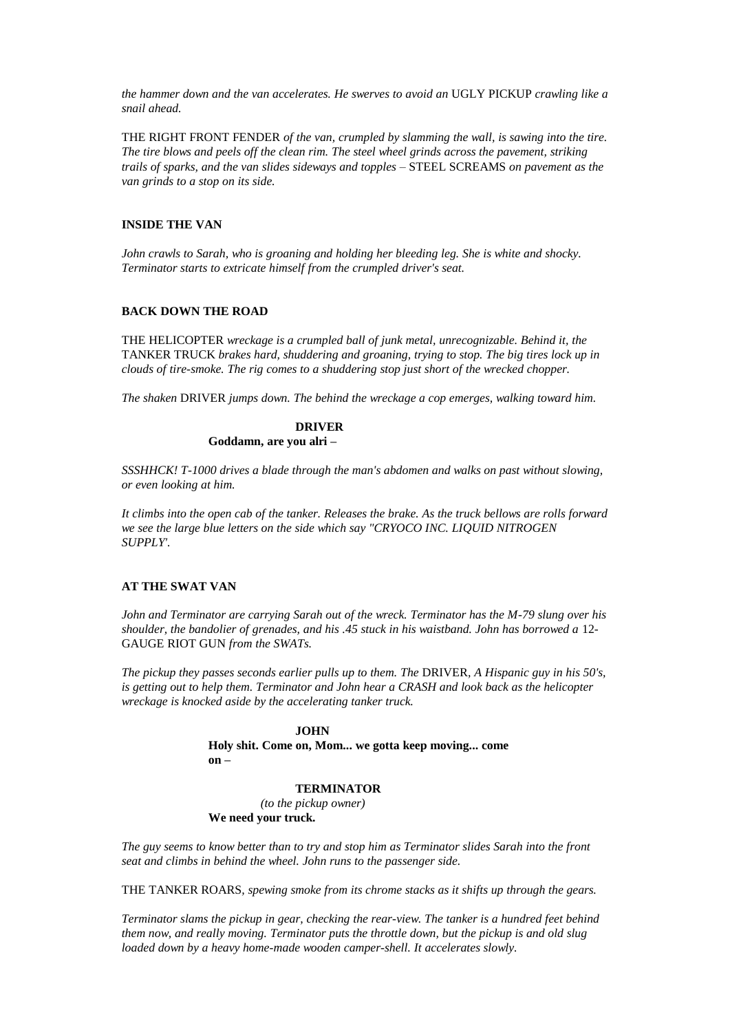*the hammer down and the van accelerates. He swerves to avoid an* UGLY PICKUP *crawling like a snail ahead.*

THE RIGHT FRONT FENDER *of the van, crumpled by slamming the wall, is sawing into the tire. The tire blows and peels off the clean rim. The steel wheel grinds across the pavement, striking trails of sparks, and the van slides sideways and topples* – STEEL SCREAMS *on pavement as the van grinds to a stop on its side.*

**INSIDE THE VAN**

*John crawls to Sarah, who is groaning and holding her bleeding leg. She is white and shocky. Terminator starts to extricate himself from the crumpled driver's seat.*

**BACK DOWN THE ROAD**

THE HELICOPTER *wreckage is a crumpled ball of junk metal, unrecognizable. Behind it, the* TANKER TRUCK *brakes hard, shuddering and groaning, trying to stop. The big tires lock up in clouds of tire-smoke. The rig comes to a shuddering stop just short of the wrecked chopper.*

*The shaken* DRIVER *jumps down. The behind the wreckage a cop emerges, walking toward him.*

**DRIVER**
**Goddamn, are you alri –**

*SSSHHCK! T-1000 drives a blade through the man's abdomen and walks on past without slowing, or even looking at him.*

*It climbs into the open cab of the tanker. Releases the brake. As the truck bellows are rolls forward we see the large blue letters on the side which say "CRYOCO INC. LIQUID NITROGEN SUPPLY'.*

**AT THE SWAT VAN**

*John and Terminator are carrying Sarah out of the wreck. Terminator has the M-79 slung over his shoulder, the bandolier of grenades, and his .45 stuck in his waistband. John has borrowed a* 12-GAUGE RIOT GUN *from the SWATs.*

*The pickup they passes seconds earlier pulls up to them. The* DRIVER*, A Hispanic guy in his 50's, is getting out to help them. Terminator and John hear a CRASH and look back as the helicopter wreckage is knocked aside by the accelerating tanker truck.*

**JOHN**
**Holy shit. Come on, Mom... we gotta keep moving... come on –**

**TERMINATOR**
*(to the pickup owner)*
**We need your truck.**

*The guy seems to know better than to try and stop him as Terminator slides Sarah into the front seat and climbs in behind the wheel. John runs to the passenger side.*

THE TANKER ROARS*, spewing smoke from its chrome stacks as it shifts up through the gears.*

*Terminator slams the pickup in gear, checking the rear-view. The tanker is a hundred feet behind them now, and really moving. Terminator puts the throttle down, but the pickup is and old slug loaded down by a heavy home-made wooden camper-shell. It accelerates slowly.*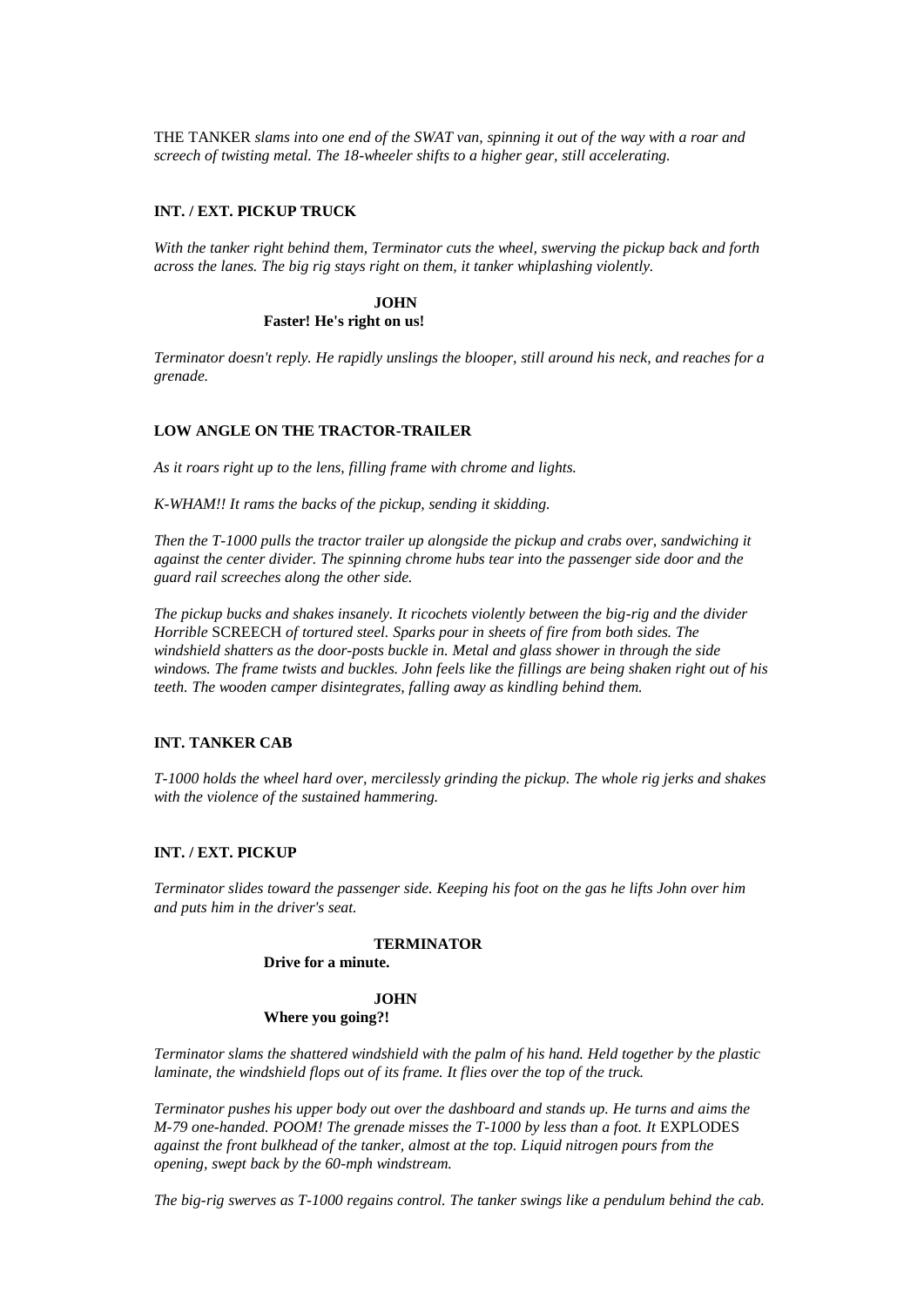THE TANKER *slams into one end of the SWAT van, spinning it out of the way with a roar and screech of twisting metal. The 18-wheeler shifts to a higher gear, still accelerating.*

**INT. / EXT. PICKUP TRUCK**

*With the tanker right behind them, Terminator cuts the wheel, swerving the pickup back and forth across the lanes. The big rig stays right on them, it tanker whiplashing violently.*

**JOHN**
**Faster! He's right on us!**

*Terminator doesn't reply. He rapidly unslings the blooper, still around his neck, and reaches for a grenade.*

**LOW ANGLE ON THE TRACTOR-TRAILER**

*As it roars right up to the lens, filling frame with chrome and lights.*

*K-WHAM!! It rams the backs of the pickup, sending it skidding.*

*Then the T-1000 pulls the tractor trailer up alongside the pickup and crabs over, sandwiching it against the center divider. The spinning chrome hubs tear into the passenger side door and the guard rail screeches along the other side.*

*The pickup bucks and shakes insanely. It ricochets violently between the big-rig and the divider Horrible* SCREECH *of tortured steel. Sparks pour in sheets of fire from both sides. The windshield shatters as the door-posts buckle in. Metal and glass shower in through the side windows. The frame twists and buckles. John feels like the fillings are being shaken right out of his teeth. The wooden camper disintegrates, falling away as kindling behind them.*

**INT. TANKER CAB**

*T-1000 holds the wheel hard over, mercilessly grinding the pickup. The whole rig jerks and shakes with the violence of the sustained hammering.*

**INT. / EXT. PICKUP**

*Terminator slides toward the passenger side. Keeping his foot on the gas he lifts John over him and puts him in the driver's seat.*

**TERMINATOR**
**Drive for a minute.**

**JOHN**
**Where you going?!**

*Terminator slams the shattered windshield with the palm of his hand. Held together by the plastic laminate, the windshield flops out of its frame. It flies over the top of the truck.*

*Terminator pushes his upper body out over the dashboard and stands up. He turns and aims the M-79 one-handed. POOM! The grenade misses the T-1000 by less than a foot. It* EXPLODES *against the front bulkhead of the tanker, almost at the top. Liquid nitrogen pours from the opening, swept back by the 60-mph windstream.*

*The big-rig swerves as T-1000 regains control. The tanker swings like a pendulum behind the cab.*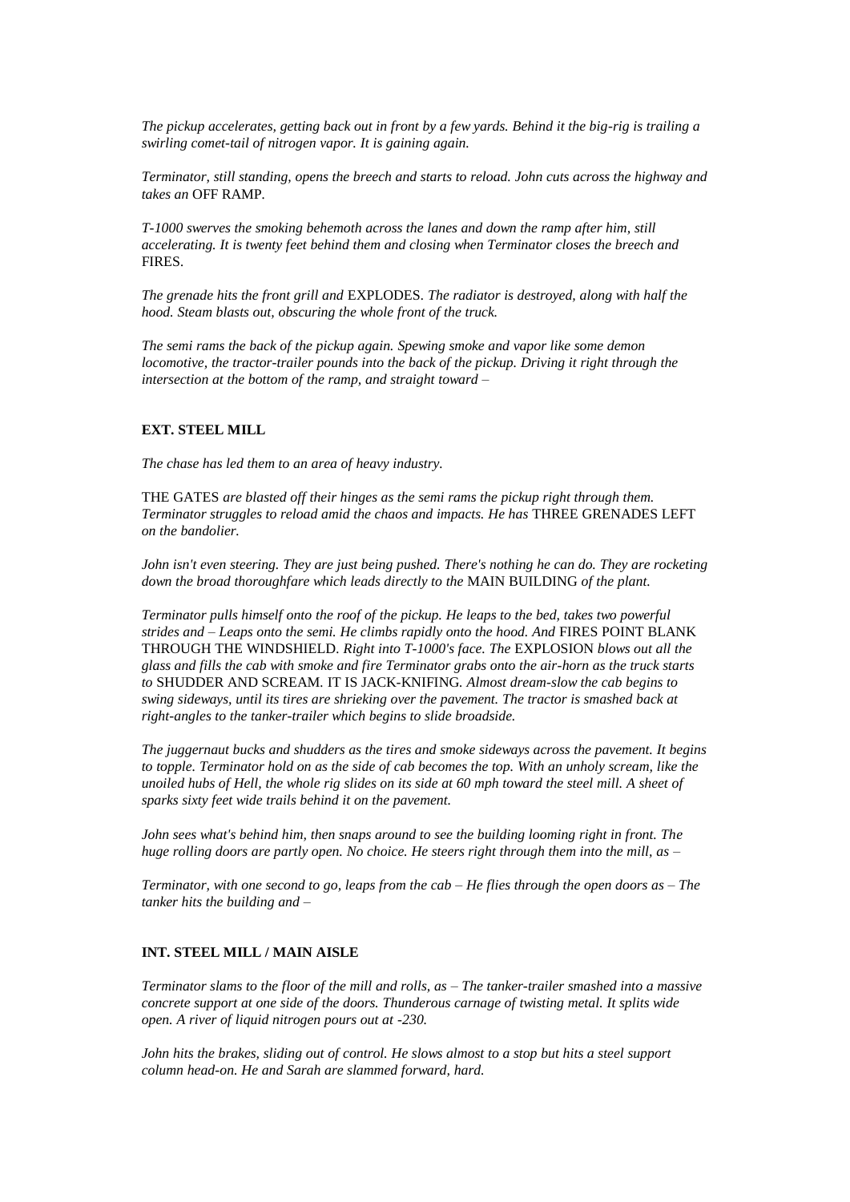*The pickup accelerates, getting back out in front by a few yards. Behind it the big-rig is trailing a swirling comet-tail of nitrogen vapor. It is gaining again.*

*Terminator, still standing, opens the breech and starts to reload. John cuts across the highway and takes an* OFF RAMP.

*T-1000 swerves the smoking behemoth across the lanes and down the ramp after him, still accelerating. It is twenty feet behind them and closing when Terminator closes the breech and* FIRES.

*The grenade hits the front grill and* EXPLODES. *The radiator is destroyed, along with half the hood. Steam blasts out, obscuring the whole front of the truck.*

*The semi rams the back of the pickup again. Spewing smoke and vapor like some demon locomotive, the tractor-trailer pounds into the back of the pickup. Driving it right through the intersection at the bottom of the ramp, and straight toward –*

**EXT. STEEL MILL**

*The chase has led them to an area of heavy industry.*

THE GATES *are blasted off their hinges as the semi rams the pickup right through them. Terminator struggles to reload amid the chaos and impacts. He has* THREE GRENADES LEFT *on the bandolier.*

*John isn't even steering. They are just being pushed. There's nothing he can do. They are rocketing down the broad thoroughfare which leads directly to the* MAIN BUILDING *of the plant.*

*Terminator pulls himself onto the roof of the pickup. He leaps to the bed, takes two powerful strides and – Leaps onto the semi. He climbs rapidly onto the hood. And* FIRES POINT BLANK THROUGH THE WINDSHIELD. *Right into T-1000's face. The* EXPLOSION *blows out all the glass and fills the cab with smoke and fire Terminator grabs onto the air-horn as the truck starts to* SHUDDER AND SCREAM. IT IS JACK-KNIFING. *Almost dream-slow the cab begins to swing sideways, until its tires are shrieking over the pavement. The tractor is smashed back at right-angles to the tanker-trailer which begins to slide broadside.*

*The juggernaut bucks and shudders as the tires and smoke sideways across the pavement. It begins to topple. Terminator hold on as the side of cab becomes the top. With an unholy scream, like the unoiled hubs of Hell, the whole rig slides on its side at 60 mph toward the steel mill. A sheet of sparks sixty feet wide trails behind it on the pavement.*

*John sees what's behind him, then snaps around to see the building looming right in front. The huge rolling doors are partly open. No choice. He steers right through them into the mill, as –*

*Terminator, with one second to go, leaps from the cab – He flies through the open doors as – The tanker hits the building and –*

**INT. STEEL MILL / MAIN AISLE**

*Terminator slams to the floor of the mill and rolls, as – The tanker-trailer smashed into a massive concrete support at one side of the doors. Thunderous carnage of twisting metal. It splits wide open. A river of liquid nitrogen pours out at -230.*

*John hits the brakes, sliding out of control. He slows almost to a stop but hits a steel support column head-on. He and Sarah are slammed forward, hard.*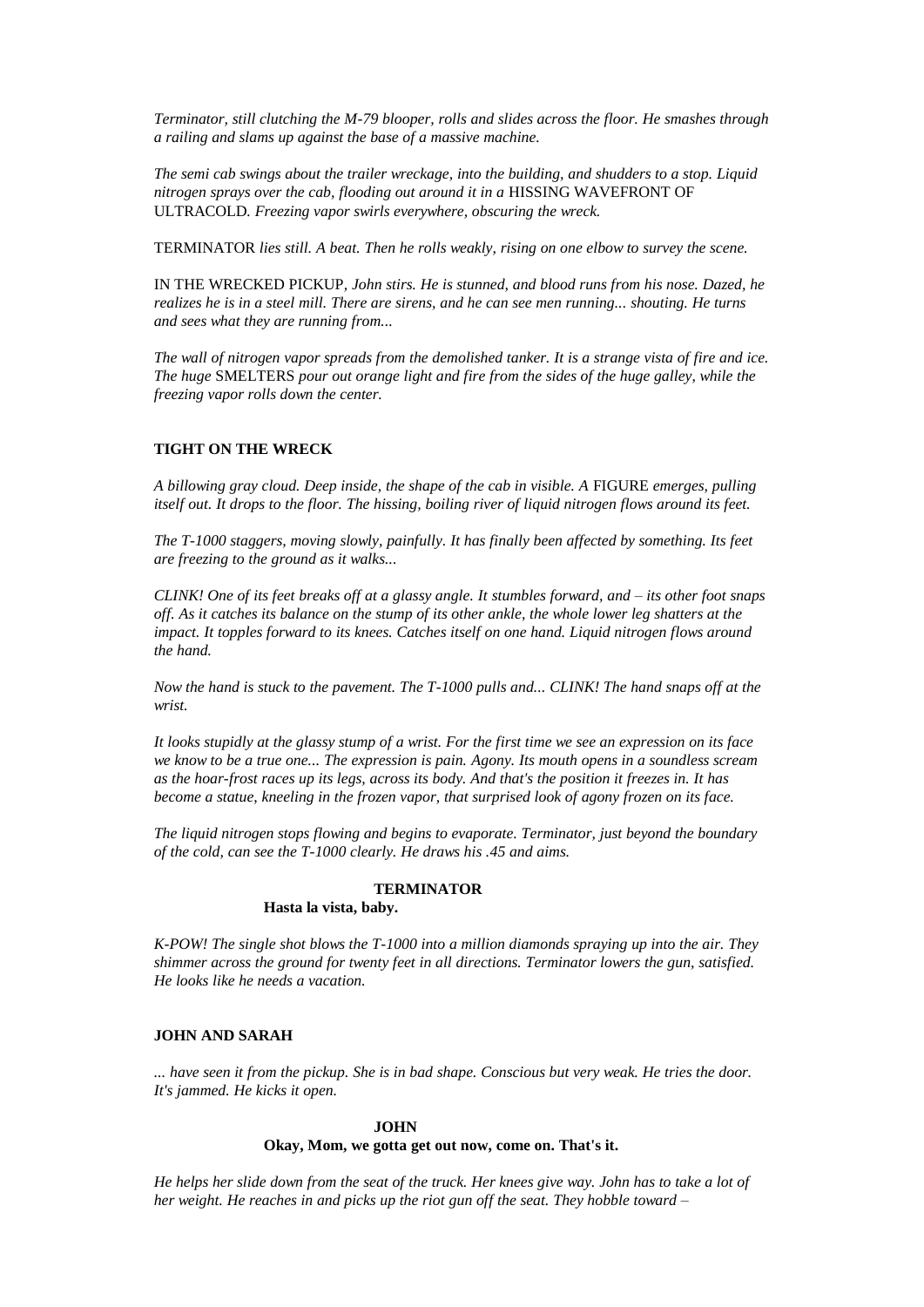*Terminator, still clutching the M-79 blooper, rolls and slides across the floor. He smashes through a railing and slams up against the base of a massive machine.*

*The semi cab swings about the trailer wreckage, into the building, and shudders to a stop. Liquid nitrogen sprays over the cab, flooding out around it in a* HISSING WAVEFRONT OF ULTRACOLD*. Freezing vapor swirls everywhere, obscuring the wreck.*

TERMINATOR *lies still. A beat. Then he rolls weakly, rising on one elbow to survey the scene.*

IN THE WRECKED PICKUP*, John stirs. He is stunned, and blood runs from his nose. Dazed, he realizes he is in a steel mill. There are sirens, and he can see men running... shouting. He turns and sees what they are running from...*

*The wall of nitrogen vapor spreads from the demolished tanker. It is a strange vista of fire and ice. The huge* SMELTERS *pour out orange light and fire from the sides of the huge galley, while the freezing vapor rolls down the center.*

**TIGHT ON THE WRECK**

*A billowing gray cloud. Deep inside, the shape of the cab in visible. A* FIGURE *emerges, pulling itself out. It drops to the floor. The hissing, boiling river of liquid nitrogen flows around its feet.*

*The T-1000 staggers, moving slowly, painfully. It has finally been affected by something. Its feet are freezing to the ground as it walks...*

*CLINK! One of its feet breaks off at a glassy angle. It stumbles forward, and – its other foot snaps off. As it catches its balance on the stump of its other ankle, the whole lower leg shatters at the impact. It topples forward to its knees. Catches itself on one hand. Liquid nitrogen flows around the hand.*

*Now the hand is stuck to the pavement. The T-1000 pulls and... CLINK! The hand snaps off at the wrist.*

*It looks stupidly at the glassy stump of a wrist. For the first time we see an expression on its face we know to be a true one... The expression is pain. Agony. Its mouth opens in a soundless scream as the hoar-frost races up its legs, across its body. And that's the position it freezes in. It has become a statue, kneeling in the frozen vapor, that surprised look of agony frozen on its face.*

*The liquid nitrogen stops flowing and begins to evaporate. Terminator, just beyond the boundary of the cold, can see the T-1000 clearly. He draws his .45 and aims.*

**TERMINATOR**

**Hasta la vista, baby.**

*K-POW! The single shot blows the T-1000 into a million diamonds spraying up into the air. They shimmer across the ground for twenty feet in all directions. Terminator lowers the gun, satisfied. He looks like he needs a vacation.*

**JOHN AND SARAH**

*... have seen it from the pickup. She is in bad shape. Conscious but very weak. He tries the door. It's jammed. He kicks it open.*

**JOHN**

**Okay, Mom, we gotta get out now, come on. That's it.**

*He helps her slide down from the seat of the truck. Her knees give way. John has to take a lot of her weight. He reaches in and picks up the riot gun off the seat. They hobble toward –*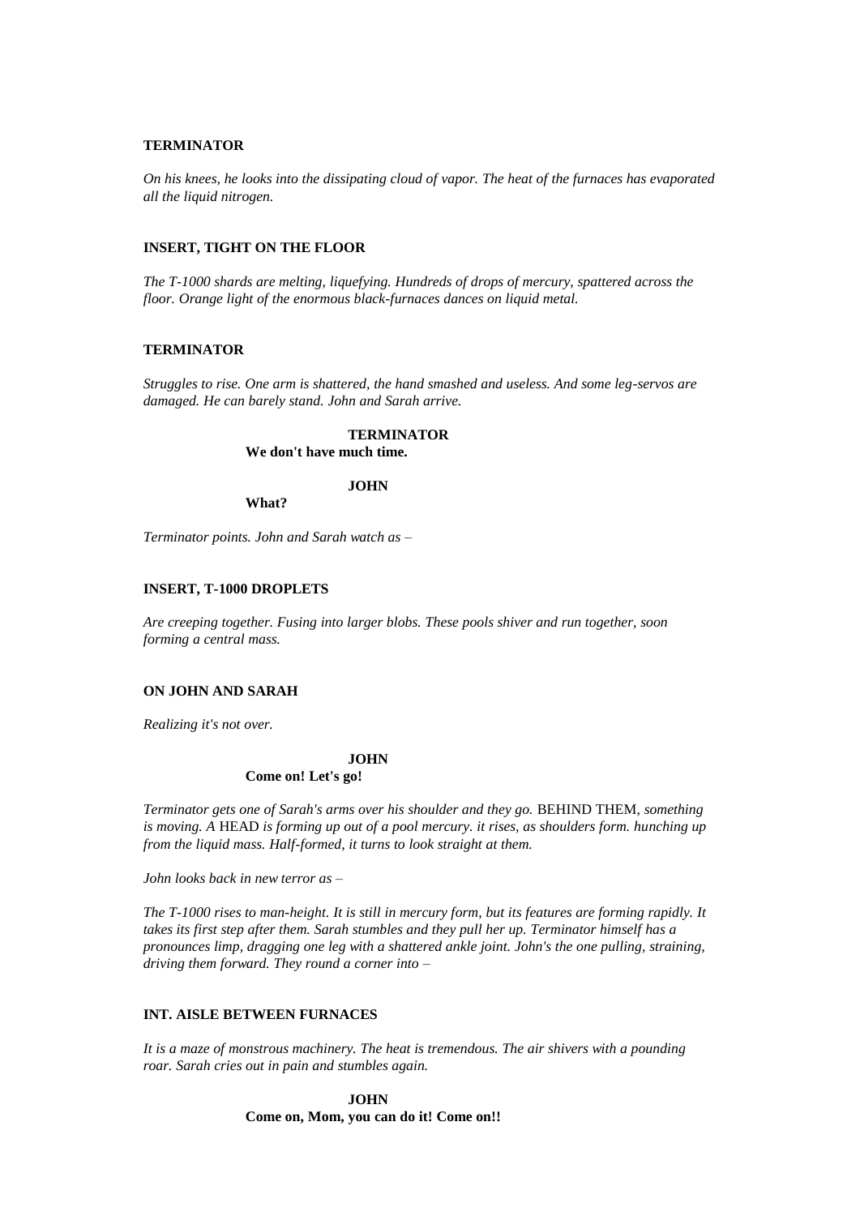**TERMINATOR**

*On his knees, he looks into the dissipating cloud of vapor. The heat of the furnaces has evaporated all the liquid nitrogen.*

**INSERT, TIGHT ON THE FLOOR**

*The T-1000 shards are melting, liquefying. Hundreds of drops of mercury, spattered across the floor. Orange light of the enormous black-furnaces dances on liquid metal.*

**TERMINATOR**

*Struggles to rise. One arm is shattered, the hand smashed and useless. And some leg-servos are damaged. He can barely stand. John and Sarah arrive.*

**TERMINATOR**
**We don't have much time.**

**JOHN**
**What?**

*Terminator points. John and Sarah watch as –*

**INSERT, T-1000 DROPLETS**

*Are creeping together. Fusing into larger blobs. These pools shiver and run together, soon forming a central mass.*

**ON JOHN AND SARAH**

*Realizing it's not over.*

**JOHN**
**Come on! Let's go!**

*Terminator gets one of Sarah's arms over his shoulder and they go.* BEHIND THEM, *something is moving. A* HEAD *is forming up out of a pool mercury. it rises, as shoulders form. hunching up from the liquid mass. Half-formed, it turns to look straight at them.*

*John looks back in new terror as –*

*The T-1000 rises to man-height. It is still in mercury form, but its features are forming rapidly. It takes its first step after them. Sarah stumbles and they pull her up. Terminator himself has a pronounces limp, dragging one leg with a shattered ankle joint. John's the one pulling, straining, driving them forward. They round a corner into –*

**INT. AISLE BETWEEN FURNACES**

*It is a maze of monstrous machinery. The heat is tremendous. The air shivers with a pounding roar. Sarah cries out in pain and stumbles again.*

**JOHN**
**Come on, Mom, you can do it! Come on!!**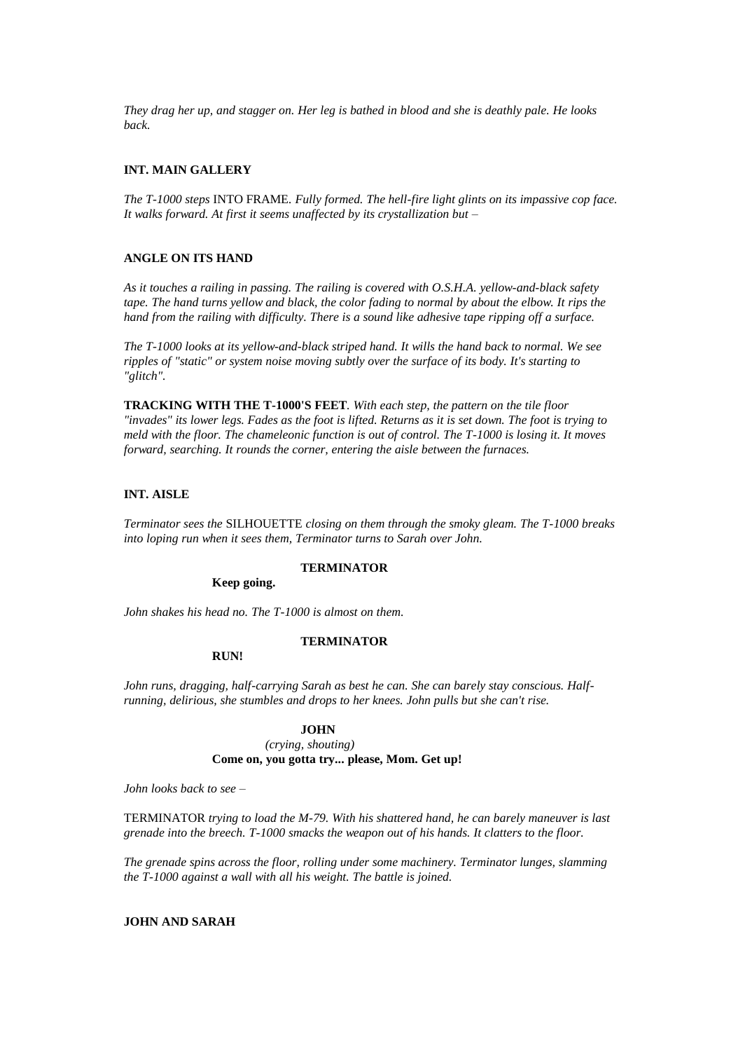*They drag her up, and stagger on. Her leg is bathed in blood and she is deathly pale. He looks back.*

**INT. MAIN GALLERY**

*The T-1000 steps* INTO FRAME. *Fully formed. The hell-fire light glints on its impassive cop face. It walks forward. At first it seems unaffected by its crystallization but –*

**ANGLE ON ITS HAND**

*As it touches a railing in passing. The railing is covered with O.S.H.A. yellow-and-black safety tape. The hand turns yellow and black, the color fading to normal by about the elbow. It rips the hand from the railing with difficulty. There is a sound like adhesive tape ripping off a surface.*

*The T-1000 looks at its yellow-and-black striped hand. It wills the hand back to normal. We see ripples of "static" or system noise moving subtly over the surface of its body. It's starting to "glitch".*

**TRACKING WITH THE T-1000'S FEET**. *With each step, the pattern on the tile floor "invades" its lower legs. Fades as the foot is lifted. Returns as it is set down. The foot is trying to meld with the floor. The chameleonic function is out of control. The T-1000 is losing it. It moves forward, searching. It rounds the corner, entering the aisle between the furnaces.*

**INT. AISLE**

*Terminator sees the* SILHOUETTE *closing on them through the smoky gleam. The T-1000 breaks into loping run when it sees them, Terminator turns to Sarah over John.*

**TERMINATOR**

**Keep going.**

*John shakes his head no. The T-1000 is almost on them.*

**TERMINATOR**

**RUN!**

*John runs, dragging, half-carrying Sarah as best he can. She can barely stay conscious. Half-running, delirious, she stumbles and drops to her knees. John pulls but she can't rise.*

**JOHN**

*(crying, shouting)*

**Come on, you gotta try... please, Mom. Get up!**

*John looks back to see –*

TERMINATOR *trying to load the M-79. With his shattered hand, he can barely maneuver is last grenade into the breech. T-1000 smacks the weapon out of his hands. It clatters to the floor.*

*The grenade spins across the floor, rolling under some machinery. Terminator lunges, slamming the T-1000 against a wall with all his weight. The battle is joined.*

**JOHN AND SARAH**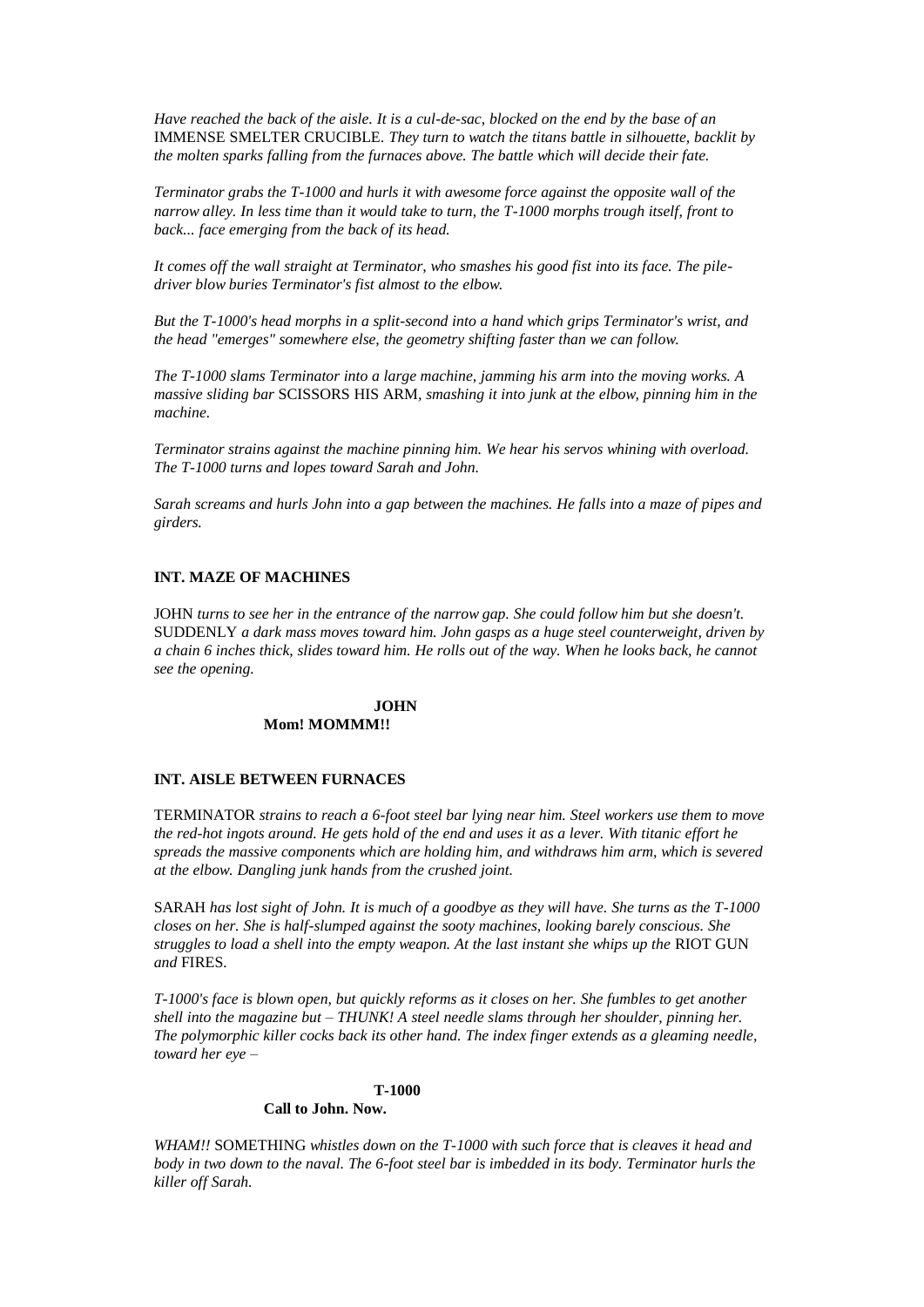*Have reached the back of the aisle. It is a cul-de-sac, blocked on the end by the base of an* IMMENSE SMELTER CRUCIBLE. *They turn to watch the titans battle in silhouette, backlit by the molten sparks falling from the furnaces above. The battle which will decide their fate.*

*Terminator grabs the T-1000 and hurls it with awesome force against the opposite wall of the narrow alley. In less time than it would take to turn, the T-1000 morphs trough itself, front to back... face emerging from the back of its head.*

*It comes off the wall straight at Terminator, who smashes his good fist into its face. The pile-driver blow buries Terminator's fist almost to the elbow.*

*But the T-1000's head morphs in a split-second into a hand which grips Terminator's wrist, and the head "emerges" somewhere else, the geometry shifting faster than we can follow.*

*The T-1000 slams Terminator into a large machine, jamming his arm into the moving works. A massive sliding bar* SCISSORS HIS ARM, *smashing it into junk at the elbow, pinning him in the machine.*

*Terminator strains against the machine pinning him. We hear his servos whining with overload. The T-1000 turns and lopes toward Sarah and John.*

*Sarah screams and hurls John into a gap between the machines. He falls into a maze of pipes and girders.*

**INT. MAZE OF MACHINES**

JOHN *turns to see her in the entrance of the narrow gap. She could follow him but she doesn't.* SUDDENLY *a dark mass moves toward him. John gasps as a huge steel counterweight, driven by a chain 6 inches thick, slides toward him. He rolls out of the way. When he looks back, he cannot see the opening.*

**JOHN**
**Mom! MOMMM!!**

**INT. AISLE BETWEEN FURNACES**

TERMINATOR *strains to reach a 6-foot steel bar lying near him. Steel workers use them to move the red-hot ingots around. He gets hold of the end and uses it as a lever. With titanic effort he spreads the massive components which are holding him, and withdraws him arm, which is severed at the elbow. Dangling junk hands from the crushed joint.*

SARAH *has lost sight of John. It is much of a goodbye as they will have. She turns as the T-1000 closes on her. She is half-slumped against the sooty machines, looking barely conscious. She struggles to load a shell into the empty weapon. At the last instant she whips up the* RIOT GUN *and* FIRES.

*T-1000's face is blown open, but quickly reforms as it closes on her. She fumbles to get another shell into the magazine but – THUNK! A steel needle slams through her shoulder, pinning her. The polymorphic killer cocks back its other hand. The index finger extends as a gleaming needle, toward her eye –*

**T-1000**
**Call to John. Now.**

*WHAM!!* SOMETHING *whistles down on the T-1000 with such force that is cleaves it head and body in two down to the naval. The 6-foot steel bar is imbedded in its body. Terminator hurls the killer off Sarah.*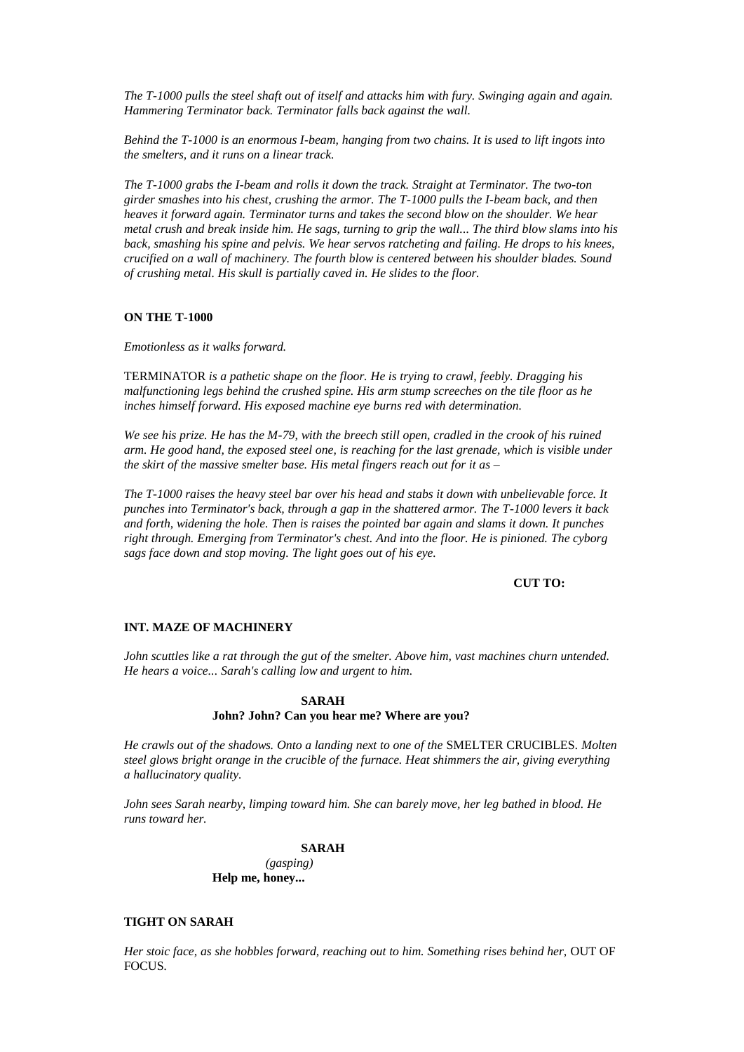*The T-1000 pulls the steel shaft out of itself and attacks him with fury. Swinging again and again. Hammering Terminator back. Terminator falls back against the wall.*

*Behind the T-1000 is an enormous I-beam, hanging from two chains. It is used to lift ingots into the smelters, and it runs on a linear track.*

*The T-1000 grabs the I-beam and rolls it down the track. Straight at Terminator. The two-ton girder smashes into his chest, crushing the armor. The T-1000 pulls the I-beam back, and then heaves it forward again. Terminator turns and takes the second blow on the shoulder. We hear metal crush and break inside him. He sags, turning to grip the wall... The third blow slams into his back, smashing his spine and pelvis. We hear servos ratcheting and failing. He drops to his knees, crucified on a wall of machinery. The fourth blow is centered between his shoulder blades. Sound of crushing metal. His skull is partially caved in. He slides to the floor.*

**ON THE T-1000**

*Emotionless as it walks forward.*

TERMINATOR *is a pathetic shape on the floor. He is trying to crawl, feebly. Dragging his malfunctioning legs behind the crushed spine. His arm stump screeches on the tile floor as he inches himself forward. His exposed machine eye burns red with determination.*

*We see his prize. He has the M-79, with the breech still open, cradled in the crook of his ruined arm. He good hand, the exposed steel one, is reaching for the last grenade, which is visible under the skirt of the massive smelter base. His metal fingers reach out for it as –*

*The T-1000 raises the heavy steel bar over his head and stabs it down with unbelievable force. It punches into Terminator's back, through a gap in the shattered armor. The T-1000 levers it back and forth, widening the hole. Then is raises the pointed bar again and slams it down. It punches right through. Emerging from Terminator's chest. And into the floor. He is pinioned. The cyborg sags face down and stop moving. The light goes out of his eye.*

**CUT TO:**

**INT. MAZE OF MACHINERY**

*John scuttles like a rat through the gut of the smelter. Above him, vast machines churn untended. He hears a voice... Sarah's calling low and urgent to him.*

**SARAH**
**John? John? Can you hear me? Where are you?**

*He crawls out of the shadows. Onto a landing next to one of the* SMELTER CRUCIBLES. *Molten steel glows bright orange in the crucible of the furnace. Heat shimmers the air, giving everything a hallucinatory quality.*

*John sees Sarah nearby, limping toward him. She can barely move, her leg bathed in blood. He runs toward her.*

**SARAH**
*(gasping)*
**Help me, honey...**

**TIGHT ON SARAH**

*Her stoic face, as she hobbles forward, reaching out to him. Something rises behind her,* OUT OF FOCUS.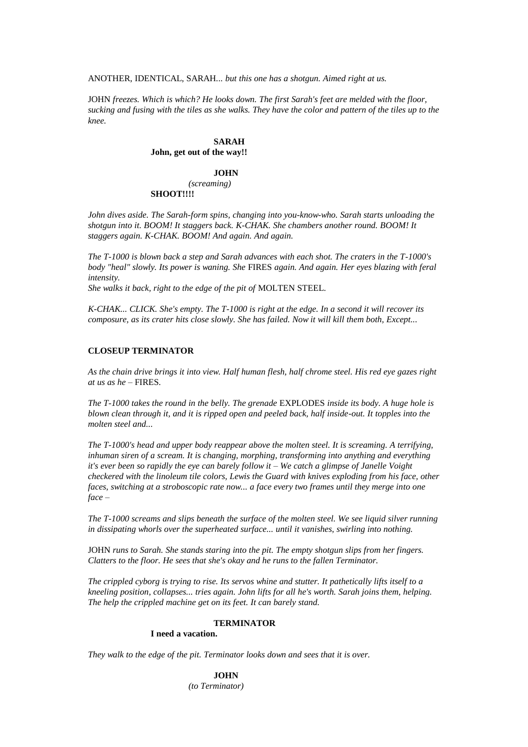ANOTHER, IDENTICAL, SARAH... *but this one has a shotgun. Aimed right at us.*

JOHN *freezes. Which is which? He looks down. The first Sarah's feet are melded with the floor, sucking and fusing with the tiles as she walks. They have the color and pattern of the tiles up to the knee.*

**SARAH**
**John, get out of the way!!**

**JOHN**
*(screaming)*
**SHOOT!!!!**

*John dives aside. The Sarah-form spins, changing into you-know-who. Sarah starts unloading the shotgun into it. BOOM! It staggers back. K-CHAK. She chambers another round. BOOM! It staggers again. K-CHAK. BOOM! And again. And again.*

*The T-1000 is blown back a step and Sarah advances with each shot. The craters in the T-1000's body "heal" slowly. Its power is waning. She* FIRES *again. And again. Her eyes blazing with feral intensity.*
*She walks it back, right to the edge of the pit of* MOLTEN STEEL.

*K-CHAK... CLICK. She's empty. The T-1000 is right at the edge. In a second it will recover its composure, as its crater hits close slowly. She has failed. Now it will kill them both, Except...*

**CLOSEUP TERMINATOR**

*As the chain drive brings it into view. Half human flesh, half chrome steel. His red eye gazes right at us as he –* FIRES.

*The T-1000 takes the round in the belly. The grenade* EXPLODES *inside its body. A huge hole is blown clean through it, and it is ripped open and peeled back, half inside-out. It topples into the molten steel and...*

*The T-1000's head and upper body reappear above the molten steel. It is screaming. A terrifying, inhuman siren of a scream. It is changing, morphing, transforming into anything and everything it's ever been so rapidly the eye can barely follow it – We catch a glimpse of Janelle Voight checkered with the linoleum tile colors, Lewis the Guard with knives exploding from his face, other faces, switching at a stroboscopic rate now... a face every two frames until they merge into one face –*

*The T-1000 screams and slips beneath the surface of the molten steel. We see liquid silver running in dissipating whorls over the superheated surface... until it vanishes, swirling into nothing.*

JOHN *runs to Sarah. She stands staring into the pit. The empty shotgun slips from her fingers. Clatters to the floor. He sees that she's okay and he runs to the fallen Terminator.*

*The crippled cyborg is trying to rise. Its servos whine and stutter. It pathetically lifts itself to a kneeling position, collapses... tries again. John lifts for all he's worth. Sarah joins them, helping. The help the crippled machine get on its feet. It can barely stand.*

**TERMINATOR**
**I need a vacation.**

*They walk to the edge of the pit. Terminator looks down and sees that it is over.*

**JOHN**
*(to Terminator)*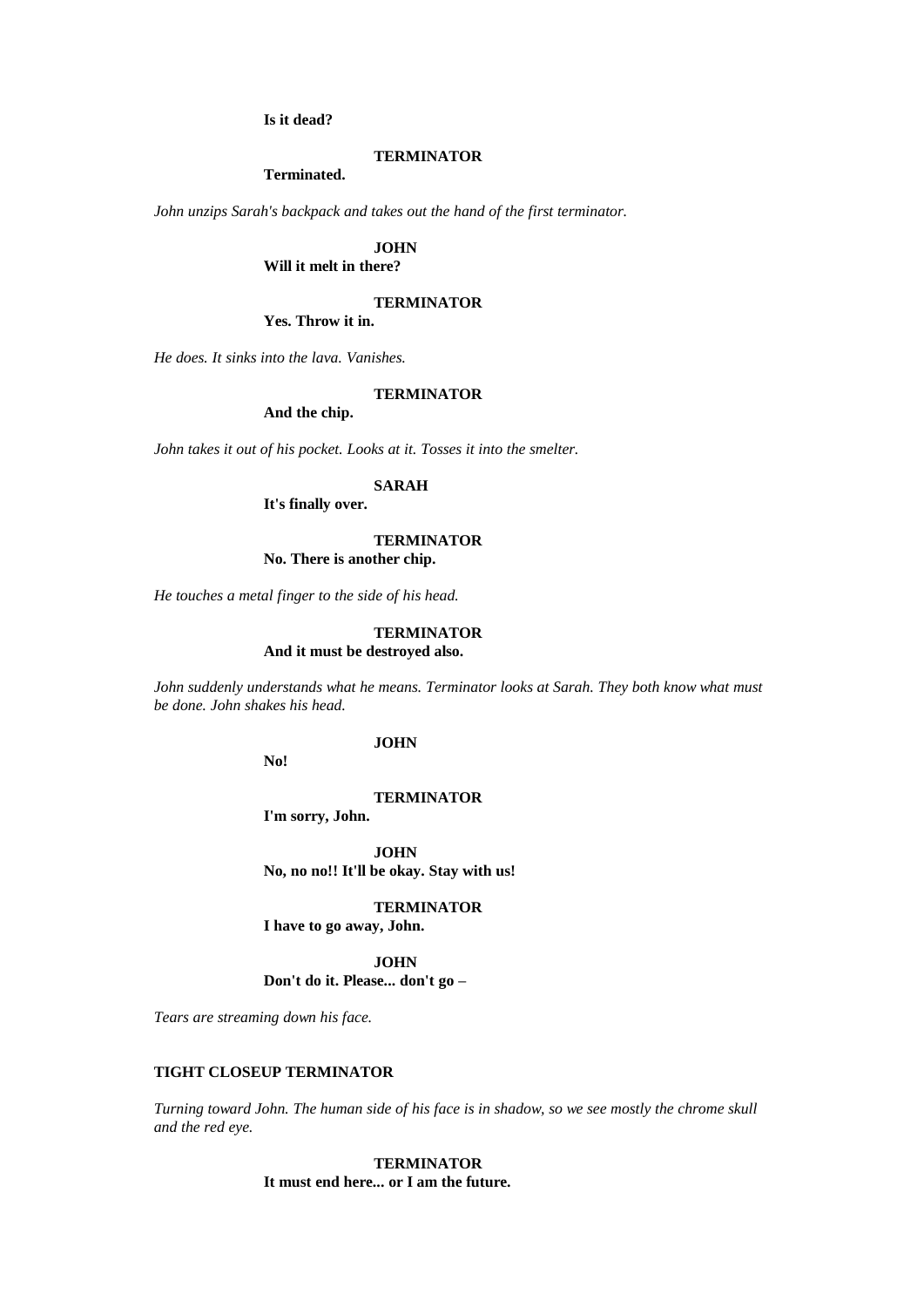**Is it dead?**

**TERMINATOR**

**Terminated.**

*John unzips Sarah's backpack and takes out the hand of the first terminator.*

**JOHN**

**Will it melt in there?**

**TERMINATOR**

**Yes. Throw it in.**

*He does. It sinks into the lava. Vanishes.*

**TERMINATOR**

**And the chip.**

*John takes it out of his pocket. Looks at it. Tosses it into the smelter.*

**SARAH**

**It's finally over.**

**TERMINATOR**

**No. There is another chip.**

*He touches a metal finger to the side of his head.*

**TERMINATOR**

**And it must be destroyed also.**

*John suddenly understands what he means. Terminator looks at Sarah. They both know what must be done. John shakes his head.*

**JOHN**

**No!**

**TERMINATOR**

**I'm sorry, John.**

**JOHN**

**No, no no!! It'll be okay. Stay with us!**

**TERMINATOR**

**I have to go away, John.**

**JOHN**

**Don't do it. Please... don't go –**

*Tears are streaming down his face.*

**TIGHT CLOSEUP TERMINATOR**

*Turning toward John. The human side of his face is in shadow, so we see mostly the chrome skull and the red eye.*

**TERMINATOR**

**It must end here... or I am the future.**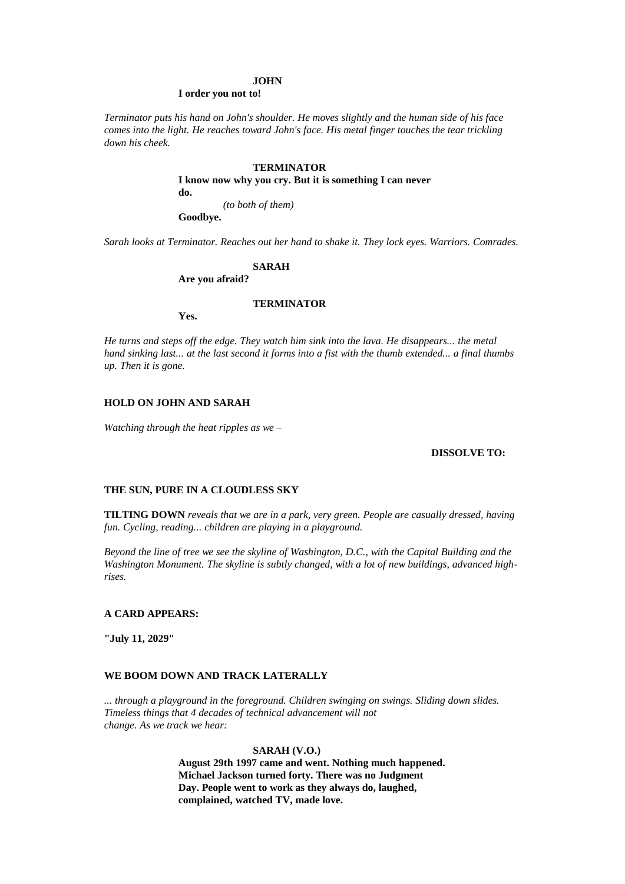**JOHN**

**I order you not to!**

*Terminator puts his hand on John's shoulder. He moves slightly and the human side of his face comes into the light. He reaches toward John's face. His metal finger touches the tear trickling down his cheek.*

**TERMINATOR**

**I know now why you cry. But it is something I can never do.**

*(to both of them)*

**Goodbye.**

*Sarah looks at Terminator. Reaches out her hand to shake it. They lock eyes. Warriors. Comrades.*

**SARAH**

**Are you afraid?**

**TERMINATOR**

**Yes.**

*He turns and steps off the edge. They watch him sink into the lava. He disappears... the metal hand sinking last... at the last second it forms into a fist with the thumb extended... a final thumbs up. Then it is gone.*

**HOLD ON JOHN AND SARAH**

*Watching through the heat ripples as we –*

**DISSOLVE TO:**

**THE SUN, PURE IN A CLOUDLESS SKY**

**TILTING DOWN** *reveals that we are in a park, very green. People are casually dressed, having fun. Cycling, reading... children are playing in a playground.*

*Beyond the line of tree we see the skyline of Washington, D.C., with the Capital Building and the Washington Monument. The skyline is subtly changed, with a lot of new buildings, advanced high-rises.*

**A CARD APPEARS:**

**"July 11, 2029"**

**WE BOOM DOWN AND TRACK LATERALLY**

*... through a playground in the foreground. Children swinging on swings. Sliding down slides. Timeless things that 4 decades of technical advancement will not change. As we track we hear:*

**SARAH (V.O.)**

**August 29th 1997 came and went. Nothing much happened. Michael Jackson turned forty. There was no Judgment Day. People went to work as they always do, laughed, complained, watched TV, made love.**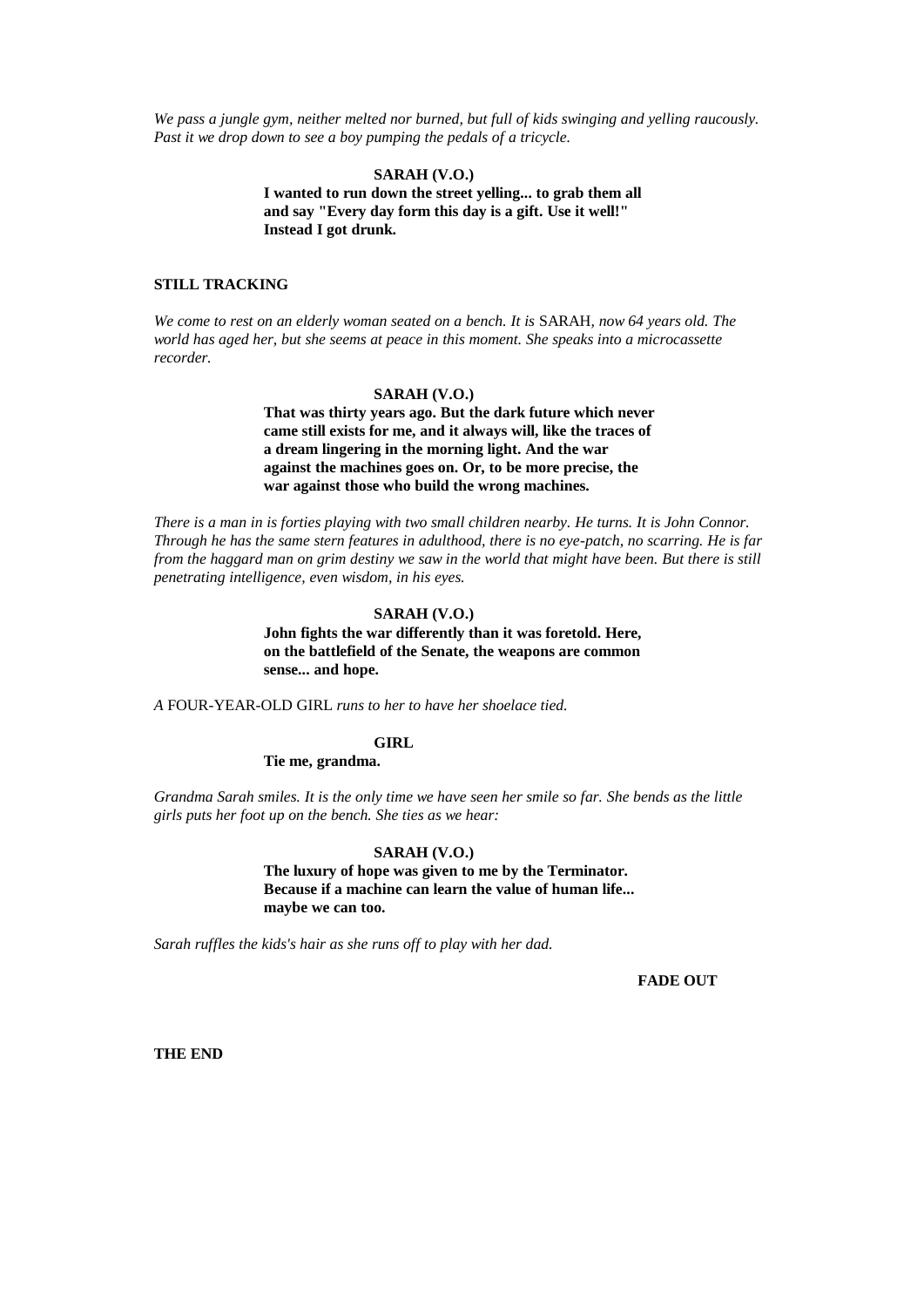*We pass a jungle gym, neither melted nor burned, but full of kids swinging and yelling raucously. Past it we drop down to see a boy pumping the pedals of a tricycle.*

**SARAH (V.O.)**

**I wanted to run down the street yelling... to grab them all and say "Every day form this day is a gift. Use it well!" Instead I got drunk.**

**STILL TRACKING**

*We come to rest on an elderly woman seated on a bench. It is* SARAH*, now 64 years old. The world has aged her, but she seems at peace in this moment. She speaks into a microcassette recorder.*

**SARAH (V.O.)**

**That was thirty years ago. But the dark future which never came still exists for me, and it always will, like the traces of a dream lingering in the morning light. And the war against the machines goes on. Or, to be more precise, the war against those who build the wrong machines.**

*There is a man in is forties playing with two small children nearby. He turns. It is John Connor. Through he has the same stern features in adulthood, there is no eye-patch, no scarring. He is far from the haggard man on grim destiny we saw in the world that might have been. But there is still penetrating intelligence, even wisdom, in his eyes.*

**SARAH (V.O.)**

**John fights the war differently than it was foretold. Here, on the battlefield of the Senate, the weapons are common sense... and hope.**

*A* FOUR-YEAR-OLD GIRL *runs to her to have her shoelace tied.*

**GIRL**

**Tie me, grandma.**

*Grandma Sarah smiles. It is the only time we have seen her smile so far. She bends as the little girls puts her foot up on the bench. She ties as we hear:*

**SARAH (V.O.)**

**The luxury of hope was given to me by the Terminator. Because if a machine can learn the value of human life... maybe we can too.**

*Sarah ruffles the kids's hair as she runs off to play with her dad.*

**FADE OUT**

**THE END**